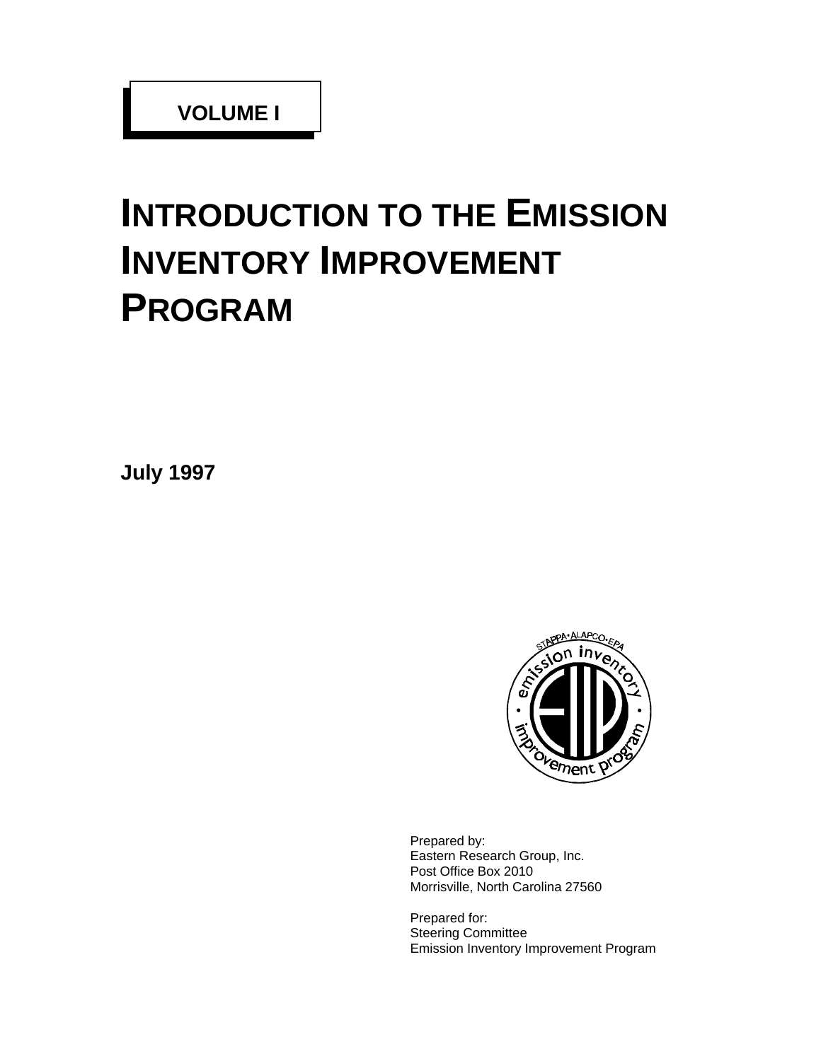**VOLUME I**

# INTRODUCTION TO THE EMISSION INVENTORY IMPROVEMENT PROGRAM

**July 1997**

Prepared by:
Eastern Research Group, Inc.
Post Office Box 2010
Morrisville, North Carolina 27560

Prepared for:
Steering Committee
Emission Inventory Improvement Program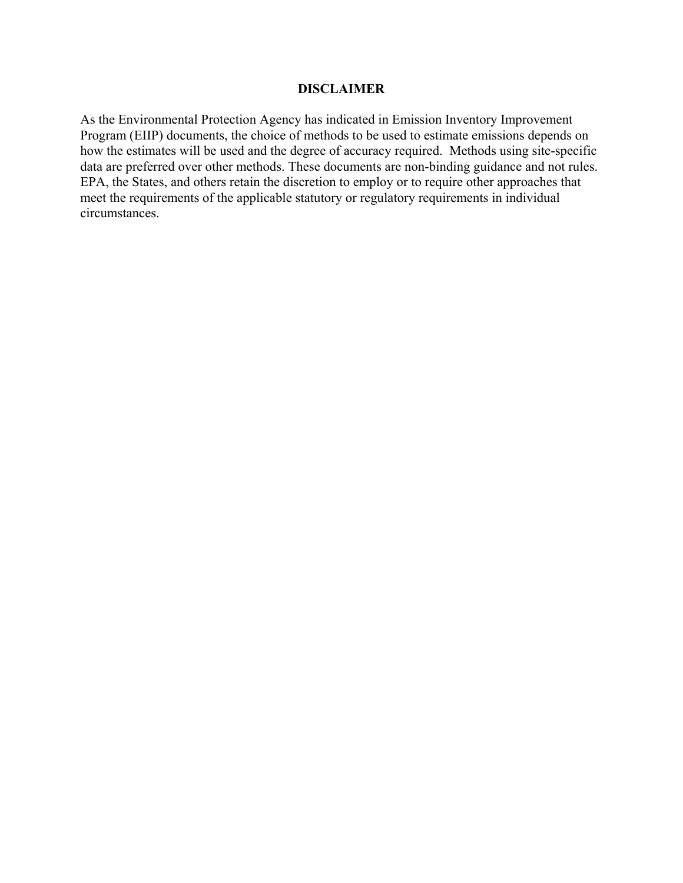## DISCLAIMER

As the Environmental Protection Agency has indicated in Emission Inventory Improvement Program (EIIP) documents, the choice of methods to be used to estimate emissions depends on how the estimates will be used and the degree of accuracy required. Methods using site-specific data are preferred over other methods. These documents are non-binding guidance and not rules. EPA, the States, and others retain the discretion to employ or to require other approaches that meet the requirements of the applicable statutory or regulatory requirements in individual circumstances.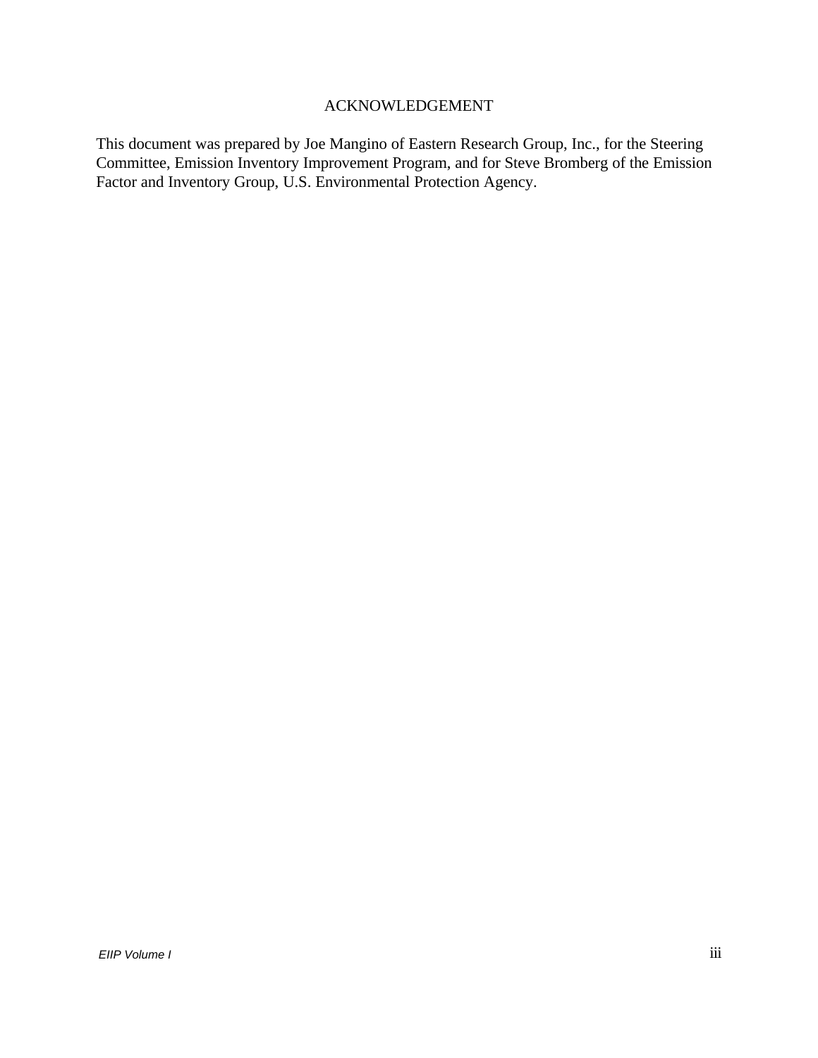# ACKNOWLEDGEMENT

This document was prepared by Joe Mangino of Eastern Research Group, Inc., for the Steering Committee, Emission Inventory Improvement Program, and for Steve Bromberg of the Emission Factor and Inventory Group, U.S. Environmental Protection Agency.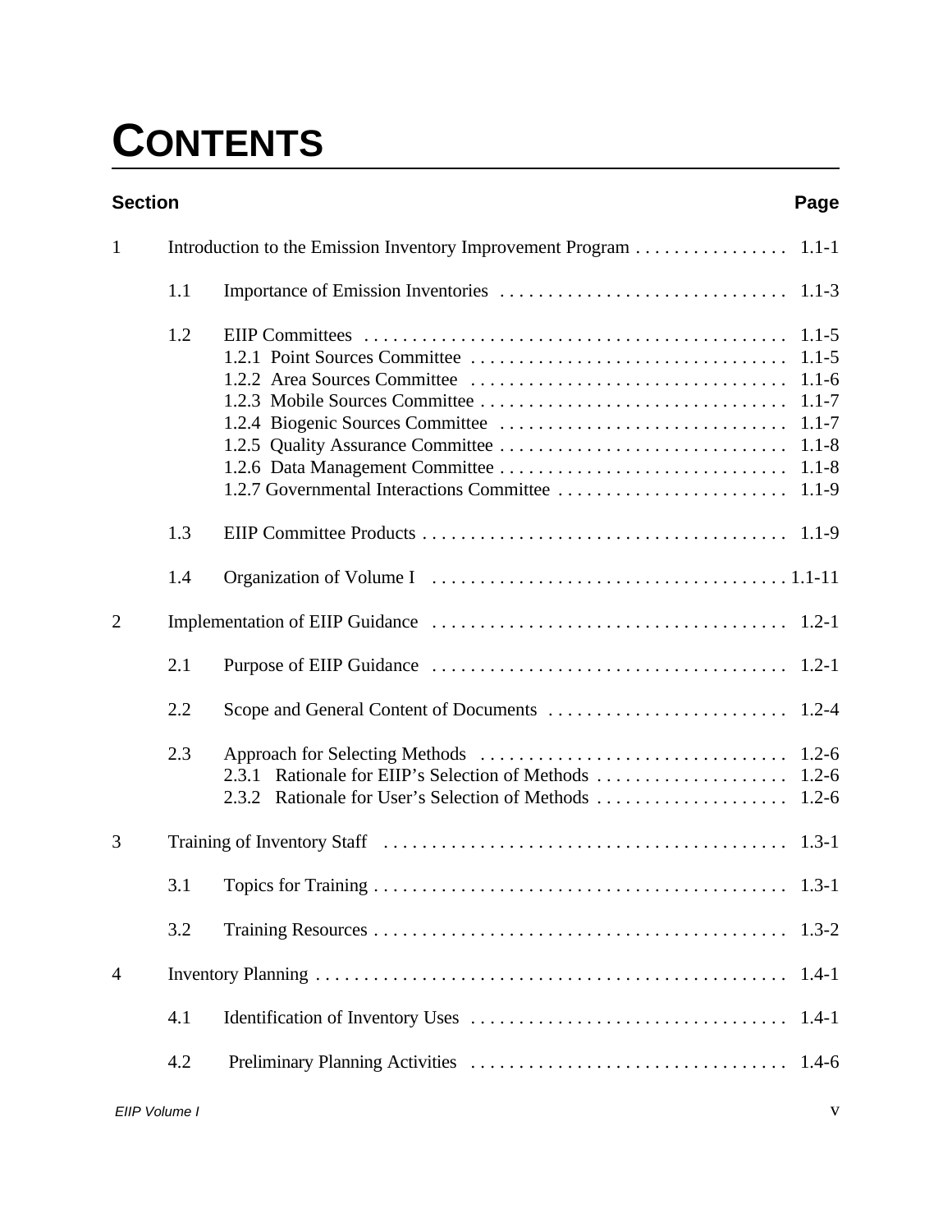# CONTENTS

| Section | | | Page |
|---|---|---|---|
| 1 | Introduction to the Emission Inventory Improvement Program | | 1.1-1 |
| | 1.1 | Importance of Emission Inventories | 1.1-3 |
| | 1.2 | EIIP Committees | 1.1-5 |
| | | 1.2.1 Point Sources Committee | 1.1-5 |
| | | 1.2.2 Area Sources Committee | 1.1-6 |
| | | 1.2.3 Mobile Sources Committee | 1.1-7 |
| | | 1.2.4 Biogenic Sources Committee | 1.1-7 |
| | | 1.2.5 Quality Assurance Committee | 1.1-8 |
| | | 1.2.6 Data Management Committee | 1.1-8 |
| | | 1.2.7 Governmental Interactions Committee | 1.1-9 |
| | 1.3 | EIIP Committee Products | 1.1-9 |
| | 1.4 | Organization of Volume I | 1.1-11 |
| 2 | Implementation of EIIP Guidance | | 1.2-1 |
| | 2.1 | Purpose of EIIP Guidance | 1.2-1 |
| | 2.2 | Scope and General Content of Documents | 1.2-4 |
| | 2.3 | Approach for Selecting Methods | 1.2-6 |
| | | 2.3.1 Rationale for EIIP's Selection of Methods | 1.2-6 |
| | | 2.3.2 Rationale for User's Selection of Methods | 1.2-6 |
| 3 | Training of Inventory Staff | | 1.3-1 |
| | 3.1 | Topics for Training | 1.3-1 |
| | 3.2 | Training Resources | 1.3-2 |
| 4 | Inventory Planning | | 1.4-1 |
| | 4.1 | Identification of Inventory Uses | 1.4-1 |
| | 4.2 | Preliminary Planning Activities | 1.4-6 |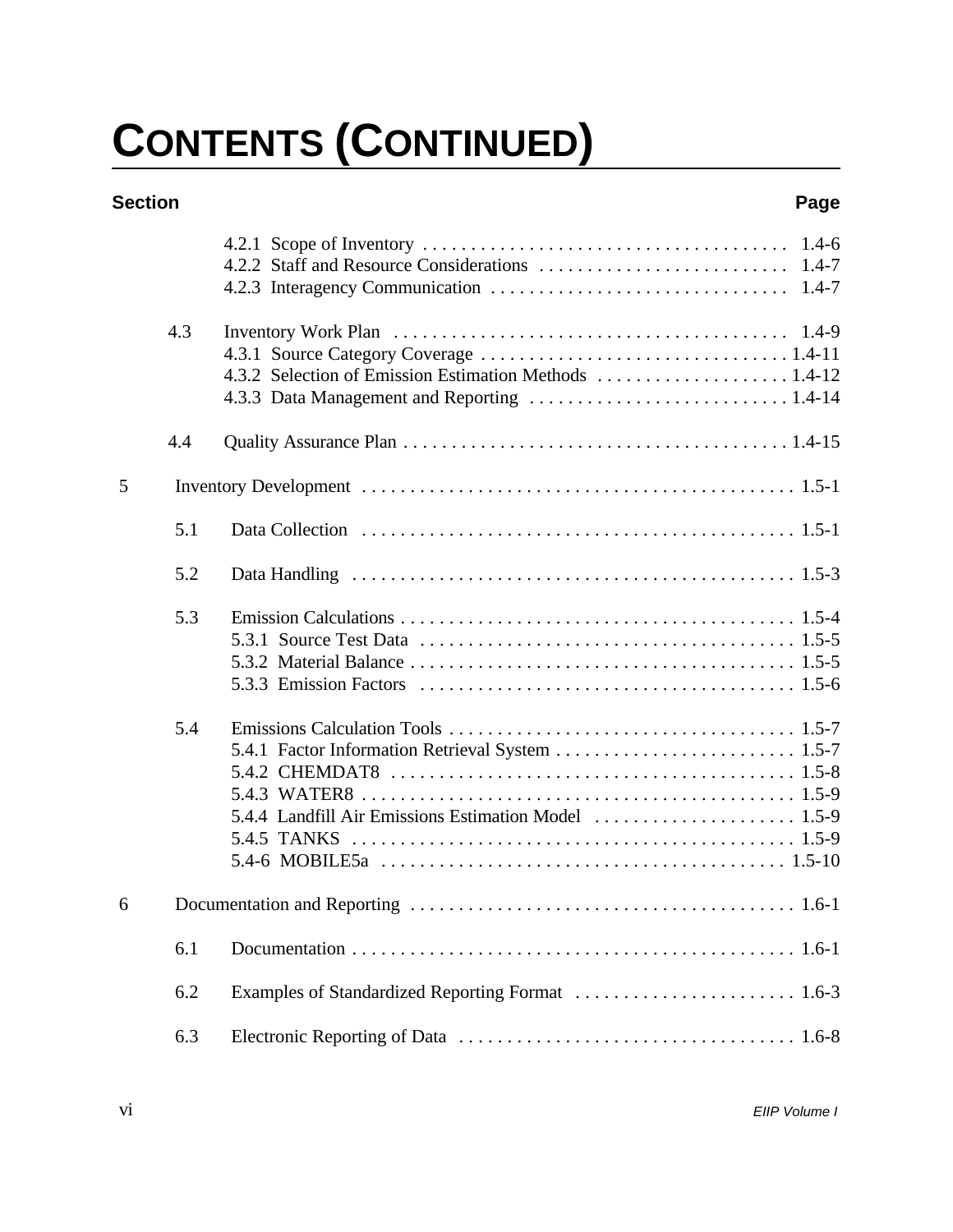# CONTENTS (CONTINUED)

| Section | | Page |
|---|---|---|
| | 4.2.1 Scope of Inventory | 1.4-6 |
| | 4.2.2 Staff and Resource Considerations | 1.4-7 |
| | 4.2.3 Interagency Communication | 1.4-7 |
| 4.3 | Inventory Work Plan | 1.4-9 |
| | 4.3.1 Source Category Coverage | 1.4-11 |
| | 4.3.2 Selection of Emission Estimation Methods | 1.4-12 |
| | 4.3.3 Data Management and Reporting | 1.4-14 |
| 4.4 | Quality Assurance Plan | 1.4-15 |
| 5 | Inventory Development | 1.5-1 |
| 5.1 | Data Collection | 1.5-1 |
| 5.2 | Data Handling | 1.5-3 |
| 5.3 | Emission Calculations | 1.5-4 |
| | 5.3.1 Source Test Data | 1.5-5 |
| | 5.3.2 Material Balance | 1.5-5 |
| | 5.3.3 Emission Factors | 1.5-6 |
| 5.4 | Emissions Calculation Tools | 1.5-7 |
| | 5.4.1 Factor Information Retrieval System | 1.5-7 |
| | 5.4.2 CHEMDAT8 | 1.5-8 |
| | 5.4.3 WATER8 | 1.5-9 |
| | 5.4.4 Landfill Air Emissions Estimation Model | 1.5-9 |
| | 5.4.5 TANKS | 1.5-9 |
| | 5.4-6 MOBILE5a | 1.5-10 |
| 6 | Documentation and Reporting | 1.6-1 |
| 6.1 | Documentation | 1.6-1 |
| 6.2 | Examples of Standardized Reporting Format | 1.6-3 |
| 6.3 | Electronic Reporting of Data | 1.6-8 |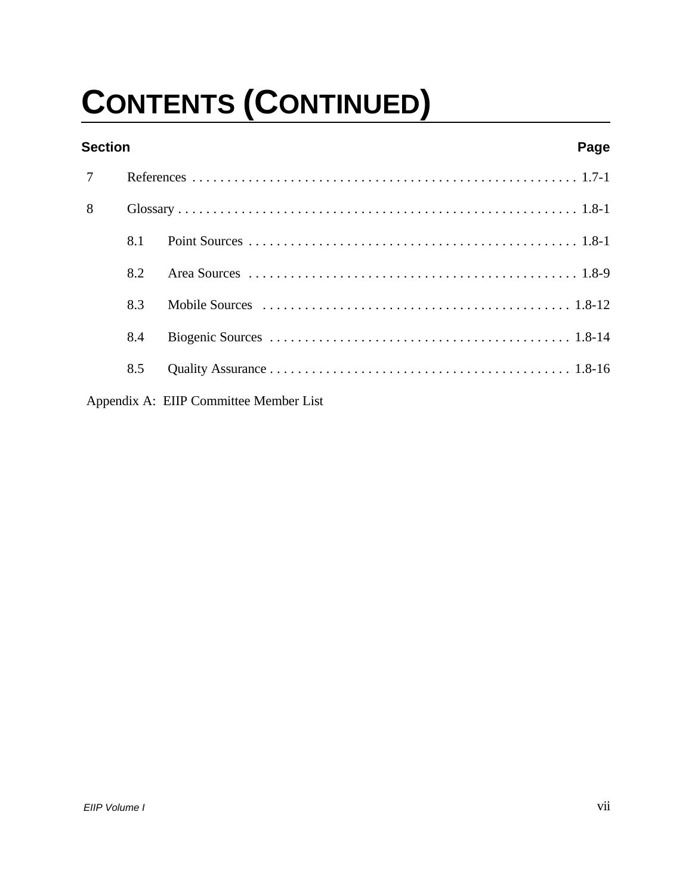# CONTENTS (CONTINUED)

| Section | | | Page |
|---|---|---|---|
| 7 | References | | 1.7-1 |
| 8 | Glossary | | 1.8-1 |
| | 8.1 | Point Sources | 1.8-1 |
| | 8.2 | Area Sources | 1.8-9 |
| | 8.3 | Mobile Sources | 1.8-12 |
| | 8.4 | Biogenic Sources | 1.8-14 |
| | 8.5 | Quality Assurance | 1.8-16 |

Appendix A: EIIP Committee Member List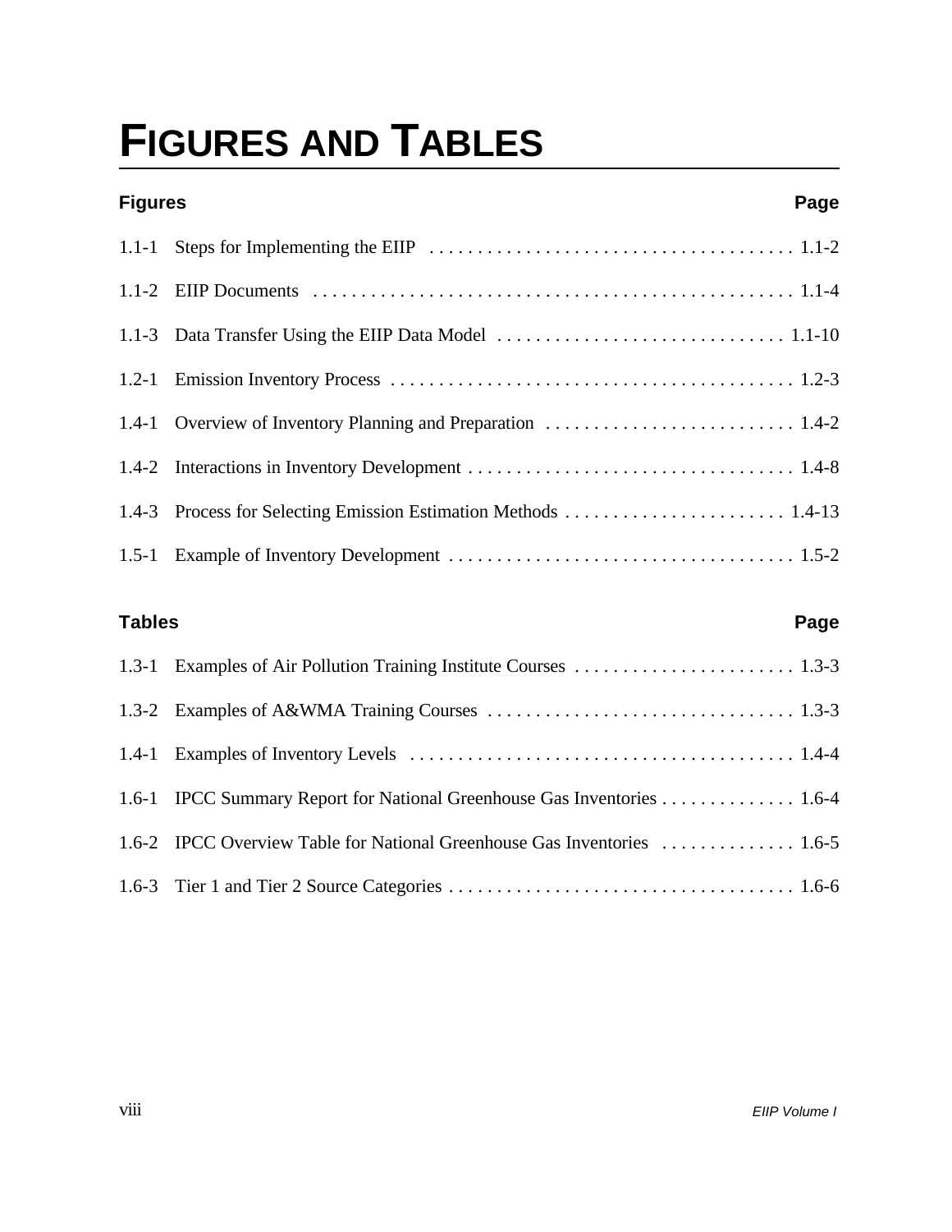# FIGURES AND TABLES

| Figures | | Page |
|---|---|---|
| 1.1-1 | Steps for Implementing the EIIP | 1.1-2 |
| 1.1-2 | EIIP Documents | 1.1-4 |
| 1.1-3 | Data Transfer Using the EIIP Data Model | 1.1-10 |
| 1.2-1 | Emission Inventory Process | 1.2-3 |
| 1.4-1 | Overview of Inventory Planning and Preparation | 1.4-2 |
| 1.4-2 | Interactions in Inventory Development | 1.4-8 |
| 1.4-3 | Process for Selecting Emission Estimation Methods | 1.4-13 |
| 1.5-1 | Example of Inventory Development | 1.5-2 |

| Tables | | Page |
|---|---|---|
| 1.3-1 | Examples of Air Pollution Training Institute Courses | 1.3-3 |
| 1.3-2 | Examples of A&WMA Training Courses | 1.3-3 |
| 1.4-1 | Examples of Inventory Levels | 1.4-4 |
| 1.6-1 | IPCC Summary Report for National Greenhouse Gas Inventories | 1.6-4 |
| 1.6-2 | IPCC Overview Table for National Greenhouse Gas Inventories | 1.6-5 |
| 1.6-3 | Tier 1 and Tier 2 Source Categories | 1.6-6 |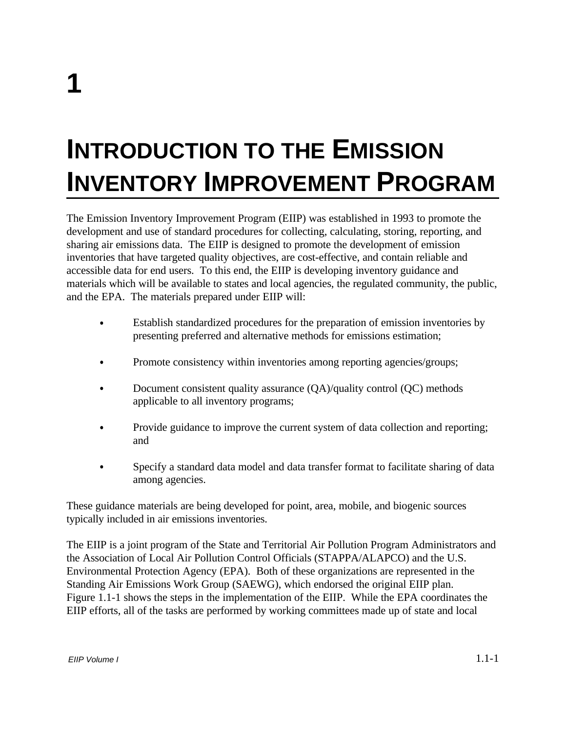# 1

# INTRODUCTION TO THE EMISSION INVENTORY IMPROVEMENT PROGRAM

The Emission Inventory Improvement Program (EIIP) was established in 1993 to promote the development and use of standard procedures for collecting, calculating, storing, reporting, and sharing air emissions data. The EIIP is designed to promote the development of emission inventories that have targeted quality objectives, are cost-effective, and contain reliable and accessible data for end users. To this end, the EIIP is developing inventory guidance and materials which will be available to states and local agencies, the regulated community, the public, and the EPA. The materials prepared under EIIP will:

- Establish standardized procedures for the preparation of emission inventories by presenting preferred and alternative methods for emissions estimation;
- Promote consistency within inventories among reporting agencies/groups;
- Document consistent quality assurance (QA)/quality control (QC) methods applicable to all inventory programs;
- Provide guidance to improve the current system of data collection and reporting; and
- Specify a standard data model and data transfer format to facilitate sharing of data among agencies.

These guidance materials are being developed for point, area, mobile, and biogenic sources typically included in air emissions inventories.

The EIIP is a joint program of the State and Territorial Air Pollution Program Administrators and the Association of Local Air Pollution Control Officials (STAPPA/ALAPCO) and the U.S. Environmental Protection Agency (EPA). Both of these organizations are represented in the Standing Air Emissions Work Group (SAEWG), which endorsed the original EIIP plan. Figure 1.1-1 shows the steps in the implementation of the EIIP. While the EPA coordinates the EIIP efforts, all of the tasks are performed by working committees made up of state and local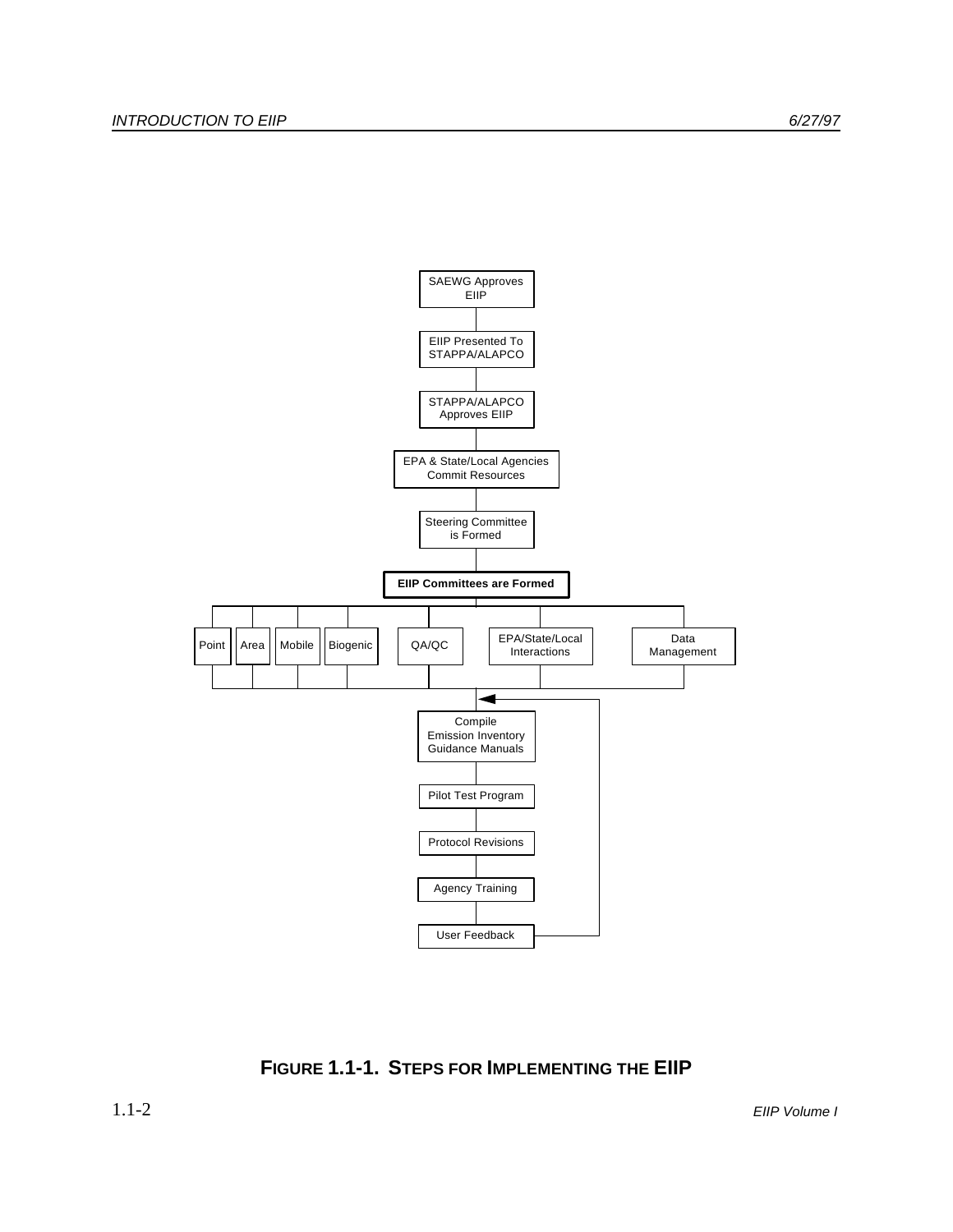SAEWG Approves EIIP

EIIP Presented To STAPPA/ALAPCO

STAPPA/ALAPCO Approves EIIP

EPA & State/Local Agencies Commit Resources

Steering Committee is Formed

**EIIP Committees are Formed**

Point | Area | Mobile | Biogenic | QA/QC | EPA/State/Local Interactions | Data Management

Compile Emission Inventory Guidance Manuals

Pilot Test Program

Protocol Revisions

Agency Training

User Feedback

**FIGURE 1.1-1. STEPS FOR IMPLEMENTING THE EIIP**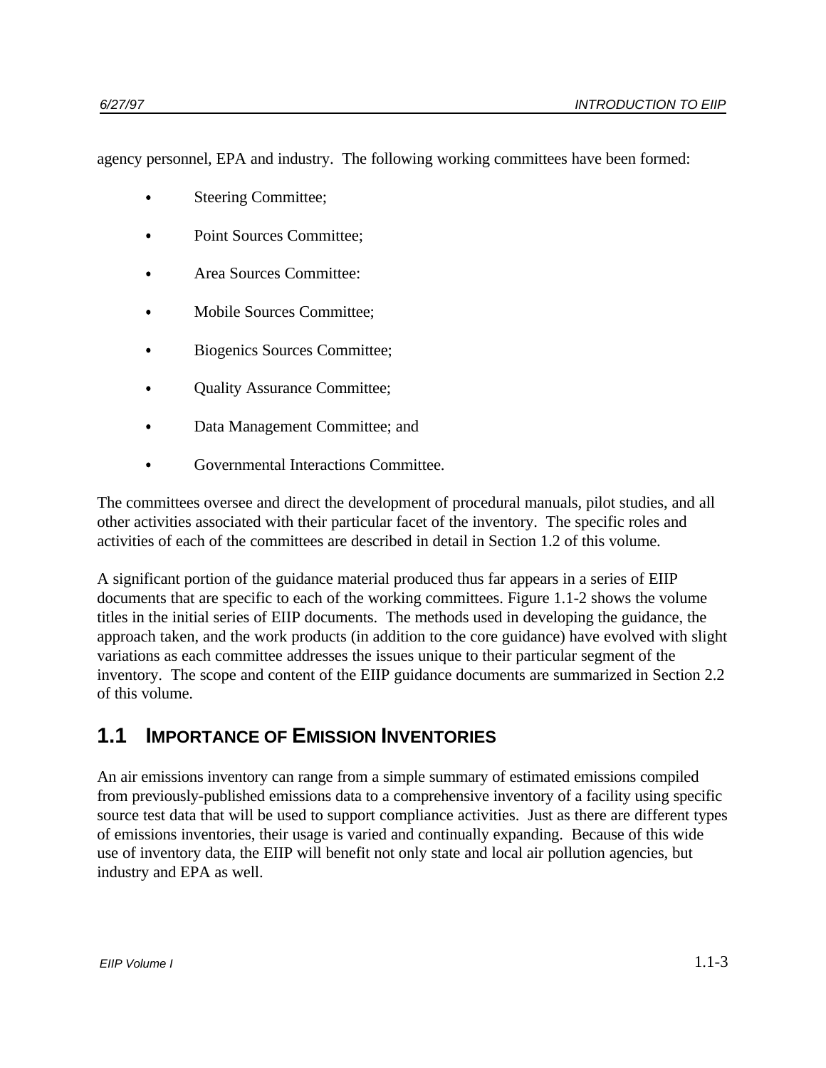agency personnel, EPA and industry.  The following working committees have been formed:

- Steering Committee;
- Point Sources Committee;
- Area Sources Committee:
- Mobile Sources Committee;
- Biogenics Sources Committee;
- Quality Assurance Committee;
- Data Management Committee; and
- Governmental Interactions Committee.

The committees oversee and direct the development of procedural manuals, pilot studies, and all other activities associated with their particular facet of the inventory.  The specific roles and activities of each of the committees are described in detail in Section 1.2 of this volume.

A significant portion of the guidance material produced thus far appears in a series of EIIP documents that are specific to each of the working committees. Figure 1.1-2 shows the volume titles in the initial series of EIIP documents.  The methods used in developing the guidance, the approach taken, and the work products (in addition to the core guidance) have evolved with slight variations as each committee addresses the issues unique to their particular segment of the inventory.  The scope and content of the EIIP guidance documents are summarized in Section 2.2 of this volume.

## 1.1 IMPORTANCE OF EMISSION INVENTORIES

An air emissions inventory can range from a simple summary of estimated emissions compiled from previously-published emissions data to a comprehensive inventory of a facility using specific source test data that will be used to support compliance activities.  Just as there are different types of emissions inventories, their usage is varied and continually expanding.  Because of this wide use of inventory data, the EIIP will benefit not only state and local air pollution agencies, but industry and EPA as well.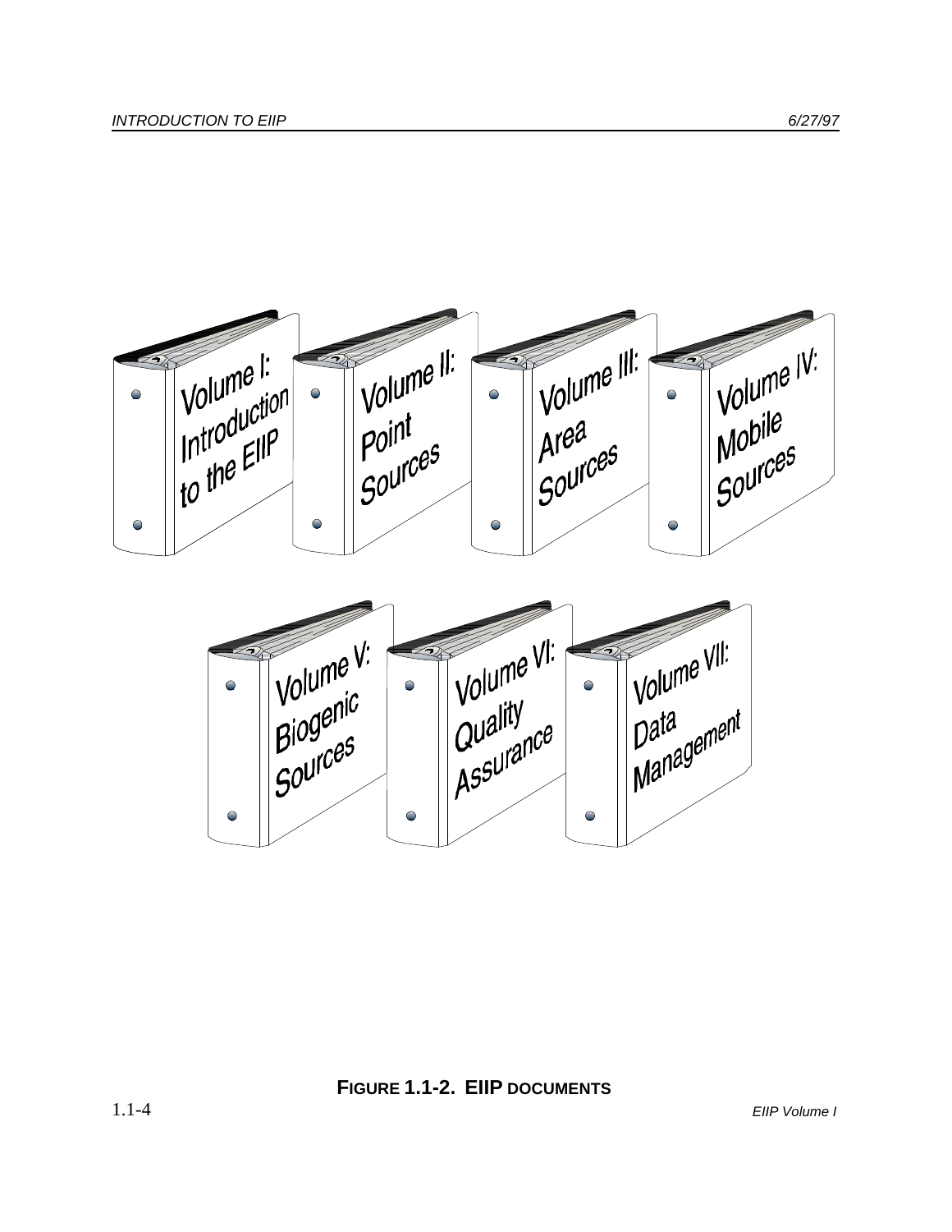Volume I: Introduction to the EIIP

Volume II: Point Sources

Volume III: Area Sources

Volume IV: Mobile Sources

Volume V: Biogenic Sources

Volume VI: Quality Assurance

Volume VII: Data Management

**FIGURE 1.1-2. EIIP DOCUMENTS**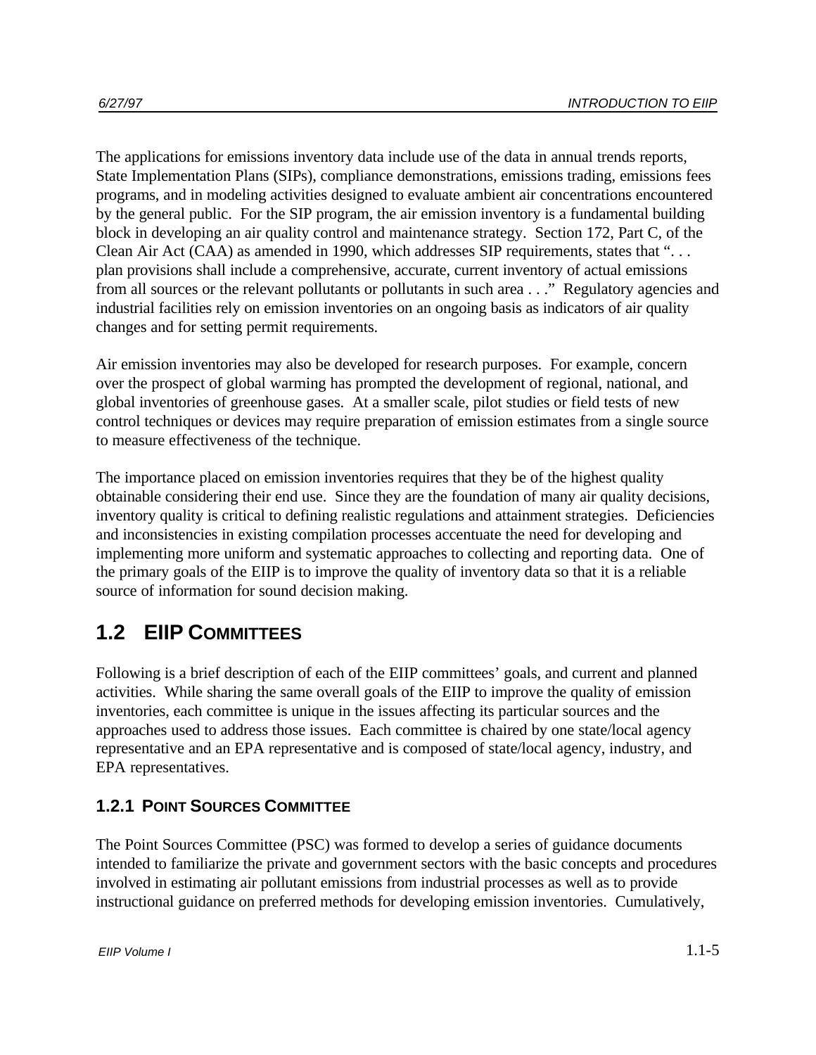The applications for emissions inventory data include use of the data in annual trends reports, State Implementation Plans (SIPs), compliance demonstrations, emissions trading, emissions fees programs, and in modeling activities designed to evaluate ambient air concentrations encountered by the general public. For the SIP program, the air emission inventory is a fundamental building block in developing an air quality control and maintenance strategy. Section 172, Part C, of the Clean Air Act (CAA) as amended in 1990, which addresses SIP requirements, states that ". . . plan provisions shall include a comprehensive, accurate, current inventory of actual emissions from all sources or the relevant pollutants or pollutants in such area . . ." Regulatory agencies and industrial facilities rely on emission inventories on an ongoing basis as indicators of air quality changes and for setting permit requirements.

Air emission inventories may also be developed for research purposes. For example, concern over the prospect of global warming has prompted the development of regional, national, and global inventories of greenhouse gases. At a smaller scale, pilot studies or field tests of new control techniques or devices may require preparation of emission estimates from a single source to measure effectiveness of the technique.

The importance placed on emission inventories requires that they be of the highest quality obtainable considering their end use. Since they are the foundation of many air quality decisions, inventory quality is critical to defining realistic regulations and attainment strategies. Deficiencies and inconsistencies in existing compilation processes accentuate the need for developing and implementing more uniform and systematic approaches to collecting and reporting data. One of the primary goals of the EIIP is to improve the quality of inventory data so that it is a reliable source of information for sound decision making.

## 1.2 EIIP COMMITTEES

Following is a brief description of each of the EIIP committees' goals, and current and planned activities. While sharing the same overall goals of the EIIP to improve the quality of emission inventories, each committee is unique in the issues affecting its particular sources and the approaches used to address those issues. Each committee is chaired by one state/local agency representative and an EPA representative and is composed of state/local agency, industry, and EPA representatives.

### 1.2.1 POINT SOURCES COMMITTEE

The Point Sources Committee (PSC) was formed to develop a series of guidance documents intended to familiarize the private and government sectors with the basic concepts and procedures involved in estimating air pollutant emissions from industrial processes as well as to provide instructional guidance on preferred methods for developing emission inventories. Cumulatively,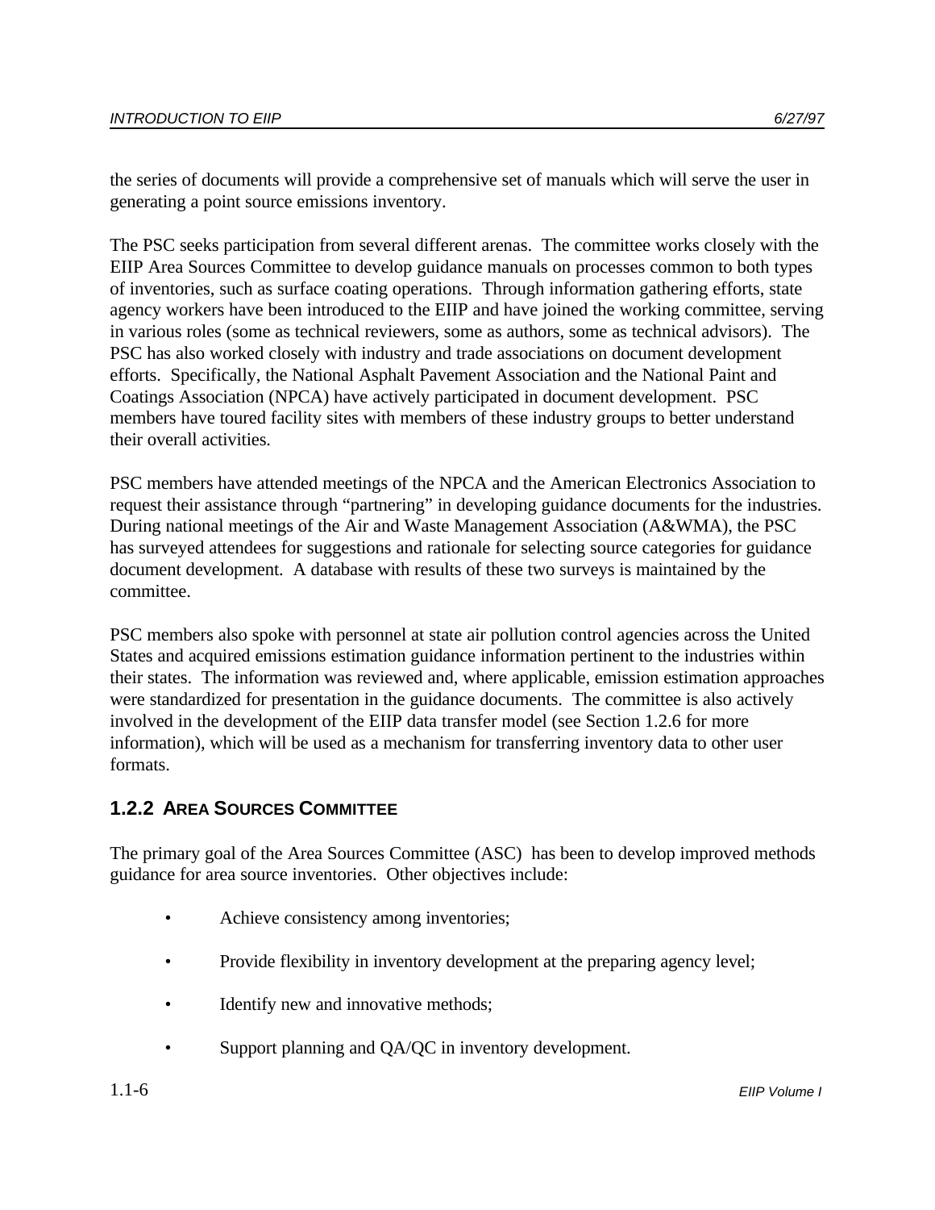the series of documents will provide a comprehensive set of manuals which will serve the user in generating a point source emissions inventory.

The PSC seeks participation from several different arenas. The committee works closely with the EIIP Area Sources Committee to develop guidance manuals on processes common to both types of inventories, such as surface coating operations. Through information gathering efforts, state agency workers have been introduced to the EIIP and have joined the working committee, serving in various roles (some as technical reviewers, some as authors, some as technical advisors). The PSC has also worked closely with industry and trade associations on document development efforts. Specifically, the National Asphalt Pavement Association and the National Paint and Coatings Association (NPCA) have actively participated in document development. PSC members have toured facility sites with members of these industry groups to better understand their overall activities.

PSC members have attended meetings of the NPCA and the American Electronics Association to request their assistance through "partnering" in developing guidance documents for the industries. During national meetings of the Air and Waste Management Association (A&WMA), the PSC has surveyed attendees for suggestions and rationale for selecting source categories for guidance document development. A database with results of these two surveys is maintained by the committee.

PSC members also spoke with personnel at state air pollution control agencies across the United States and acquired emissions estimation guidance information pertinent to the industries within their states. The information was reviewed and, where applicable, emission estimation approaches were standardized for presentation in the guidance documents. The committee is also actively involved in the development of the EIIP data transfer model (see Section 1.2.6 for more information), which will be used as a mechanism for transferring inventory data to other user formats.

### 1.2.2 AREA SOURCES COMMITTEE

The primary goal of the Area Sources Committee (ASC) has been to develop improved methods guidance for area source inventories. Other objectives include:

- Achieve consistency among inventories;
- Provide flexibility in inventory development at the preparing agency level;
- Identify new and innovative methods;
- Support planning and QA/QC in inventory development.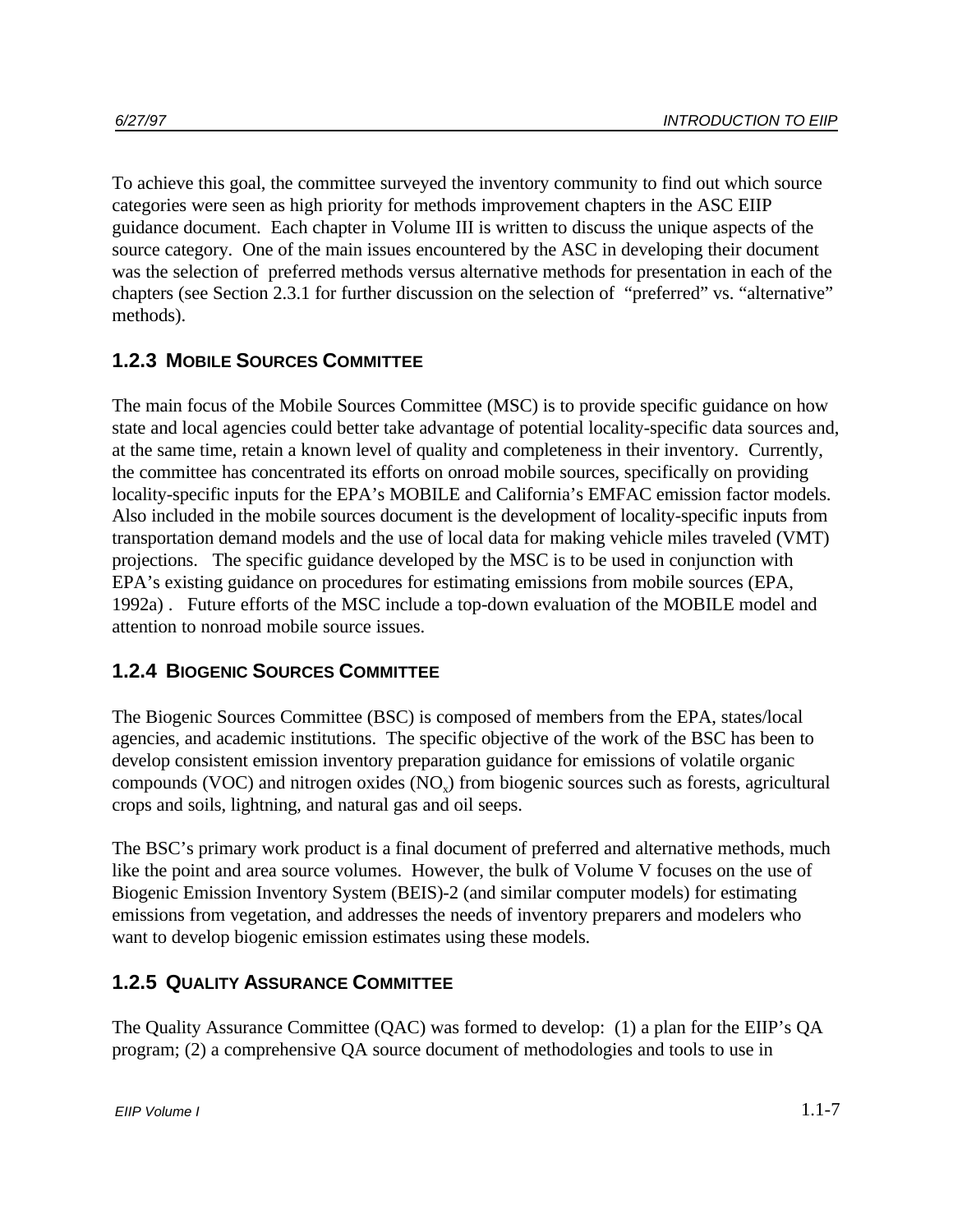To achieve this goal, the committee surveyed the inventory community to find out which source categories were seen as high priority for methods improvement chapters in the ASC EIIP guidance document. Each chapter in Volume III is written to discuss the unique aspects of the source category. One of the main issues encountered by the ASC in developing their document was the selection of preferred methods versus alternative methods for presentation in each of the chapters (see Section 2.3.1 for further discussion on the selection of "preferred" vs. "alternative" methods).

### 1.2.3 MOBILE SOURCES COMMITTEE

The main focus of the Mobile Sources Committee (MSC) is to provide specific guidance on how state and local agencies could better take advantage of potential locality-specific data sources and, at the same time, retain a known level of quality and completeness in their inventory. Currently, the committee has concentrated its efforts on onroad mobile sources, specifically on providing locality-specific inputs for the EPA's MOBILE and California's EMFAC emission factor models. Also included in the mobile sources document is the development of locality-specific inputs from transportation demand models and the use of local data for making vehicle miles traveled (VMT) projections. The specific guidance developed by the MSC is to be used in conjunction with EPA's existing guidance on procedures for estimating emissions from mobile sources (EPA, 1992a) . Future efforts of the MSC include a top-down evaluation of the MOBILE model and attention to nonroad mobile source issues.

### 1.2.4 BIOGENIC SOURCES COMMITTEE

The Biogenic Sources Committee (BSC) is composed of members from the EPA, states/local agencies, and academic institutions. The specific objective of the work of the BSC has been to develop consistent emission inventory preparation guidance for emissions of volatile organic compounds (VOC) and nitrogen oxides ($NO_x$) from biogenic sources such as forests, agricultural crops and soils, lightning, and natural gas and oil seeps.

The BSC's primary work product is a final document of preferred and alternative methods, much like the point and area source volumes. However, the bulk of Volume V focuses on the use of Biogenic Emission Inventory System (BEIS)-2 (and similar computer models) for estimating emissions from vegetation, and addresses the needs of inventory preparers and modelers who want to develop biogenic emission estimates using these models.

### 1.2.5 QUALITY ASSURANCE COMMITTEE

The Quality Assurance Committee (QAC) was formed to develop: (1) a plan for the EIIP's QA program; (2) a comprehensive QA source document of methodologies and tools to use in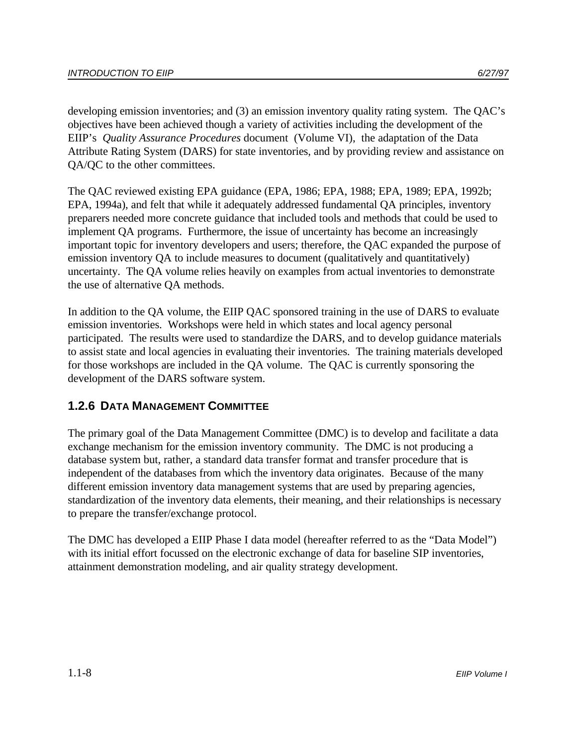developing emission inventories; and (3) an emission inventory quality rating system. The QAC's objectives have been achieved though a variety of activities including the development of the EIIP's *Quality Assurance Procedures* document (Volume VI), the adaptation of the Data Attribute Rating System (DARS) for state inventories, and by providing review and assistance on QA/QC to the other committees.

The QAC reviewed existing EPA guidance (EPA, 1986; EPA, 1988; EPA, 1989; EPA, 1992b; EPA, 1994a), and felt that while it adequately addressed fundamental QA principles, inventory preparers needed more concrete guidance that included tools and methods that could be used to implement QA programs. Furthermore, the issue of uncertainty has become an increasingly important topic for inventory developers and users; therefore, the QAC expanded the purpose of emission inventory QA to include measures to document (qualitatively and quantitatively) uncertainty. The QA volume relies heavily on examples from actual inventories to demonstrate the use of alternative QA methods.

In addition to the QA volume, the EIIP QAC sponsored training in the use of DARS to evaluate emission inventories. Workshops were held in which states and local agency personal participated. The results were used to standardize the DARS, and to develop guidance materials to assist state and local agencies in evaluating their inventories. The training materials developed for those workshops are included in the QA volume. The QAC is currently sponsoring the development of the DARS software system.

### 1.2.6 DATA MANAGEMENT COMMITTEE

The primary goal of the Data Management Committee (DMC) is to develop and facilitate a data exchange mechanism for the emission inventory community. The DMC is not producing a database system but, rather, a standard data transfer format and transfer procedure that is independent of the databases from which the inventory data originates. Because of the many different emission inventory data management systems that are used by preparing agencies, standardization of the inventory data elements, their meaning, and their relationships is necessary to prepare the transfer/exchange protocol.

The DMC has developed a EIIP Phase I data model (hereafter referred to as the "Data Model") with its initial effort focussed on the electronic exchange of data for baseline SIP inventories, attainment demonstration modeling, and air quality strategy development.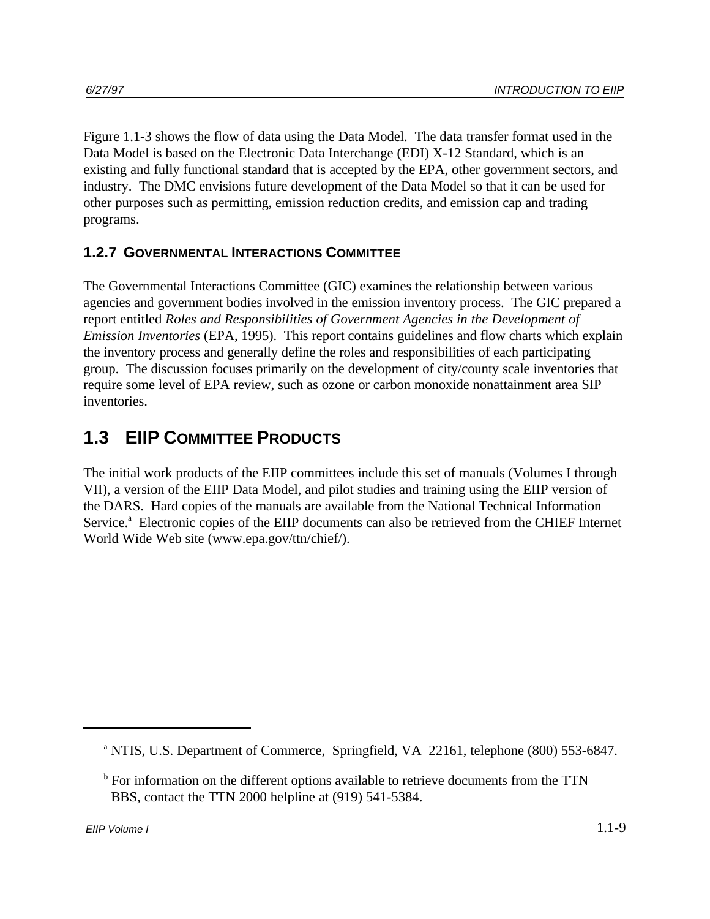Figure 1.1-3 shows the flow of data using the Data Model.  The data transfer format used in the Data Model is based on the Electronic Data Interchange (EDI) X-12 Standard, which is an existing and fully functional standard that is accepted by the EPA, other government sectors, and industry.  The DMC envisions future development of the Data Model so that it can be used for other purposes such as permitting, emission reduction credits, and emission cap and trading programs.

### 1.2.7 GOVERNMENTAL INTERACTIONS COMMITTEE

The Governmental Interactions Committee (GIC) examines the relationship between various agencies and government bodies involved in the emission inventory process.  The GIC prepared a report entitled *Roles and Responsibilities of Government Agencies in the Development of Emission Inventories* (EPA, 1995).  This report contains guidelines and flow charts which explain the inventory process and generally define the roles and responsibilities of each participating group.  The discussion focuses primarily on the development of city/county scale inventories that require some level of EPA review, such as ozone or carbon monoxide nonattainment area SIP inventories.

## 1.3 EIIP COMMITTEE PRODUCTS

The initial work products of the EIIP committees include this set of manuals (Volumes I through VII), a version of the EIIP Data Model, and pilot studies and training using the EIIP version of the DARS.  Hard copies of the manuals are available from the National Technical Information Service.[a]  Electronic copies of the EIIP documents can also be retrieved from the CHIEF Internet World Wide Web site (www.epa.gov/ttn/chief/).

---

[a] NTIS, U.S. Department of Commerce,  Springfield, VA  22161, telephone (800) 553-6847.

[b] For information on the different options available to retrieve documents from the TTN BBS, contact the TTN 2000 helpline at (919) 541-5384.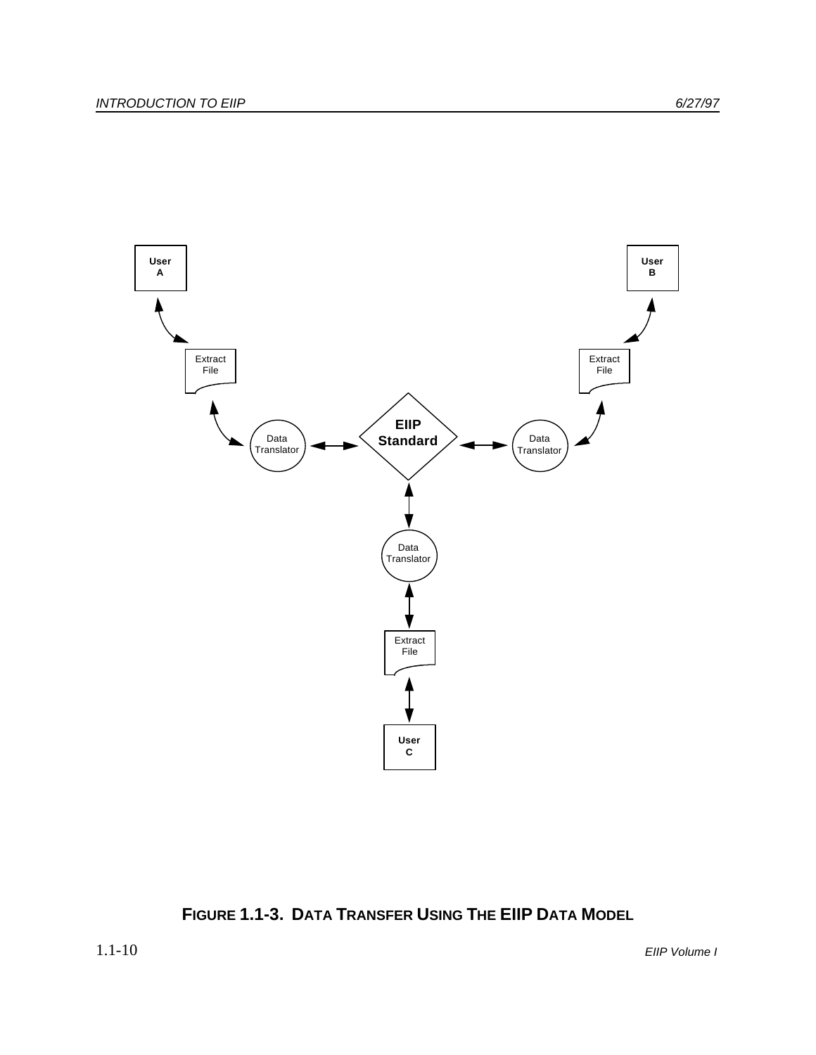User A

Extract File

Data Translator

EIIP Standard

Data Translator

Extract File

User B

Data Translator

Extract File

User C

**FIGURE 1.1-3. DATA TRANSFER USING THE EIIP DATA MODEL**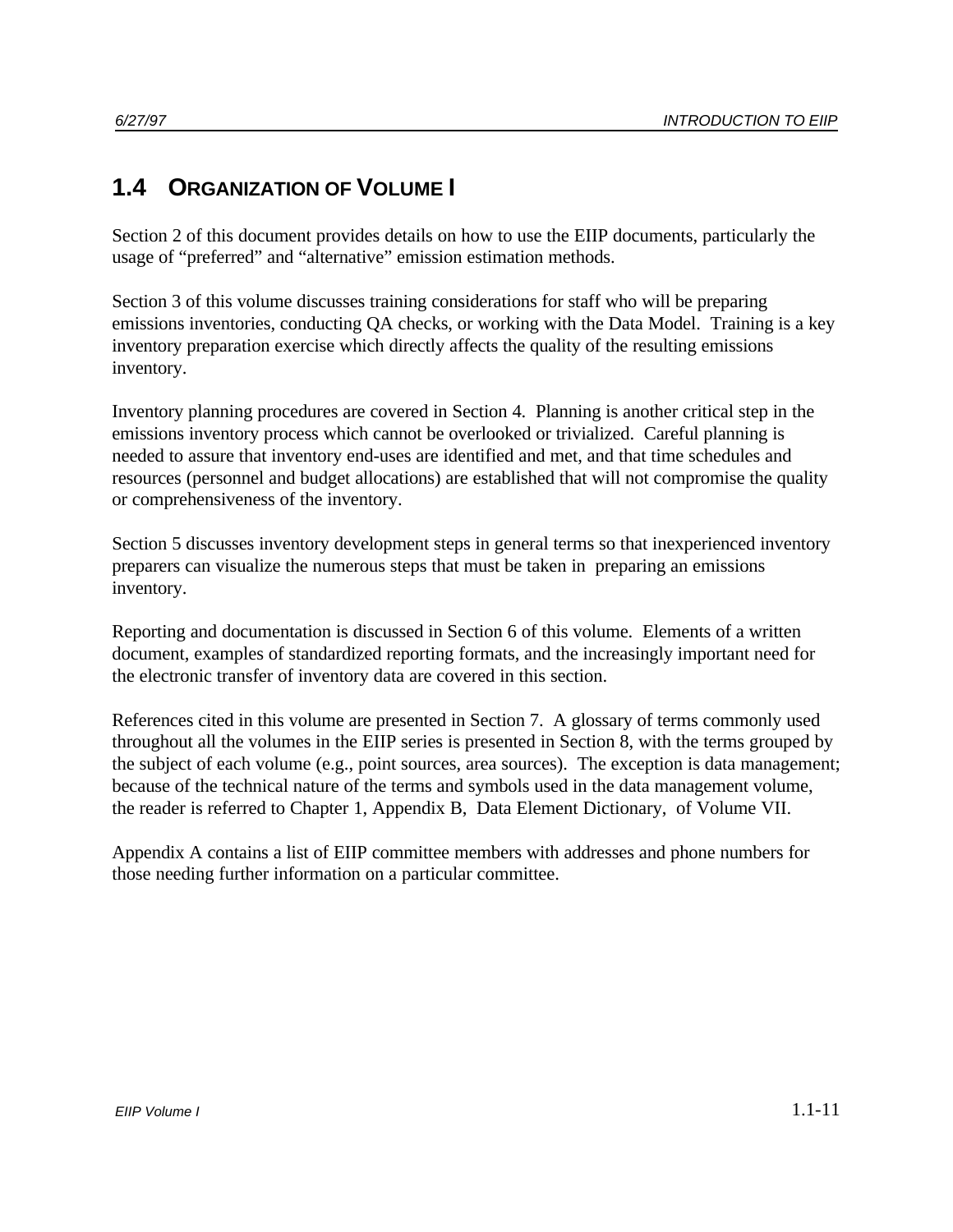## 1.4 ORGANIZATION OF VOLUME I

Section 2 of this document provides details on how to use the EIIP documents, particularly the usage of "preferred" and "alternative" emission estimation methods.

Section 3 of this volume discusses training considerations for staff who will be preparing emissions inventories, conducting QA checks, or working with the Data Model. Training is a key inventory preparation exercise which directly affects the quality of the resulting emissions inventory.

Inventory planning procedures are covered in Section 4. Planning is another critical step in the emissions inventory process which cannot be overlooked or trivialized. Careful planning is needed to assure that inventory end-uses are identified and met, and that time schedules and resources (personnel and budget allocations) are established that will not compromise the quality or comprehensiveness of the inventory.

Section 5 discusses inventory development steps in general terms so that inexperienced inventory preparers can visualize the numerous steps that must be taken in preparing an emissions inventory.

Reporting and documentation is discussed in Section 6 of this volume. Elements of a written document, examples of standardized reporting formats, and the increasingly important need for the electronic transfer of inventory data are covered in this section.

References cited in this volume are presented in Section 7. A glossary of terms commonly used throughout all the volumes in the EIIP series is presented in Section 8, with the terms grouped by the subject of each volume (e.g., point sources, area sources). The exception is data management; because of the technical nature of the terms and symbols used in the data management volume, the reader is referred to Chapter 1, Appendix B, Data Element Dictionary, of Volume VII.

Appendix A contains a list of EIIP committee members with addresses and phone numbers for those needing further information on a particular committee.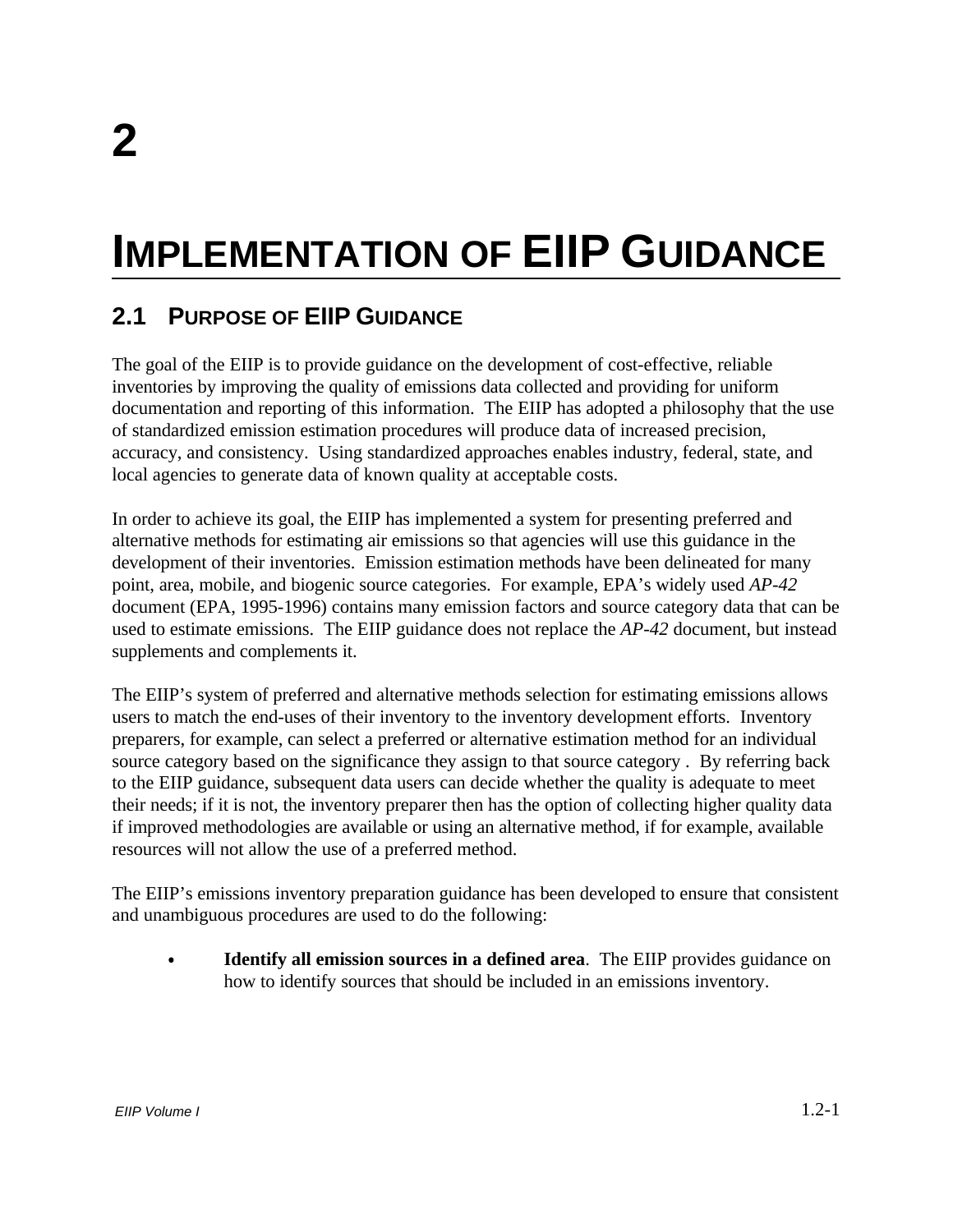# 2

# IMPLEMENTATION OF EIIP GUIDANCE

## 2.1 PURPOSE OF EIIP GUIDANCE

The goal of the EIIP is to provide guidance on the development of cost-effective, reliable inventories by improving the quality of emissions data collected and providing for uniform documentation and reporting of this information. The EIIP has adopted a philosophy that the use of standardized emission estimation procedures will produce data of increased precision, accuracy, and consistency. Using standardized approaches enables industry, federal, state, and local agencies to generate data of known quality at acceptable costs.

In order to achieve its goal, the EIIP has implemented a system for presenting preferred and alternative methods for estimating air emissions so that agencies will use this guidance in the development of their inventories. Emission estimation methods have been delineated for many point, area, mobile, and biogenic source categories. For example, EPA's widely used *AP-42* document (EPA, 1995-1996) contains many emission factors and source category data that can be used to estimate emissions. The EIIP guidance does not replace the *AP-42* document, but instead supplements and complements it.

The EIIP's system of preferred and alternative methods selection for estimating emissions allows users to match the end-uses of their inventory to the inventory development efforts. Inventory preparers, for example, can select a preferred or alternative estimation method for an individual source category based on the significance they assign to that source category . By referring back to the EIIP guidance, subsequent data users can decide whether the quality is adequate to meet their needs; if it is not, the inventory preparer then has the option of collecting higher quality data if improved methodologies are available or using an alternative method, if for example, available resources will not allow the use of a preferred method.

The EIIP's emissions inventory preparation guidance has been developed to ensure that consistent and unambiguous procedures are used to do the following:

- **Identify all emission sources in a defined area**. The EIIP provides guidance on how to identify sources that should be included in an emissions inventory.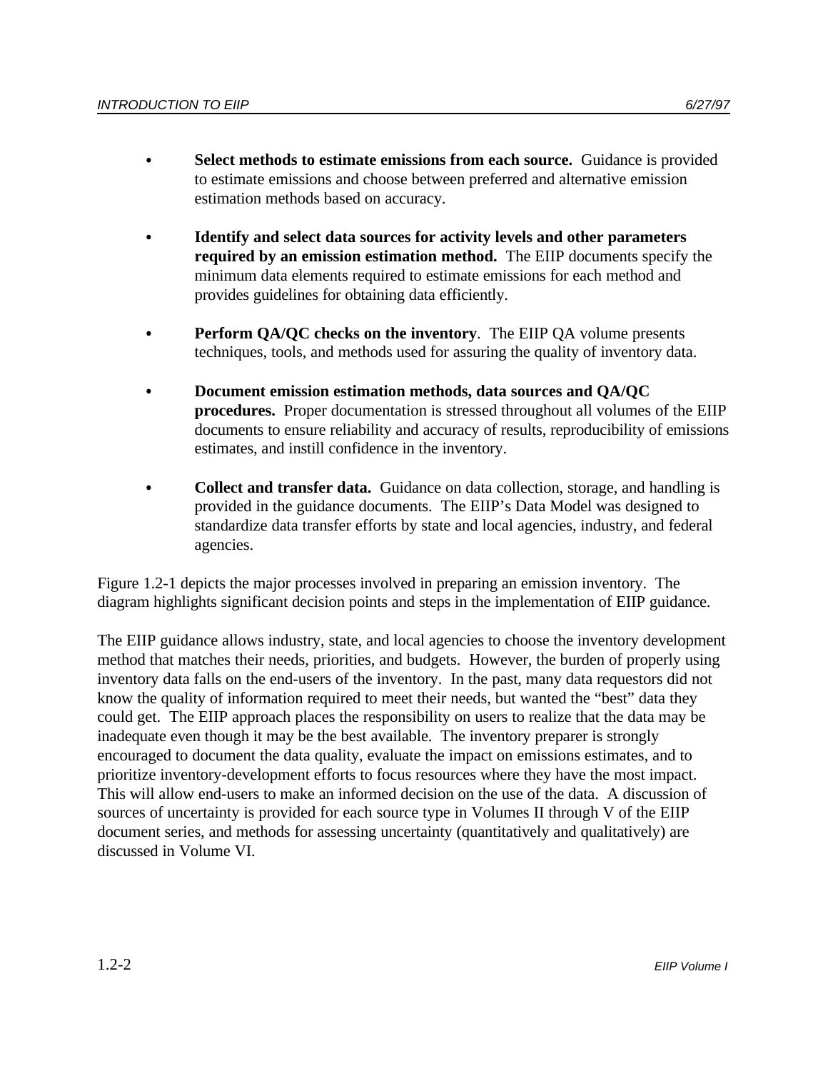- **Select methods to estimate emissions from each source.** Guidance is provided to estimate emissions and choose between preferred and alternative emission estimation methods based on accuracy.

- **Identify and select data sources for activity levels and other parameters required by an emission estimation method.** The EIIP documents specify the minimum data elements required to estimate emissions for each method and provides guidelines for obtaining data efficiently.

- **Perform QA/QC checks on the inventory**. The EIIP QA volume presents techniques, tools, and methods used for assuring the quality of inventory data.

- **Document emission estimation methods, data sources and QA/QC procedures.** Proper documentation is stressed throughout all volumes of the EIIP documents to ensure reliability and accuracy of results, reproducibility of emissions estimates, and instill confidence in the inventory.

- **Collect and transfer data.** Guidance on data collection, storage, and handling is provided in the guidance documents. The EIIP's Data Model was designed to standardize data transfer efforts by state and local agencies, industry, and federal agencies.

Figure 1.2-1 depicts the major processes involved in preparing an emission inventory. The diagram highlights significant decision points and steps in the implementation of EIIP guidance.

The EIIP guidance allows industry, state, and local agencies to choose the inventory development method that matches their needs, priorities, and budgets. However, the burden of properly using inventory data falls on the end-users of the inventory. In the past, many data requestors did not know the quality of information required to meet their needs, but wanted the "best" data they could get. The EIIP approach places the responsibility on users to realize that the data may be inadequate even though it may be the best available. The inventory preparer is strongly encouraged to document the data quality, evaluate the impact on emissions estimates, and to prioritize inventory-development efforts to focus resources where they have the most impact. This will allow end-users to make an informed decision on the use of the data. A discussion of sources of uncertainty is provided for each source type in Volumes II through V of the EIIP document series, and methods for assessing uncertainty (quantitatively and qualitatively) are discussed in Volume VI.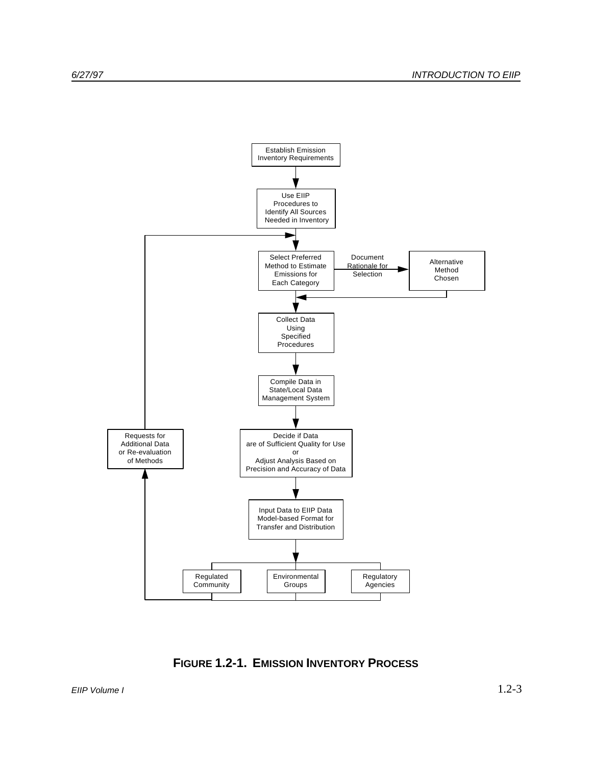Establish Emission Inventory Requirements

Use EIIP Procedures to Identify All Sources Needed in Inventory

Select Preferred Method to Estimate Emissions for Each Category

Document Rationale for Selection

Alternative Method Chosen

Collect Data Using Specified Procedures

Compile Data in State/Local Data Management System

Decide if Data are of Sufficient Quality for Use or Adjust Analysis Based on Precision and Accuracy of Data

Requests for Additional Data or Re-evaluation of Methods

Input Data to EIIP Data Model-based Format for Transfer and Distribution

Regulated Community

Environmental Groups

Regulatory Agencies

**FIGURE 1.2-1. EMISSION INVENTORY PROCESS**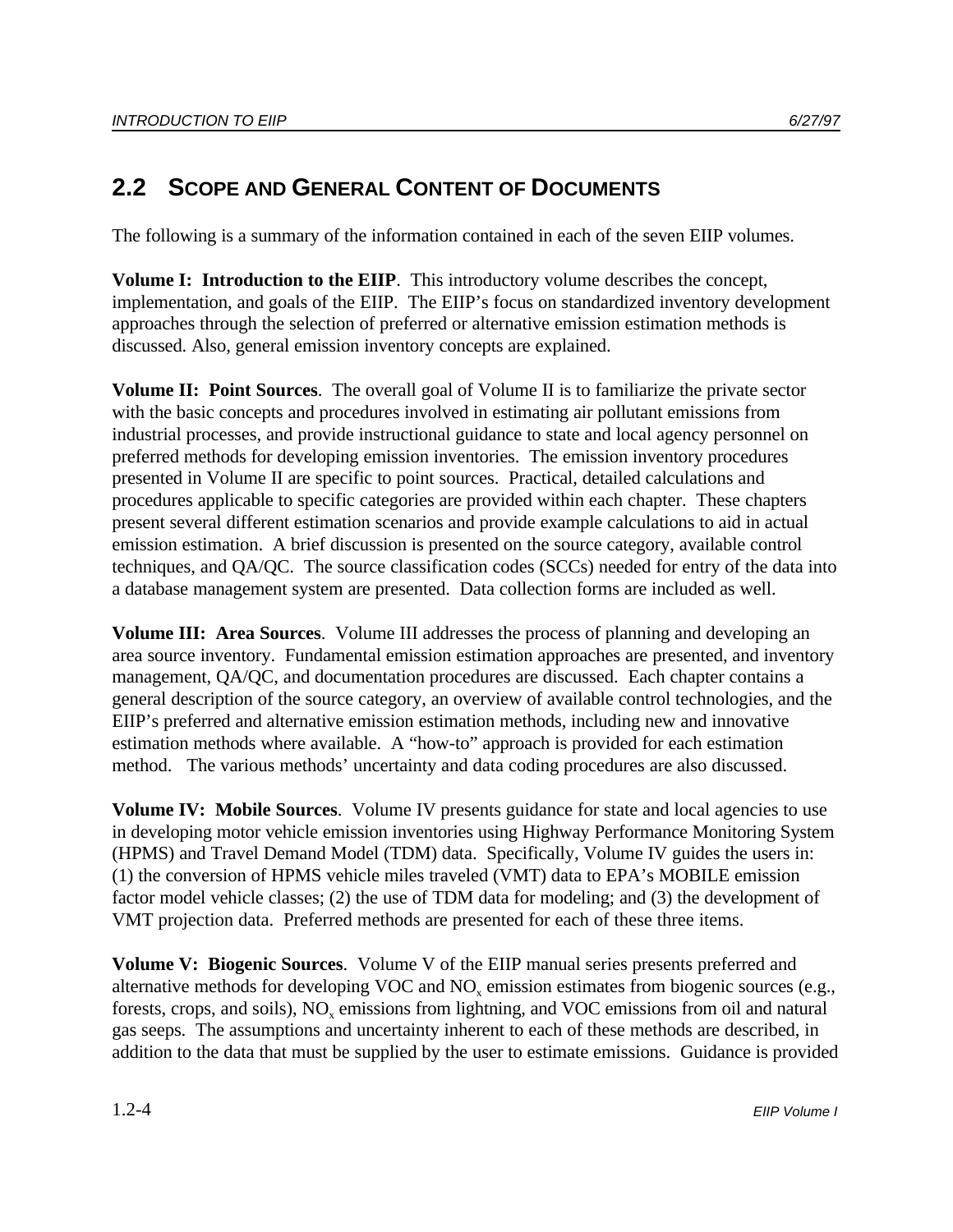## 2.2 SCOPE AND GENERAL CONTENT OF DOCUMENTS

The following is a summary of the information contained in each of the seven EIIP volumes.

**Volume I: Introduction to the EIIP**. This introductory volume describes the concept, implementation, and goals of the EIIP. The EIIP's focus on standardized inventory development approaches through the selection of preferred or alternative emission estimation methods is discussed. Also, general emission inventory concepts are explained.

**Volume II: Point Sources**. The overall goal of Volume II is to familiarize the private sector with the basic concepts and procedures involved in estimating air pollutant emissions from industrial processes, and provide instructional guidance to state and local agency personnel on preferred methods for developing emission inventories. The emission inventory procedures presented in Volume II are specific to point sources. Practical, detailed calculations and procedures applicable to specific categories are provided within each chapter. These chapters present several different estimation scenarios and provide example calculations to aid in actual emission estimation. A brief discussion is presented on the source category, available control techniques, and QA/QC. The source classification codes (SCCs) needed for entry of the data into a database management system are presented. Data collection forms are included as well.

**Volume III: Area Sources**. Volume III addresses the process of planning and developing an area source inventory. Fundamental emission estimation approaches are presented, and inventory management, QA/QC, and documentation procedures are discussed. Each chapter contains a general description of the source category, an overview of available control technologies, and the EIIP's preferred and alternative emission estimation methods, including new and innovative estimation methods where available. A "how-to" approach is provided for each estimation method. The various methods' uncertainty and data coding procedures are also discussed.

**Volume IV: Mobile Sources**. Volume IV presents guidance for state and local agencies to use in developing motor vehicle emission inventories using Highway Performance Monitoring System (HPMS) and Travel Demand Model (TDM) data. Specifically, Volume IV guides the users in: (1) the conversion of HPMS vehicle miles traveled (VMT) data to EPA's MOBILE emission factor model vehicle classes; (2) the use of TDM data for modeling; and (3) the development of VMT projection data. Preferred methods are presented for each of these three items.

**Volume V: Biogenic Sources**. Volume V of the EIIP manual series presents preferred and alternative methods for developing VOC and $NO_x$ emission estimates from biogenic sources (e.g., forests, crops, and soils), $NO_x$ emissions from lightning, and VOC emissions from oil and natural gas seeps. The assumptions and uncertainty inherent to each of these methods are described, in addition to the data that must be supplied by the user to estimate emissions. Guidance is provided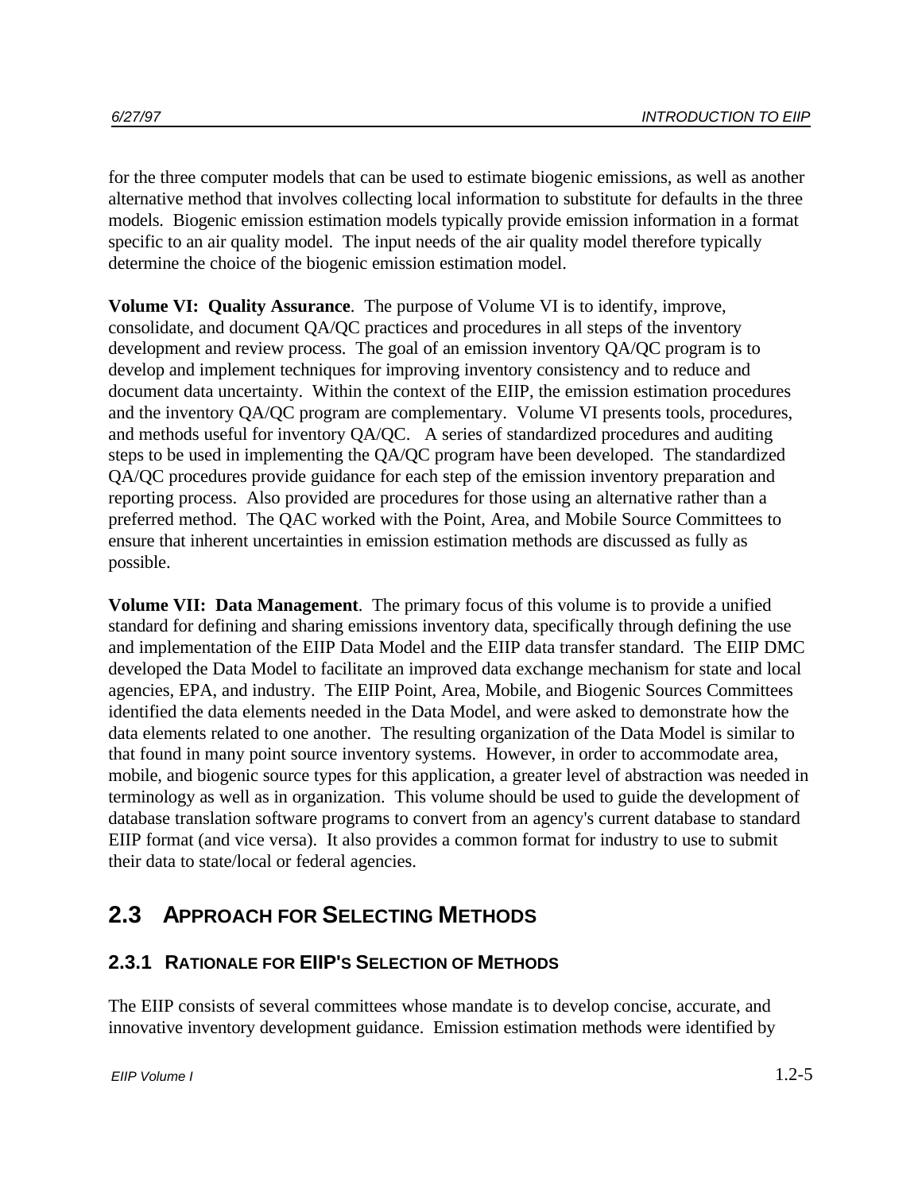for the three computer models that can be used to estimate biogenic emissions, as well as another alternative method that involves collecting local information to substitute for defaults in the three models. Biogenic emission estimation models typically provide emission information in a format specific to an air quality model. The input needs of the air quality model therefore typically determine the choice of the biogenic emission estimation model.

**Volume VI: Quality Assurance**. The purpose of Volume VI is to identify, improve, consolidate, and document QA/QC practices and procedures in all steps of the inventory development and review process. The goal of an emission inventory QA/QC program is to develop and implement techniques for improving inventory consistency and to reduce and document data uncertainty. Within the context of the EIIP, the emission estimation procedures and the inventory QA/QC program are complementary. Volume VI presents tools, procedures, and methods useful for inventory QA/QC. A series of standardized procedures and auditing steps to be used in implementing the QA/QC program have been developed. The standardized QA/QC procedures provide guidance for each step of the emission inventory preparation and reporting process. Also provided are procedures for those using an alternative rather than a preferred method. The QAC worked with the Point, Area, and Mobile Source Committees to ensure that inherent uncertainties in emission estimation methods are discussed as fully as possible.

**Volume VII: Data Management**. The primary focus of this volume is to provide a unified standard for defining and sharing emissions inventory data, specifically through defining the use and implementation of the EIIP Data Model and the EIIP data transfer standard. The EIIP DMC developed the Data Model to facilitate an improved data exchange mechanism for state and local agencies, EPA, and industry. The EIIP Point, Area, Mobile, and Biogenic Sources Committees identified the data elements needed in the Data Model, and were asked to demonstrate how the data elements related to one another. The resulting organization of the Data Model is similar to that found in many point source inventory systems. However, in order to accommodate area, mobile, and biogenic source types for this application, a greater level of abstraction was needed in terminology as well as in organization. This volume should be used to guide the development of database translation software programs to convert from an agency's current database to standard EIIP format (and vice versa). It also provides a common format for industry to use to submit their data to state/local or federal agencies.

## 2.3 Approach for Selecting Methods

### 2.3.1 Rationale for EIIP's Selection of Methods

The EIIP consists of several committees whose mandate is to develop concise, accurate, and innovative inventory development guidance. Emission estimation methods were identified by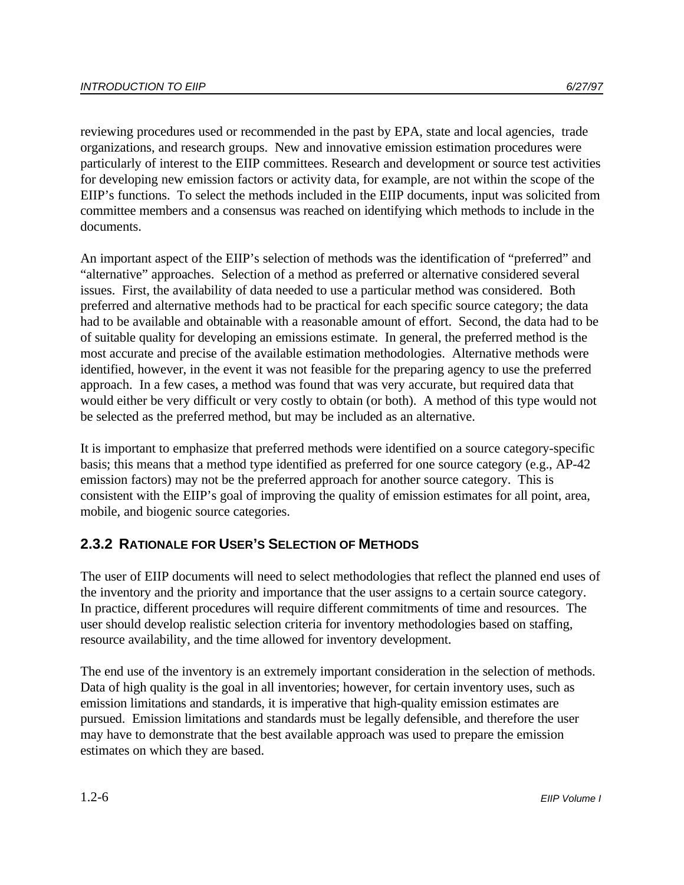reviewing procedures used or recommended in the past by EPA, state and local agencies, trade organizations, and research groups. New and innovative emission estimation procedures were particularly of interest to the EIIP committees. Research and development or source test activities for developing new emission factors or activity data, for example, are not within the scope of the EIIP's functions. To select the methods included in the EIIP documents, input was solicited from committee members and a consensus was reached on identifying which methods to include in the documents.

An important aspect of the EIIP's selection of methods was the identification of "preferred" and "alternative" approaches. Selection of a method as preferred or alternative considered several issues. First, the availability of data needed to use a particular method was considered. Both preferred and alternative methods had to be practical for each specific source category; the data had to be available and obtainable with a reasonable amount of effort. Second, the data had to be of suitable quality for developing an emissions estimate. In general, the preferred method is the most accurate and precise of the available estimation methodologies. Alternative methods were identified, however, in the event it was not feasible for the preparing agency to use the preferred approach. In a few cases, a method was found that was very accurate, but required data that would either be very difficult or very costly to obtain (or both). A method of this type would not be selected as the preferred method, but may be included as an alternative.

It is important to emphasize that preferred methods were identified on a source category-specific basis; this means that a method type identified as preferred for one source category (e.g., AP-42 emission factors) may not be the preferred approach for another source category. This is consistent with the EIIP's goal of improving the quality of emission estimates for all point, area, mobile, and biogenic source categories.

### 2.3.2 RATIONALE FOR USER'S SELECTION OF METHODS

The user of EIIP documents will need to select methodologies that reflect the planned end uses of the inventory and the priority and importance that the user assigns to a certain source category. In practice, different procedures will require different commitments of time and resources. The user should develop realistic selection criteria for inventory methodologies based on staffing, resource availability, and the time allowed for inventory development.

The end use of the inventory is an extremely important consideration in the selection of methods. Data of high quality is the goal in all inventories; however, for certain inventory uses, such as emission limitations and standards, it is imperative that high-quality emission estimates are pursued. Emission limitations and standards must be legally defensible, and therefore the user may have to demonstrate that the best available approach was used to prepare the emission estimates on which they are based.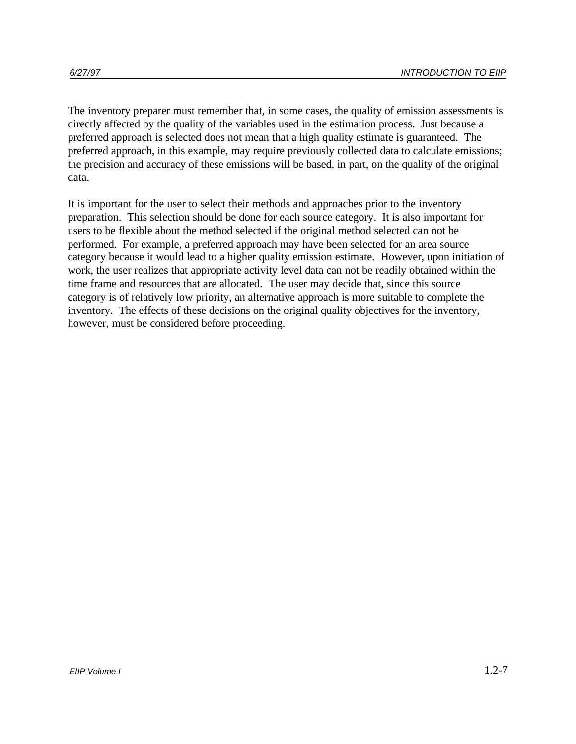The inventory preparer must remember that, in some cases, the quality of emission assessments is directly affected by the quality of the variables used in the estimation process. Just because a preferred approach is selected does not mean that a high quality estimate is guaranteed. The preferred approach, in this example, may require previously collected data to calculate emissions; the precision and accuracy of these emissions will be based, in part, on the quality of the original data.

It is important for the user to select their methods and approaches prior to the inventory preparation. This selection should be done for each source category. It is also important for users to be flexible about the method selected if the original method selected can not be performed. For example, a preferred approach may have been selected for an area source category because it would lead to a higher quality emission estimate. However, upon initiation of work, the user realizes that appropriate activity level data can not be readily obtained within the time frame and resources that are allocated. The user may decide that, since this source category is of relatively low priority, an alternative approach is more suitable to complete the inventory. The effects of these decisions on the original quality objectives for the inventory, however, must be considered before proceeding.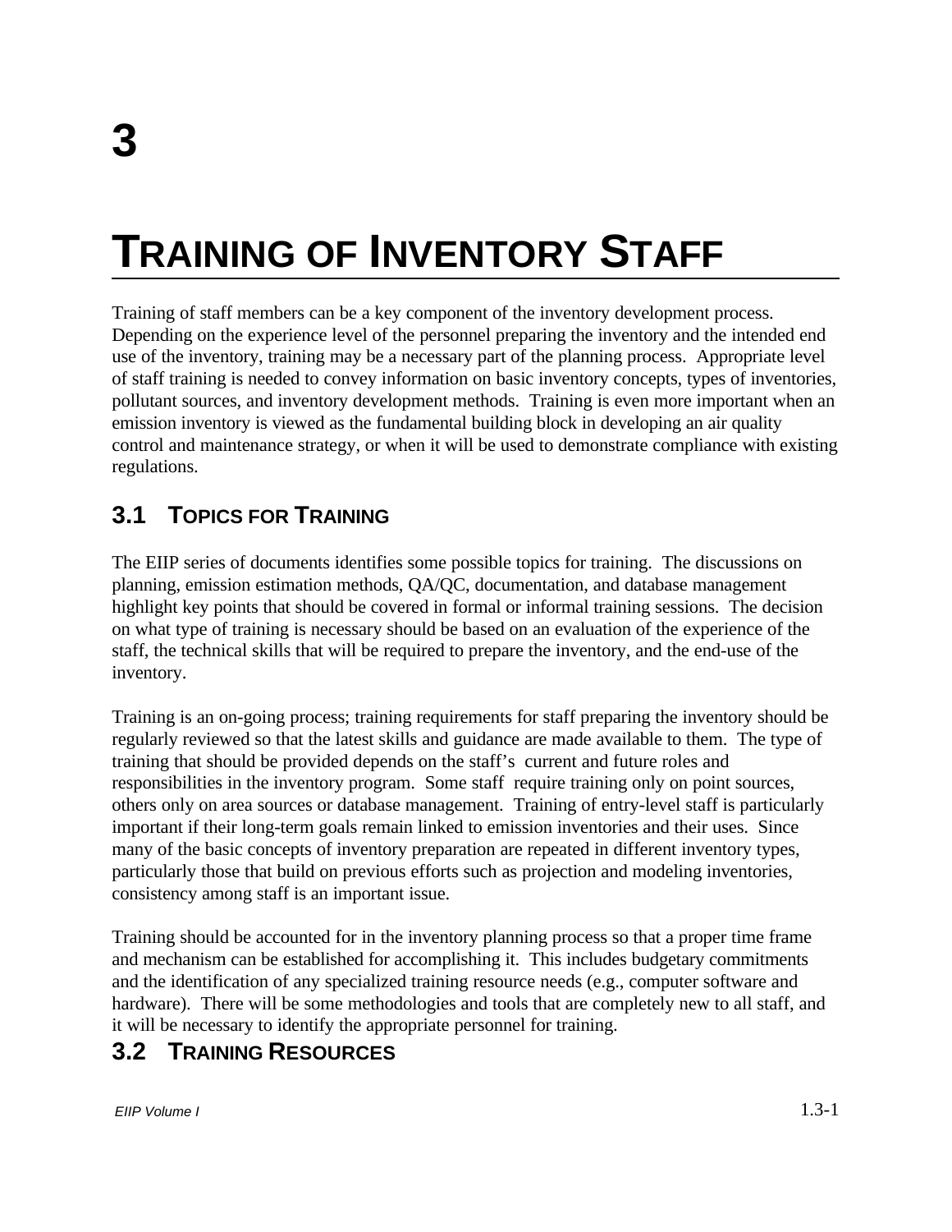# 3

# TRAINING OF INVENTORY STAFF

Training of staff members can be a key component of the inventory development process. Depending on the experience level of the personnel preparing the inventory and the intended end use of the inventory, training may be a necessary part of the planning process. Appropriate level of staff training is needed to convey information on basic inventory concepts, types of inventories, pollutant sources, and inventory development methods. Training is even more important when an emission inventory is viewed as the fundamental building block in developing an air quality control and maintenance strategy, or when it will be used to demonstrate compliance with existing regulations.

## 3.1 TOPICS FOR TRAINING

The EIIP series of documents identifies some possible topics for training. The discussions on planning, emission estimation methods, QA/QC, documentation, and database management highlight key points that should be covered in formal or informal training sessions. The decision on what type of training is necessary should be based on an evaluation of the experience of the staff, the technical skills that will be required to prepare the inventory, and the end-use of the inventory.

Training is an on-going process; training requirements for staff preparing the inventory should be regularly reviewed so that the latest skills and guidance are made available to them. The type of training that should be provided depends on the staff's current and future roles and responsibilities in the inventory program. Some staff require training only on point sources, others only on area sources or database management. Training of entry-level staff is particularly important if their long-term goals remain linked to emission inventories and their uses. Since many of the basic concepts of inventory preparation are repeated in different inventory types, particularly those that build on previous efforts such as projection and modeling inventories, consistency among staff is an important issue.

Training should be accounted for in the inventory planning process so that a proper time frame and mechanism can be established for accomplishing it. This includes budgetary commitments and the identification of any specialized training resource needs (e.g., computer software and hardware). There will be some methodologies and tools that are completely new to all staff, and it will be necessary to identify the appropriate personnel for training.

## 3.2 TRAINING RESOURCES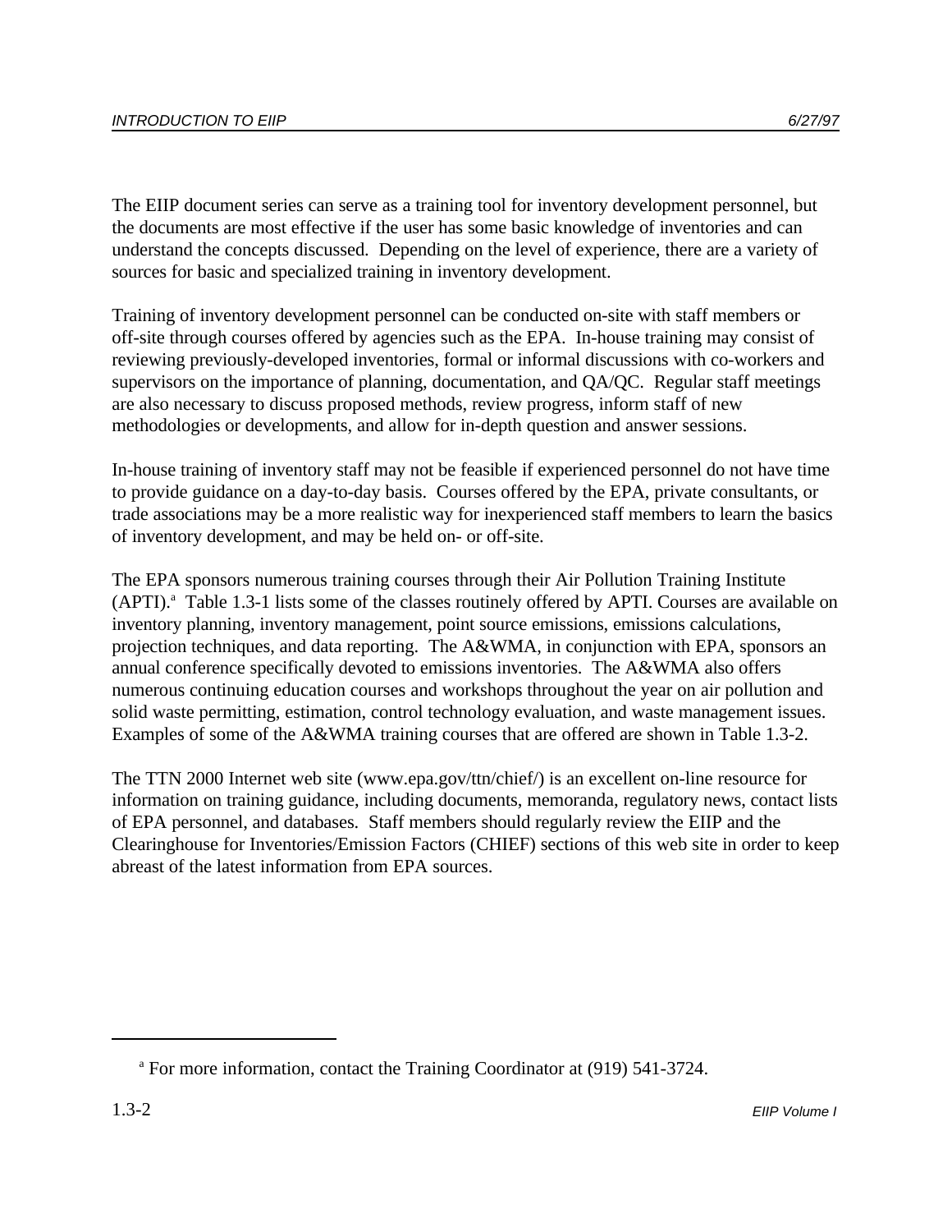The EIIP document series can serve as a training tool for inventory development personnel, but the documents are most effective if the user has some basic knowledge of inventories and can understand the concepts discussed. Depending on the level of experience, there are a variety of sources for basic and specialized training in inventory development.

Training of inventory development personnel can be conducted on-site with staff members or off-site through courses offered by agencies such as the EPA. In-house training may consist of reviewing previously-developed inventories, formal or informal discussions with co-workers and supervisors on the importance of planning, documentation, and QA/QC. Regular staff meetings are also necessary to discuss proposed methods, review progress, inform staff of new methodologies or developments, and allow for in-depth question and answer sessions.

In-house training of inventory staff may not be feasible if experienced personnel do not have time to provide guidance on a day-to-day basis. Courses offered by the EPA, private consultants, or trade associations may be a more realistic way for inexperienced staff members to learn the basics of inventory development, and may be held on- or off-site.

The EPA sponsors numerous training courses through their Air Pollution Training Institute (APTI).[a] Table 1.3-1 lists some of the classes routinely offered by APTI. Courses are available on inventory planning, inventory management, point source emissions, emissions calculations, projection techniques, and data reporting. The A&WMA, in conjunction with EPA, sponsors an annual conference specifically devoted to emissions inventories. The A&WMA also offers numerous continuing education courses and workshops throughout the year on air pollution and solid waste permitting, estimation, control technology evaluation, and waste management issues. Examples of some of the A&WMA training courses that are offered are shown in Table 1.3-2.

The TTN 2000 Internet web site (www.epa.gov/ttn/chief/) is an excellent on-line resource for information on training guidance, including documents, memoranda, regulatory news, contact lists of EPA personnel, and databases. Staff members should regularly review the EIIP and the Clearinghouse for Inventories/Emission Factors (CHIEF) sections of this web site in order to keep abreast of the latest information from EPA sources.

---

[a] For more information, contact the Training Coordinator at (919) 541-3724.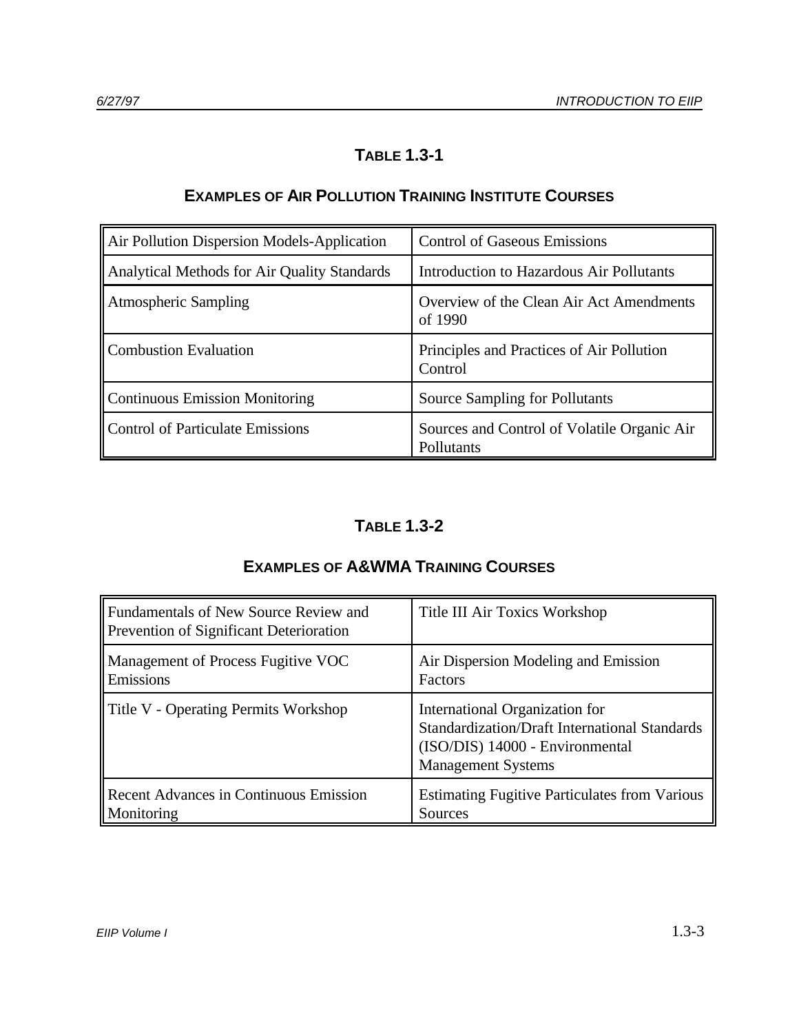## TABLE 1.3-1

### EXAMPLES OF AIR POLLUTION TRAINING INSTITUTE COURSES

| | |
|---|---|
| Air Pollution Dispersion Models-Application | Control of Gaseous Emissions |
| Analytical Methods for Air Quality Standards | Introduction to Hazardous Air Pollutants |
| Atmospheric Sampling | Overview of the Clean Air Act Amendments of 1990 |
| Combustion Evaluation | Principles and Practices of Air Pollution Control |
| Continuous Emission Monitoring | Source Sampling for Pollutants |
| Control of Particulate Emissions | Sources and Control of Volatile Organic Air Pollutants |

## TABLE 1.3-2

### EXAMPLES OF A&WMA TRAINING COURSES

| | |
|---|---|
| Fundamentals of New Source Review and Prevention of Significant Deterioration | Title III Air Toxics Workshop |
| Management of Process Fugitive VOC Emissions | Air Dispersion Modeling and Emission Factors |
| Title V - Operating Permits Workshop | International Organization for Standardization/Draft International Standards (ISO/DIS) 14000 - Environmental Management Systems |
| Recent Advances in Continuous Emission Monitoring | Estimating Fugitive Particulates from Various Sources |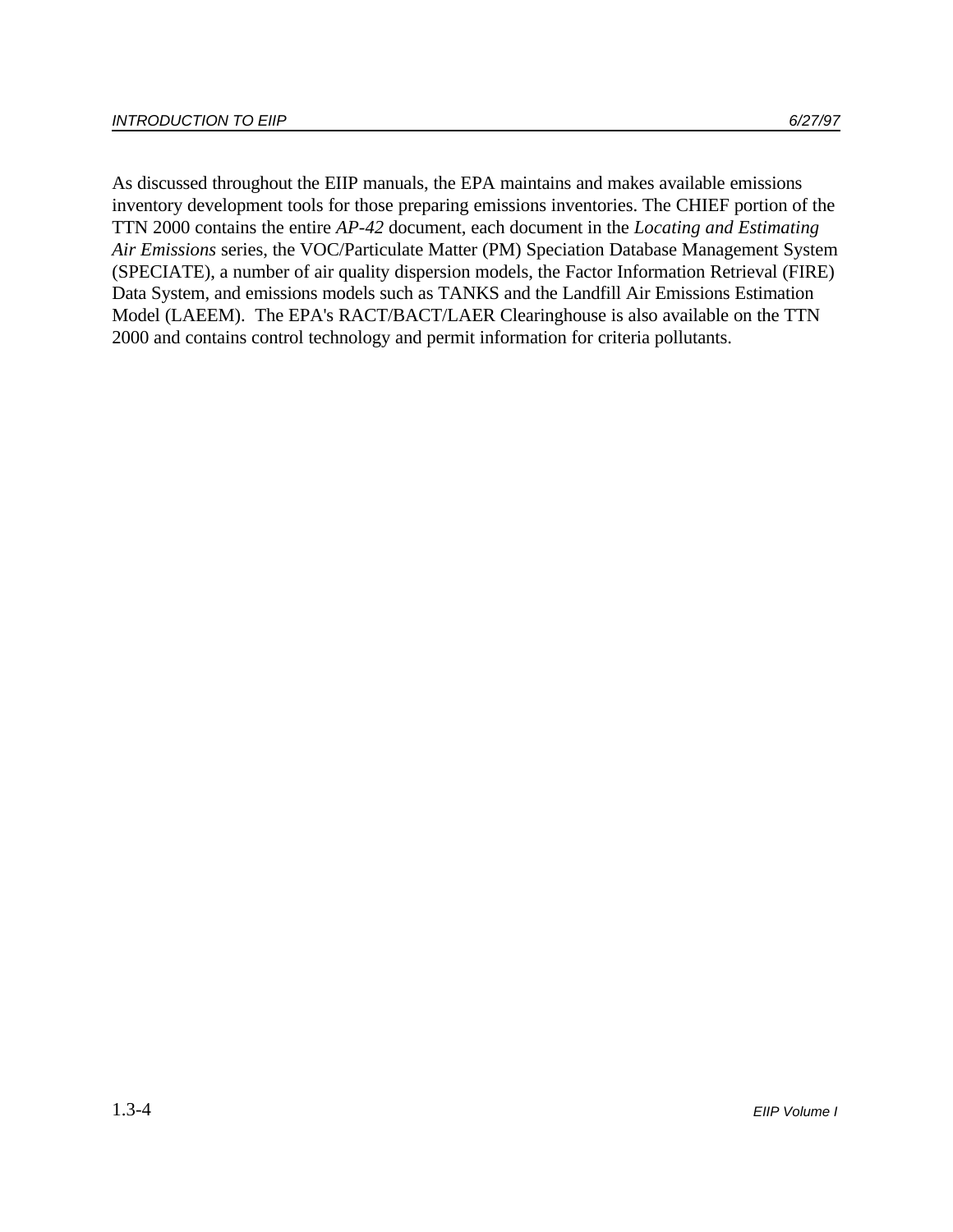As discussed throughout the EIIP manuals, the EPA maintains and makes available emissions inventory development tools for those preparing emissions inventories. The CHIEF portion of the TTN 2000 contains the entire *AP-42* document, each document in the *Locating and Estimating Air Emissions* series, the VOC/Particulate Matter (PM) Speciation Database Management System (SPECIATE), a number of air quality dispersion models, the Factor Information Retrieval (FIRE) Data System, and emissions models such as TANKS and the Landfill Air Emissions Estimation Model (LAEEM). The EPA's RACT/BACT/LAER Clearinghouse is also available on the TTN 2000 and contains control technology and permit information for criteria pollutants.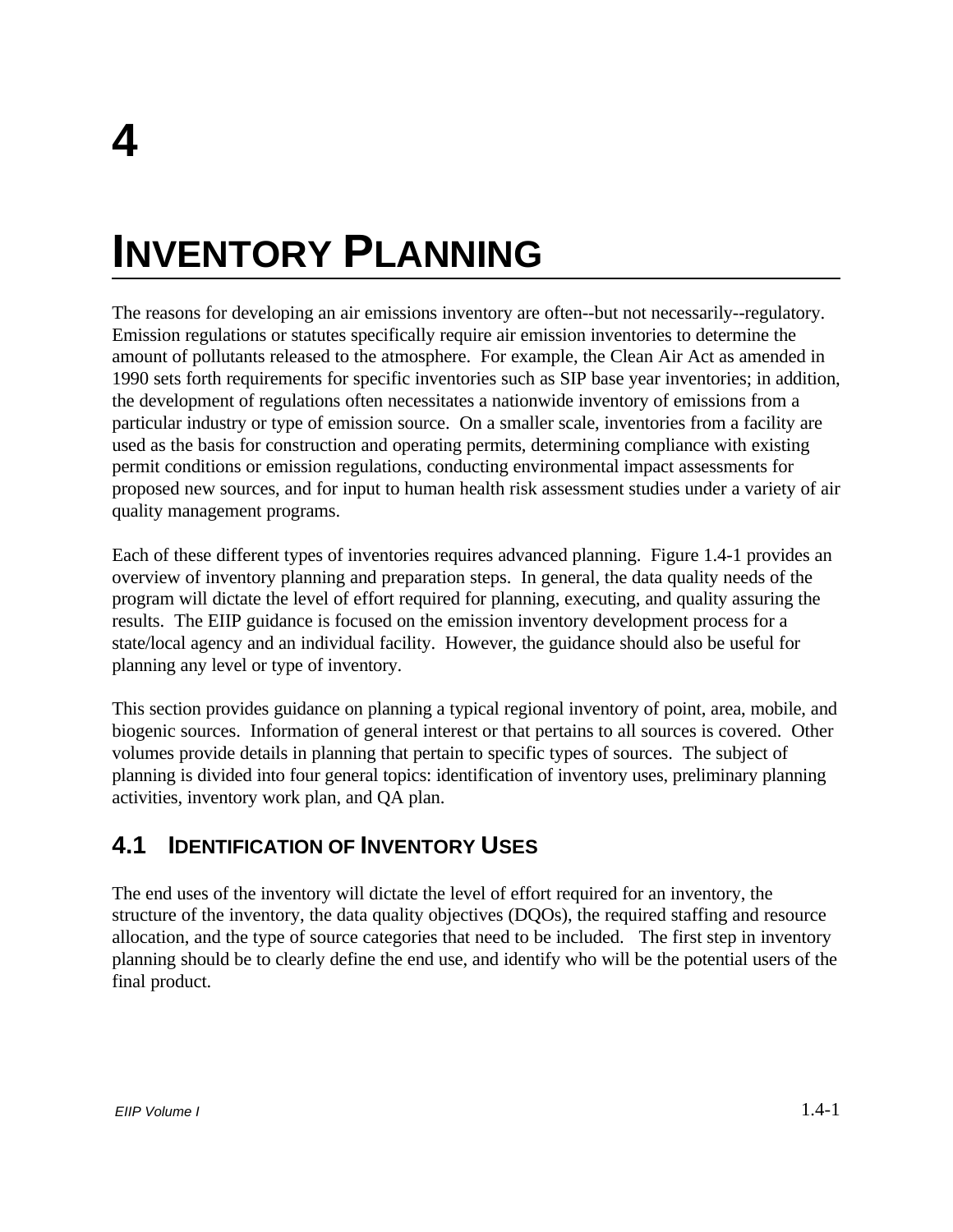# 4

# INVENTORY PLANNING

The reasons for developing an air emissions inventory are often--but not necessarily--regulatory. Emission regulations or statutes specifically require air emission inventories to determine the amount of pollutants released to the atmosphere. For example, the Clean Air Act as amended in 1990 sets forth requirements for specific inventories such as SIP base year inventories; in addition, the development of regulations often necessitates a nationwide inventory of emissions from a particular industry or type of emission source. On a smaller scale, inventories from a facility are used as the basis for construction and operating permits, determining compliance with existing permit conditions or emission regulations, conducting environmental impact assessments for proposed new sources, and for input to human health risk assessment studies under a variety of air quality management programs.

Each of these different types of inventories requires advanced planning. Figure 1.4-1 provides an overview of inventory planning and preparation steps. In general, the data quality needs of the program will dictate the level of effort required for planning, executing, and quality assuring the results. The EIIP guidance is focused on the emission inventory development process for a state/local agency and an individual facility. However, the guidance should also be useful for planning any level or type of inventory.

This section provides guidance on planning a typical regional inventory of point, area, mobile, and biogenic sources. Information of general interest or that pertains to all sources is covered. Other volumes provide details in planning that pertain to specific types of sources. The subject of planning is divided into four general topics: identification of inventory uses, preliminary planning activities, inventory work plan, and QA plan.

## 4.1 IDENTIFICATION OF INVENTORY USES

The end uses of the inventory will dictate the level of effort required for an inventory, the structure of the inventory, the data quality objectives (DQOs), the required staffing and resource allocation, and the type of source categories that need to be included. The first step in inventory planning should be to clearly define the end use, and identify who will be the potential users of the final product.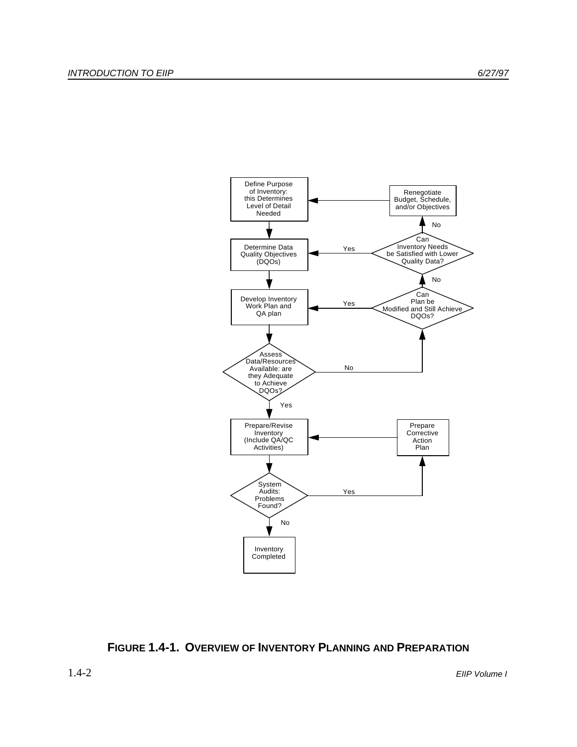Define Purpose of Inventory: this Determines Level of Detail Needed

Determine Data Quality Objectives (DQOs)

Develop Inventory Work Plan and QA plan

Assess Data/Resources Available: are they Adequate to Achieve DQOs?

- Yes → Prepare/Revise Inventory (Include QA/QC Activities)
- No → Can Plan be Modified and Still Achieve DQOs?
  - Yes → Develop Inventory Work Plan and QA plan
  - No → Can Inventory Needs be Satisfied with Lower Quality Data?
    - Yes → Determine Data Quality Objectives (DQOs)
    - No → Renegotiate Budget, Schedule, and/or Objectives → Define Purpose of Inventory: this Determines Level of Detail Needed

Prepare/Revise Inventory (Include QA/QC Activities)

System Audits: Problems Found?

- Yes → Prepare Corrective Action Plan → Prepare/Revise Inventory (Include QA/QC Activities)
- No → Inventory Completed

**FIGURE 1.4-1. OVERVIEW OF INVENTORY PLANNING AND PREPARATION**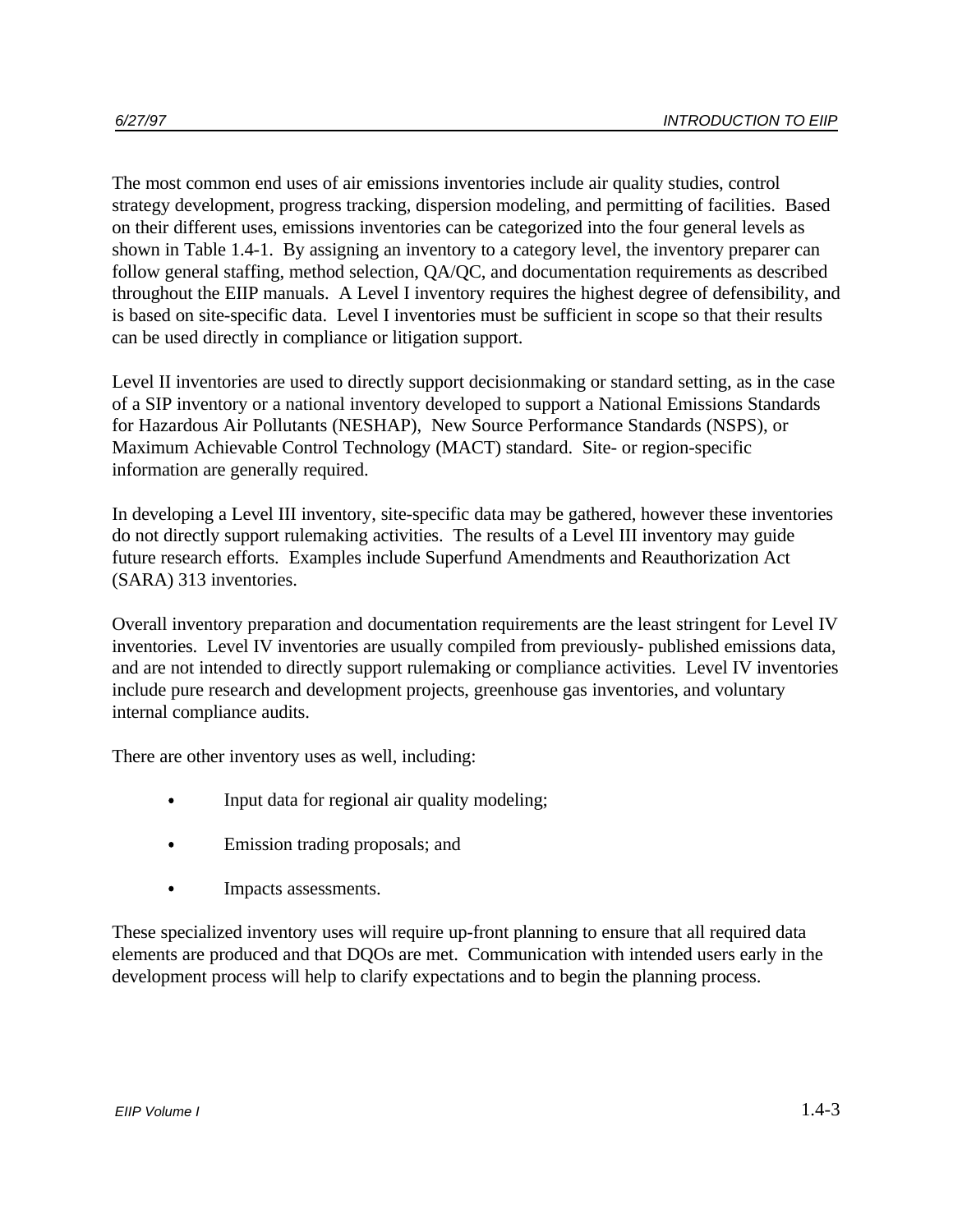The most common end uses of air emissions inventories include air quality studies, control strategy development, progress tracking, dispersion modeling, and permitting of facilities. Based on their different uses, emissions inventories can be categorized into the four general levels as shown in Table 1.4-1. By assigning an inventory to a category level, the inventory preparer can follow general staffing, method selection, QA/QC, and documentation requirements as described throughout the EIIP manuals. A Level I inventory requires the highest degree of defensibility, and is based on site-specific data. Level I inventories must be sufficient in scope so that their results can be used directly in compliance or litigation support.

Level II inventories are used to directly support decisionmaking or standard setting, as in the case of a SIP inventory or a national inventory developed to support a National Emissions Standards for Hazardous Air Pollutants (NESHAP), New Source Performance Standards (NSPS), or Maximum Achievable Control Technology (MACT) standard. Site- or region-specific information are generally required.

In developing a Level III inventory, site-specific data may be gathered, however these inventories do not directly support rulemaking activities. The results of a Level III inventory may guide future research efforts. Examples include Superfund Amendments and Reauthorization Act (SARA) 313 inventories.

Overall inventory preparation and documentation requirements are the least stringent for Level IV inventories. Level IV inventories are usually compiled from previously- published emissions data, and are not intended to directly support rulemaking or compliance activities. Level IV inventories include pure research and development projects, greenhouse gas inventories, and voluntary internal compliance audits.

There are other inventory uses as well, including:

- Input data for regional air quality modeling;
- Emission trading proposals; and
- Impacts assessments.

These specialized inventory uses will require up-front planning to ensure that all required data elements are produced and that DQOs are met. Communication with intended users early in the development process will help to clarify expectations and to begin the planning process.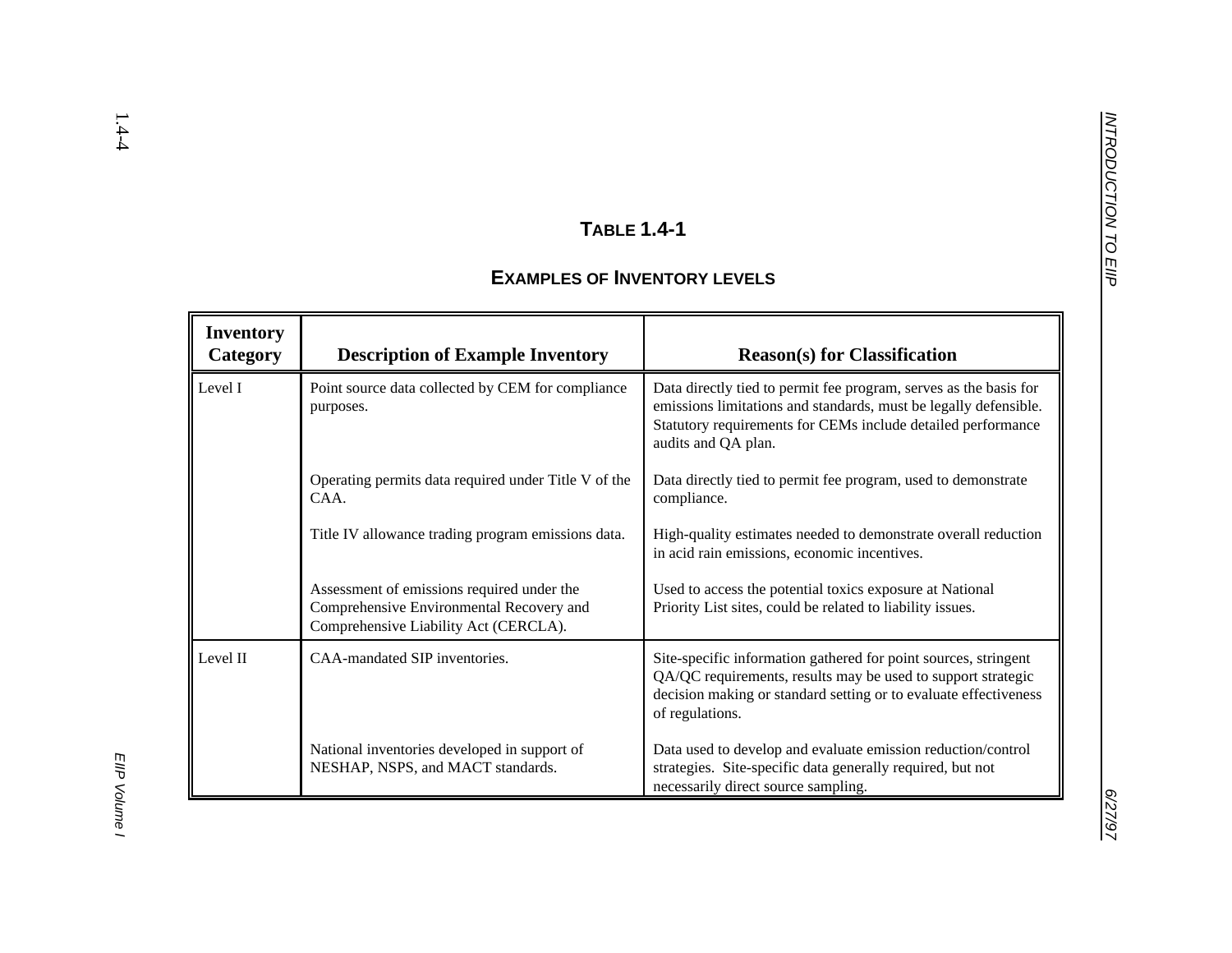## TABLE 1.4-1

### EXAMPLES OF INVENTORY LEVELS

| Inventory Category | Description of Example Inventory | Reason(s) for Classification |
|---|---|---|
| Level I | Point source data collected by CEM for compliance purposes. | Data directly tied to permit fee program, serves as the basis for emissions limitations and standards, must be legally defensible. Statutory requirements for CEMs include detailed performance audits and QA plan. |
| | Operating permits data required under Title V of the CAA. | Data directly tied to permit fee program, used to demonstrate compliance. |
| | Title IV allowance trading program emissions data. | High-quality estimates needed to demonstrate overall reduction in acid rain emissions, economic incentives. |
| | Assessment of emissions required under the Comprehensive Environmental Recovery and Comprehensive Liability Act (CERCLA). | Used to access the potential toxics exposure at National Priority List sites, could be related to liability issues. |
| Level II | CAA-mandated SIP inventories. | Site-specific information gathered for point sources, stringent QA/QC requirements, results may be used to support strategic decision making or standard setting or to evaluate effectiveness of regulations. |
| | National inventories developed in support of NESHAP, NSPS, and MACT standards. | Data used to develop and evaluate emission reduction/control strategies. Site-specific data generally required, but not necessarily direct source sampling. |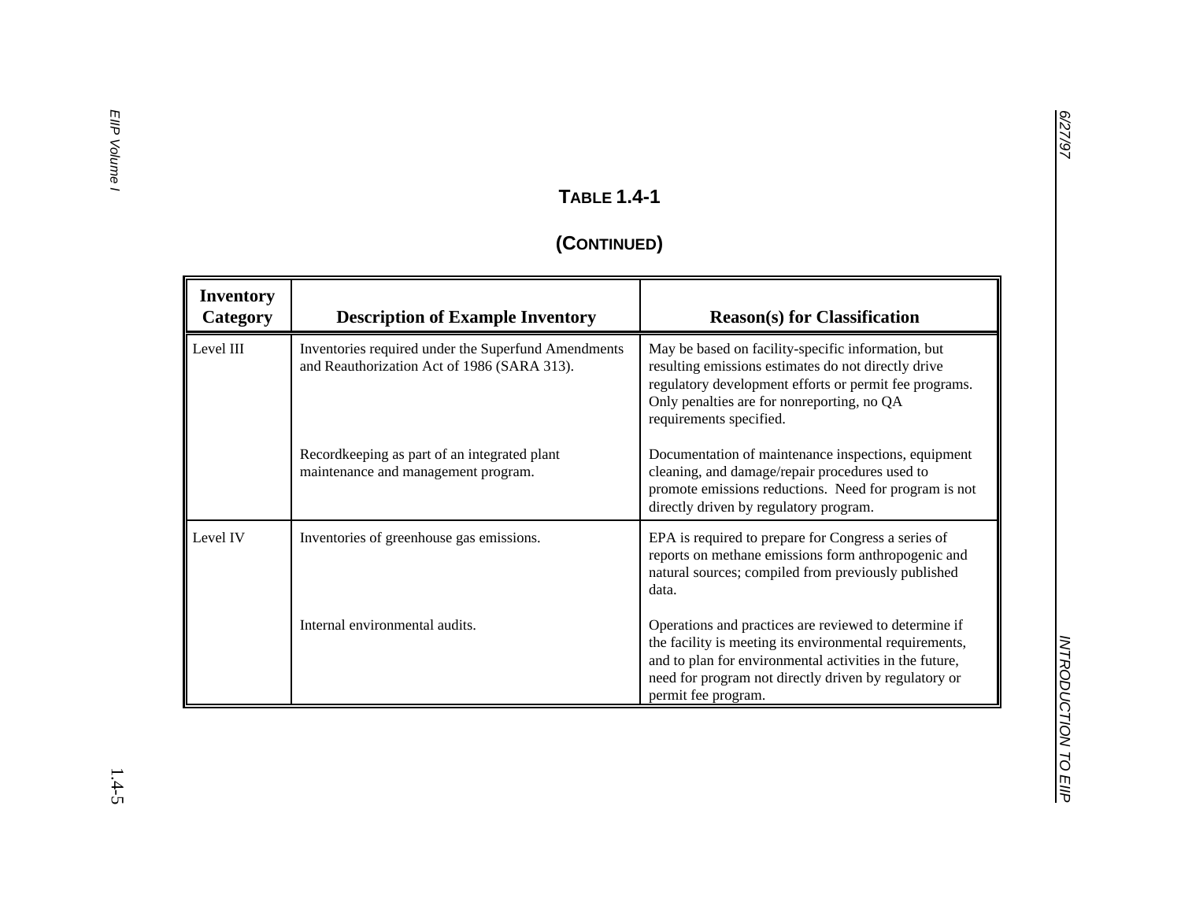## TABLE 1.4-1

## (CONTINUED)

| Inventory Category | Description of Example Inventory | Reason(s) for Classification |
|---|---|---|
| Level III | Inventories required under the Superfund Amendments and Reauthorization Act of 1986 (SARA 313). | May be based on facility-specific information, but resulting emissions estimates do not directly drive regulatory development efforts or permit fee programs. Only penalties are for nonreporting, no QA requirements specified. |
| | Recordkeeping as part of an integrated plant maintenance and management program. | Documentation of maintenance inspections, equipment cleaning, and damage/repair procedures used to promote emissions reductions. Need for program is not directly driven by regulatory program. |
| Level IV | Inventories of greenhouse gas emissions. | EPA is required to prepare for Congress a series of reports on methane emissions form anthropogenic and natural sources; compiled from previously published data. |
| | Internal environmental audits. | Operations and practices are reviewed to determine if the facility is meeting its environmental requirements, and to plan for environmental activities in the future, need for program not directly driven by regulatory or permit fee program. |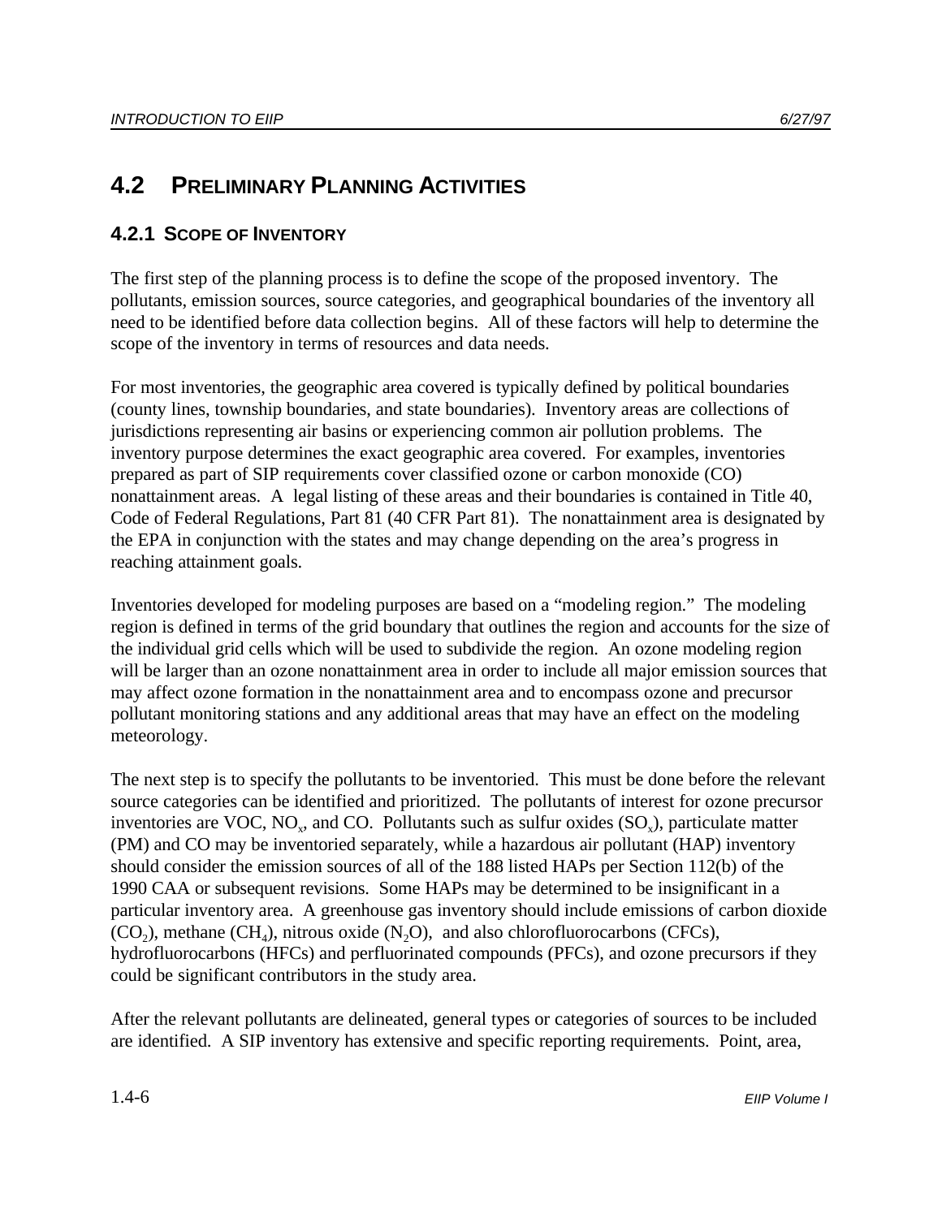## 4.2 PRELIMINARY PLANNING ACTIVITIES

### 4.2.1 SCOPE OF INVENTORY

The first step of the planning process is to define the scope of the proposed inventory. The pollutants, emission sources, source categories, and geographical boundaries of the inventory all need to be identified before data collection begins. All of these factors will help to determine the scope of the inventory in terms of resources and data needs.

For most inventories, the geographic area covered is typically defined by political boundaries (county lines, township boundaries, and state boundaries). Inventory areas are collections of jurisdictions representing air basins or experiencing common air pollution problems. The inventory purpose determines the exact geographic area covered. For examples, inventories prepared as part of SIP requirements cover classified ozone or carbon monoxide (CO) nonattainment areas. A legal listing of these areas and their boundaries is contained in Title 40, Code of Federal Regulations, Part 81 (40 CFR Part 81). The nonattainment area is designated by the EPA in conjunction with the states and may change depending on the area's progress in reaching attainment goals.

Inventories developed for modeling purposes are based on a "modeling region." The modeling region is defined in terms of the grid boundary that outlines the region and accounts for the size of the individual grid cells which will be used to subdivide the region. An ozone modeling region will be larger than an ozone nonattainment area in order to include all major emission sources that may affect ozone formation in the nonattainment area and to encompass ozone and precursor pollutant monitoring stations and any additional areas that may have an effect on the modeling meteorology.

The next step is to specify the pollutants to be inventoried. This must be done before the relevant source categories can be identified and prioritized. The pollutants of interest for ozone precursor inventories are VOC, $NO_x$, and CO. Pollutants such as sulfur oxides ($SO_x$), particulate matter (PM) and CO may be inventoried separately, while a hazardous air pollutant (HAP) inventory should consider the emission sources of all of the 188 listed HAPs per Section 112(b) of the 1990 CAA or subsequent revisions. Some HAPs may be determined to be insignificant in a particular inventory area. A greenhouse gas inventory should include emissions of carbon dioxide ($CO_2$), methane ($CH_4$), nitrous oxide ($N_2O$), and also chlorofluorocarbons (CFCs), hydrofluorocarbons (HFCs) and perfluorinated compounds (PFCs), and ozone precursors if they could be significant contributors in the study area.

After the relevant pollutants are delineated, general types or categories of sources to be included are identified. A SIP inventory has extensive and specific reporting requirements. Point, area,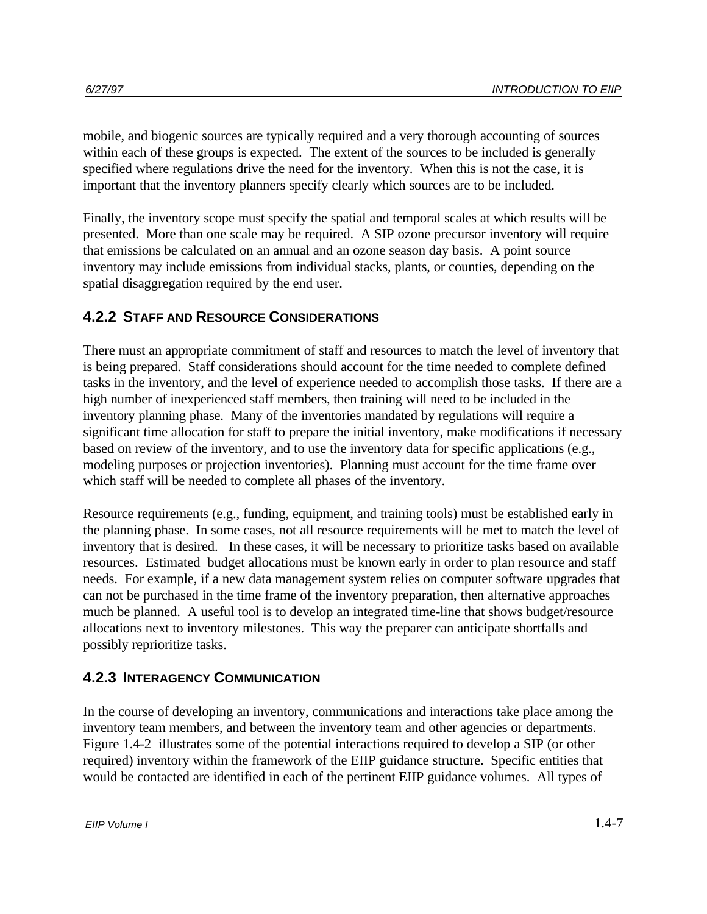mobile, and biogenic sources are typically required and a very thorough accounting of sources within each of these groups is expected. The extent of the sources to be included is generally specified where regulations drive the need for the inventory. When this is not the case, it is important that the inventory planners specify clearly which sources are to be included.

Finally, the inventory scope must specify the spatial and temporal scales at which results will be presented. More than one scale may be required. A SIP ozone precursor inventory will require that emissions be calculated on an annual and an ozone season day basis. A point source inventory may include emissions from individual stacks, plants, or counties, depending on the spatial disaggregation required by the end user.

### 4.2.2 STAFF AND RESOURCE CONSIDERATIONS

There must an appropriate commitment of staff and resources to match the level of inventory that is being prepared. Staff considerations should account for the time needed to complete defined tasks in the inventory, and the level of experience needed to accomplish those tasks. If there are a high number of inexperienced staff members, then training will need to be included in the inventory planning phase. Many of the inventories mandated by regulations will require a significant time allocation for staff to prepare the initial inventory, make modifications if necessary based on review of the inventory, and to use the inventory data for specific applications (e.g., modeling purposes or projection inventories). Planning must account for the time frame over which staff will be needed to complete all phases of the inventory.

Resource requirements (e.g., funding, equipment, and training tools) must be established early in the planning phase. In some cases, not all resource requirements will be met to match the level of inventory that is desired. In these cases, it will be necessary to prioritize tasks based on available resources. Estimated budget allocations must be known early in order to plan resource and staff needs. For example, if a new data management system relies on computer software upgrades that can not be purchased in the time frame of the inventory preparation, then alternative approaches much be planned. A useful tool is to develop an integrated time-line that shows budget/resource allocations next to inventory milestones. This way the preparer can anticipate shortfalls and possibly reprioritize tasks.

### 4.2.3 INTERAGENCY COMMUNICATION

In the course of developing an inventory, communications and interactions take place among the inventory team members, and between the inventory team and other agencies or departments. Figure 1.4-2 illustrates some of the potential interactions required to develop a SIP (or other required) inventory within the framework of the EIIP guidance structure. Specific entities that would be contacted are identified in each of the pertinent EIIP guidance volumes. All types of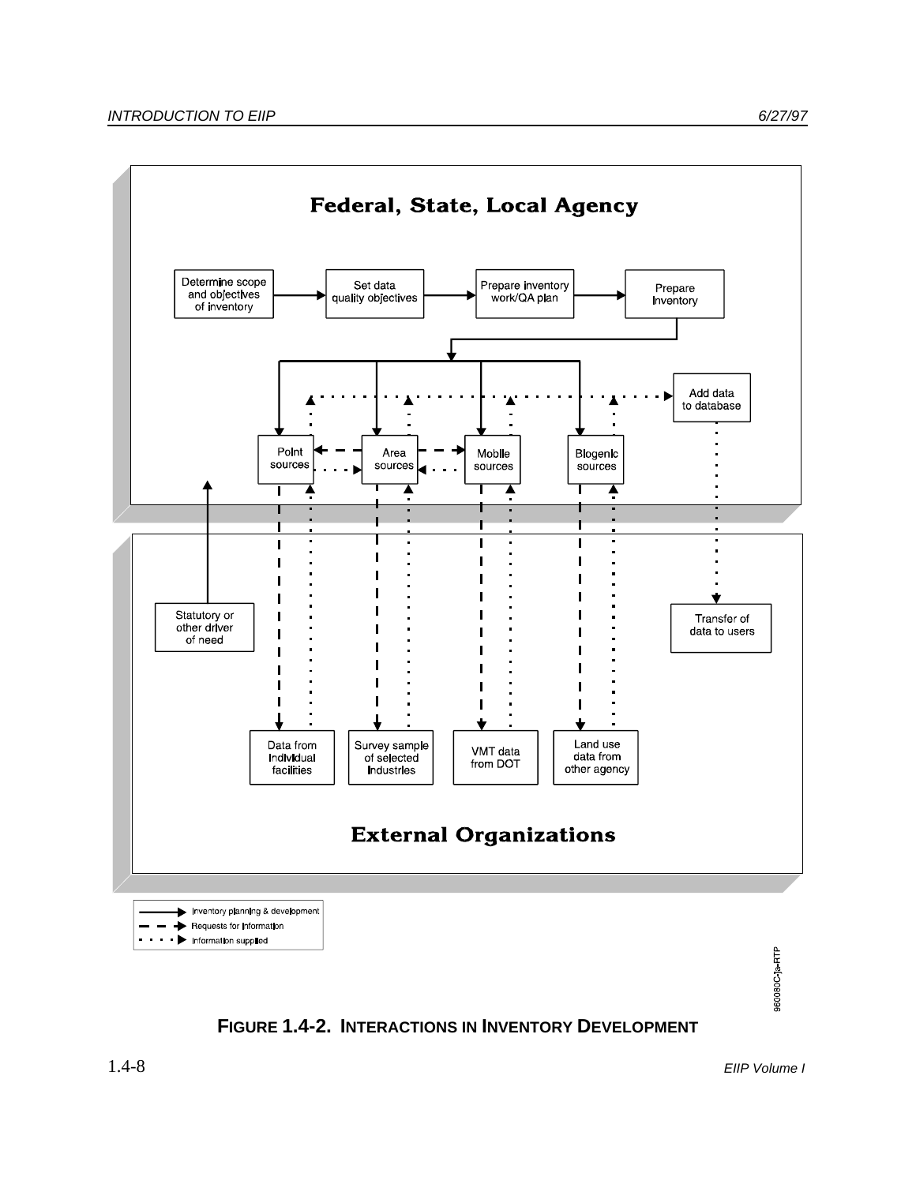Federal, State, Local Agency

Determine scope and objectives of inventory → Set data quality objectives → Prepare inventory work/QA plan → Prepare Inventory

Point sources | Area sources | Mobile sources | Biogenic sources | Add data to database

Statutory or other driver of need

Transfer of data to users

Data from individual facilities | Survey sample of selected industries | VMT data from DOT | Land use data from other agency

External Organizations

Inventory planning & development
Requests for information
Information supplied

960080C-ja-RTP

**FIGURE 1.4-2. INTERACTIONS IN INVENTORY DEVELOPMENT**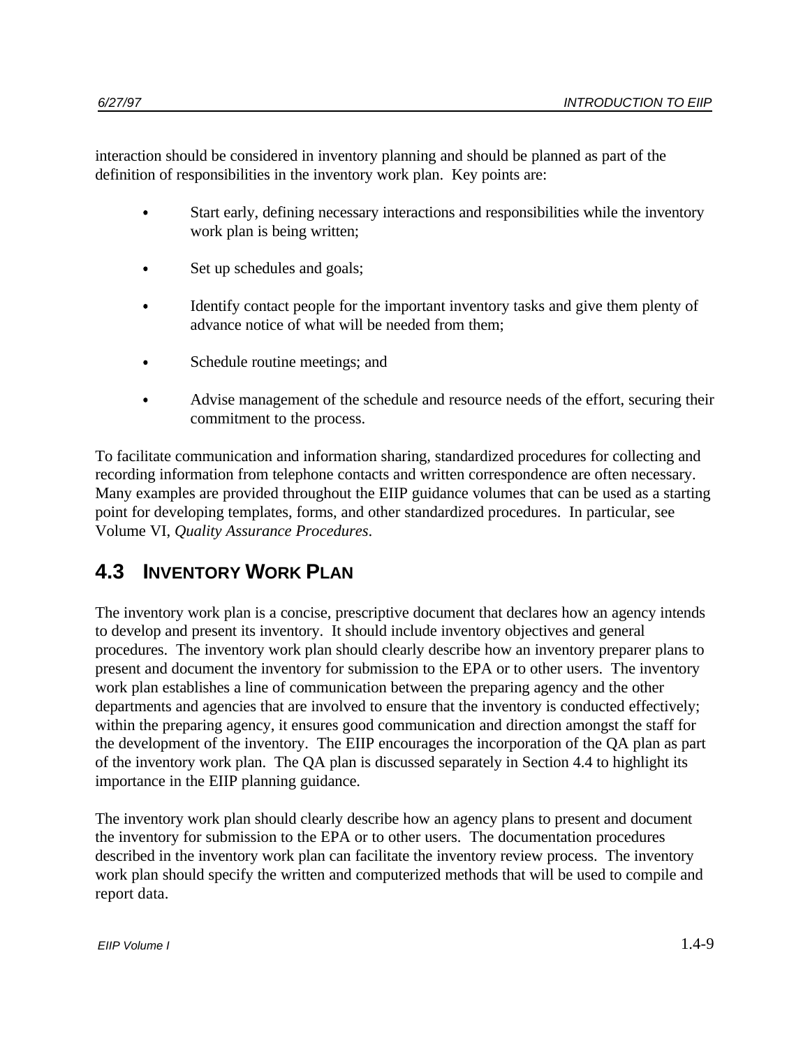interaction should be considered in inventory planning and should be planned as part of the definition of responsibilities in the inventory work plan.  Key points are:

- Start early, defining necessary interactions and responsibilities while the inventory work plan is being written;
- Set up schedules and goals;
- Identify contact people for the important inventory tasks and give them plenty of advance notice of what will be needed from them;
- Schedule routine meetings; and
- Advise management of the schedule and resource needs of the effort, securing their commitment to the process.

To facilitate communication and information sharing, standardized procedures for collecting and recording information from telephone contacts and written correspondence are often necessary. Many examples are provided throughout the EIIP guidance volumes that can be used as a starting point for developing templates, forms, and other standardized procedures.  In particular, see Volume VI, *Quality Assurance Procedures*.

## 4.3 INVENTORY WORK PLAN

The inventory work plan is a concise, prescriptive document that declares how an agency intends to develop and present its inventory.  It should include inventory objectives and general procedures.  The inventory work plan should clearly describe how an inventory preparer plans to present and document the inventory for submission to the EPA or to other users.  The inventory work plan establishes a line of communication between the preparing agency and the other departments and agencies that are involved to ensure that the inventory is conducted effectively; within the preparing agency, it ensures good communication and direction amongst the staff for the development of the inventory.  The EIIP encourages the incorporation of the QA plan as part of the inventory work plan.  The QA plan is discussed separately in Section 4.4 to highlight its importance in the EIIP planning guidance.

The inventory work plan should clearly describe how an agency plans to present and document the inventory for submission to the EPA or to other users.  The documentation procedures described in the inventory work plan can facilitate the inventory review process.  The inventory work plan should specify the written and computerized methods that will be used to compile and report data.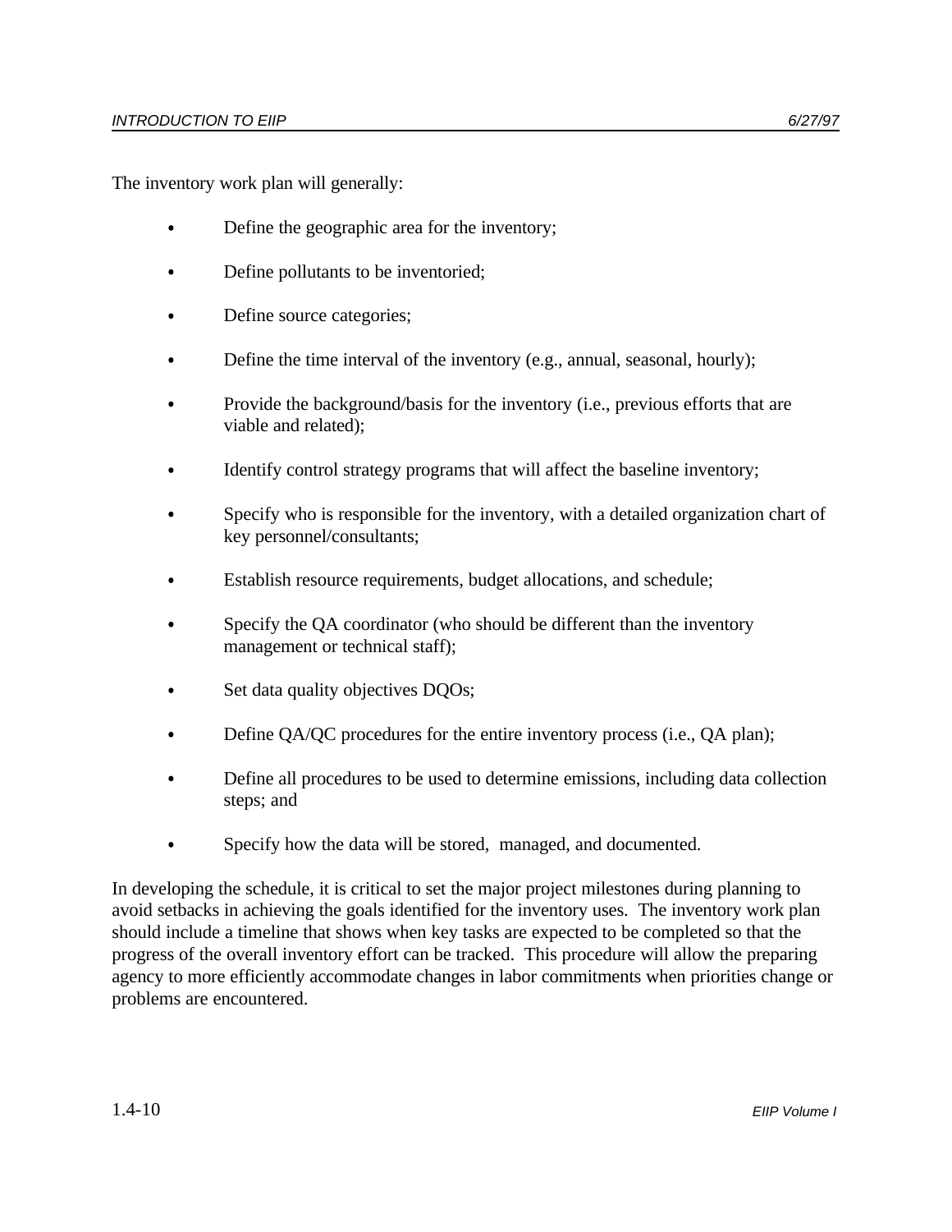The inventory work plan will generally:

- Define the geographic area for the inventory;
- Define pollutants to be inventoried;
- Define source categories;
- Define the time interval of the inventory (e.g., annual, seasonal, hourly);
- Provide the background/basis for the inventory (i.e., previous efforts that are viable and related);
- Identify control strategy programs that will affect the baseline inventory;
- Specify who is responsible for the inventory, with a detailed organization chart of key personnel/consultants;
- Establish resource requirements, budget allocations, and schedule;
- Specify the QA coordinator (who should be different than the inventory management or technical staff);
- Set data quality objectives DQOs;
- Define QA/QC procedures for the entire inventory process (i.e., QA plan);
- Define all procedures to be used to determine emissions, including data collection steps; and
- Specify how the data will be stored, managed, and documented.

In developing the schedule, it is critical to set the major project milestones during planning to avoid setbacks in achieving the goals identified for the inventory uses. The inventory work plan should include a timeline that shows when key tasks are expected to be completed so that the progress of the overall inventory effort can be tracked. This procedure will allow the preparing agency to more efficiently accommodate changes in labor commitments when priorities change or problems are encountered.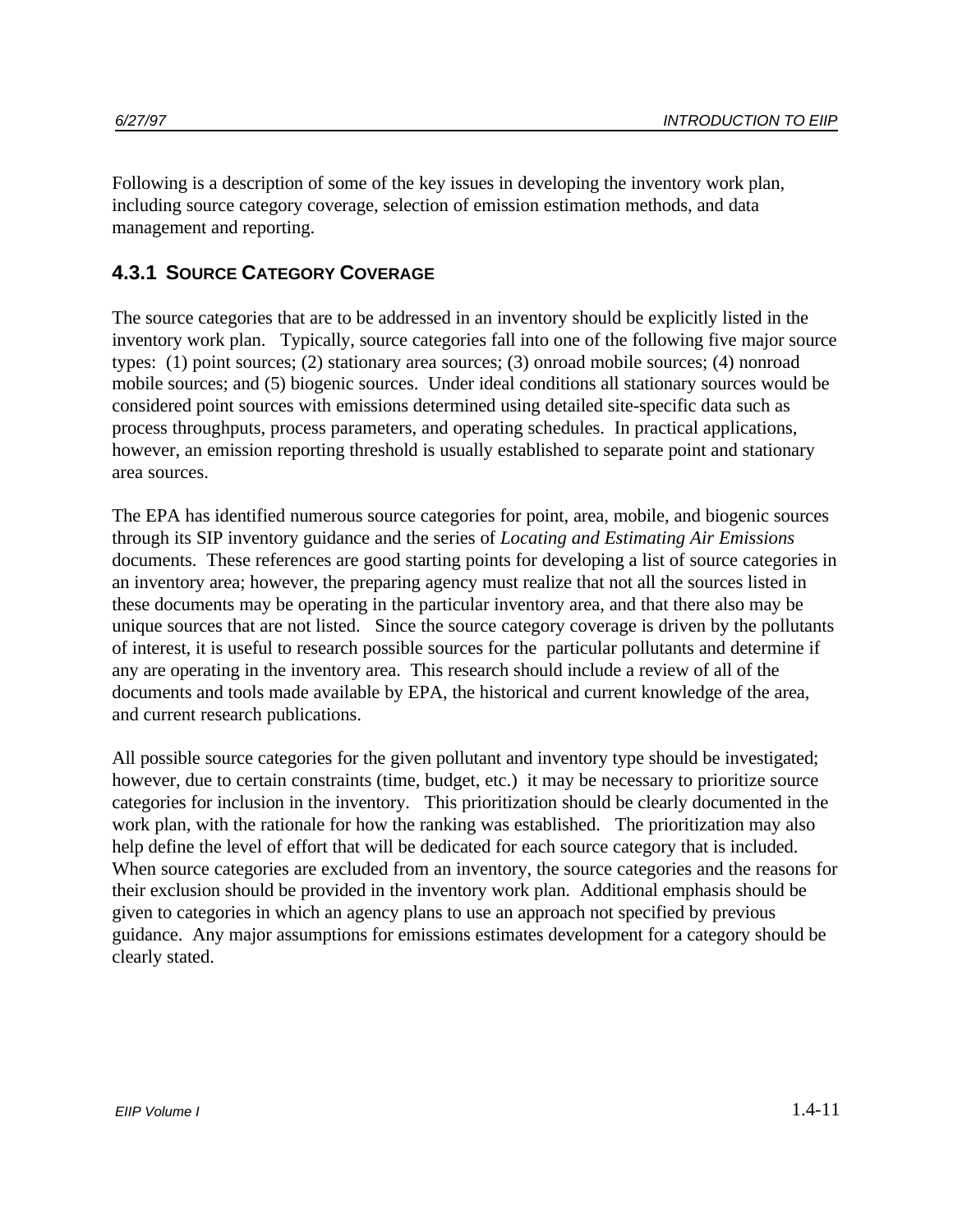Following is a description of some of the key issues in developing the inventory work plan, including source category coverage, selection of emission estimation methods, and data management and reporting.

### 4.3.1 SOURCE CATEGORY COVERAGE

The source categories that are to be addressed in an inventory should be explicitly listed in the inventory work plan. Typically, source categories fall into one of the following five major source types: (1) point sources; (2) stationary area sources; (3) onroad mobile sources; (4) nonroad mobile sources; and (5) biogenic sources. Under ideal conditions all stationary sources would be considered point sources with emissions determined using detailed site-specific data such as process throughputs, process parameters, and operating schedules. In practical applications, however, an emission reporting threshold is usually established to separate point and stationary area sources.

The EPA has identified numerous source categories for point, area, mobile, and biogenic sources through its SIP inventory guidance and the series of *Locating and Estimating Air Emissions* documents. These references are good starting points for developing a list of source categories in an inventory area; however, the preparing agency must realize that not all the sources listed in these documents may be operating in the particular inventory area, and that there also may be unique sources that are not listed. Since the source category coverage is driven by the pollutants of interest, it is useful to research possible sources for the particular pollutants and determine if any are operating in the inventory area. This research should include a review of all of the documents and tools made available by EPA, the historical and current knowledge of the area, and current research publications.

All possible source categories for the given pollutant and inventory type should be investigated; however, due to certain constraints (time, budget, etc.) it may be necessary to prioritize source categories for inclusion in the inventory. This prioritization should be clearly documented in the work plan, with the rationale for how the ranking was established. The prioritization may also help define the level of effort that will be dedicated for each source category that is included. When source categories are excluded from an inventory, the source categories and the reasons for their exclusion should be provided in the inventory work plan. Additional emphasis should be given to categories in which an agency plans to use an approach not specified by previous guidance. Any major assumptions for emissions estimates development for a category should be clearly stated.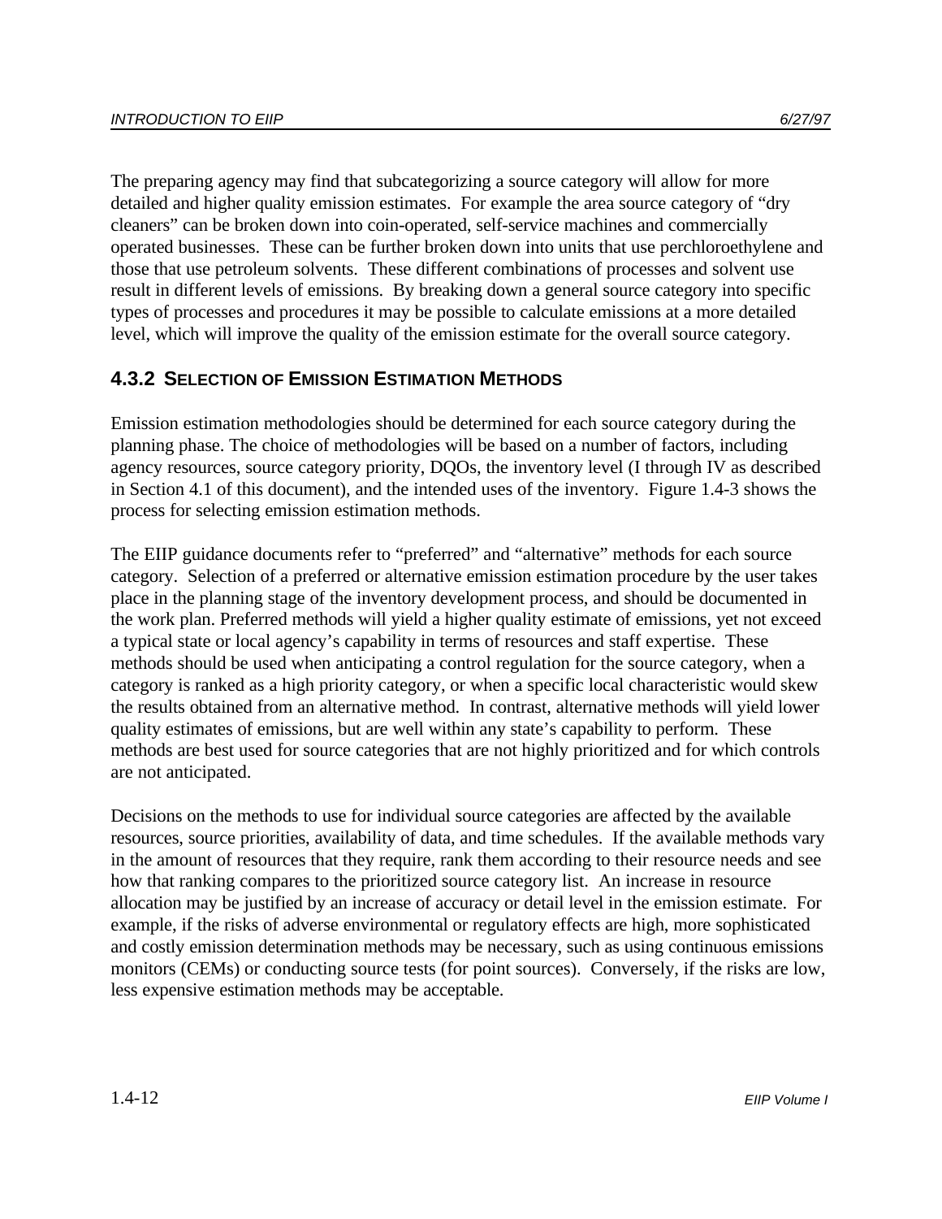The preparing agency may find that subcategorizing a source category will allow for more detailed and higher quality emission estimates. For example the area source category of "dry cleaners" can be broken down into coin-operated, self-service machines and commercially operated businesses. These can be further broken down into units that use perchloroethylene and those that use petroleum solvents. These different combinations of processes and solvent use result in different levels of emissions. By breaking down a general source category into specific types of processes and procedures it may be possible to calculate emissions at a more detailed level, which will improve the quality of the emission estimate for the overall source category.

### 4.3.2 SELECTION OF EMISSION ESTIMATION METHODS

Emission estimation methodologies should be determined for each source category during the planning phase. The choice of methodologies will be based on a number of factors, including agency resources, source category priority, DQOs, the inventory level (I through IV as described in Section 4.1 of this document), and the intended uses of the inventory. Figure 1.4-3 shows the process for selecting emission estimation methods.

The EIIP guidance documents refer to "preferred" and "alternative" methods for each source category. Selection of a preferred or alternative emission estimation procedure by the user takes place in the planning stage of the inventory development process, and should be documented in the work plan. Preferred methods will yield a higher quality estimate of emissions, yet not exceed a typical state or local agency's capability in terms of resources and staff expertise. These methods should be used when anticipating a control regulation for the source category, when a category is ranked as a high priority category, or when a specific local characteristic would skew the results obtained from an alternative method. In contrast, alternative methods will yield lower quality estimates of emissions, but are well within any state's capability to perform. These methods are best used for source categories that are not highly prioritized and for which controls are not anticipated.

Decisions on the methods to use for individual source categories are affected by the available resources, source priorities, availability of data, and time schedules. If the available methods vary in the amount of resources that they require, rank them according to their resource needs and see how that ranking compares to the prioritized source category list. An increase in resource allocation may be justified by an increase of accuracy or detail level in the emission estimate. For example, if the risks of adverse environmental or regulatory effects are high, more sophisticated and costly emission determination methods may be necessary, such as using continuous emissions monitors (CEMs) or conducting source tests (for point sources). Conversely, if the risks are low, less expensive estimation methods may be acceptable.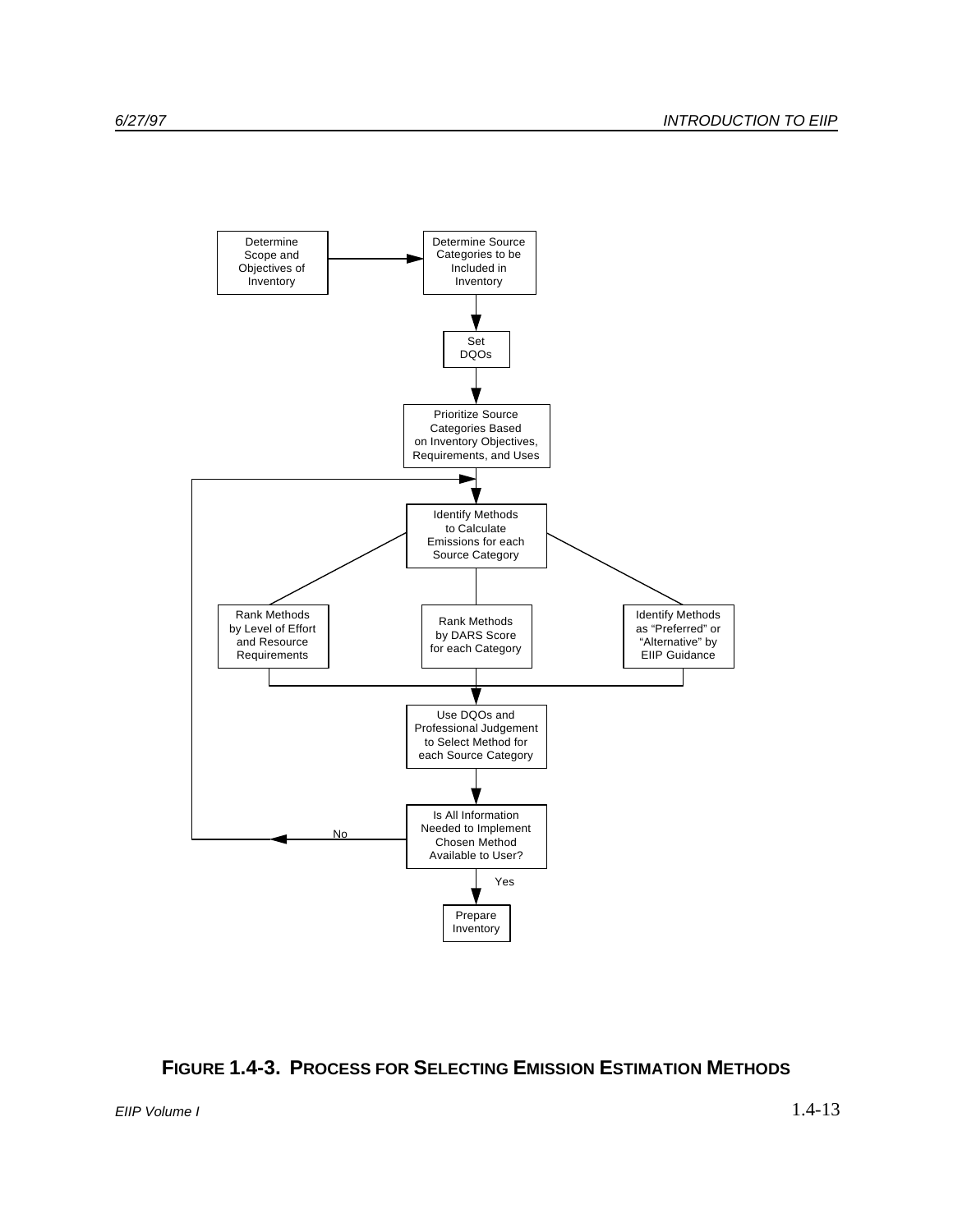Determine Scope and Objectives of Inventory

Determine Source Categories to be Included in Inventory

Set DQOs

Prioritize Source Categories Based on Inventory Objectives, Requirements, and Uses

Identify Methods to Calculate Emissions for each Source Category

Rank Methods by Level of Effort and Resource Requirements

Rank Methods by DARS Score for each Category

Identify Methods as "Preferred" or "Alternative" by EIIP Guidance

Use DQOs and Professional Judgement to Select Method for each Source Category

Is All Information Needed to Implement Chosen Method Available to User?

No

Yes

Prepare Inventory

**FIGURE 1.4-3. PROCESS FOR SELECTING EMISSION ESTIMATION METHODS**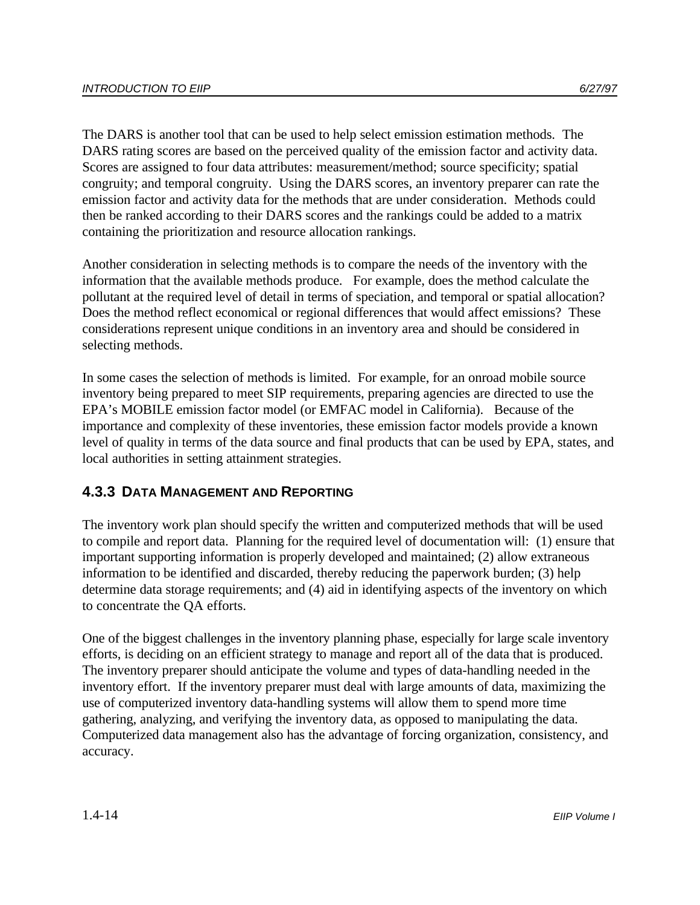The DARS is another tool that can be used to help select emission estimation methods. The DARS rating scores are based on the perceived quality of the emission factor and activity data. Scores are assigned to four data attributes: measurement/method; source specificity; spatial congruity; and temporal congruity. Using the DARS scores, an inventory preparer can rate the emission factor and activity data for the methods that are under consideration. Methods could then be ranked according to their DARS scores and the rankings could be added to a matrix containing the prioritization and resource allocation rankings.

Another consideration in selecting methods is to compare the needs of the inventory with the information that the available methods produce. For example, does the method calculate the pollutant at the required level of detail in terms of speciation, and temporal or spatial allocation? Does the method reflect economical or regional differences that would affect emissions? These considerations represent unique conditions in an inventory area and should be considered in selecting methods.

In some cases the selection of methods is limited. For example, for an onroad mobile source inventory being prepared to meet SIP requirements, preparing agencies are directed to use the EPA's MOBILE emission factor model (or EMFAC model in California). Because of the importance and complexity of these inventories, these emission factor models provide a known level of quality in terms of the data source and final products that can be used by EPA, states, and local authorities in setting attainment strategies.

### 4.3.3 DATA MANAGEMENT AND REPORTING

The inventory work plan should specify the written and computerized methods that will be used to compile and report data. Planning for the required level of documentation will: (1) ensure that important supporting information is properly developed and maintained; (2) allow extraneous information to be identified and discarded, thereby reducing the paperwork burden; (3) help determine data storage requirements; and (4) aid in identifying aspects of the inventory on which to concentrate the QA efforts.

One of the biggest challenges in the inventory planning phase, especially for large scale inventory efforts, is deciding on an efficient strategy to manage and report all of the data that is produced. The inventory preparer should anticipate the volume and types of data-handling needed in the inventory effort. If the inventory preparer must deal with large amounts of data, maximizing the use of computerized inventory data-handling systems will allow them to spend more time gathering, analyzing, and verifying the inventory data, as opposed to manipulating the data. Computerized data management also has the advantage of forcing organization, consistency, and accuracy.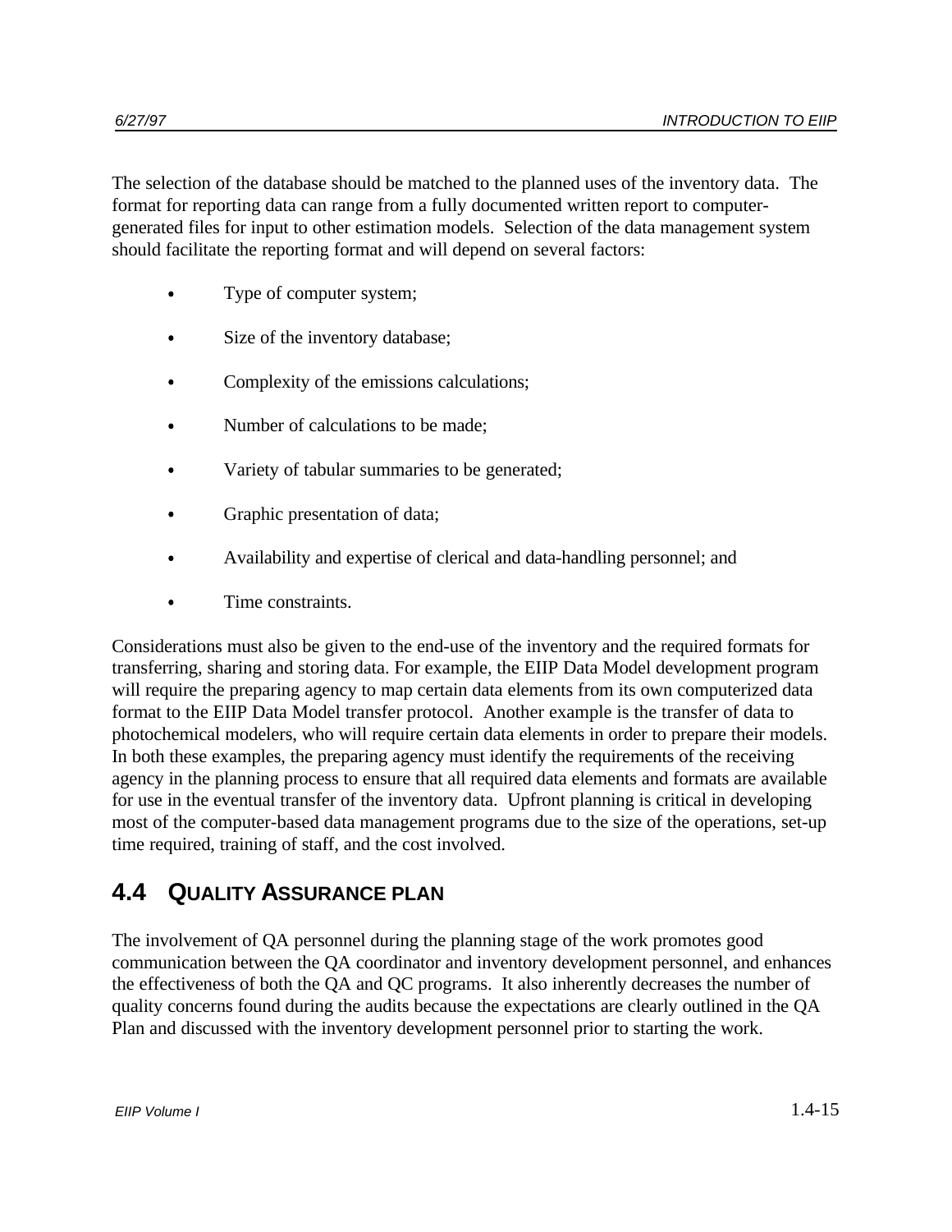The selection of the database should be matched to the planned uses of the inventory data. The format for reporting data can range from a fully documented written report to computer-generated files for input to other estimation models. Selection of the data management system should facilitate the reporting format and will depend on several factors:

- Type of computer system;
- Size of the inventory database;
- Complexity of the emissions calculations;
- Number of calculations to be made;
- Variety of tabular summaries to be generated;
- Graphic presentation of data;
- Availability and expertise of clerical and data-handling personnel; and
- Time constraints.

Considerations must also be given to the end-use of the inventory and the required formats for transferring, sharing and storing data. For example, the EIIP Data Model development program will require the preparing agency to map certain data elements from its own computerized data format to the EIIP Data Model transfer protocol. Another example is the transfer of data to photochemical modelers, who will require certain data elements in order to prepare their models. In both these examples, the preparing agency must identify the requirements of the receiving agency in the planning process to ensure that all required data elements and formats are available for use in the eventual transfer of the inventory data. Upfront planning is critical in developing most of the computer-based data management programs due to the size of the operations, set-up time required, training of staff, and the cost involved.

## 4.4 QUALITY ASSURANCE PLAN

The involvement of QA personnel during the planning stage of the work promotes good communication between the QA coordinator and inventory development personnel, and enhances the effectiveness of both the QA and QC programs. It also inherently decreases the number of quality concerns found during the audits because the expectations are clearly outlined in the QA Plan and discussed with the inventory development personnel prior to starting the work.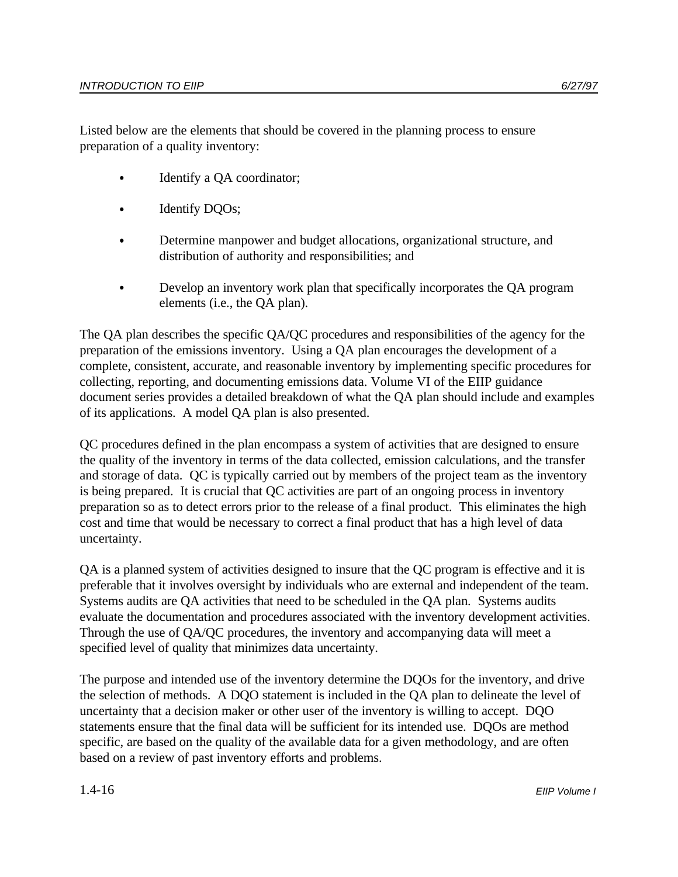Listed below are the elements that should be covered in the planning process to ensure preparation of a quality inventory:

- Identify a QA coordinator;
- Identify DQOs;
- Determine manpower and budget allocations, organizational structure, and distribution of authority and responsibilities; and
- Develop an inventory work plan that specifically incorporates the QA program elements (i.e., the QA plan).

The QA plan describes the specific QA/QC procedures and responsibilities of the agency for the preparation of the emissions inventory. Using a QA plan encourages the development of a complete, consistent, accurate, and reasonable inventory by implementing specific procedures for collecting, reporting, and documenting emissions data. Volume VI of the EIIP guidance document series provides a detailed breakdown of what the QA plan should include and examples of its applications. A model QA plan is also presented.

QC procedures defined in the plan encompass a system of activities that are designed to ensure the quality of the inventory in terms of the data collected, emission calculations, and the transfer and storage of data. QC is typically carried out by members of the project team as the inventory is being prepared. It is crucial that QC activities are part of an ongoing process in inventory preparation so as to detect errors prior to the release of a final product. This eliminates the high cost and time that would be necessary to correct a final product that has a high level of data uncertainty.

QA is a planned system of activities designed to insure that the QC program is effective and it is preferable that it involves oversight by individuals who are external and independent of the team. Systems audits are QA activities that need to be scheduled in the QA plan. Systems audits evaluate the documentation and procedures associated with the inventory development activities. Through the use of QA/QC procedures, the inventory and accompanying data will meet a specified level of quality that minimizes data uncertainty.

The purpose and intended use of the inventory determine the DQOs for the inventory, and drive the selection of methods. A DQO statement is included in the QA plan to delineate the level of uncertainty that a decision maker or other user of the inventory is willing to accept. DQO statements ensure that the final data will be sufficient for its intended use. DQOs are method specific, are based on the quality of the available data for a given methodology, and are often based on a review of past inventory efforts and problems.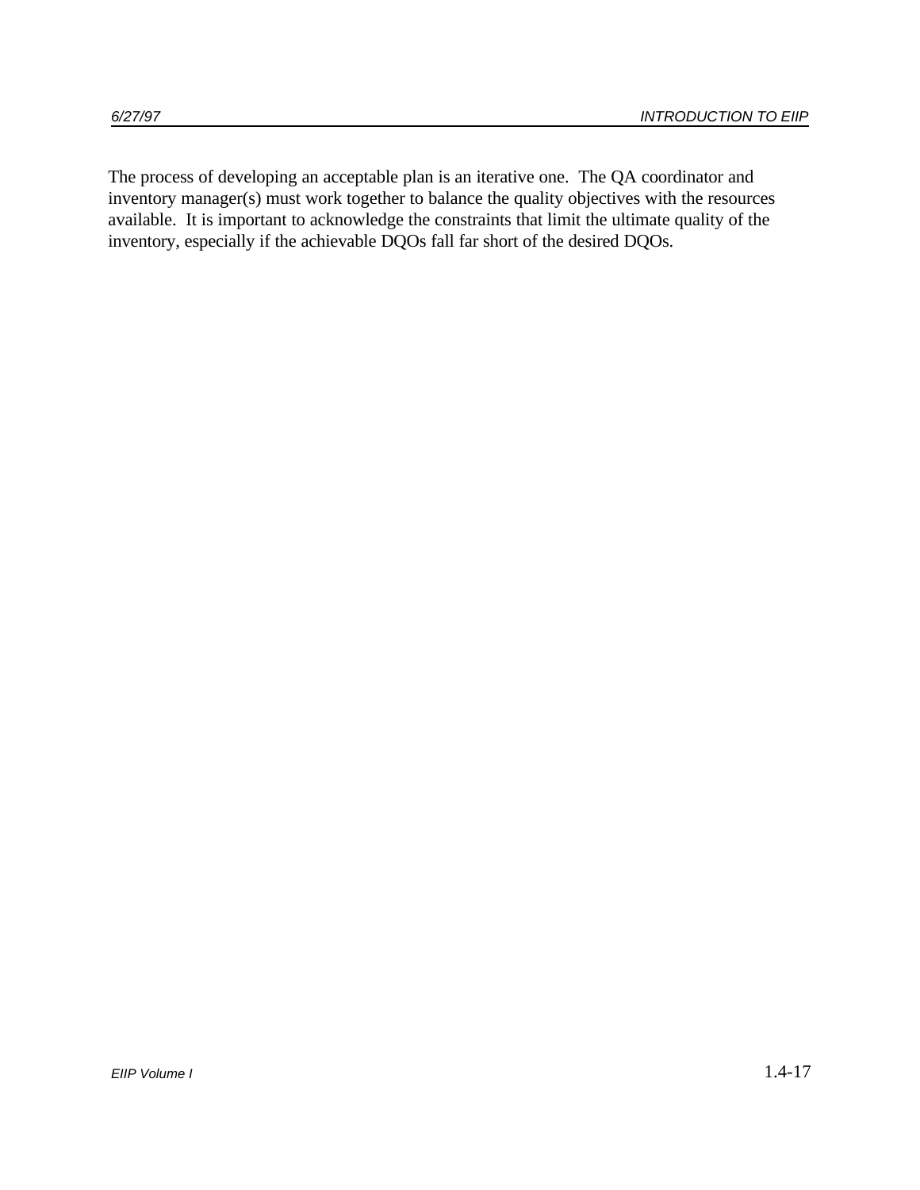The process of developing an acceptable plan is an iterative one. The QA coordinator and inventory manager(s) must work together to balance the quality objectives with the resources available. It is important to acknowledge the constraints that limit the ultimate quality of the inventory, especially if the achievable DQOs fall far short of the desired DQOs.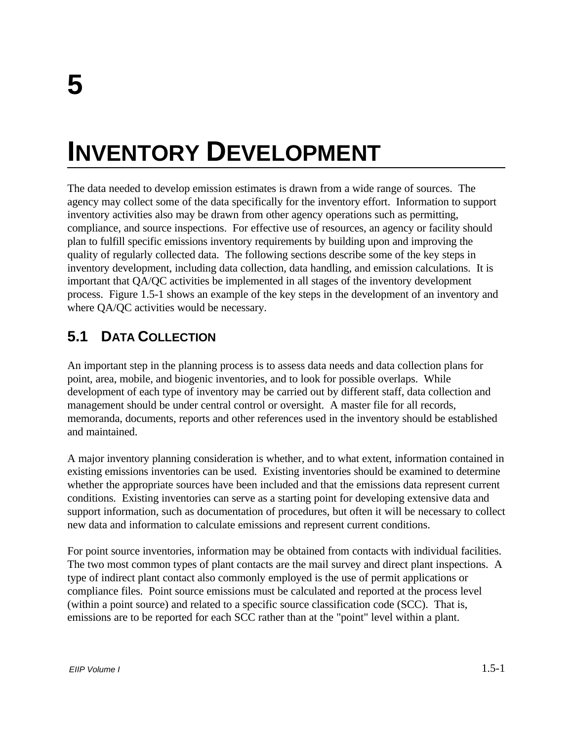# 5

# INVENTORY DEVELOPMENT

The data needed to develop emission estimates is drawn from a wide range of sources. The agency may collect some of the data specifically for the inventory effort. Information to support inventory activities also may be drawn from other agency operations such as permitting, compliance, and source inspections. For effective use of resources, an agency or facility should plan to fulfill specific emissions inventory requirements by building upon and improving the quality of regularly collected data. The following sections describe some of the key steps in inventory development, including data collection, data handling, and emission calculations. It is important that QA/QC activities be implemented in all stages of the inventory development process. Figure 1.5-1 shows an example of the key steps in the development of an inventory and where QA/QC activities would be necessary.

## 5.1 DATA COLLECTION

An important step in the planning process is to assess data needs and data collection plans for point, area, mobile, and biogenic inventories, and to look for possible overlaps. While development of each type of inventory may be carried out by different staff, data collection and management should be under central control or oversight. A master file for all records, memoranda, documents, reports and other references used in the inventory should be established and maintained.

A major inventory planning consideration is whether, and to what extent, information contained in existing emissions inventories can be used. Existing inventories should be examined to determine whether the appropriate sources have been included and that the emissions data represent current conditions. Existing inventories can serve as a starting point for developing extensive data and support information, such as documentation of procedures, but often it will be necessary to collect new data and information to calculate emissions and represent current conditions.

For point source inventories, information may be obtained from contacts with individual facilities. The two most common types of plant contacts are the mail survey and direct plant inspections. A type of indirect plant contact also commonly employed is the use of permit applications or compliance files. Point source emissions must be calculated and reported at the process level (within a point source) and related to a specific source classification code (SCC). That is, emissions are to be reported for each SCC rather than at the "point" level within a plant.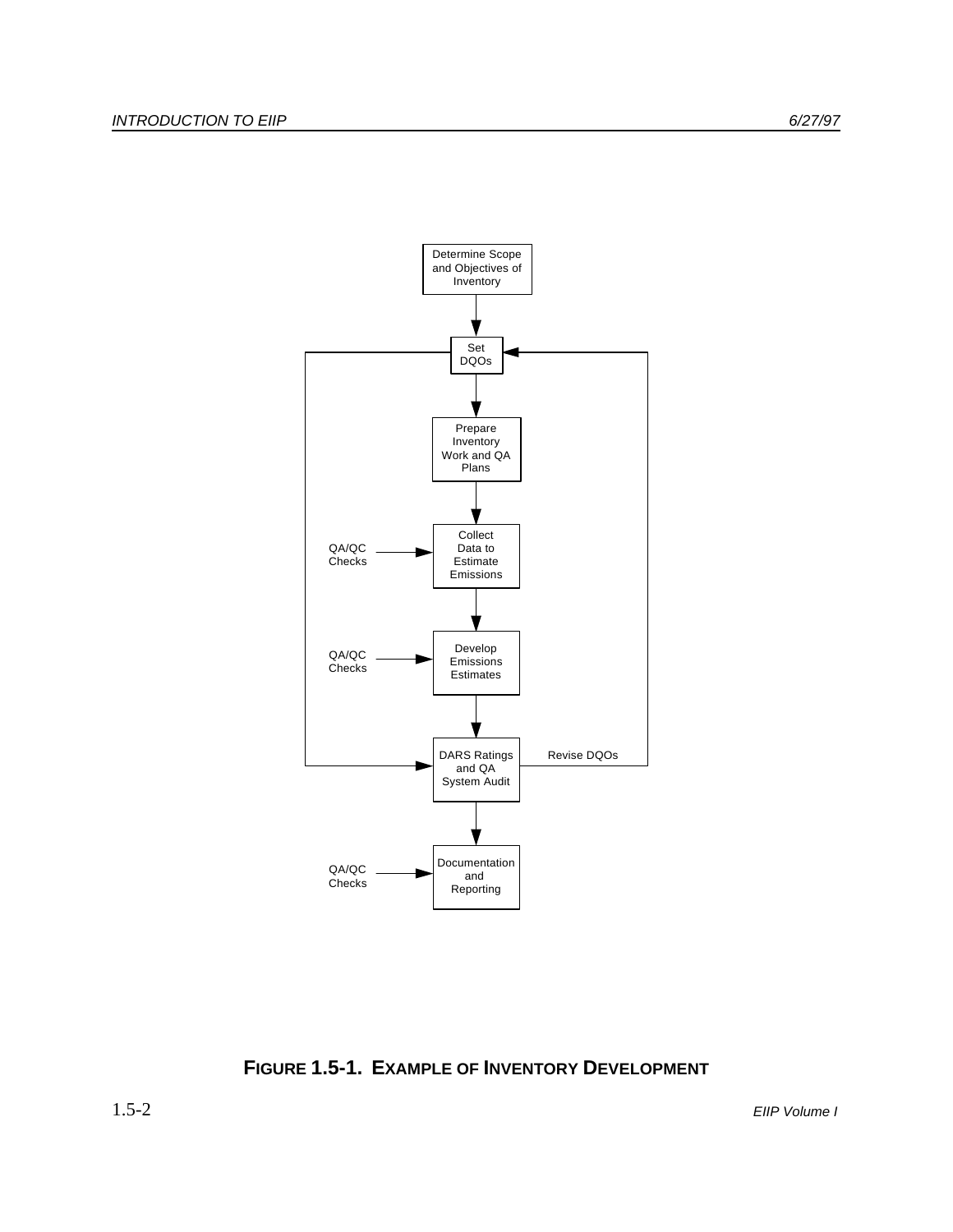Determine Scope and Objectives of Inventory

Set DQOs

Prepare Inventory Work and QA Plans

QA/QC Checks → Collect Data to Estimate Emissions

QA/QC Checks → Develop Emissions Estimates

DARS Ratings and QA System Audit — Revise DQOs

QA/QC Checks → Documentation and Reporting

**FIGURE 1.5-1. EXAMPLE OF INVENTORY DEVELOPMENT**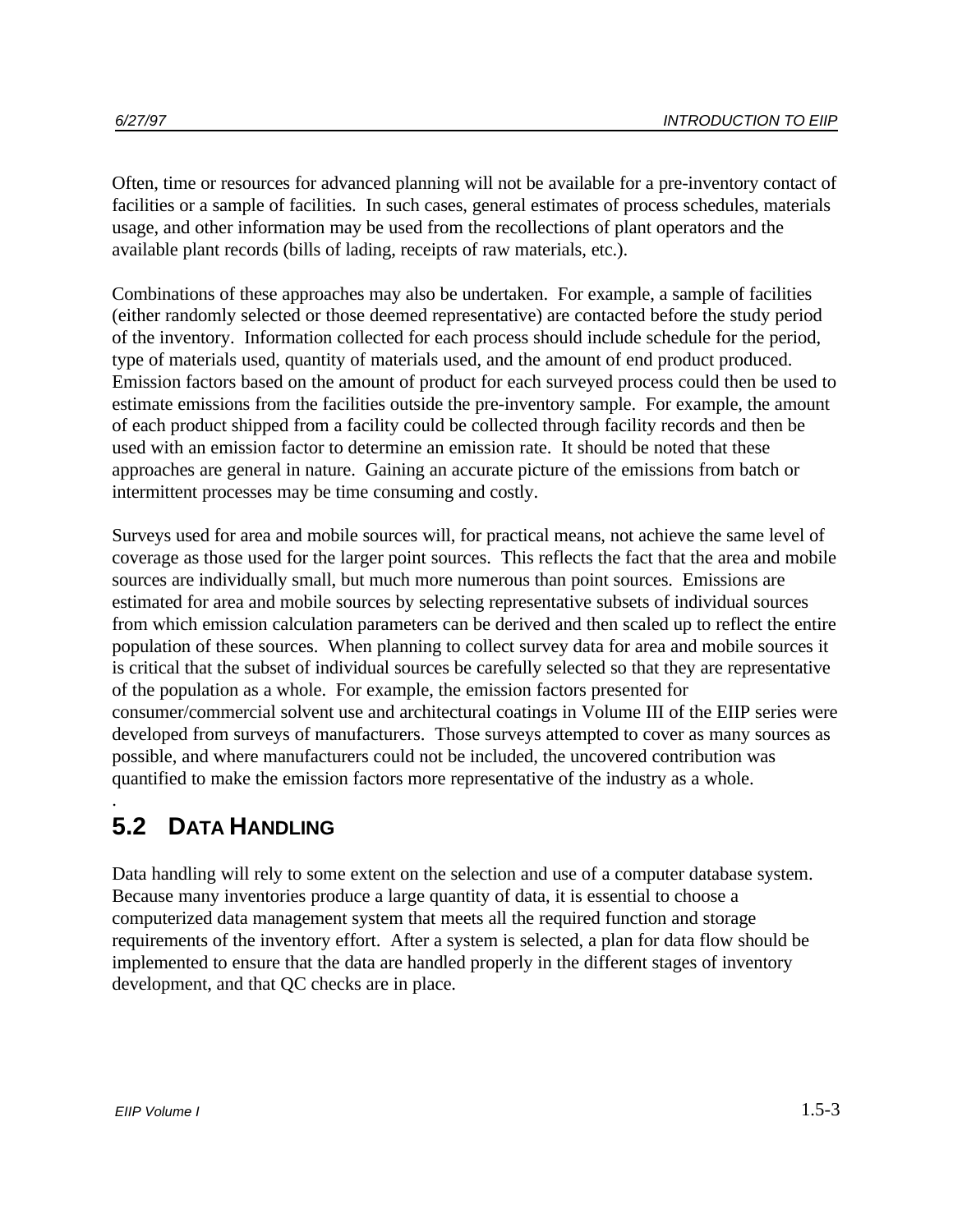Often, time or resources for advanced planning will not be available for a pre-inventory contact of facilities or a sample of facilities. In such cases, general estimates of process schedules, materials usage, and other information may be used from the recollections of plant operators and the available plant records (bills of lading, receipts of raw materials, etc.).

Combinations of these approaches may also be undertaken. For example, a sample of facilities (either randomly selected or those deemed representative) are contacted before the study period of the inventory. Information collected for each process should include schedule for the period, type of materials used, quantity of materials used, and the amount of end product produced. Emission factors based on the amount of product for each surveyed process could then be used to estimate emissions from the facilities outside the pre-inventory sample. For example, the amount of each product shipped from a facility could be collected through facility records and then be used with an emission factor to determine an emission rate. It should be noted that these approaches are general in nature. Gaining an accurate picture of the emissions from batch or intermittent processes may be time consuming and costly.

Surveys used for area and mobile sources will, for practical means, not achieve the same level of coverage as those used for the larger point sources. This reflects the fact that the area and mobile sources are individually small, but much more numerous than point sources. Emissions are estimated for area and mobile sources by selecting representative subsets of individual sources from which emission calculation parameters can be derived and then scaled up to reflect the entire population of these sources. When planning to collect survey data for area and mobile sources it is critical that the subset of individual sources be carefully selected so that they are representative of the population as a whole. For example, the emission factors presented for consumer/commercial solvent use and architectural coatings in Volume III of the EIIP series were developed from surveys of manufacturers. Those surveys attempted to cover as many sources as possible, and where manufacturers could not be included, the uncovered contribution was quantified to make the emission factors more representative of the industry as a whole.

## 5.2 DATA HANDLING

Data handling will rely to some extent on the selection and use of a computer database system. Because many inventories produce a large quantity of data, it is essential to choose a computerized data management system that meets all the required function and storage requirements of the inventory effort. After a system is selected, a plan for data flow should be implemented to ensure that the data are handled properly in the different stages of inventory development, and that QC checks are in place.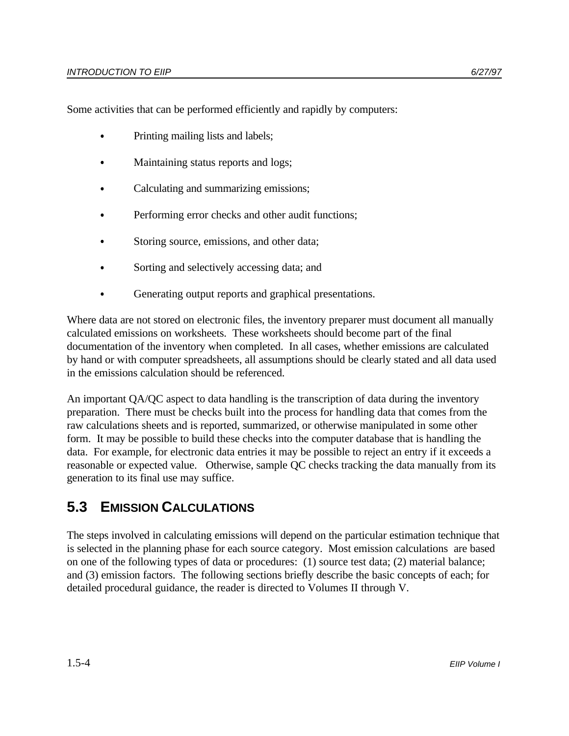Some activities that can be performed efficiently and rapidly by computers:

- Printing mailing lists and labels;
- Maintaining status reports and logs;
- Calculating and summarizing emissions;
- Performing error checks and other audit functions;
- Storing source, emissions, and other data;
- Sorting and selectively accessing data; and
- Generating output reports and graphical presentations.

Where data are not stored on electronic files, the inventory preparer must document all manually calculated emissions on worksheets. These worksheets should become part of the final documentation of the inventory when completed. In all cases, whether emissions are calculated by hand or with computer spreadsheets, all assumptions should be clearly stated and all data used in the emissions calculation should be referenced.

An important QA/QC aspect to data handling is the transcription of data during the inventory preparation. There must be checks built into the process for handling data that comes from the raw calculations sheets and is reported, summarized, or otherwise manipulated in some other form. It may be possible to build these checks into the computer database that is handling the data. For example, for electronic data entries it may be possible to reject an entry if it exceeds a reasonable or expected value. Otherwise, sample QC checks tracking the data manually from its generation to its final use may suffice.

## 5.3 EMISSION CALCULATIONS

The steps involved in calculating emissions will depend on the particular estimation technique that is selected in the planning phase for each source category. Most emission calculations are based on one of the following types of data or procedures: (1) source test data; (2) material balance; and (3) emission factors. The following sections briefly describe the basic concepts of each; for detailed procedural guidance, the reader is directed to Volumes II through V.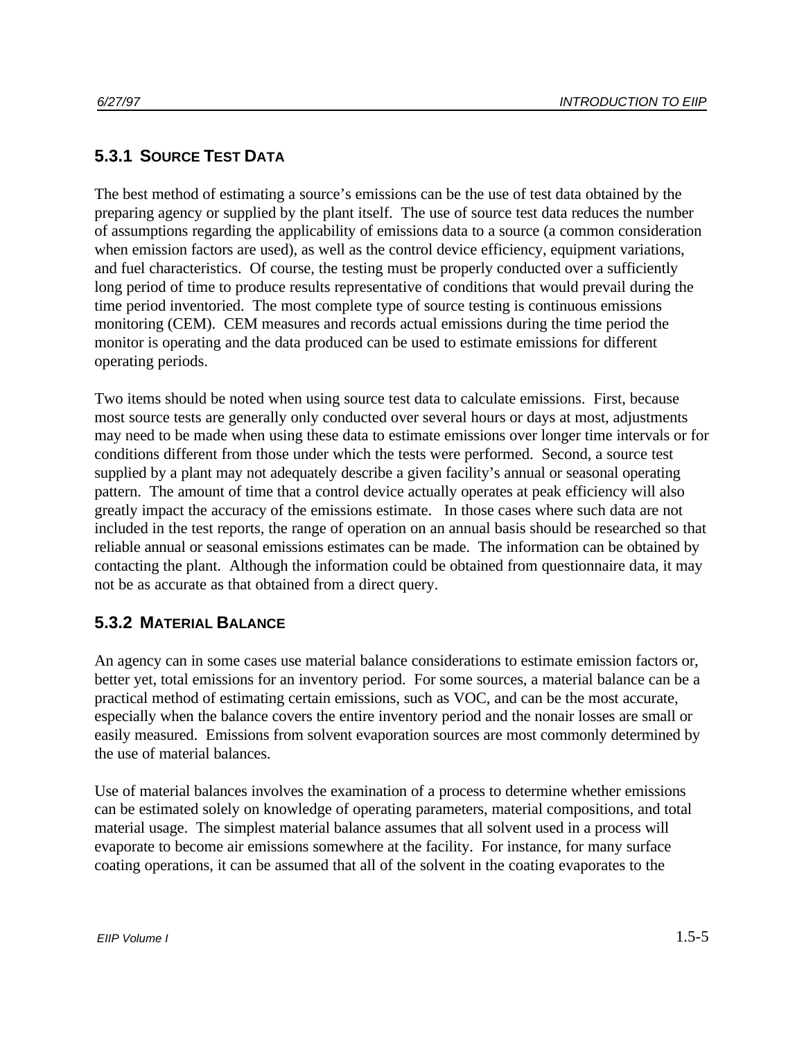### 5.3.1 SOURCE TEST DATA

The best method of estimating a source's emissions can be the use of test data obtained by the preparing agency or supplied by the plant itself. The use of source test data reduces the number of assumptions regarding the applicability of emissions data to a source (a common consideration when emission factors are used), as well as the control device efficiency, equipment variations, and fuel characteristics. Of course, the testing must be properly conducted over a sufficiently long period of time to produce results representative of conditions that would prevail during the time period inventoried. The most complete type of source testing is continuous emissions monitoring (CEM). CEM measures and records actual emissions during the time period the monitor is operating and the data produced can be used to estimate emissions for different operating periods.

Two items should be noted when using source test data to calculate emissions. First, because most source tests are generally only conducted over several hours or days at most, adjustments may need to be made when using these data to estimate emissions over longer time intervals or for conditions different from those under which the tests were performed. Second, a source test supplied by a plant may not adequately describe a given facility's annual or seasonal operating pattern. The amount of time that a control device actually operates at peak efficiency will also greatly impact the accuracy of the emissions estimate. In those cases where such data are not included in the test reports, the range of operation on an annual basis should be researched so that reliable annual or seasonal emissions estimates can be made. The information can be obtained by contacting the plant. Although the information could be obtained from questionnaire data, it may not be as accurate as that obtained from a direct query.

### 5.3.2 MATERIAL BALANCE

An agency can in some cases use material balance considerations to estimate emission factors or, better yet, total emissions for an inventory period. For some sources, a material balance can be a practical method of estimating certain emissions, such as VOC, and can be the most accurate, especially when the balance covers the entire inventory period and the nonair losses are small or easily measured. Emissions from solvent evaporation sources are most commonly determined by the use of material balances.

Use of material balances involves the examination of a process to determine whether emissions can be estimated solely on knowledge of operating parameters, material compositions, and total material usage. The simplest material balance assumes that all solvent used in a process will evaporate to become air emissions somewhere at the facility. For instance, for many surface coating operations, it can be assumed that all of the solvent in the coating evaporates to the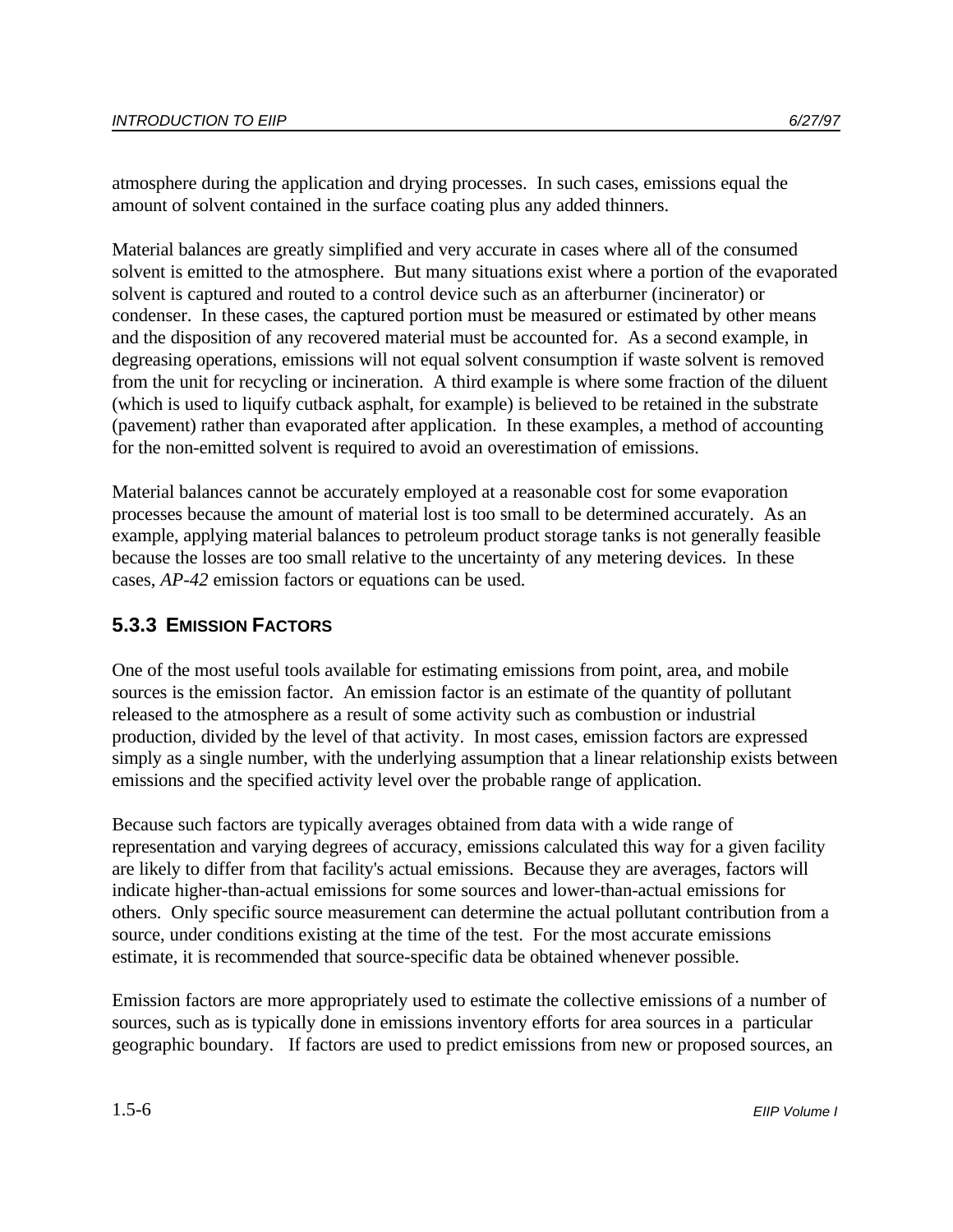atmosphere during the application and drying processes. In such cases, emissions equal the amount of solvent contained in the surface coating plus any added thinners.

Material balances are greatly simplified and very accurate in cases where all of the consumed solvent is emitted to the atmosphere. But many situations exist where a portion of the evaporated solvent is captured and routed to a control device such as an afterburner (incinerator) or condenser. In these cases, the captured portion must be measured or estimated by other means and the disposition of any recovered material must be accounted for. As a second example, in degreasing operations, emissions will not equal solvent consumption if waste solvent is removed from the unit for recycling or incineration. A third example is where some fraction of the diluent (which is used to liquify cutback asphalt, for example) is believed to be retained in the substrate (pavement) rather than evaporated after application. In these examples, a method of accounting for the non-emitted solvent is required to avoid an overestimation of emissions.

Material balances cannot be accurately employed at a reasonable cost for some evaporation processes because the amount of material lost is too small to be determined accurately. As an example, applying material balances to petroleum product storage tanks is not generally feasible because the losses are too small relative to the uncertainty of any metering devices. In these cases, *AP-42* emission factors or equations can be used.

### 5.3.3 EMISSION FACTORS

One of the most useful tools available for estimating emissions from point, area, and mobile sources is the emission factor. An emission factor is an estimate of the quantity of pollutant released to the atmosphere as a result of some activity such as combustion or industrial production, divided by the level of that activity. In most cases, emission factors are expressed simply as a single number, with the underlying assumption that a linear relationship exists between emissions and the specified activity level over the probable range of application.

Because such factors are typically averages obtained from data with a wide range of representation and varying degrees of accuracy, emissions calculated this way for a given facility are likely to differ from that facility's actual emissions. Because they are averages, factors will indicate higher-than-actual emissions for some sources and lower-than-actual emissions for others. Only specific source measurement can determine the actual pollutant contribution from a source, under conditions existing at the time of the test. For the most accurate emissions estimate, it is recommended that source-specific data be obtained whenever possible.

Emission factors are more appropriately used to estimate the collective emissions of a number of sources, such as is typically done in emissions inventory efforts for area sources in a particular geographic boundary. If factors are used to predict emissions from new or proposed sources, an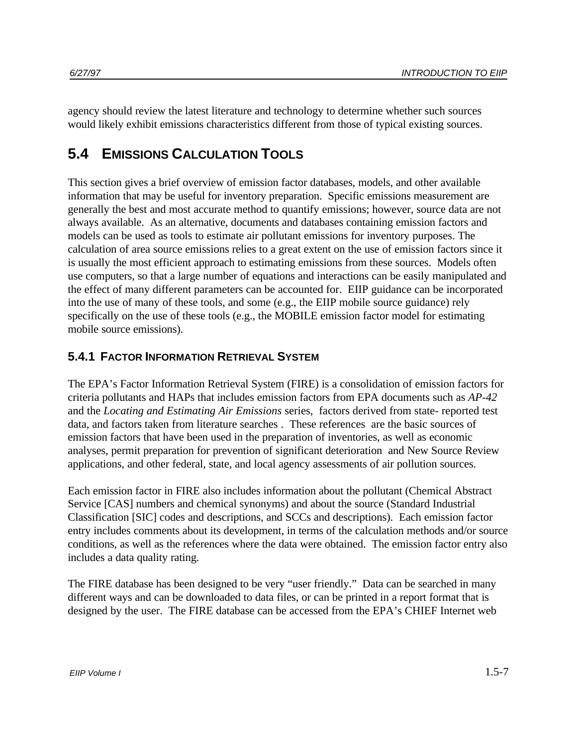agency should review the latest literature and technology to determine whether such sources would likely exhibit emissions characteristics different from those of typical existing sources.

## 5.4 EMISSIONS CALCULATION TOOLS

This section gives a brief overview of emission factor databases, models, and other available information that may be useful for inventory preparation. Specific emissions measurement are generally the best and most accurate method to quantify emissions; however, source data are not always available. As an alternative, documents and databases containing emission factors and models can be used as tools to estimate air pollutant emissions for inventory purposes. The calculation of area source emissions relies to a great extent on the use of emission factors since it is usually the most efficient approach to estimating emissions from these sources. Models often use computers, so that a large number of equations and interactions can be easily manipulated and the effect of many different parameters can be accounted for. EIIP guidance can be incorporated into the use of many of these tools, and some (e.g., the EIIP mobile source guidance) rely specifically on the use of these tools (e.g., the MOBILE emission factor model for estimating mobile source emissions).

### 5.4.1 FACTOR INFORMATION RETRIEVAL SYSTEM

The EPA's Factor Information Retrieval System (FIRE) is a consolidation of emission factors for criteria pollutants and HAPs that includes emission factors from EPA documents such as *AP-42* and the *Locating and Estimating Air Emissions* series, factors derived from state- reported test data, and factors taken from literature searches . These references are the basic sources of emission factors that have been used in the preparation of inventories, as well as economic analyses, permit preparation for prevention of significant deterioration and New Source Review applications, and other federal, state, and local agency assessments of air pollution sources.

Each emission factor in FIRE also includes information about the pollutant (Chemical Abstract Service [CAS] numbers and chemical synonyms) and about the source (Standard Industrial Classification [SIC] codes and descriptions, and SCCs and descriptions). Each emission factor entry includes comments about its development, in terms of the calculation methods and/or source conditions, as well as the references where the data were obtained. The emission factor entry also includes a data quality rating.

The FIRE database has been designed to be very "user friendly." Data can be searched in many different ways and can be downloaded to data files, or can be printed in a report format that is designed by the user. The FIRE database can be accessed from the EPA's CHIEF Internet web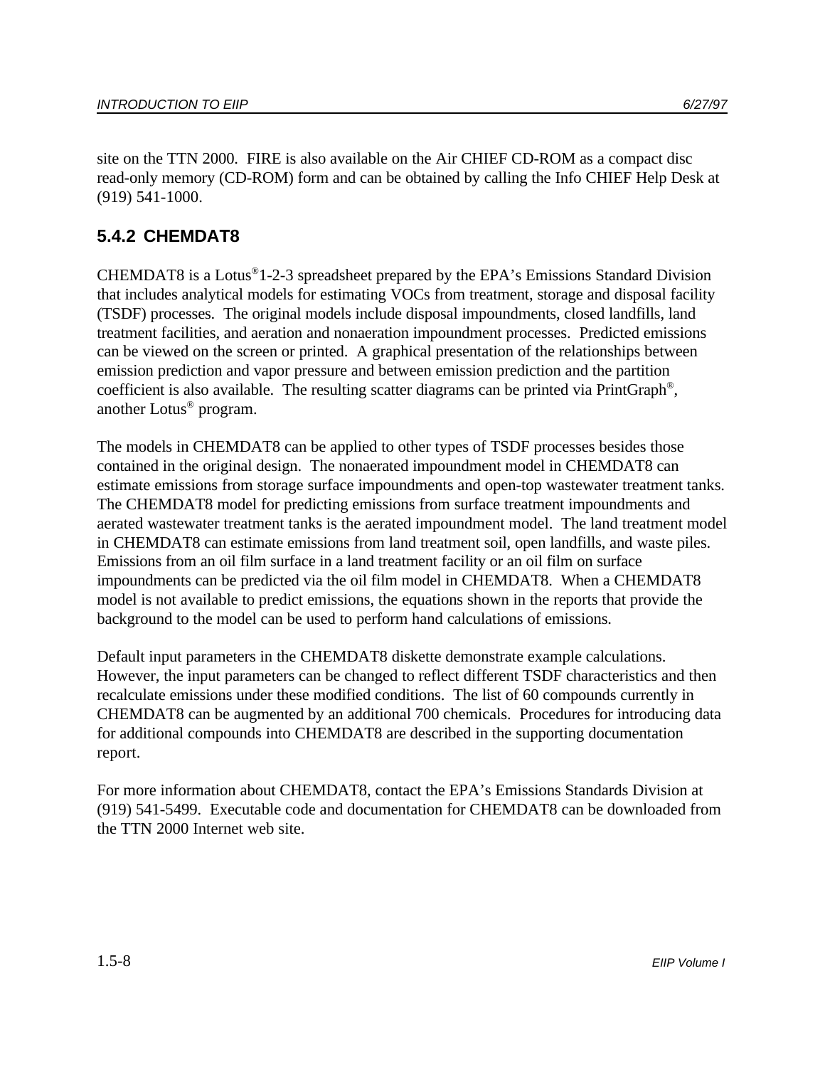site on the TTN 2000. FIRE is also available on the Air CHIEF CD-ROM as a compact disc read-only memory (CD-ROM) form and can be obtained by calling the Info CHIEF Help Desk at (919) 541-1000.

### 5.4.2 CHEMDAT8

CHEMDAT8 is a Lotus®1-2-3 spreadsheet prepared by the EPA's Emissions Standard Division that includes analytical models for estimating VOCs from treatment, storage and disposal facility (TSDF) processes. The original models include disposal impoundments, closed landfills, land treatment facilities, and aeration and nonaeration impoundment processes. Predicted emissions can be viewed on the screen or printed. A graphical presentation of the relationships between emission prediction and vapor pressure and between emission prediction and the partition coefficient is also available. The resulting scatter diagrams can be printed via PrintGraph®, another Lotus® program.

The models in CHEMDAT8 can be applied to other types of TSDF processes besides those contained in the original design. The nonaerated impoundment model in CHEMDAT8 can estimate emissions from storage surface impoundments and open-top wastewater treatment tanks. The CHEMDAT8 model for predicting emissions from surface treatment impoundments and aerated wastewater treatment tanks is the aerated impoundment model. The land treatment model in CHEMDAT8 can estimate emissions from land treatment soil, open landfills, and waste piles. Emissions from an oil film surface in a land treatment facility or an oil film on surface impoundments can be predicted via the oil film model in CHEMDAT8. When a CHEMDAT8 model is not available to predict emissions, the equations shown in the reports that provide the background to the model can be used to perform hand calculations of emissions.

Default input parameters in the CHEMDAT8 diskette demonstrate example calculations. However, the input parameters can be changed to reflect different TSDF characteristics and then recalculate emissions under these modified conditions. The list of 60 compounds currently in CHEMDAT8 can be augmented by an additional 700 chemicals. Procedures for introducing data for additional compounds into CHEMDAT8 are described in the supporting documentation report.

For more information about CHEMDAT8, contact the EPA's Emissions Standards Division at (919) 541-5499. Executable code and documentation for CHEMDAT8 can be downloaded from the TTN 2000 Internet web site.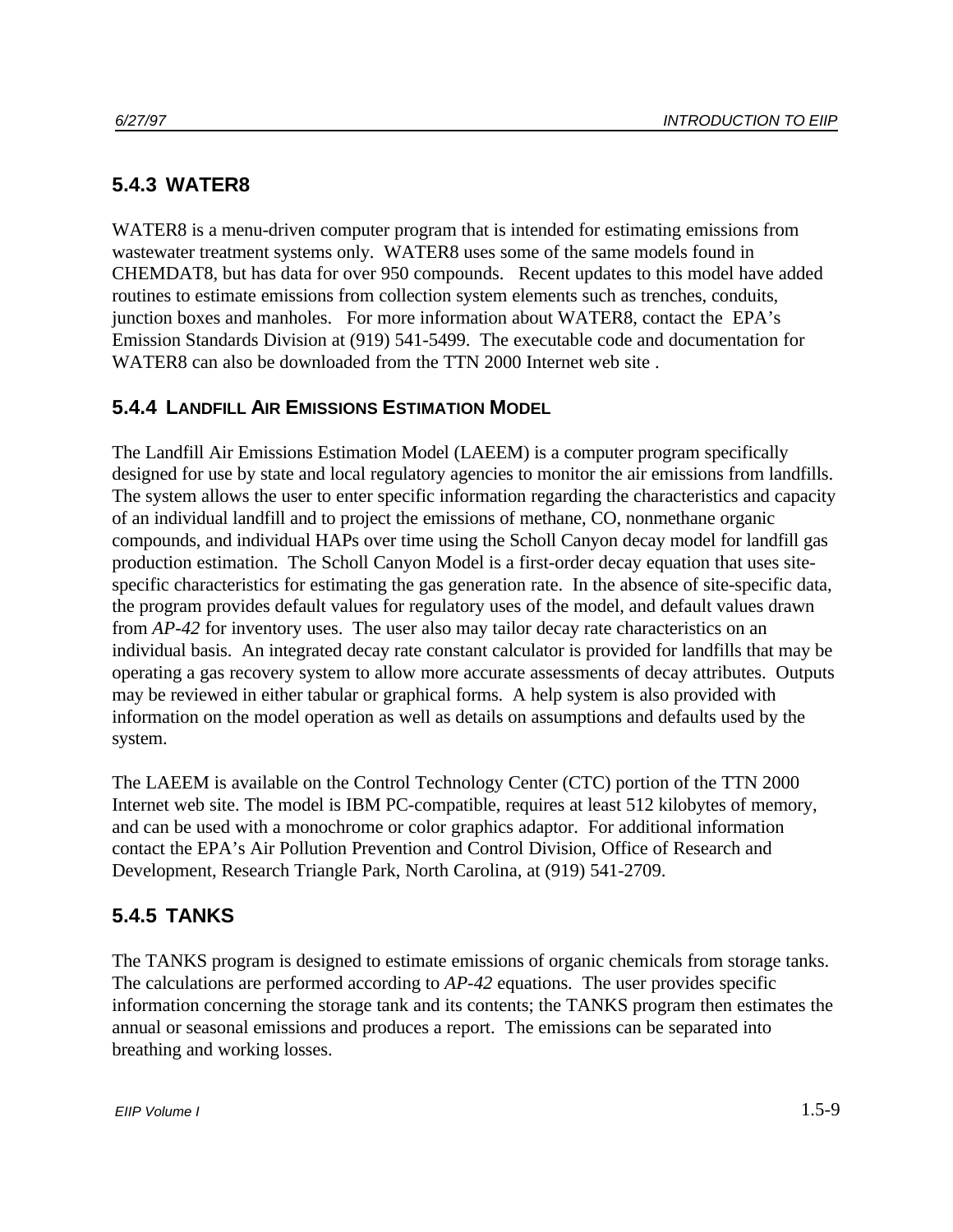### 5.4.3 WATER8

WATER8 is a menu-driven computer program that is intended for estimating emissions from wastewater treatment systems only. WATER8 uses some of the same models found in CHEMDAT8, but has data for over 950 compounds. Recent updates to this model have added routines to estimate emissions from collection system elements such as trenches, conduits, junction boxes and manholes. For more information about WATER8, contact the EPA's Emission Standards Division at (919) 541-5499. The executable code and documentation for WATER8 can also be downloaded from the TTN 2000 Internet web site .

### 5.4.4 LANDFILL AIR EMISSIONS ESTIMATION MODEL

The Landfill Air Emissions Estimation Model (LAEEM) is a computer program specifically designed for use by state and local regulatory agencies to monitor the air emissions from landfills. The system allows the user to enter specific information regarding the characteristics and capacity of an individual landfill and to project the emissions of methane, CO, nonmethane organic compounds, and individual HAPs over time using the Scholl Canyon decay model for landfill gas production estimation. The Scholl Canyon Model is a first-order decay equation that uses site-specific characteristics for estimating the gas generation rate. In the absence of site-specific data, the program provides default values for regulatory uses of the model, and default values drawn from *AP-42* for inventory uses. The user also may tailor decay rate characteristics on an individual basis. An integrated decay rate constant calculator is provided for landfills that may be operating a gas recovery system to allow more accurate assessments of decay attributes. Outputs may be reviewed in either tabular or graphical forms. A help system is also provided with information on the model operation as well as details on assumptions and defaults used by the system.

The LAEEM is available on the Control Technology Center (CTC) portion of the TTN 2000 Internet web site. The model is IBM PC-compatible, requires at least 512 kilobytes of memory, and can be used with a monochrome or color graphics adaptor. For additional information contact the EPA's Air Pollution Prevention and Control Division, Office of Research and Development, Research Triangle Park, North Carolina, at (919) 541-2709.

### 5.4.5 TANKS

The TANKS program is designed to estimate emissions of organic chemicals from storage tanks. The calculations are performed according to *AP-42* equations. The user provides specific information concerning the storage tank and its contents; the TANKS program then estimates the annual or seasonal emissions and produces a report. The emissions can be separated into breathing and working losses.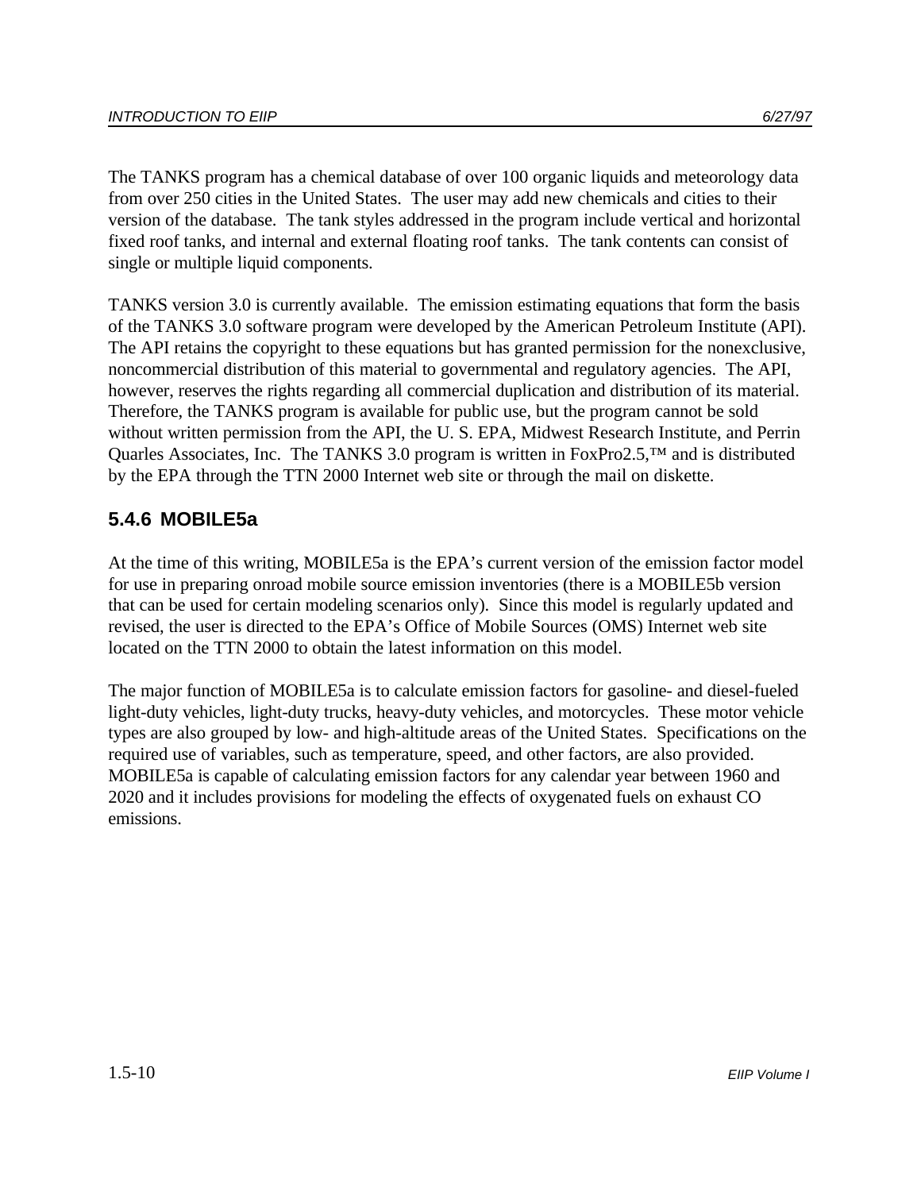The TANKS program has a chemical database of over 100 organic liquids and meteorology data from over 250 cities in the United States. The user may add new chemicals and cities to their version of the database. The tank styles addressed in the program include vertical and horizontal fixed roof tanks, and internal and external floating roof tanks. The tank contents can consist of single or multiple liquid components.

TANKS version 3.0 is currently available. The emission estimating equations that form the basis of the TANKS 3.0 software program were developed by the American Petroleum Institute (API). The API retains the copyright to these equations but has granted permission for the nonexclusive, noncommercial distribution of this material to governmental and regulatory agencies. The API, however, reserves the rights regarding all commercial duplication and distribution of its material. Therefore, the TANKS program is available for public use, but the program cannot be sold without written permission from the API, the U. S. EPA, Midwest Research Institute, and Perrin Quarles Associates, Inc. The TANKS 3.0 program is written in FoxPro2.5,™ and is distributed by the EPA through the TTN 2000 Internet web site or through the mail on diskette.

### 5.4.6 MOBILE5a

At the time of this writing, MOBILE5a is the EPA's current version of the emission factor model for use in preparing onroad mobile source emission inventories (there is a MOBILE5b version that can be used for certain modeling scenarios only). Since this model is regularly updated and revised, the user is directed to the EPA's Office of Mobile Sources (OMS) Internet web site located on the TTN 2000 to obtain the latest information on this model.

The major function of MOBILE5a is to calculate emission factors for gasoline- and diesel-fueled light-duty vehicles, light-duty trucks, heavy-duty vehicles, and motorcycles. These motor vehicle types are also grouped by low- and high-altitude areas of the United States. Specifications on the required use of variables, such as temperature, speed, and other factors, are also provided. MOBILE5a is capable of calculating emission factors for any calendar year between 1960 and 2020 and it includes provisions for modeling the effects of oxygenated fuels on exhaust CO emissions.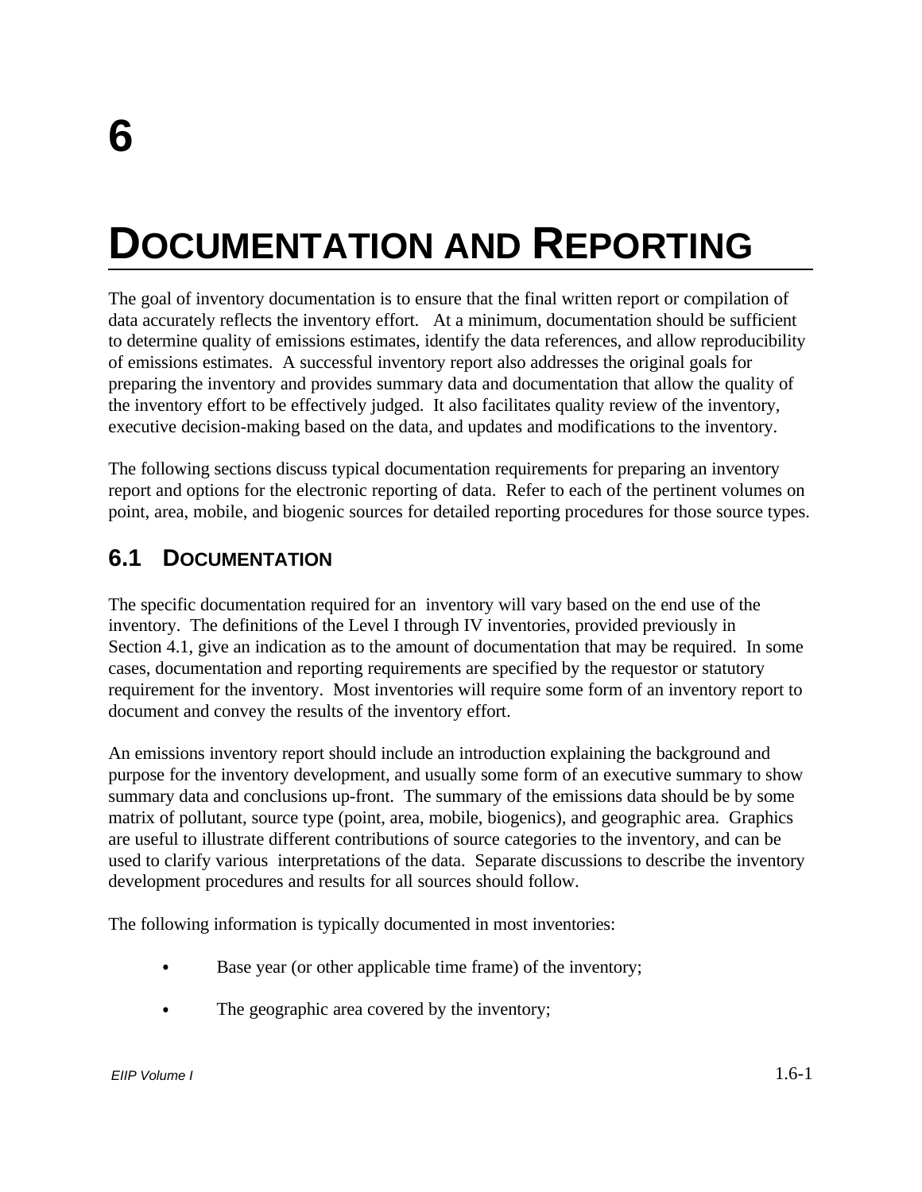# 6

# DOCUMENTATION AND REPORTING

The goal of inventory documentation is to ensure that the final written report or compilation of data accurately reflects the inventory effort. At a minimum, documentation should be sufficient to determine quality of emissions estimates, identify the data references, and allow reproducibility of emissions estimates. A successful inventory report also addresses the original goals for preparing the inventory and provides summary data and documentation that allow the quality of the inventory effort to be effectively judged. It also facilitates quality review of the inventory, executive decision-making based on the data, and updates and modifications to the inventory.

The following sections discuss typical documentation requirements for preparing an inventory report and options for the electronic reporting of data. Refer to each of the pertinent volumes on point, area, mobile, and biogenic sources for detailed reporting procedures for those source types.

## 6.1 DOCUMENTATION

The specific documentation required for an inventory will vary based on the end use of the inventory. The definitions of the Level I through IV inventories, provided previously in Section 4.1, give an indication as to the amount of documentation that may be required. In some cases, documentation and reporting requirements are specified by the requestor or statutory requirement for the inventory. Most inventories will require some form of an inventory report to document and convey the results of the inventory effort.

An emissions inventory report should include an introduction explaining the background and purpose for the inventory development, and usually some form of an executive summary to show summary data and conclusions up-front. The summary of the emissions data should be by some matrix of pollutant, source type (point, area, mobile, biogenics), and geographic area. Graphics are useful to illustrate different contributions of source categories to the inventory, and can be used to clarify various interpretations of the data. Separate discussions to describe the inventory development procedures and results for all sources should follow.

The following information is typically documented in most inventories:

- Base year (or other applicable time frame) of the inventory;
- The geographic area covered by the inventory;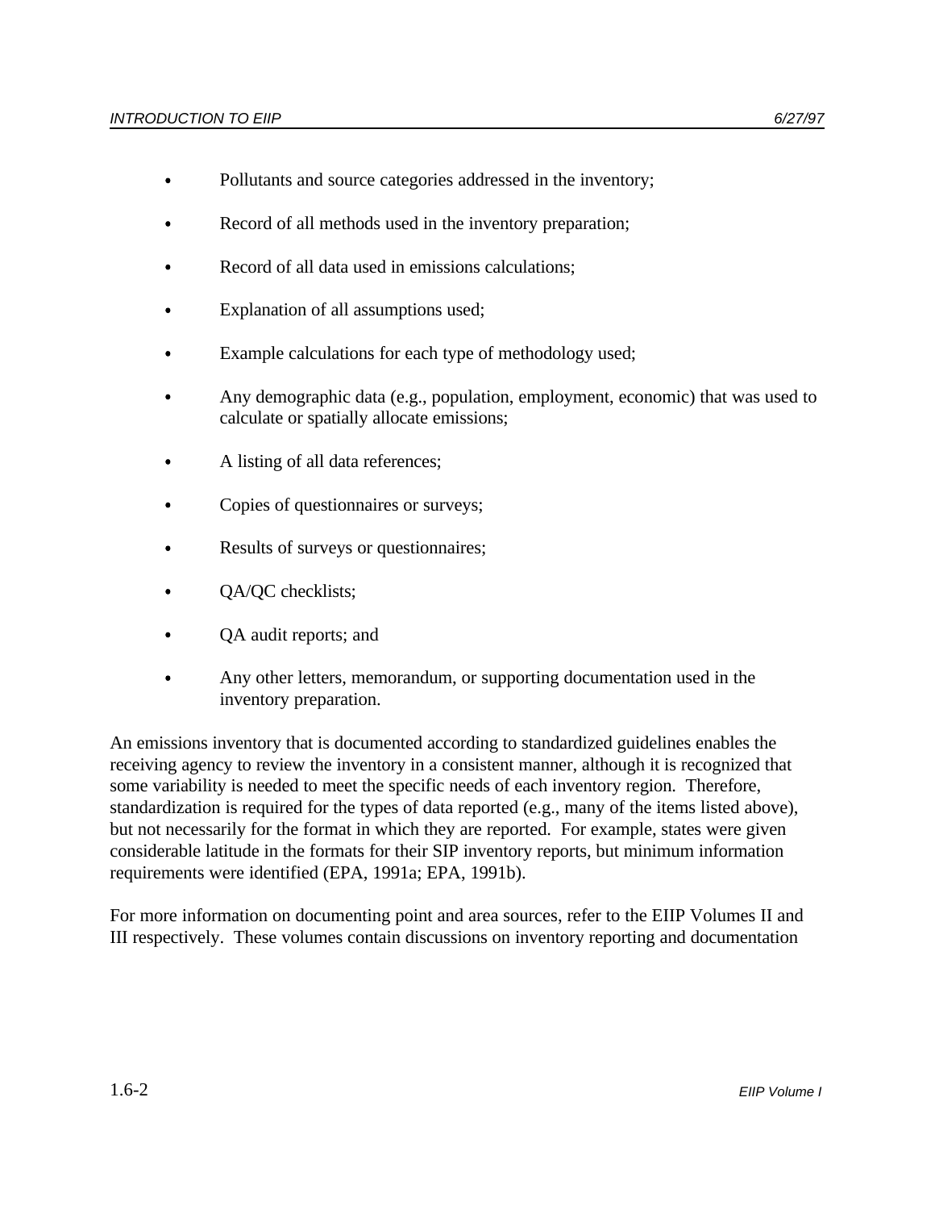- Pollutants and source categories addressed in the inventory;
- Record of all methods used in the inventory preparation;
- Record of all data used in emissions calculations;
- Explanation of all assumptions used;
- Example calculations for each type of methodology used;
- Any demographic data (e.g., population, employment, economic) that was used to calculate or spatially allocate emissions;
- A listing of all data references;
- Copies of questionnaires or surveys;
- Results of surveys or questionnaires;
- QA/QC checklists;
- QA audit reports; and
- Any other letters, memorandum, or supporting documentation used in the inventory preparation.

An emissions inventory that is documented according to standardized guidelines enables the receiving agency to review the inventory in a consistent manner, although it is recognized that some variability is needed to meet the specific needs of each inventory region. Therefore, standardization is required for the types of data reported (e.g., many of the items listed above), but not necessarily for the format in which they are reported. For example, states were given considerable latitude in the formats for their SIP inventory reports, but minimum information requirements were identified (EPA, 1991a; EPA, 1991b).

For more information on documenting point and area sources, refer to the EIIP Volumes II and III respectively. These volumes contain discussions on inventory reporting and documentation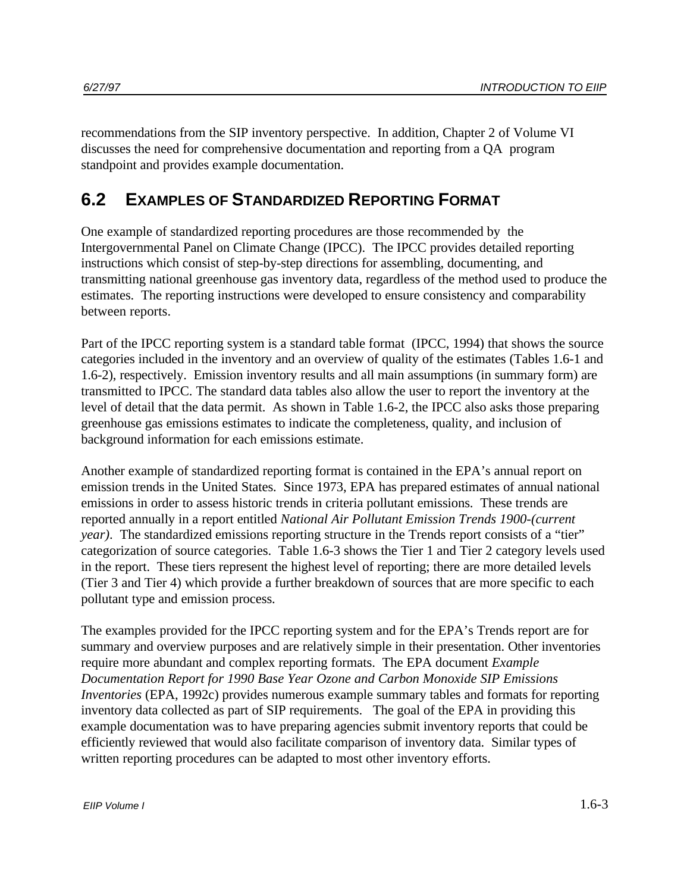recommendations from the SIP inventory perspective. In addition, Chapter 2 of Volume VI discusses the need for comprehensive documentation and reporting from a QA program standpoint and provides example documentation.

## 6.2 EXAMPLES OF STANDARDIZED REPORTING FORMAT

One example of standardized reporting procedures are those recommended by the Intergovernmental Panel on Climate Change (IPCC). The IPCC provides detailed reporting instructions which consist of step-by-step directions for assembling, documenting, and transmitting national greenhouse gas inventory data, regardless of the method used to produce the estimates. The reporting instructions were developed to ensure consistency and comparability between reports.

Part of the IPCC reporting system is a standard table format (IPCC, 1994) that shows the source categories included in the inventory and an overview of quality of the estimates (Tables 1.6-1 and 1.6-2), respectively. Emission inventory results and all main assumptions (in summary form) are transmitted to IPCC. The standard data tables also allow the user to report the inventory at the level of detail that the data permit. As shown in Table 1.6-2, the IPCC also asks those preparing greenhouse gas emissions estimates to indicate the completeness, quality, and inclusion of background information for each emissions estimate.

Another example of standardized reporting format is contained in the EPA's annual report on emission trends in the United States. Since 1973, EPA has prepared estimates of annual national emissions in order to assess historic trends in criteria pollutant emissions. These trends are reported annually in a report entitled *National Air Pollutant Emission Trends 1900-(current year)*. The standardized emissions reporting structure in the Trends report consists of a "tier" categorization of source categories. Table 1.6-3 shows the Tier 1 and Tier 2 category levels used in the report. These tiers represent the highest level of reporting; there are more detailed levels (Tier 3 and Tier 4) which provide a further breakdown of sources that are more specific to each pollutant type and emission process.

The examples provided for the IPCC reporting system and for the EPA's Trends report are for summary and overview purposes and are relatively simple in their presentation. Other inventories require more abundant and complex reporting formats. The EPA document *Example Documentation Report for 1990 Base Year Ozone and Carbon Monoxide SIP Emissions Inventories* (EPA, 1992c) provides numerous example summary tables and formats for reporting inventory data collected as part of SIP requirements. The goal of the EPA in providing this example documentation was to have preparing agencies submit inventory reports that could be efficiently reviewed that would also facilitate comparison of inventory data. Similar types of written reporting procedures can be adapted to most other inventory efforts.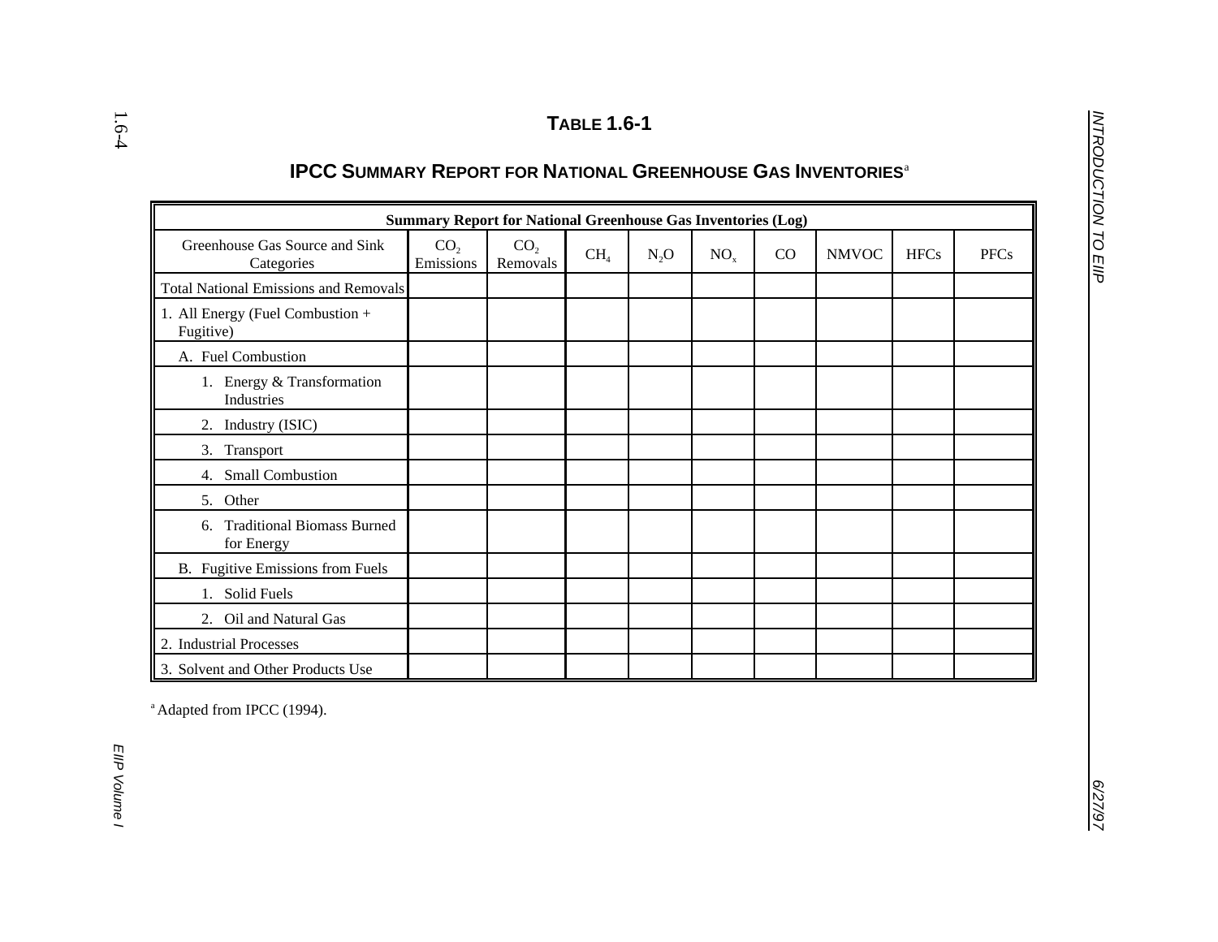## TABLE 1.6-1

## IPCC SUMMARY REPORT FOR NATIONAL GREENHOUSE GAS INVENTORIES[a]

| Summary Report for National Greenhouse Gas Inventories (Log) | | | | | | | | | |
|---|---|---|---|---|---|---|---|---|---|
| Greenhouse Gas Source and Sink Categories | $CO_2$ Emissions | $CO_2$ Removals | $CH_4$ | $N_2O$ | $NO_x$ | CO | NMVOC | HFCs | PFCs |
| Total National Emissions and Removals | | | | | | | | | |
| 1. All Energy (Fuel Combustion + Fugitive) | | | | | | | | | |
| A. Fuel Combustion | | | | | | | | | |
| 1. Energy & Transformation Industries | | | | | | | | | |
| 2. Industry (ISIC) | | | | | | | | | |
| 3. Transport | | | | | | | | | |
| 4. Small Combustion | | | | | | | | | |
| 5. Other | | | | | | | | | |
| 6. Traditional Biomass Burned for Energy | | | | | | | | | |
| B. Fugitive Emissions from Fuels | | | | | | | | | |
| 1. Solid Fuels | | | | | | | | | |
| 2. Oil and Natural Gas | | | | | | | | | |
| 2. Industrial Processes | | | | | | | | | |
| 3. Solvent and Other Products Use | | | | | | | | | |

[a] Adapted from IPCC (1994).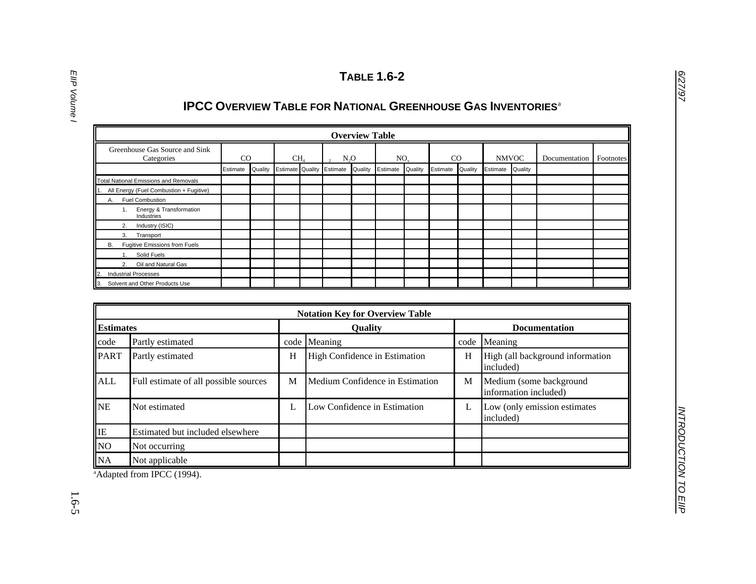# TABLE 1.6-2

## IPCC OVERVIEW TABLE FOR NATIONAL GREENHOUSE GAS INVENTORIES[a]

| Overview Table | | | | | | | | | | | | | | |
|---|---|---|---|---|---|---|---|---|---|---|---|---|---|---|
| Greenhouse Gas Source and Sink Categories | $CO_2$ | | $CH_4$ | | $N_2O$ | | $NO_x$ | | CO | | NMVOC | | Documentation | Footnotes |
| | Estimate | Quality | Estimate | Quality | Estimate | Quality | Estimate | Quality | Estimate | Quality | Estimate | Quality | | |
| Total National Emissions and Removals | | | | | | | | | | | | | | |
| 1. All Energy (Fuel Combustion + Fugitive) | | | | | | | | | | | | | | |
| A. Fuel Combustion | | | | | | | | | | | | | | |
| 1. Energy & Transformation Industries | | | | | | | | | | | | | | |
| 2. Industry (ISIC) | | | | | | | | | | | | | | |
| 3. Transport | | | | | | | | | | | | | | |
| B. Fugitive Emissions from Fuels | | | | | | | | | | | | | | |
| 1. Solid Fuels | | | | | | | | | | | | | | |
| 2. Oil and Natural Gas | | | | | | | | | | | | | | |
| 2. Industrial Processes | | | | | | | | | | | | | | |
| 3. Solvent and Other Products Use | | | | | | | | | | | | | | |

| Notation Key for Overview Table | | | | | |
|---|---|---|---|---|---|
| **Estimates** | | **Quality** | | **Documentation** | |
| code | Partly estimated | code | Meaning | code | Meaning |
| PART | Partly estimated | H | High Confidence in Estimation | H | High (all background information included) |
| ALL | Full estimate of all possible sources | M | Medium Confidence in Estimation | M | Medium (some background information included) |
| NE | Not estimated | L | Low Confidence in Estimation | L | Low (only emission estimates included) |
| IE | Estimated but included elsewhere | | | | |
| NO | Not occurring | | | | |
| NA | Not applicable | | | | |

[a]Adapted from IPCC (1994).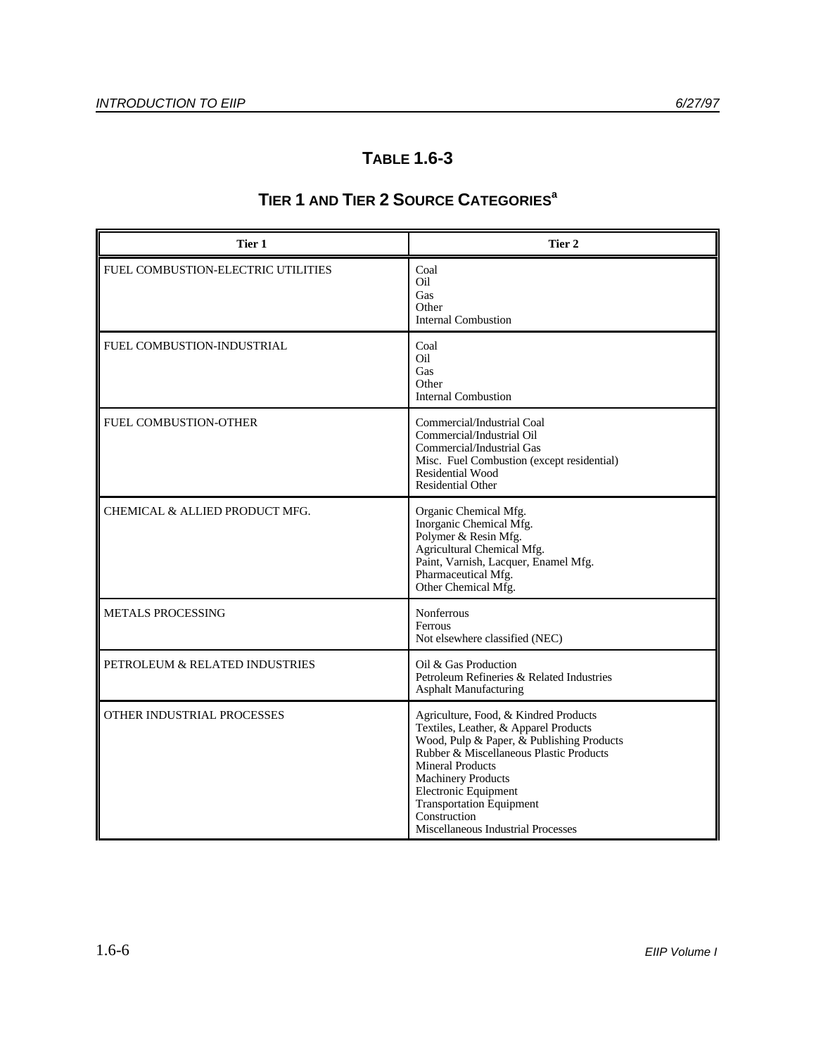## TABLE 1.6-3

## TIER 1 AND TIER 2 SOURCE CATEGORIES[a]

| Tier 1 | Tier 2 |
|---|---|
| FUEL COMBUSTION-ELECTRIC UTILITIES | Coal<br>Oil<br>Gas<br>Other<br>Internal Combustion |
| FUEL COMBUSTION-INDUSTRIAL | Coal<br>Oil<br>Gas<br>Other<br>Internal Combustion |
| FUEL COMBUSTION-OTHER | Commercial/Industrial Coal<br>Commercial/Industrial Oil<br>Commercial/Industrial Gas<br>Misc. Fuel Combustion (except residential)<br>Residential Wood<br>Residential Other |
| CHEMICAL & ALLIED PRODUCT MFG. | Organic Chemical Mfg.<br>Inorganic Chemical Mfg.<br>Polymer & Resin Mfg.<br>Agricultural Chemical Mfg.<br>Paint, Varnish, Lacquer, Enamel Mfg.<br>Pharmaceutical Mfg.<br>Other Chemical Mfg. |
| METALS PROCESSING | Nonferrous<br>Ferrous<br>Not elsewhere classified (NEC) |
| PETROLEUM & RELATED INDUSTRIES | Oil & Gas Production<br>Petroleum Refineries & Related Industries<br>Asphalt Manufacturing |
| OTHER INDUSTRIAL PROCESSES | Agriculture, Food, & Kindred Products<br>Textiles, Leather, & Apparel Products<br>Wood, Pulp & Paper, & Publishing Products<br>Rubber & Miscellaneous Plastic Products<br>Mineral Products<br>Machinery Products<br>Electronic Equipment<br>Transportation Equipment<br>Construction<br>Miscellaneous Industrial Processes |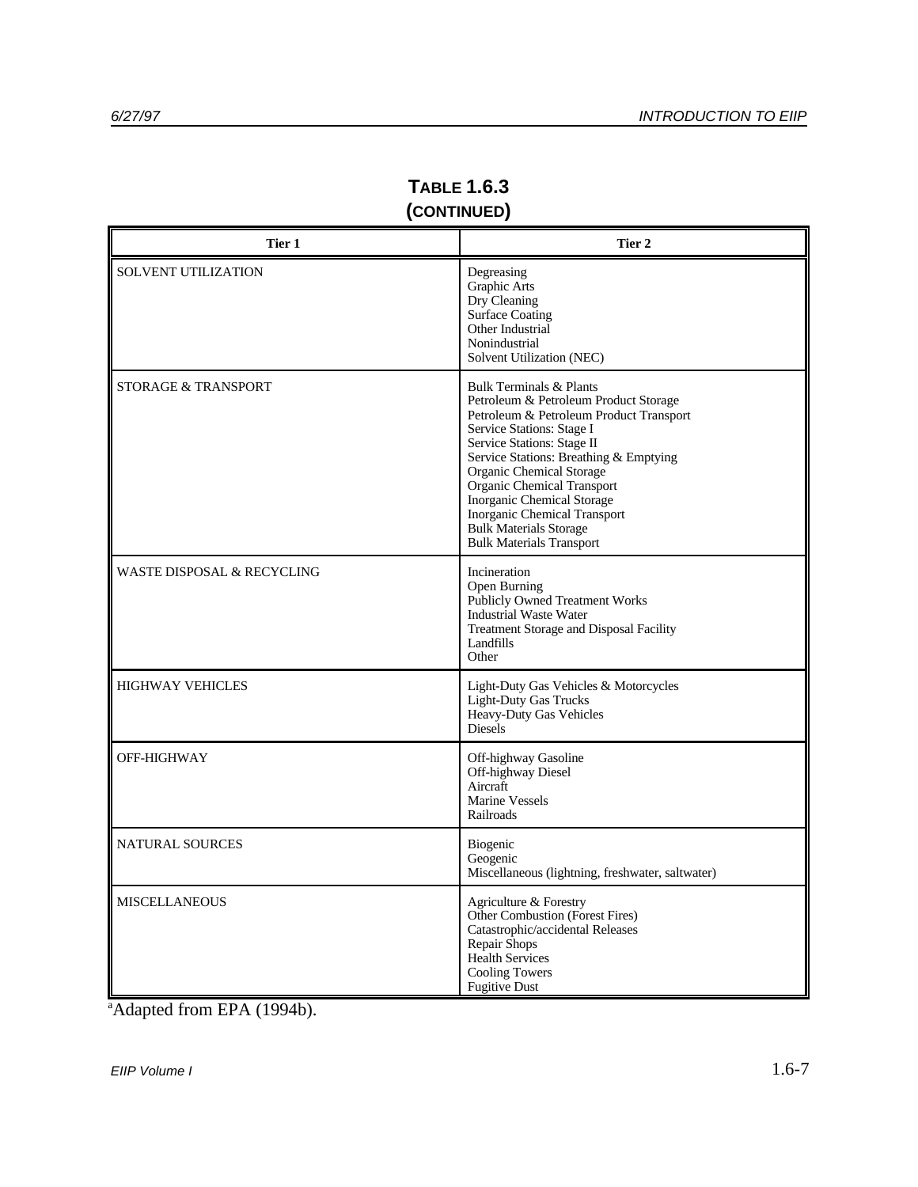## TABLE 1.6.3 (CONTINUED)

| Tier 1 | Tier 2 |
|---|---|
| SOLVENT UTILIZATION | Degreasing<br>Graphic Arts<br>Dry Cleaning<br>Surface Coating<br>Other Industrial<br>Nonindustrial<br>Solvent Utilization (NEC) |
| STORAGE & TRANSPORT | Bulk Terminals & Plants<br>Petroleum & Petroleum Product Storage<br>Petroleum & Petroleum Product Transport<br>Service Stations: Stage I<br>Service Stations: Stage II<br>Service Stations: Breathing & Emptying<br>Organic Chemical Storage<br>Organic Chemical Transport<br>Inorganic Chemical Storage<br>Inorganic Chemical Transport<br>Bulk Materials Storage<br>Bulk Materials Transport |
| WASTE DISPOSAL & RECYCLING | Incineration<br>Open Burning<br>Publicly Owned Treatment Works<br>Industrial Waste Water<br>Treatment Storage and Disposal Facility<br>Landfills<br>Other |
| HIGHWAY VEHICLES | Light-Duty Gas Vehicles & Motorcycles<br>Light-Duty Gas Trucks<br>Heavy-Duty Gas Vehicles<br>Diesels |
| OFF-HIGHWAY | Off-highway Gasoline<br>Off-highway Diesel<br>Aircraft<br>Marine Vessels<br>Railroads |
| NATURAL SOURCES | Biogenic<br>Geogenic<br>Miscellaneous (lightning, freshwater, saltwater) |
| MISCELLANEOUS | Agriculture & Forestry<br>Other Combustion (Forest Fires)<br>Catastrophic/accidental Releases<br>Repair Shops<br>Health Services<br>Cooling Towers<br>Fugitive Dust |

[a] Adapted from EPA (1994b).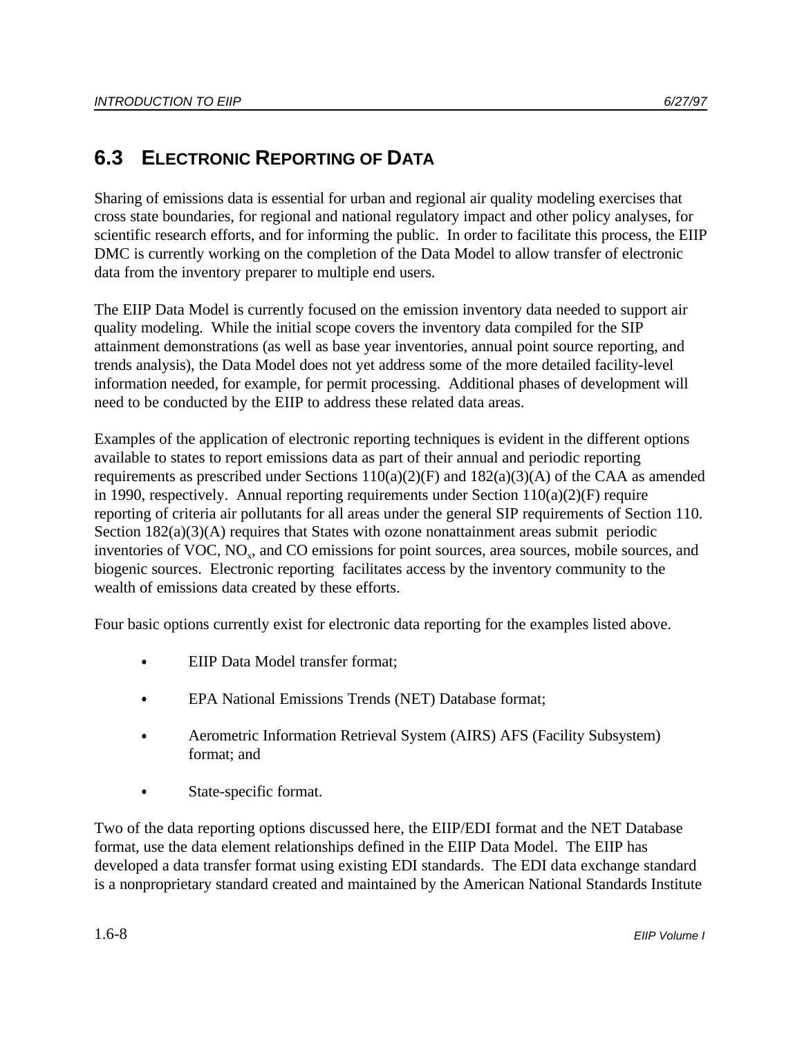## 6.3 ELECTRONIC REPORTING OF DATA

Sharing of emissions data is essential for urban and regional air quality modeling exercises that cross state boundaries, for regional and national regulatory impact and other policy analyses, for scientific research efforts, and for informing the public. In order to facilitate this process, the EIIP DMC is currently working on the completion of the Data Model to allow transfer of electronic data from the inventory preparer to multiple end users.

The EIIP Data Model is currently focused on the emission inventory data needed to support air quality modeling. While the initial scope covers the inventory data compiled for the SIP attainment demonstrations (as well as base year inventories, annual point source reporting, and trends analysis), the Data Model does not yet address some of the more detailed facility-level information needed, for example, for permit processing. Additional phases of development will need to be conducted by the EIIP to address these related data areas.

Examples of the application of electronic reporting techniques is evident in the different options available to states to report emissions data as part of their annual and periodic reporting requirements as prescribed under Sections 110(a)(2)(F) and 182(a)(3)(A) of the CAA as amended in 1990, respectively. Annual reporting requirements under Section 110(a)(2)(F) require reporting of criteria air pollutants for all areas under the general SIP requirements of Section 110. Section 182(a)(3)(A) requires that States with ozone nonattainment areas submit periodic inventories of VOC, $NO_x$, and CO emissions for point sources, area sources, mobile sources, and biogenic sources. Electronic reporting facilitates access by the inventory community to the wealth of emissions data created by these efforts.

Four basic options currently exist for electronic data reporting for the examples listed above.

- EIIP Data Model transfer format;
- EPA National Emissions Trends (NET) Database format;
- Aerometric Information Retrieval System (AIRS) AFS (Facility Subsystem) format; and
- State-specific format.

Two of the data reporting options discussed here, the EIIP/EDI format and the NET Database format, use the data element relationships defined in the EIIP Data Model. The EIIP has developed a data transfer format using existing EDI standards. The EDI data exchange standard is a nonproprietary standard created and maintained by the American National Standards Institute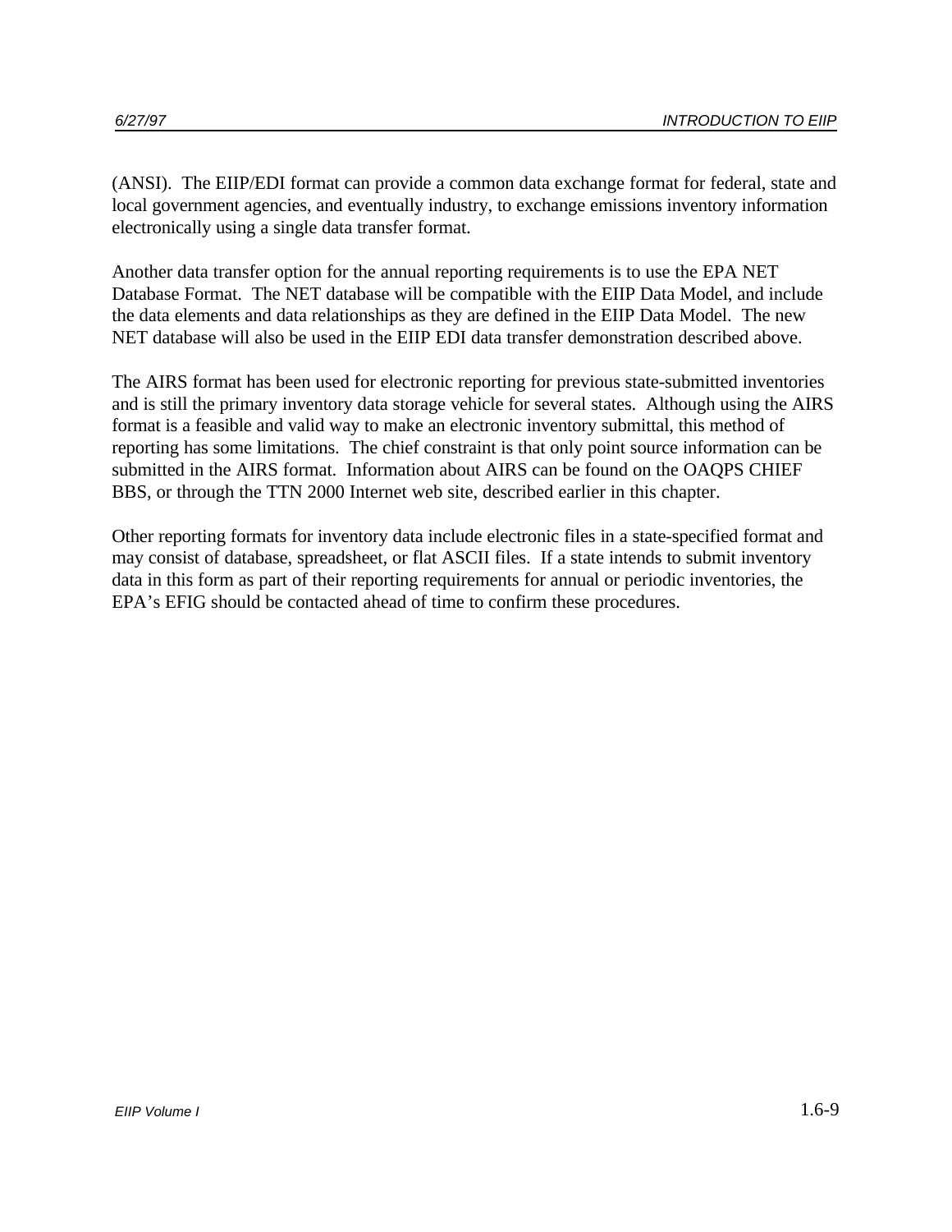(ANSI). The EIIP/EDI format can provide a common data exchange format for federal, state and local government agencies, and eventually industry, to exchange emissions inventory information electronically using a single data transfer format.

Another data transfer option for the annual reporting requirements is to use the EPA NET Database Format. The NET database will be compatible with the EIIP Data Model, and include the data elements and data relationships as they are defined in the EIIP Data Model. The new NET database will also be used in the EIIP EDI data transfer demonstration described above.

The AIRS format has been used for electronic reporting for previous state-submitted inventories and is still the primary inventory data storage vehicle for several states. Although using the AIRS format is a feasible and valid way to make an electronic inventory submittal, this method of reporting has some limitations. The chief constraint is that only point source information can be submitted in the AIRS format. Information about AIRS can be found on the OAQPS CHIEF BBS, or through the TTN 2000 Internet web site, described earlier in this chapter.

Other reporting formats for inventory data include electronic files in a state-specified format and may consist of database, spreadsheet, or flat ASCII files. If a state intends to submit inventory data in this form as part of their reporting requirements for annual or periodic inventories, the EPA's EFIG should be contacted ahead of time to confirm these procedures.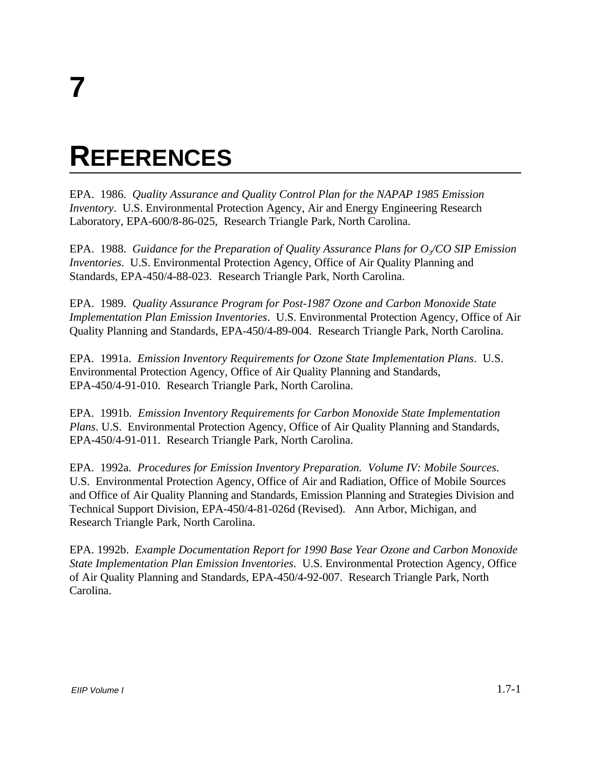# 7

# REFERENCES

EPA. 1986. *Quality Assurance and Quality Control Plan for the NAPAP 1985 Emission Inventory*. U.S. Environmental Protection Agency, Air and Energy Engineering Research Laboratory, EPA-600/8-86-025, Research Triangle Park, North Carolina.

EPA. 1988. *Guidance for the Preparation of Quality Assurance Plans for $O_3$/CO SIP Emission Inventories*. U.S. Environmental Protection Agency, Office of Air Quality Planning and Standards, EPA-450/4-88-023. Research Triangle Park, North Carolina.

EPA. 1989. *Quality Assurance Program for Post-1987 Ozone and Carbon Monoxide State Implementation Plan Emission Inventories*. U.S. Environmental Protection Agency, Office of Air Quality Planning and Standards, EPA-450/4-89-004. Research Triangle Park, North Carolina.

EPA. 1991a. *Emission Inventory Requirements for Ozone State Implementation Plans*. U.S. Environmental Protection Agency, Office of Air Quality Planning and Standards, EPA-450/4-91-010. Research Triangle Park, North Carolina.

EPA. 1991b. *Emission Inventory Requirements for Carbon Monoxide State Implementation Plans*. U.S. Environmental Protection Agency, Office of Air Quality Planning and Standards, EPA-450/4-91-011. Research Triangle Park, North Carolina.

EPA. 1992a. *Procedures for Emission Inventory Preparation. Volume IV: Mobile Sources*. U.S. Environmental Protection Agency, Office of Air and Radiation, Office of Mobile Sources and Office of Air Quality Planning and Standards, Emission Planning and Strategies Division and Technical Support Division, EPA-450/4-81-026d (Revised). Ann Arbor, Michigan, and Research Triangle Park, North Carolina.

EPA. 1992b. *Example Documentation Report for 1990 Base Year Ozone and Carbon Monoxide State Implementation Plan Emission Inventories*. U.S. Environmental Protection Agency, Office of Air Quality Planning and Standards, EPA-450/4-92-007. Research Triangle Park, North Carolina.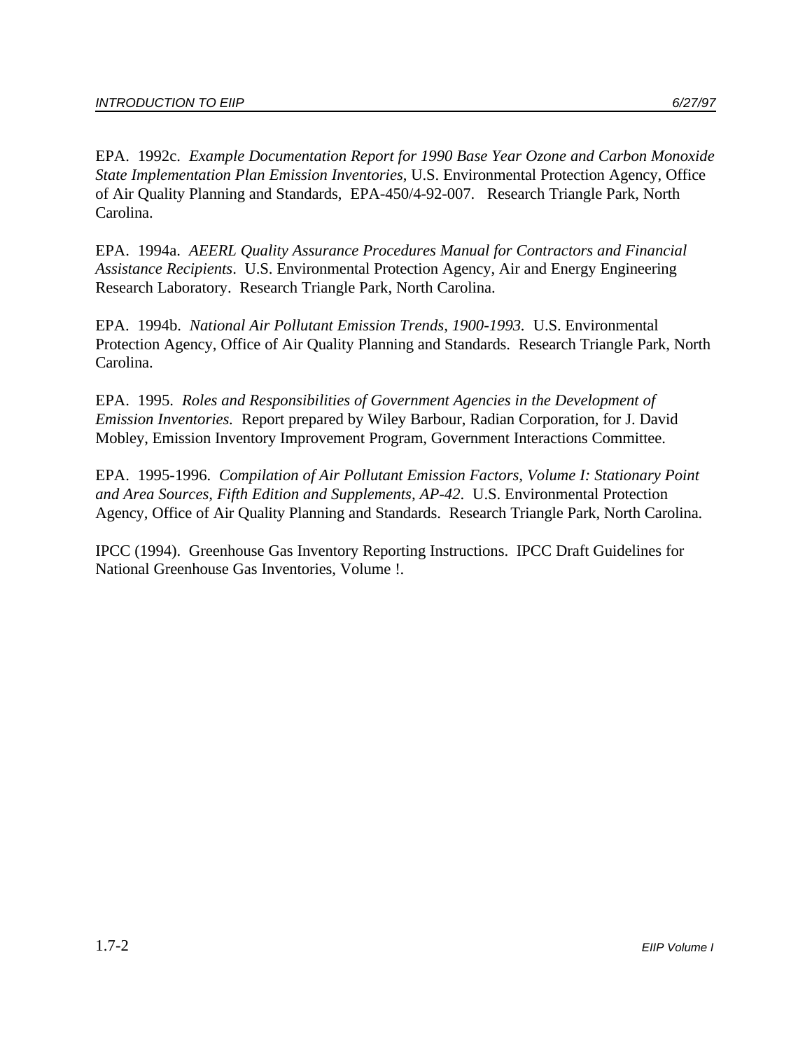EPA. 1992c. *Example Documentation Report for 1990 Base Year Ozone and Carbon Monoxide State Implementation Plan Emission Inventories*, U.S. Environmental Protection Agency, Office of Air Quality Planning and Standards, EPA-450/4-92-007. Research Triangle Park, North Carolina.

EPA. 1994a. *AEERL Quality Assurance Procedures Manual for Contractors and Financial Assistance Recipients*. U.S. Environmental Protection Agency, Air and Energy Engineering Research Laboratory. Research Triangle Park, North Carolina.

EPA. 1994b. *National Air Pollutant Emission Trends, 1900-1993.* U.S. Environmental Protection Agency, Office of Air Quality Planning and Standards. Research Triangle Park, North Carolina.

EPA. 1995. *Roles and Responsibilities of Government Agencies in the Development of Emission Inventories.* Report prepared by Wiley Barbour, Radian Corporation, for J. David Mobley, Emission Inventory Improvement Program, Government Interactions Committee.

EPA. 1995-1996. *Compilation of Air Pollutant Emission Factors, Volume I: Stationary Point and Area Sources, Fifth Edition and Supplements, AP-42.* U.S. Environmental Protection Agency, Office of Air Quality Planning and Standards. Research Triangle Park, North Carolina.

IPCC (1994). Greenhouse Gas Inventory Reporting Instructions. IPCC Draft Guidelines for National Greenhouse Gas Inventories, Volume !.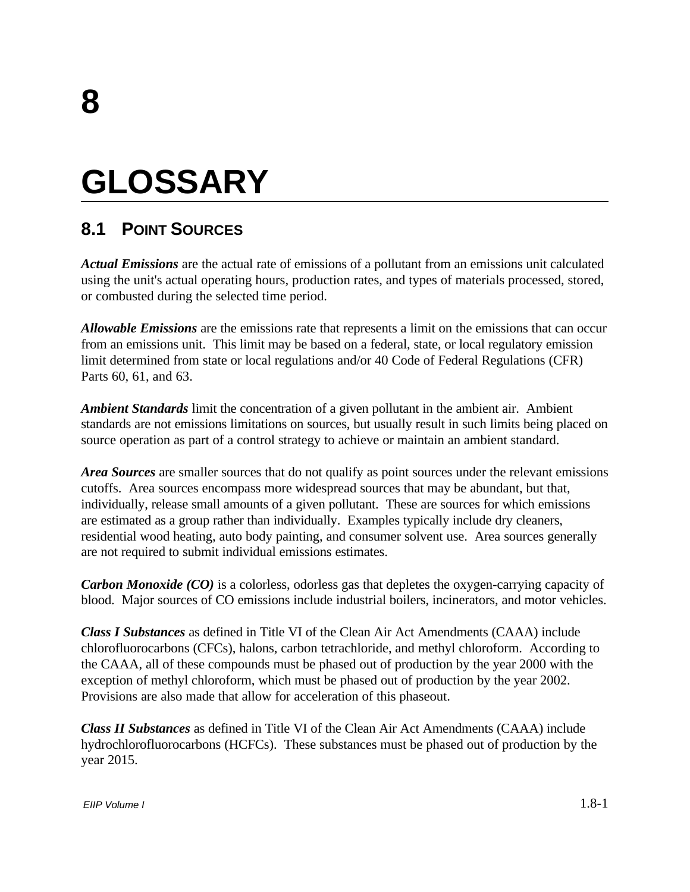# 8

# GLOSSARY

## 8.1 POINT SOURCES

***Actual Emissions*** are the actual rate of emissions of a pollutant from an emissions unit calculated using the unit's actual operating hours, production rates, and types of materials processed, stored, or combusted during the selected time period.

***Allowable Emissions*** are the emissions rate that represents a limit on the emissions that can occur from an emissions unit. This limit may be based on a federal, state, or local regulatory emission limit determined from state or local regulations and/or 40 Code of Federal Regulations (CFR) Parts 60, 61, and 63.

***Ambient Standards*** limit the concentration of a given pollutant in the ambient air. Ambient standards are not emissions limitations on sources, but usually result in such limits being placed on source operation as part of a control strategy to achieve or maintain an ambient standard.

***Area Sources*** are smaller sources that do not qualify as point sources under the relevant emissions cutoffs. Area sources encompass more widespread sources that may be abundant, but that, individually, release small amounts of a given pollutant. These are sources for which emissions are estimated as a group rather than individually. Examples typically include dry cleaners, residential wood heating, auto body painting, and consumer solvent use. Area sources generally are not required to submit individual emissions estimates.

***Carbon Monoxide (CO)*** is a colorless, odorless gas that depletes the oxygen-carrying capacity of blood. Major sources of CO emissions include industrial boilers, incinerators, and motor vehicles.

***Class I Substances*** as defined in Title VI of the Clean Air Act Amendments (CAAA) include chlorofluorocarbons (CFCs), halons, carbon tetrachloride, and methyl chloroform. According to the CAAA, all of these compounds must be phased out of production by the year 2000 with the exception of methyl chloroform, which must be phased out of production by the year 2002. Provisions are also made that allow for acceleration of this phaseout.

***Class II Substances*** as defined in Title VI of the Clean Air Act Amendments (CAAA) include hydrochlorofluorocarbons (HCFCs). These substances must be phased out of production by the year 2015.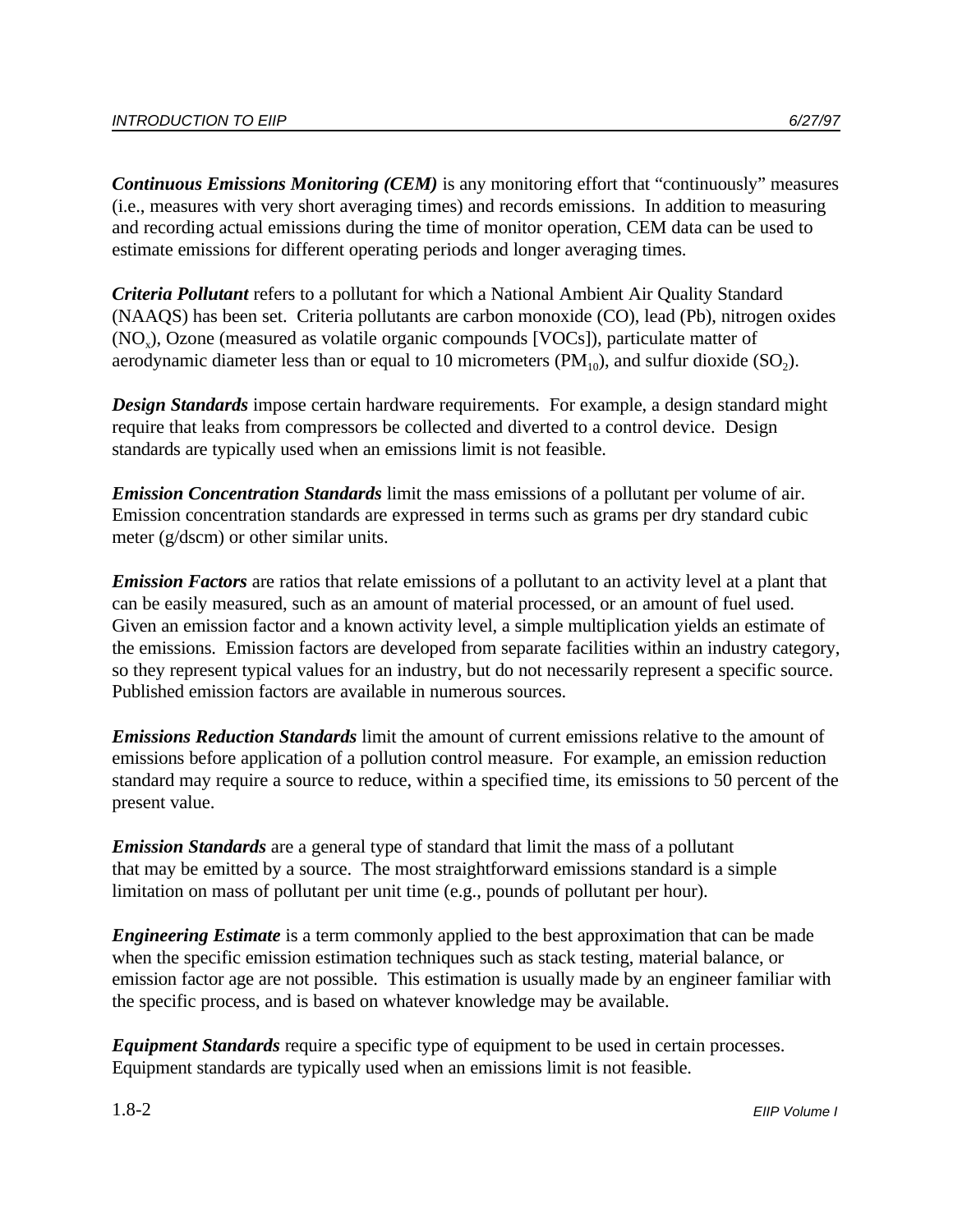***Continuous Emissions Monitoring (CEM)*** is any monitoring effort that "continuously" measures (i.e., measures with very short averaging times) and records emissions. In addition to measuring and recording actual emissions during the time of monitor operation, CEM data can be used to estimate emissions for different operating periods and longer averaging times.

***Criteria Pollutant*** refers to a pollutant for which a National Ambient Air Quality Standard (NAAQS) has been set. Criteria pollutants are carbon monoxide (CO), lead (Pb), nitrogen oxides ($NO_x$), Ozone (measured as volatile organic compounds [VOCs]), particulate matter of aerodynamic diameter less than or equal to 10 micrometers ($PM_{10}$), and sulfur dioxide ($SO_2$).

***Design Standards*** impose certain hardware requirements. For example, a design standard might require that leaks from compressors be collected and diverted to a control device. Design standards are typically used when an emissions limit is not feasible.

***Emission Concentration Standards*** limit the mass emissions of a pollutant per volume of air. Emission concentration standards are expressed in terms such as grams per dry standard cubic meter (g/dscm) or other similar units.

***Emission Factors*** are ratios that relate emissions of a pollutant to an activity level at a plant that can be easily measured, such as an amount of material processed, or an amount of fuel used. Given an emission factor and a known activity level, a simple multiplication yields an estimate of the emissions. Emission factors are developed from separate facilities within an industry category, so they represent typical values for an industry, but do not necessarily represent a specific source. Published emission factors are available in numerous sources.

***Emissions Reduction Standards*** limit the amount of current emissions relative to the amount of emissions before application of a pollution control measure. For example, an emission reduction standard may require a source to reduce, within a specified time, its emissions to 50 percent of the present value.

***Emission Standards*** are a general type of standard that limit the mass of a pollutant that may be emitted by a source. The most straightforward emissions standard is a simple limitation on mass of pollutant per unit time (e.g., pounds of pollutant per hour).

***Engineering Estimate*** is a term commonly applied to the best approximation that can be made when the specific emission estimation techniques such as stack testing, material balance, or emission factor age are not possible. This estimation is usually made by an engineer familiar with the specific process, and is based on whatever knowledge may be available.

***Equipment Standards*** require a specific type of equipment to be used in certain processes. Equipment standards are typically used when an emissions limit is not feasible.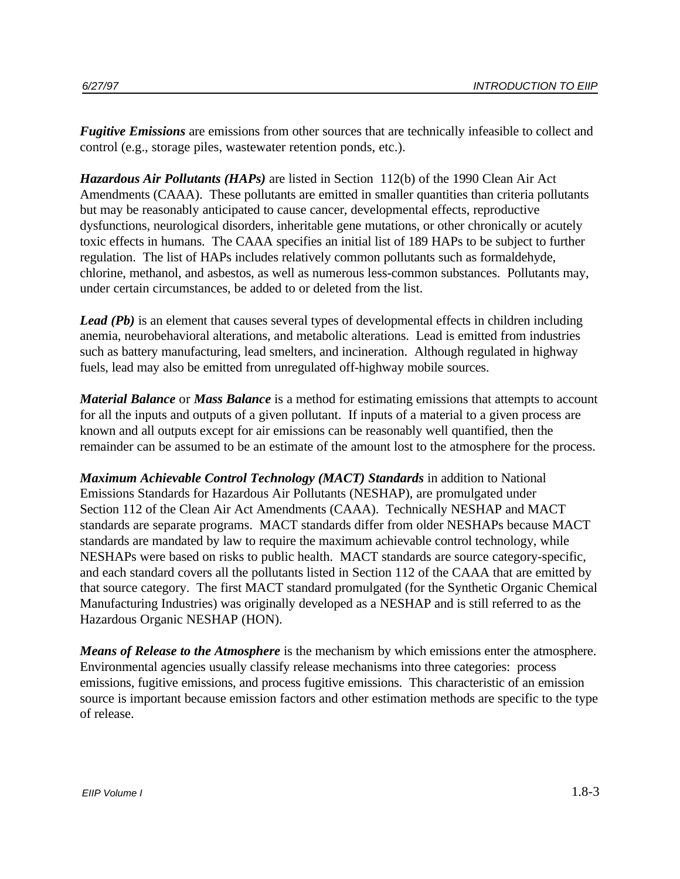***Fugitive Emissions*** are emissions from other sources that are technically infeasible to collect and control (e.g., storage piles, wastewater retention ponds, etc.).

***Hazardous Air Pollutants (HAPs)*** are listed in Section 112(b) of the 1990 Clean Air Act Amendments (CAAA). These pollutants are emitted in smaller quantities than criteria pollutants but may be reasonably anticipated to cause cancer, developmental effects, reproductive dysfunctions, neurological disorders, inheritable gene mutations, or other chronically or acutely toxic effects in humans. The CAAA specifies an initial list of 189 HAPs to be subject to further regulation. The list of HAPs includes relatively common pollutants such as formaldehyde, chlorine, methanol, and asbestos, as well as numerous less-common substances. Pollutants may, under certain circumstances, be added to or deleted from the list.

***Lead (Pb)*** is an element that causes several types of developmental effects in children including anemia, neurobehavioral alterations, and metabolic alterations. Lead is emitted from industries such as battery manufacturing, lead smelters, and incineration. Although regulated in highway fuels, lead may also be emitted from unregulated off-highway mobile sources.

***Material Balance*** or ***Mass Balance*** is a method for estimating emissions that attempts to account for all the inputs and outputs of a given pollutant. If inputs of a material to a given process are known and all outputs except for air emissions can be reasonably well quantified, then the remainder can be assumed to be an estimate of the amount lost to the atmosphere for the process.

***Maximum Achievable Control Technology (MACT) Standards*** in addition to National Emissions Standards for Hazardous Air Pollutants (NESHAP), are promulgated under Section 112 of the Clean Air Act Amendments (CAAA). Technically NESHAP and MACT standards are separate programs. MACT standards differ from older NESHAPs because MACT standards are mandated by law to require the maximum achievable control technology, while NESHAPs were based on risks to public health. MACT standards are source category-specific, and each standard covers all the pollutants listed in Section 112 of the CAAA that are emitted by that source category. The first MACT standard promulgated (for the Synthetic Organic Chemical Manufacturing Industries) was originally developed as a NESHAP and is still referred to as the Hazardous Organic NESHAP (HON).

***Means of Release to the Atmosphere*** is the mechanism by which emissions enter the atmosphere. Environmental agencies usually classify release mechanisms into three categories: process emissions, fugitive emissions, and process fugitive emissions. This characteristic of an emission source is important because emission factors and other estimation methods are specific to the type of release.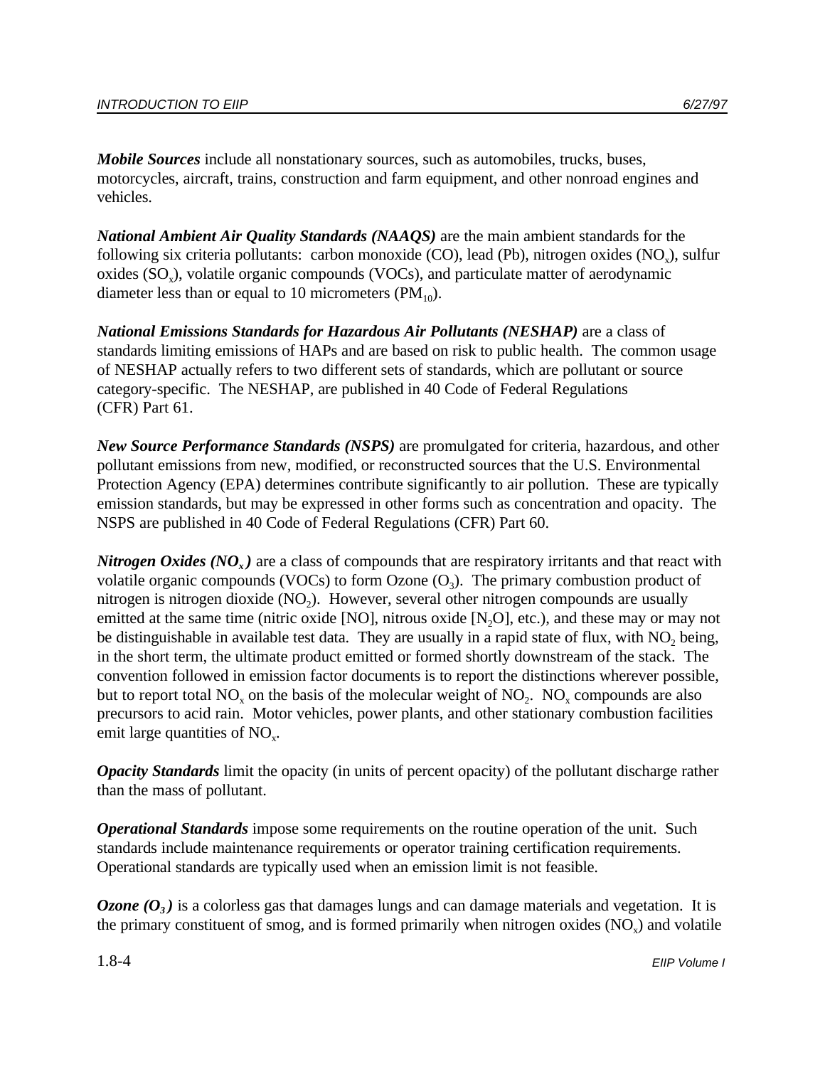***Mobile Sources*** include all nonstationary sources, such as automobiles, trucks, buses, motorcycles, aircraft, trains, construction and farm equipment, and other nonroad engines and vehicles.

***National Ambient Air Quality Standards (NAAQS)*** are the main ambient standards for the following six criteria pollutants: carbon monoxide (CO), lead (Pb), nitrogen oxides ($NO_x$), sulfur oxides ($SO_x$), volatile organic compounds (VOCs), and particulate matter of aerodynamic diameter less than or equal to 10 micrometers ($PM_{10}$).

***National Emissions Standards for Hazardous Air Pollutants (NESHAP)*** are a class of standards limiting emissions of HAPs and are based on risk to public health. The common usage of NESHAP actually refers to two different sets of standards, which are pollutant or source category-specific. The NESHAP, are published in 40 Code of Federal Regulations (CFR) Part 61.

***New Source Performance Standards (NSPS)*** are promulgated for criteria, hazardous, and other pollutant emissions from new, modified, or reconstructed sources that the U.S. Environmental Protection Agency (EPA) determines contribute significantly to air pollution. These are typically emission standards, but may be expressed in other forms such as concentration and opacity. The NSPS are published in 40 Code of Federal Regulations (CFR) Part 60.

***Nitrogen Oxides ($NO_x$)*** are a class of compounds that are respiratory irritants and that react with volatile organic compounds (VOCs) to form Ozone ($O_3$). The primary combustion product of nitrogen is nitrogen dioxide ($NO_2$). However, several other nitrogen compounds are usually emitted at the same time (nitric oxide [NO], nitrous oxide [$N_2O$], etc.), and these may or may not be distinguishable in available test data. They are usually in a rapid state of flux, with $NO_2$ being, in the short term, the ultimate product emitted or formed shortly downstream of the stack. The convention followed in emission factor documents is to report the distinctions wherever possible, but to report total $NO_x$ on the basis of the molecular weight of $NO_2$. $NO_x$ compounds are also precursors to acid rain. Motor vehicles, power plants, and other stationary combustion facilities emit large quantities of $NO_x$.

***Opacity Standards*** limit the opacity (in units of percent opacity) of the pollutant discharge rather than the mass of pollutant.

***Operational Standards*** impose some requirements on the routine operation of the unit. Such standards include maintenance requirements or operator training certification requirements. Operational standards are typically used when an emission limit is not feasible.

***Ozone ($O_3$)*** is a colorless gas that damages lungs and can damage materials and vegetation. It is the primary constituent of smog, and is formed primarily when nitrogen oxides ($NO_x$) and volatile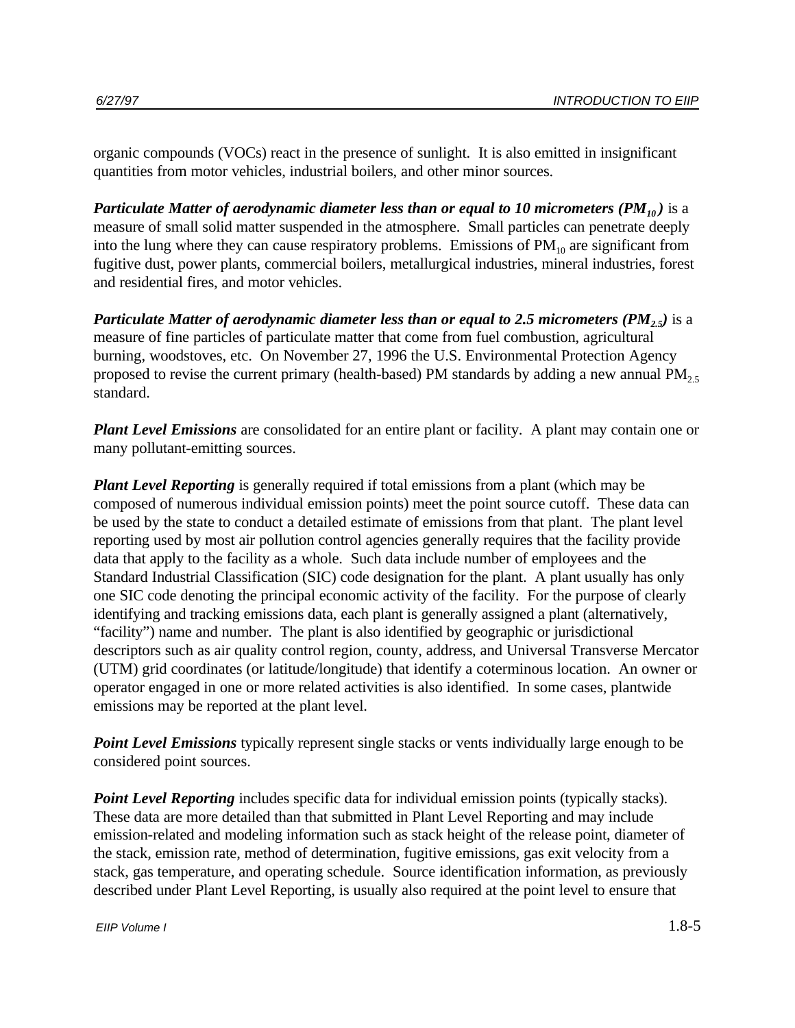organic compounds (VOCs) react in the presence of sunlight. It is also emitted in insignificant quantities from motor vehicles, industrial boilers, and other minor sources.

***Particulate Matter of aerodynamic diameter less than or equal to 10 micrometers ($PM_{10}$)*** is a measure of small solid matter suspended in the atmosphere. Small particles can penetrate deeply into the lung where they can cause respiratory problems. Emissions of $PM_{10}$ are significant from fugitive dust, power plants, commercial boilers, metallurgical industries, mineral industries, forest and residential fires, and motor vehicles.

***Particulate Matter of aerodynamic diameter less than or equal to 2.5 micrometers ($PM_{2.5}$)*** is a measure of fine particles of particulate matter that come from fuel combustion, agricultural burning, woodstoves, etc. On November 27, 1996 the U.S. Environmental Protection Agency proposed to revise the current primary (health-based) PM standards by adding a new annual $PM_{2.5}$ standard.

***Plant Level Emissions*** are consolidated for an entire plant or facility. A plant may contain one or many pollutant-emitting sources.

***Plant Level Reporting*** is generally required if total emissions from a plant (which may be composed of numerous individual emission points) meet the point source cutoff. These data can be used by the state to conduct a detailed estimate of emissions from that plant. The plant level reporting used by most air pollution control agencies generally requires that the facility provide data that apply to the facility as a whole. Such data include number of employees and the Standard Industrial Classification (SIC) code designation for the plant. A plant usually has only one SIC code denoting the principal economic activity of the facility. For the purpose of clearly identifying and tracking emissions data, each plant is generally assigned a plant (alternatively, "facility") name and number. The plant is also identified by geographic or jurisdictional descriptors such as air quality control region, county, address, and Universal Transverse Mercator (UTM) grid coordinates (or latitude/longitude) that identify a coterminous location. An owner or operator engaged in one or more related activities is also identified. In some cases, plantwide emissions may be reported at the plant level.

***Point Level Emissions*** typically represent single stacks or vents individually large enough to be considered point sources.

***Point Level Reporting*** includes specific data for individual emission points (typically stacks). These data are more detailed than that submitted in Plant Level Reporting and may include emission-related and modeling information such as stack height of the release point, diameter of the stack, emission rate, method of determination, fugitive emissions, gas exit velocity from a stack, gas temperature, and operating schedule. Source identification information, as previously described under Plant Level Reporting, is usually also required at the point level to ensure that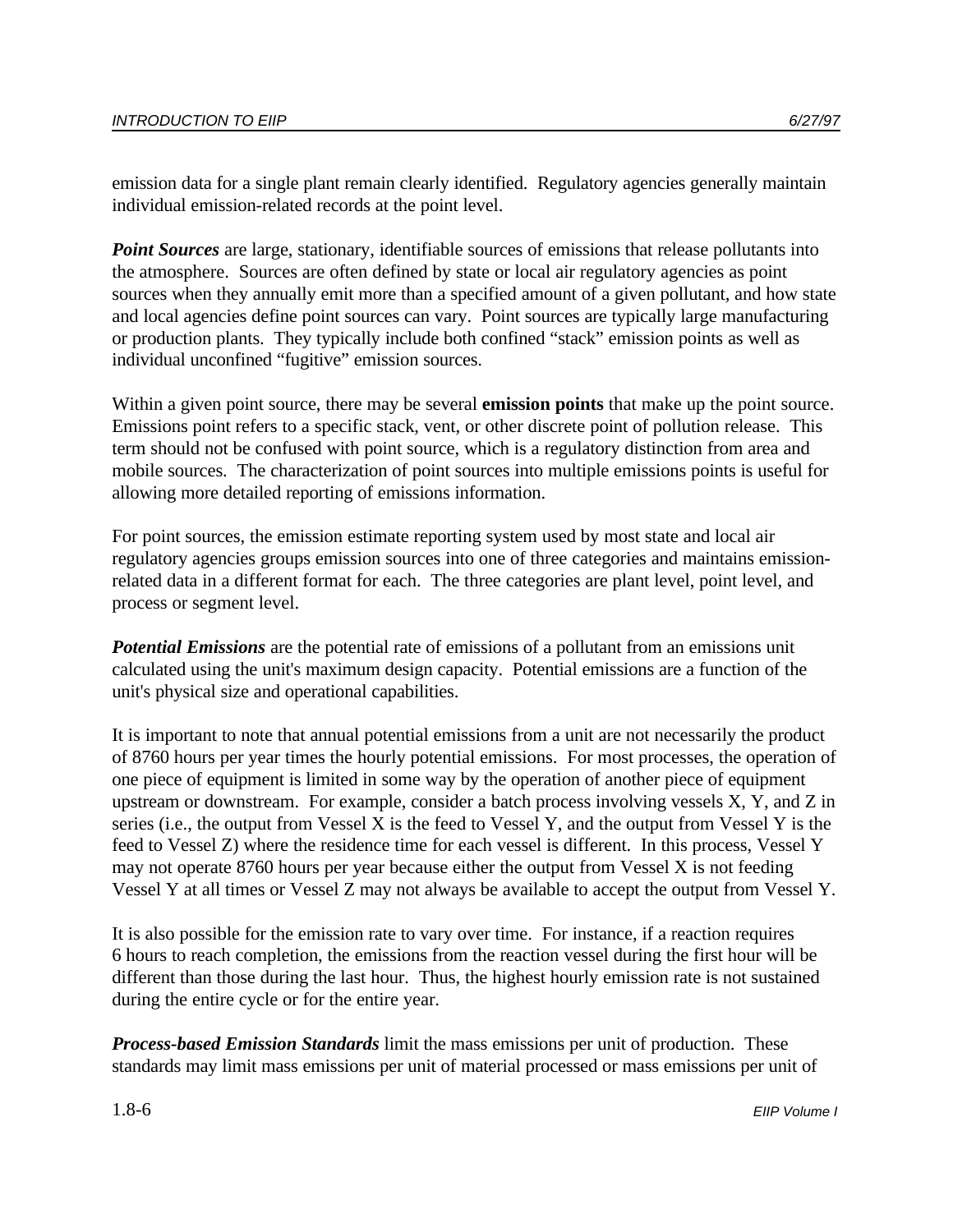emission data for a single plant remain clearly identified. Regulatory agencies generally maintain individual emission-related records at the point level.

***Point Sources*** are large, stationary, identifiable sources of emissions that release pollutants into the atmosphere. Sources are often defined by state or local air regulatory agencies as point sources when they annually emit more than a specified amount of a given pollutant, and how state and local agencies define point sources can vary. Point sources are typically large manufacturing or production plants. They typically include both confined "stack" emission points as well as individual unconfined "fugitive" emission sources.

Within a given point source, there may be several **emission points** that make up the point source. Emissions point refers to a specific stack, vent, or other discrete point of pollution release. This term should not be confused with point source, which is a regulatory distinction from area and mobile sources. The characterization of point sources into multiple emissions points is useful for allowing more detailed reporting of emissions information.

For point sources, the emission estimate reporting system used by most state and local air regulatory agencies groups emission sources into one of three categories and maintains emission-related data in a different format for each. The three categories are plant level, point level, and process or segment level.

***Potential Emissions*** are the potential rate of emissions of a pollutant from an emissions unit calculated using the unit's maximum design capacity. Potential emissions are a function of the unit's physical size and operational capabilities.

It is important to note that annual potential emissions from a unit are not necessarily the product of 8760 hours per year times the hourly potential emissions. For most processes, the operation of one piece of equipment is limited in some way by the operation of another piece of equipment upstream or downstream. For example, consider a batch process involving vessels X, Y, and Z in series (i.e., the output from Vessel X is the feed to Vessel Y, and the output from Vessel Y is the feed to Vessel Z) where the residence time for each vessel is different. In this process, Vessel Y may not operate 8760 hours per year because either the output from Vessel X is not feeding Vessel Y at all times or Vessel Z may not always be available to accept the output from Vessel Y.

It is also possible for the emission rate to vary over time. For instance, if a reaction requires 6 hours to reach completion, the emissions from the reaction vessel during the first hour will be different than those during the last hour. Thus, the highest hourly emission rate is not sustained during the entire cycle or for the entire year.

***Process-based Emission Standards*** limit the mass emissions per unit of production. These standards may limit mass emissions per unit of material processed or mass emissions per unit of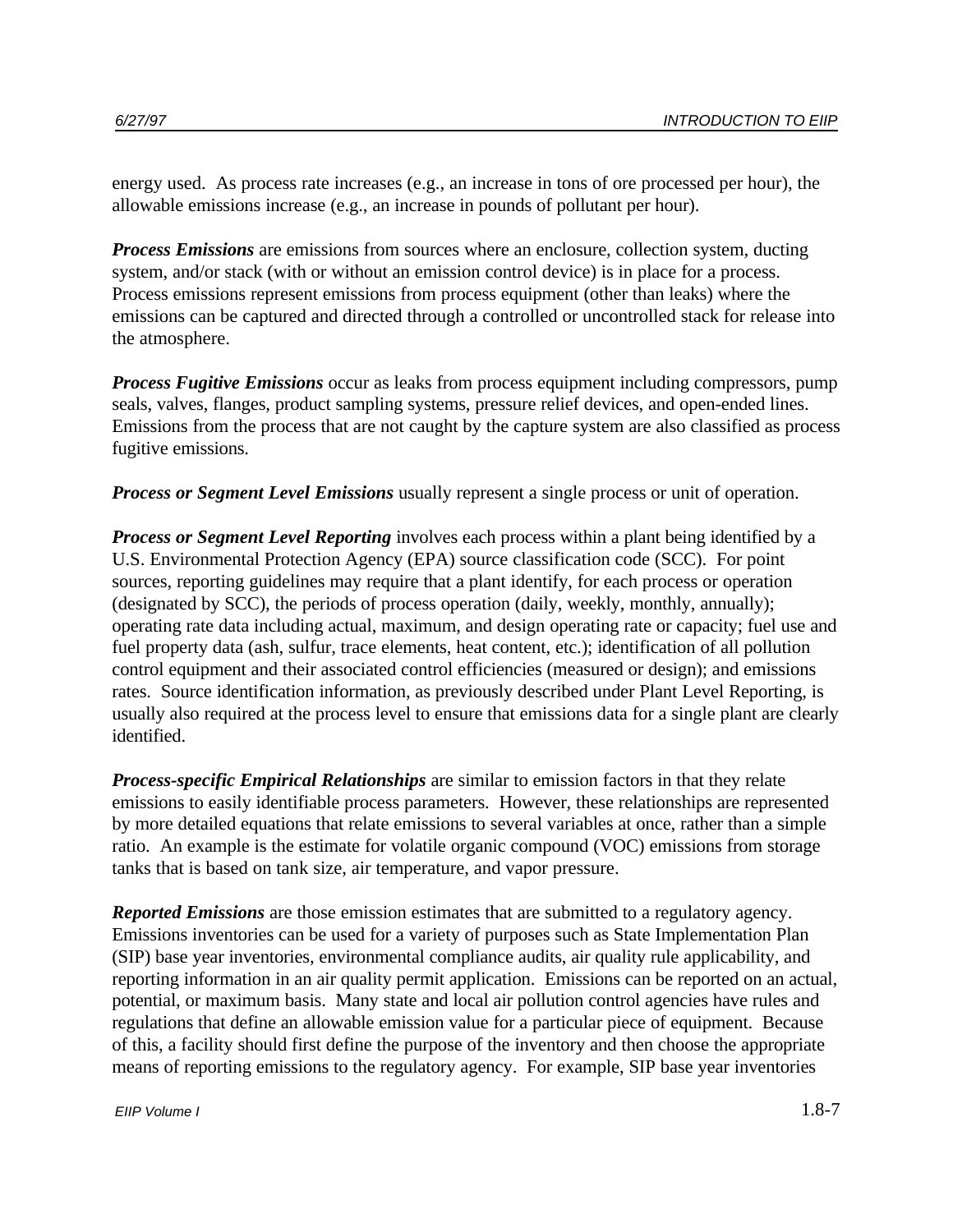energy used. As process rate increases (e.g., an increase in tons of ore processed per hour), the allowable emissions increase (e.g., an increase in pounds of pollutant per hour).

***Process Emissions*** are emissions from sources where an enclosure, collection system, ducting system, and/or stack (with or without an emission control device) is in place for a process. Process emissions represent emissions from process equipment (other than leaks) where the emissions can be captured and directed through a controlled or uncontrolled stack for release into the atmosphere.

***Process Fugitive Emissions*** occur as leaks from process equipment including compressors, pump seals, valves, flanges, product sampling systems, pressure relief devices, and open-ended lines. Emissions from the process that are not caught by the capture system are also classified as process fugitive emissions.

***Process or Segment Level Emissions*** usually represent a single process or unit of operation.

***Process or Segment Level Reporting*** involves each process within a plant being identified by a U.S. Environmental Protection Agency (EPA) source classification code (SCC). For point sources, reporting guidelines may require that a plant identify, for each process or operation (designated by SCC), the periods of process operation (daily, weekly, monthly, annually); operating rate data including actual, maximum, and design operating rate or capacity; fuel use and fuel property data (ash, sulfur, trace elements, heat content, etc.); identification of all pollution control equipment and their associated control efficiencies (measured or design); and emissions rates. Source identification information, as previously described under Plant Level Reporting, is usually also required at the process level to ensure that emissions data for a single plant are clearly identified.

***Process-specific Empirical Relationships*** are similar to emission factors in that they relate emissions to easily identifiable process parameters. However, these relationships are represented by more detailed equations that relate emissions to several variables at once, rather than a simple ratio. An example is the estimate for volatile organic compound (VOC) emissions from storage tanks that is based on tank size, air temperature, and vapor pressure.

***Reported Emissions*** are those emission estimates that are submitted to a regulatory agency. Emissions inventories can be used for a variety of purposes such as State Implementation Plan (SIP) base year inventories, environmental compliance audits, air quality rule applicability, and reporting information in an air quality permit application. Emissions can be reported on an actual, potential, or maximum basis. Many state and local air pollution control agencies have rules and regulations that define an allowable emission value for a particular piece of equipment. Because of this, a facility should first define the purpose of the inventory and then choose the appropriate means of reporting emissions to the regulatory agency. For example, SIP base year inventories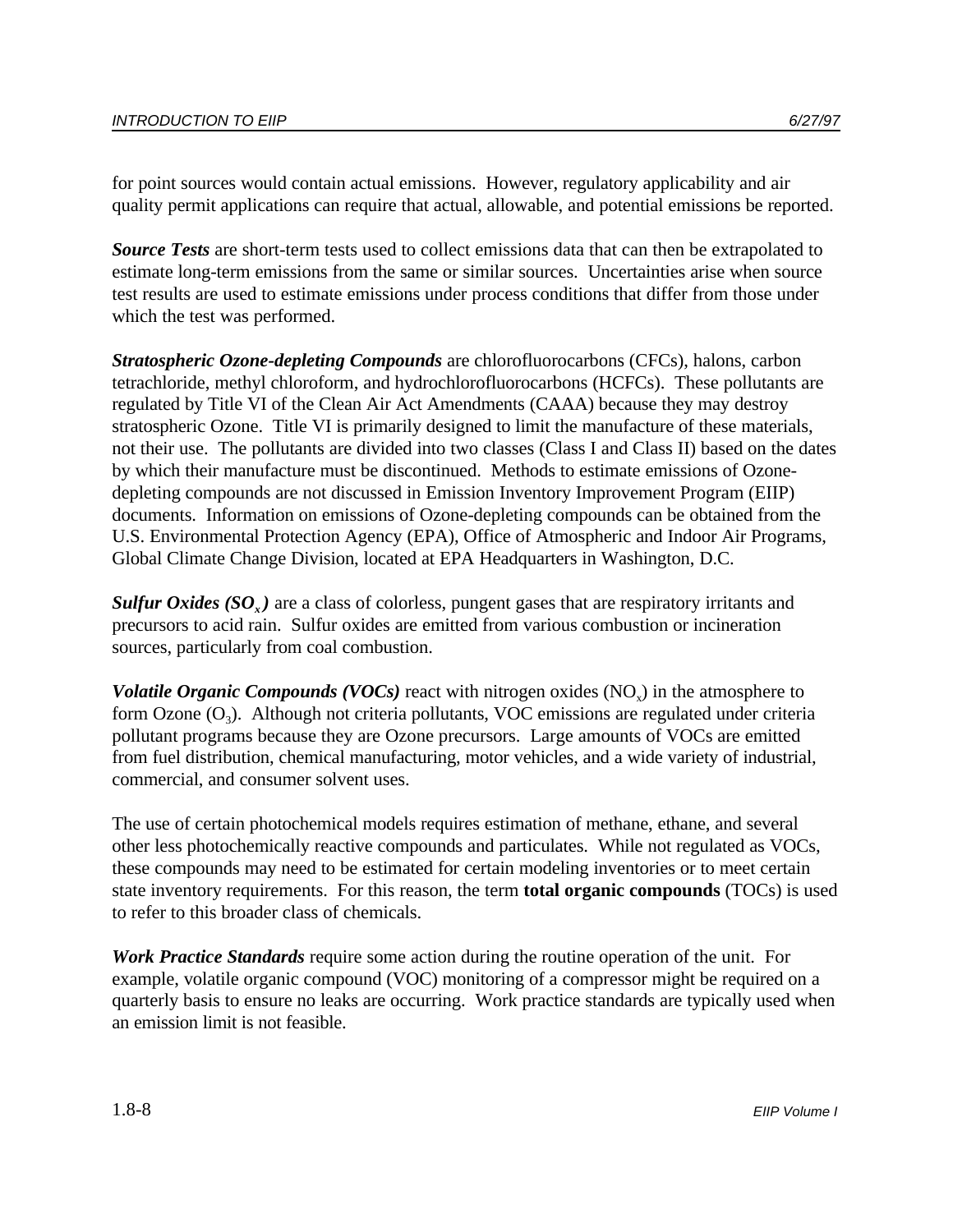for point sources would contain actual emissions. However, regulatory applicability and air quality permit applications can require that actual, allowable, and potential emissions be reported.

***Source Tests*** are short-term tests used to collect emissions data that can then be extrapolated to estimate long-term emissions from the same or similar sources. Uncertainties arise when source test results are used to estimate emissions under process conditions that differ from those under which the test was performed.

***Stratospheric Ozone-depleting Compounds*** are chlorofluorocarbons (CFCs), halons, carbon tetrachloride, methyl chloroform, and hydrochlorofluorocarbons (HCFCs). These pollutants are regulated by Title VI of the Clean Air Act Amendments (CAAA) because they may destroy stratospheric Ozone. Title VI is primarily designed to limit the manufacture of these materials, not their use. The pollutants are divided into two classes (Class I and Class II) based on the dates by which their manufacture must be discontinued. Methods to estimate emissions of Ozone-depleting compounds are not discussed in Emission Inventory Improvement Program (EIIP) documents. Information on emissions of Ozone-depleting compounds can be obtained from the U.S. Environmental Protection Agency (EPA), Office of Atmospheric and Indoor Air Programs, Global Climate Change Division, located at EPA Headquarters in Washington, D.C.

***Sulfur Oxides ($SO_x$)*** are a class of colorless, pungent gases that are respiratory irritants and precursors to acid rain. Sulfur oxides are emitted from various combustion or incineration sources, particularly from coal combustion.

***Volatile Organic Compounds (VOCs)*** react with nitrogen oxides ($NO_x$) in the atmosphere to form Ozone ($O_3$). Although not criteria pollutants, VOC emissions are regulated under criteria pollutant programs because they are Ozone precursors. Large amounts of VOCs are emitted from fuel distribution, chemical manufacturing, motor vehicles, and a wide variety of industrial, commercial, and consumer solvent uses.

The use of certain photochemical models requires estimation of methane, ethane, and several other less photochemically reactive compounds and particulates. While not regulated as VOCs, these compounds may need to be estimated for certain modeling inventories or to meet certain state inventory requirements. For this reason, the term **total organic compounds** (TOCs) is used to refer to this broader class of chemicals.

***Work Practice Standards*** require some action during the routine operation of the unit. For example, volatile organic compound (VOC) monitoring of a compressor might be required on a quarterly basis to ensure no leaks are occurring. Work practice standards are typically used when an emission limit is not feasible.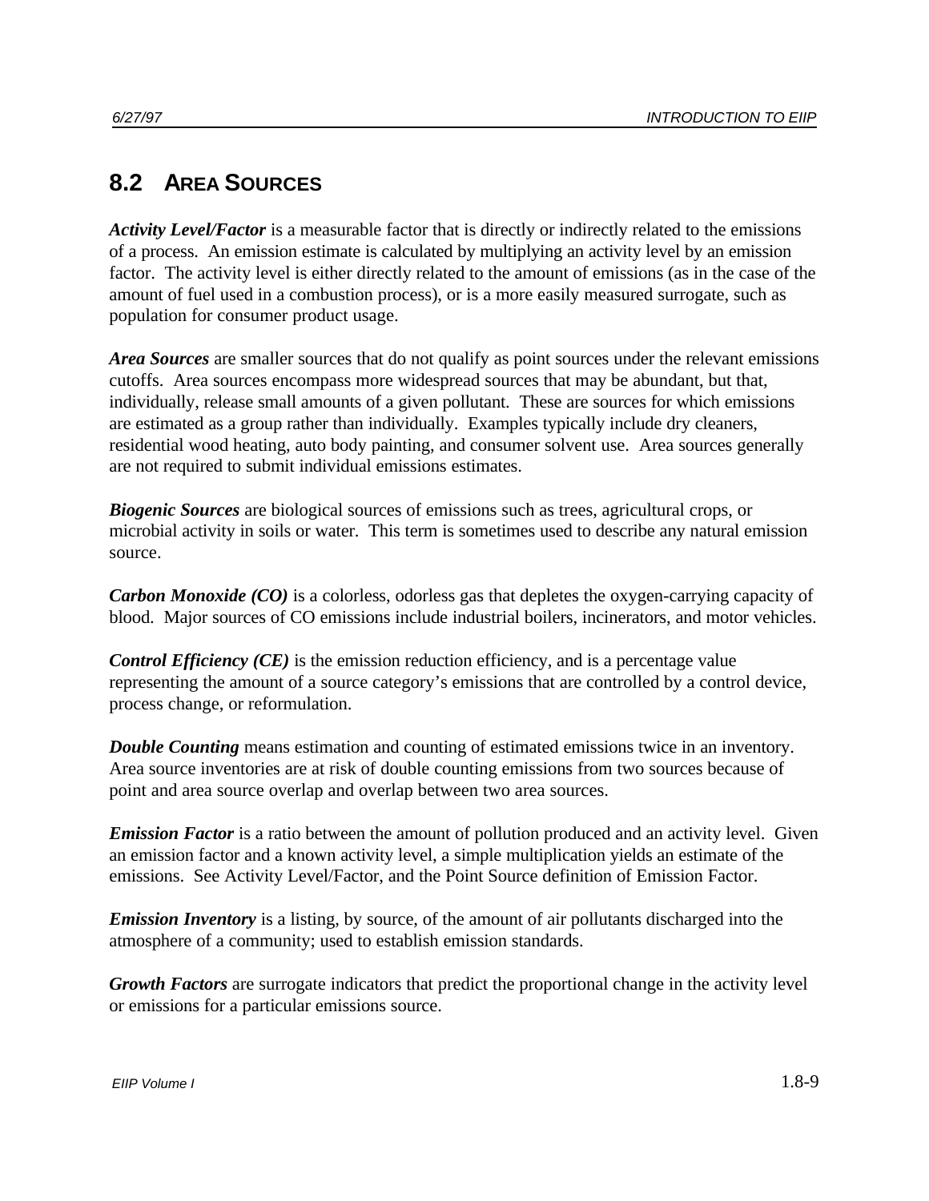## 8.2 AREA SOURCES

***Activity Level/Factor*** is a measurable factor that is directly or indirectly related to the emissions of a process. An emission estimate is calculated by multiplying an activity level by an emission factor. The activity level is either directly related to the amount of emissions (as in the case of the amount of fuel used in a combustion process), or is a more easily measured surrogate, such as population for consumer product usage.

***Area Sources*** are smaller sources that do not qualify as point sources under the relevant emissions cutoffs. Area sources encompass more widespread sources that may be abundant, but that, individually, release small amounts of a given pollutant. These are sources for which emissions are estimated as a group rather than individually. Examples typically include dry cleaners, residential wood heating, auto body painting, and consumer solvent use. Area sources generally are not required to submit individual emissions estimates.

***Biogenic Sources*** are biological sources of emissions such as trees, agricultural crops, or microbial activity in soils or water. This term is sometimes used to describe any natural emission source.

***Carbon Monoxide (CO)*** is a colorless, odorless gas that depletes the oxygen-carrying capacity of blood. Major sources of CO emissions include industrial boilers, incinerators, and motor vehicles.

***Control Efficiency (CE)*** is the emission reduction efficiency, and is a percentage value representing the amount of a source category's emissions that are controlled by a control device, process change, or reformulation.

***Double Counting*** means estimation and counting of estimated emissions twice in an inventory. Area source inventories are at risk of double counting emissions from two sources because of point and area source overlap and overlap between two area sources.

***Emission Factor*** is a ratio between the amount of pollution produced and an activity level. Given an emission factor and a known activity level, a simple multiplication yields an estimate of the emissions. See Activity Level/Factor, and the Point Source definition of Emission Factor.

***Emission Inventory*** is a listing, by source, of the amount of air pollutants discharged into the atmosphere of a community; used to establish emission standards.

***Growth Factors*** are surrogate indicators that predict the proportional change in the activity level or emissions for a particular emissions source.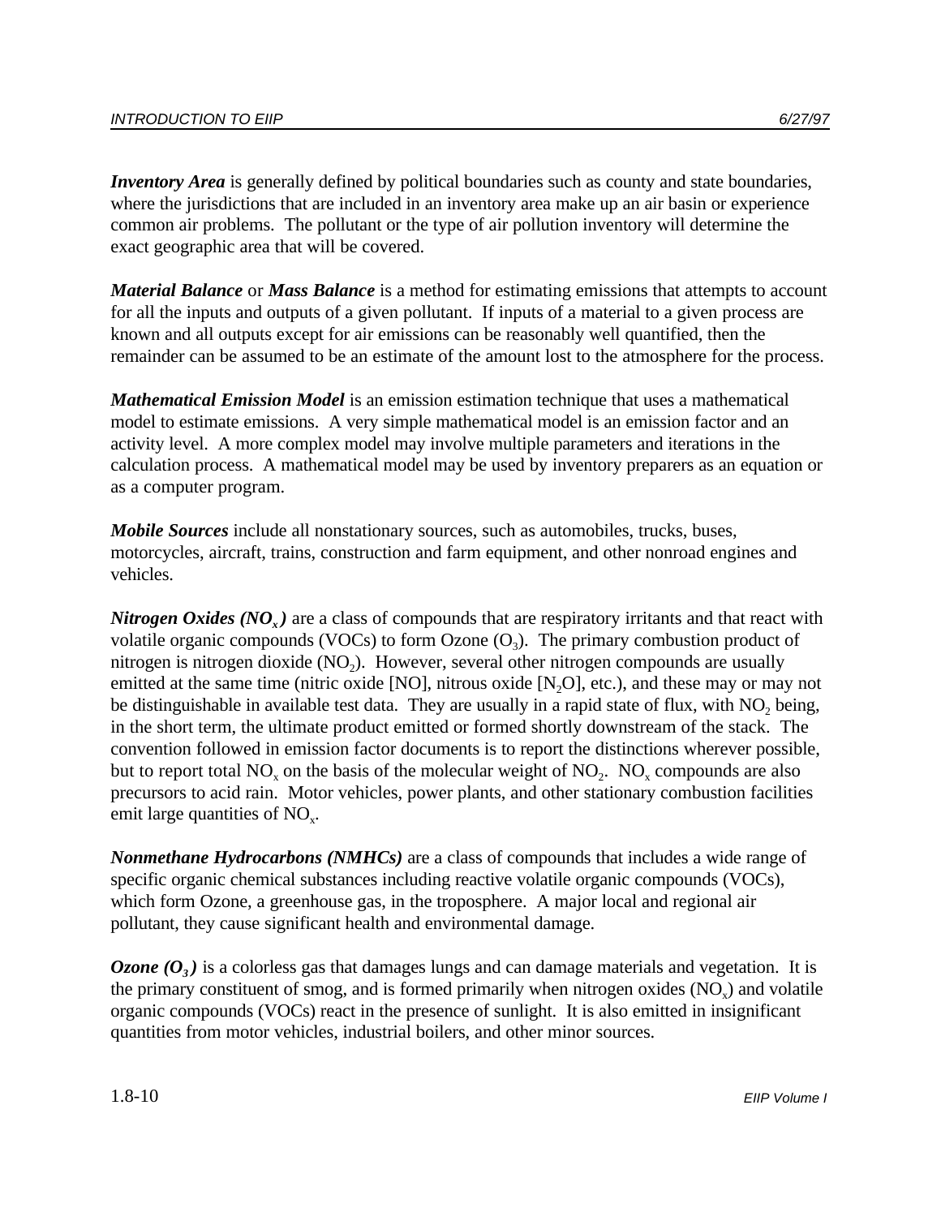***Inventory Area*** is generally defined by political boundaries such as county and state boundaries, where the jurisdictions that are included in an inventory area make up an air basin or experience common air problems. The pollutant or the type of air pollution inventory will determine the exact geographic area that will be covered.

***Material Balance*** or ***Mass Balance*** is a method for estimating emissions that attempts to account for all the inputs and outputs of a given pollutant. If inputs of a material to a given process are known and all outputs except for air emissions can be reasonably well quantified, then the remainder can be assumed to be an estimate of the amount lost to the atmosphere for the process.

***Mathematical Emission Model*** is an emission estimation technique that uses a mathematical model to estimate emissions. A very simple mathematical model is an emission factor and an activity level. A more complex model may involve multiple parameters and iterations in the calculation process. A mathematical model may be used by inventory preparers as an equation or as a computer program.

***Mobile Sources*** include all nonstationary sources, such as automobiles, trucks, buses, motorcycles, aircraft, trains, construction and farm equipment, and other nonroad engines and vehicles.

***Nitrogen Oxides ($NO_x$)*** are a class of compounds that are respiratory irritants and that react with volatile organic compounds (VOCs) to form Ozone ($O_3$). The primary combustion product of nitrogen is nitrogen dioxide ($NO_2$). However, several other nitrogen compounds are usually emitted at the same time (nitric oxide [NO], nitrous oxide [$N_2O$], etc.), and these may or may not be distinguishable in available test data. They are usually in a rapid state of flux, with $NO_2$ being, in the short term, the ultimate product emitted or formed shortly downstream of the stack. The convention followed in emission factor documents is to report the distinctions wherever possible, but to report total $NO_x$ on the basis of the molecular weight of $NO_2$. $NO_x$ compounds are also precursors to acid rain. Motor vehicles, power plants, and other stationary combustion facilities emit large quantities of $NO_x$.

***Nonmethane Hydrocarbons (NMHCs)*** are a class of compounds that includes a wide range of specific organic chemical substances including reactive volatile organic compounds (VOCs), which form Ozone, a greenhouse gas, in the troposphere. A major local and regional air pollutant, they cause significant health and environmental damage.

***Ozone ($O_3$)*** is a colorless gas that damages lungs and can damage materials and vegetation. It is the primary constituent of smog, and is formed primarily when nitrogen oxides ($NO_x$) and volatile organic compounds (VOCs) react in the presence of sunlight. It is also emitted in insignificant quantities from motor vehicles, industrial boilers, and other minor sources.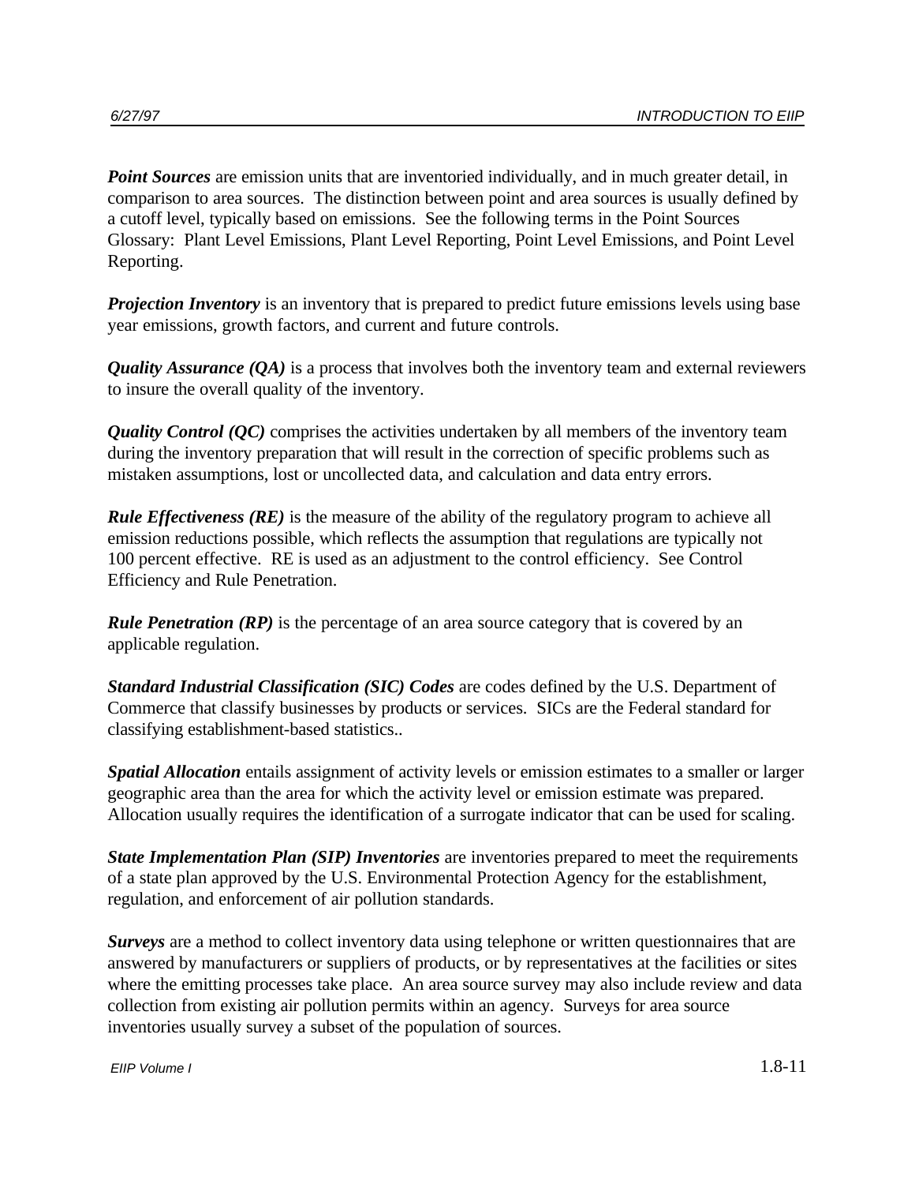***Point Sources*** are emission units that are inventoried individually, and in much greater detail, in comparison to area sources. The distinction between point and area sources is usually defined by a cutoff level, typically based on emissions. See the following terms in the Point Sources Glossary: Plant Level Emissions, Plant Level Reporting, Point Level Emissions, and Point Level Reporting.

***Projection Inventory*** is an inventory that is prepared to predict future emissions levels using base year emissions, growth factors, and current and future controls.

***Quality Assurance (QA)*** is a process that involves both the inventory team and external reviewers to insure the overall quality of the inventory.

***Quality Control (QC)*** comprises the activities undertaken by all members of the inventory team during the inventory preparation that will result in the correction of specific problems such as mistaken assumptions, lost or uncollected data, and calculation and data entry errors.

***Rule Effectiveness (RE)*** is the measure of the ability of the regulatory program to achieve all emission reductions possible, which reflects the assumption that regulations are typically not 100 percent effective. RE is used as an adjustment to the control efficiency. See Control Efficiency and Rule Penetration.

***Rule Penetration (RP)*** is the percentage of an area source category that is covered by an applicable regulation.

***Standard Industrial Classification (SIC) Codes*** are codes defined by the U.S. Department of Commerce that classify businesses by products or services. SICs are the Federal standard for classifying establishment-based statistics..

***Spatial Allocation*** entails assignment of activity levels or emission estimates to a smaller or larger geographic area than the area for which the activity level or emission estimate was prepared. Allocation usually requires the identification of a surrogate indicator that can be used for scaling.

***State Implementation Plan (SIP) Inventories*** are inventories prepared to meet the requirements of a state plan approved by the U.S. Environmental Protection Agency for the establishment, regulation, and enforcement of air pollution standards.

***Surveys*** are a method to collect inventory data using telephone or written questionnaires that are answered by manufacturers or suppliers of products, or by representatives at the facilities or sites where the emitting processes take place. An area source survey may also include review and data collection from existing air pollution permits within an agency. Surveys for area source inventories usually survey a subset of the population of sources.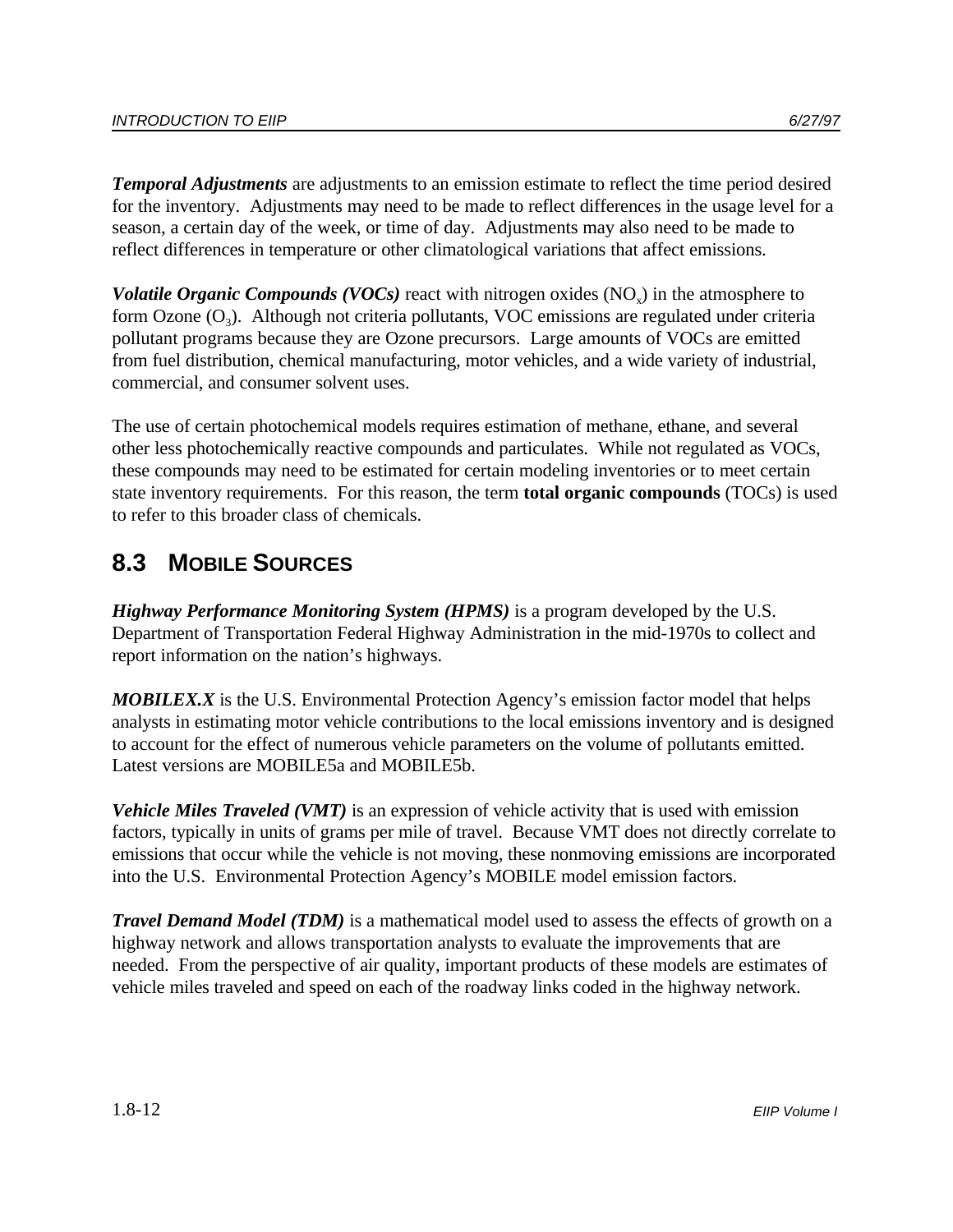***Temporal Adjustments*** are adjustments to an emission estimate to reflect the time period desired for the inventory. Adjustments may need to be made to reflect differences in the usage level for a season, a certain day of the week, or time of day. Adjustments may also need to be made to reflect differences in temperature or other climatological variations that affect emissions.

***Volatile Organic Compounds (VOCs)*** react with nitrogen oxides ($NO_x$) in the atmosphere to form Ozone ($O_3$). Although not criteria pollutants, VOC emissions are regulated under criteria pollutant programs because they are Ozone precursors. Large amounts of VOCs are emitted from fuel distribution, chemical manufacturing, motor vehicles, and a wide variety of industrial, commercial, and consumer solvent uses.

The use of certain photochemical models requires estimation of methane, ethane, and several other less photochemically reactive compounds and particulates. While not regulated as VOCs, these compounds may need to be estimated for certain modeling inventories or to meet certain state inventory requirements. For this reason, the term **total organic compounds** (TOCs) is used to refer to this broader class of chemicals.

## 8.3 MOBILE SOURCES

***Highway Performance Monitoring System (HPMS)*** is a program developed by the U.S. Department of Transportation Federal Highway Administration in the mid-1970s to collect and report information on the nation's highways.

***MOBILEX.X*** is the U.S. Environmental Protection Agency's emission factor model that helps analysts in estimating motor vehicle contributions to the local emissions inventory and is designed to account for the effect of numerous vehicle parameters on the volume of pollutants emitted. Latest versions are MOBILE5a and MOBILE5b.

***Vehicle Miles Traveled (VMT)*** is an expression of vehicle activity that is used with emission factors, typically in units of grams per mile of travel. Because VMT does not directly correlate to emissions that occur while the vehicle is not moving, these nonmoving emissions are incorporated into the U.S. Environmental Protection Agency's MOBILE model emission factors.

***Travel Demand Model (TDM)*** is a mathematical model used to assess the effects of growth on a highway network and allows transportation analysts to evaluate the improvements that are needed. From the perspective of air quality, important products of these models are estimates of vehicle miles traveled and speed on each of the roadway links coded in the highway network.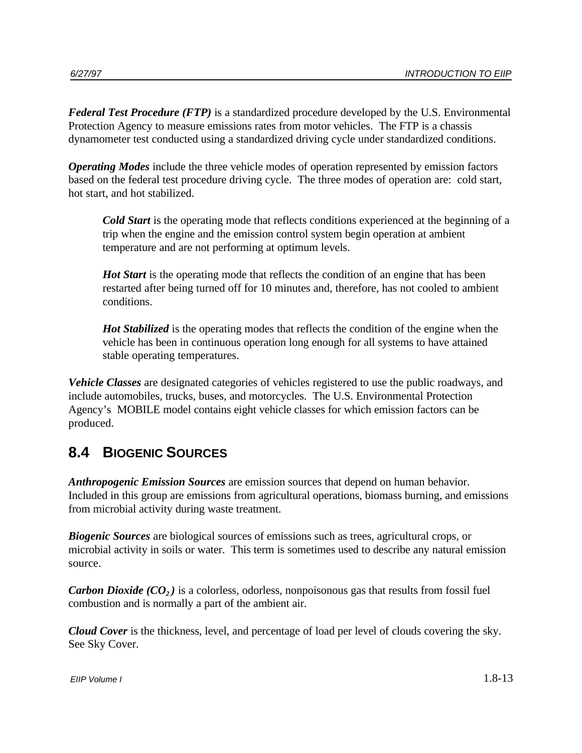***Federal Test Procedure (FTP)*** is a standardized procedure developed by the U.S. Environmental Protection Agency to measure emissions rates from motor vehicles. The FTP is a chassis dynamometer test conducted using a standardized driving cycle under standardized conditions.

***Operating Modes*** include the three vehicle modes of operation represented by emission factors based on the federal test procedure driving cycle. The three modes of operation are: cold start, hot start, and hot stabilized.

> ***Cold Start*** is the operating mode that reflects conditions experienced at the beginning of a trip when the engine and the emission control system begin operation at ambient temperature and are not performing at optimum levels.
>
> ***Hot Start*** is the operating mode that reflects the condition of an engine that has been restarted after being turned off for 10 minutes and, therefore, has not cooled to ambient conditions.
>
> ***Hot Stabilized*** is the operating modes that reflects the condition of the engine when the vehicle has been in continuous operation long enough for all systems to have attained stable operating temperatures.

***Vehicle Classes*** are designated categories of vehicles registered to use the public roadways, and include automobiles, trucks, buses, and motorcycles. The U.S. Environmental Protection Agency's MOBILE model contains eight vehicle classes for which emission factors can be produced.

## 8.4 BIOGENIC SOURCES

***Anthropogenic Emission Sources*** are emission sources that depend on human behavior. Included in this group are emissions from agricultural operations, biomass burning, and emissions from microbial activity during waste treatment.

***Biogenic Sources*** are biological sources of emissions such as trees, agricultural crops, or microbial activity in soils or water. This term is sometimes used to describe any natural emission source.

***Carbon Dioxide ($CO_2$)*** is a colorless, odorless, nonpoisonous gas that results from fossil fuel combustion and is normally a part of the ambient air.

***Cloud Cover*** is the thickness, level, and percentage of load per level of clouds covering the sky. See Sky Cover.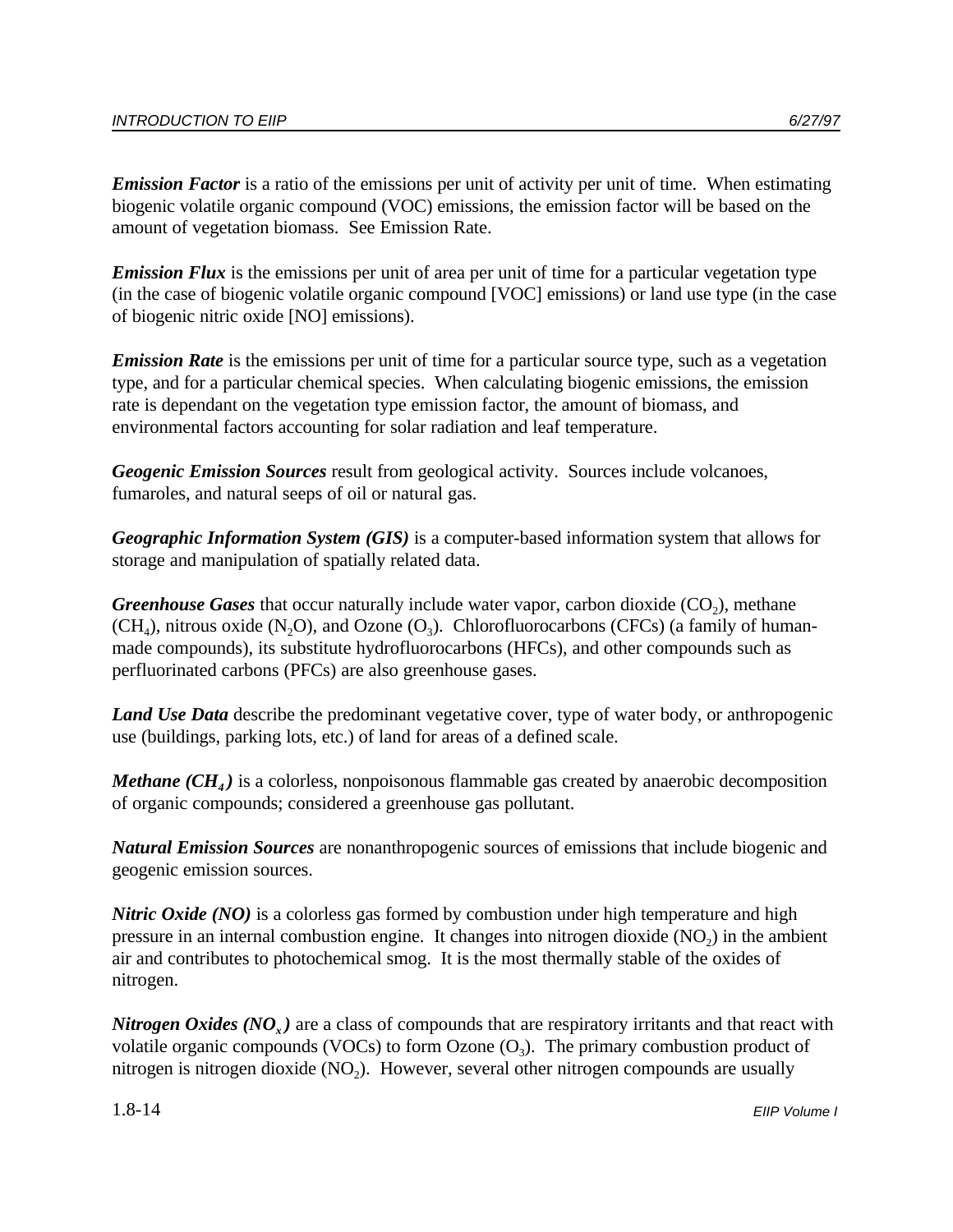***Emission Factor*** is a ratio of the emissions per unit of activity per unit of time. When estimating biogenic volatile organic compound (VOC) emissions, the emission factor will be based on the amount of vegetation biomass. See Emission Rate.

***Emission Flux*** is the emissions per unit of area per unit of time for a particular vegetation type (in the case of biogenic volatile organic compound [VOC] emissions) or land use type (in the case of biogenic nitric oxide [NO] emissions).

***Emission Rate*** is the emissions per unit of time for a particular source type, such as a vegetation type, and for a particular chemical species. When calculating biogenic emissions, the emission rate is dependant on the vegetation type emission factor, the amount of biomass, and environmental factors accounting for solar radiation and leaf temperature.

***Geogenic Emission Sources*** result from geological activity. Sources include volcanoes, fumaroles, and natural seeps of oil or natural gas.

***Geographic Information System (GIS)*** is a computer-based information system that allows for storage and manipulation of spatially related data.

***Greenhouse Gases*** that occur naturally include water vapor, carbon dioxide ($CO_2$), methane ($CH_4$), nitrous oxide ($N_2O$), and Ozone ($O_3$). Chlorofluorocarbons (CFCs) (a family of human-made compounds), its substitute hydrofluorocarbons (HFCs), and other compounds such as perfluorinated carbons (PFCs) are also greenhouse gases.

***Land Use Data*** describe the predominant vegetative cover, type of water body, or anthropogenic use (buildings, parking lots, etc.) of land for areas of a defined scale.

***Methane ($CH_4$)*** is a colorless, nonpoisonous flammable gas created by anaerobic decomposition of organic compounds; considered a greenhouse gas pollutant.

***Natural Emission Sources*** are nonanthropogenic sources of emissions that include biogenic and geogenic emission sources.

***Nitric Oxide (NO)*** is a colorless gas formed by combustion under high temperature and high pressure in an internal combustion engine. It changes into nitrogen dioxide ($NO_2$) in the ambient air and contributes to photochemical smog. It is the most thermally stable of the oxides of nitrogen.

***Nitrogen Oxides ($NO_x$)*** are a class of compounds that are respiratory irritants and that react with volatile organic compounds (VOCs) to form Ozone ($O_3$). The primary combustion product of nitrogen is nitrogen dioxide ($NO_2$). However, several other nitrogen compounds are usually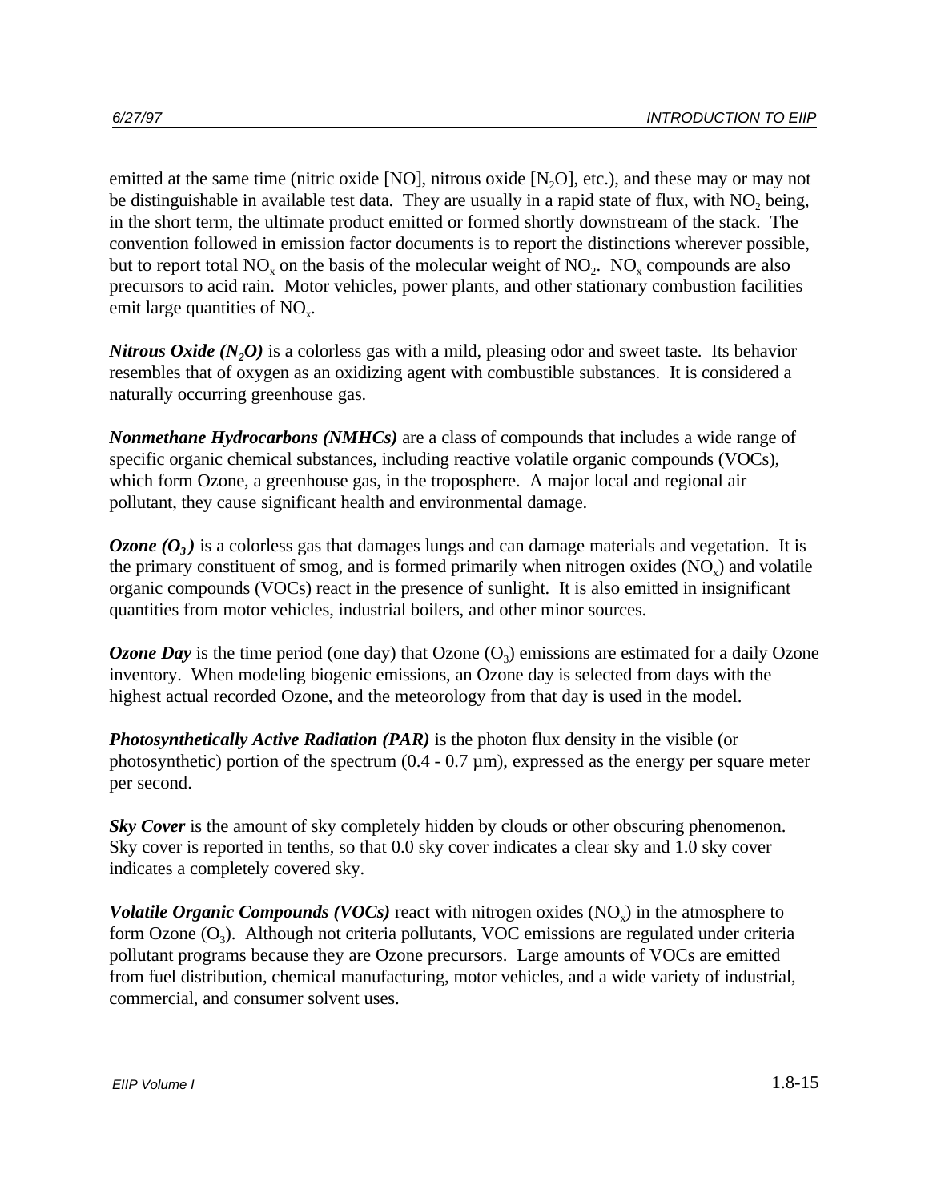emitted at the same time (nitric oxide [NO], nitrous oxide [$N_2O$], etc.), and these may or may not be distinguishable in available test data. They are usually in a rapid state of flux, with $NO_2$ being, in the short term, the ultimate product emitted or formed shortly downstream of the stack. The convention followed in emission factor documents is to report the distinctions wherever possible, but to report total $NO_x$ on the basis of the molecular weight of $NO_2$. $NO_x$ compounds are also precursors to acid rain. Motor vehicles, power plants, and other stationary combustion facilities emit large quantities of $NO_x$.

***Nitrous Oxide ($N_2O$)*** is a colorless gas with a mild, pleasing odor and sweet taste. Its behavior resembles that of oxygen as an oxidizing agent with combustible substances. It is considered a naturally occurring greenhouse gas.

***Nonmethane Hydrocarbons (NMHCs)*** are a class of compounds that includes a wide range of specific organic chemical substances, including reactive volatile organic compounds (VOCs), which form Ozone, a greenhouse gas, in the troposphere. A major local and regional air pollutant, they cause significant health and environmental damage.

***Ozone ($O_3$)*** is a colorless gas that damages lungs and can damage materials and vegetation. It is the primary constituent of smog, and is formed primarily when nitrogen oxides ($NO_x$) and volatile organic compounds (VOCs) react in the presence of sunlight. It is also emitted in insignificant quantities from motor vehicles, industrial boilers, and other minor sources.

***Ozone Day*** is the time period (one day) that Ozone ($O_3$) emissions are estimated for a daily Ozone inventory. When modeling biogenic emissions, an Ozone day is selected from days with the highest actual recorded Ozone, and the meteorology from that day is used in the model.

***Photosynthetically Active Radiation (PAR)*** is the photon flux density in the visible (or photosynthetic) portion of the spectrum (0.4 - 0.7 µm), expressed as the energy per square meter per second.

***Sky Cover*** is the amount of sky completely hidden by clouds or other obscuring phenomenon. Sky cover is reported in tenths, so that 0.0 sky cover indicates a clear sky and 1.0 sky cover indicates a completely covered sky.

***Volatile Organic Compounds (VOCs)*** react with nitrogen oxides ($NO_x$) in the atmosphere to form Ozone ($O_3$). Although not criteria pollutants, VOC emissions are regulated under criteria pollutant programs because they are Ozone precursors. Large amounts of VOCs are emitted from fuel distribution, chemical manufacturing, motor vehicles, and a wide variety of industrial, commercial, and consumer solvent uses.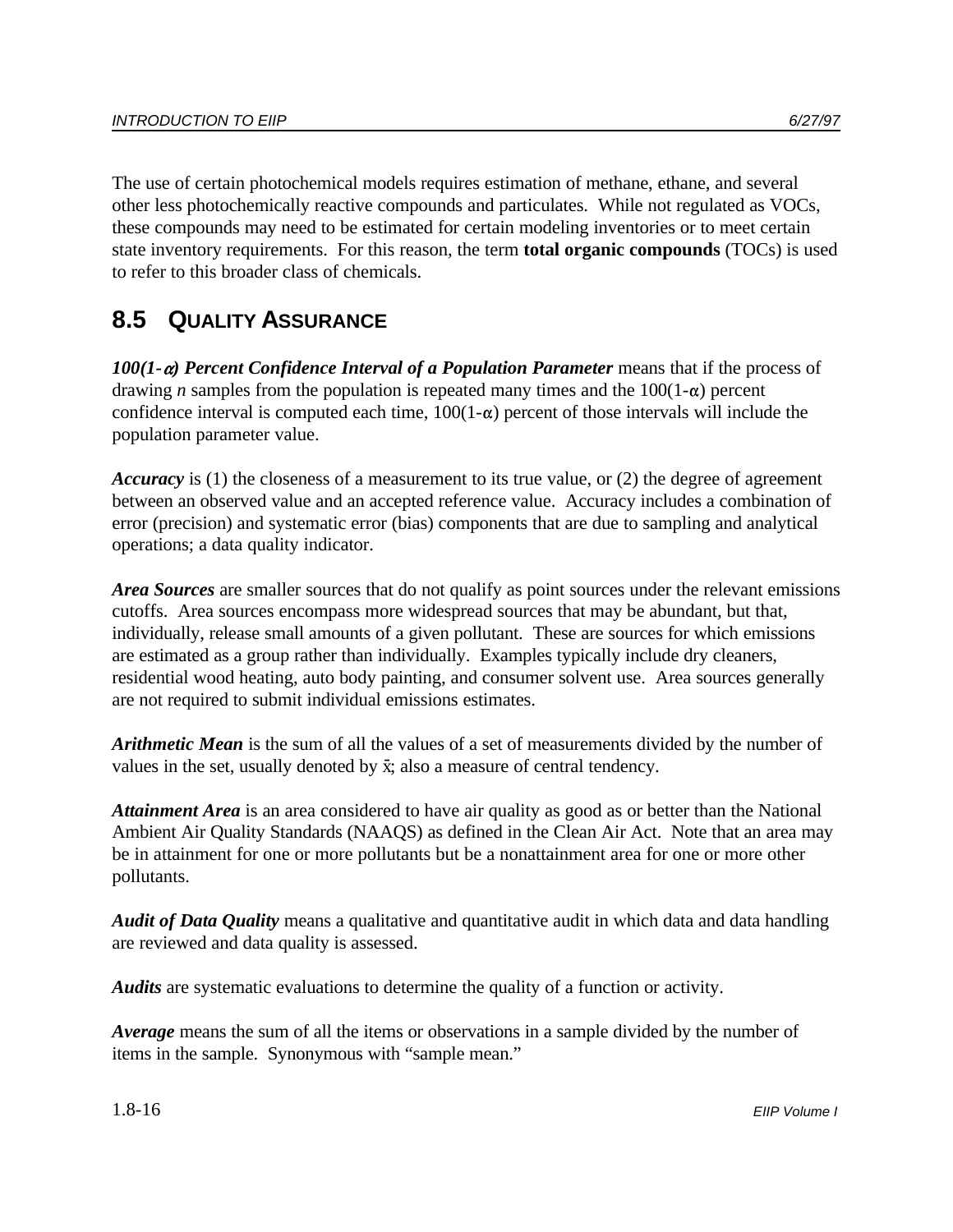The use of certain photochemical models requires estimation of methane, ethane, and several other less photochemically reactive compounds and particulates. While not regulated as VOCs, these compounds may need to be estimated for certain modeling inventories or to meet certain state inventory requirements. For this reason, the term **total organic compounds** (TOCs) is used to refer to this broader class of chemicals.

## 8.5 QUALITY ASSURANCE

***100(1-$\alpha$) Percent Confidence Interval of a Population Parameter*** means that if the process of drawing *n* samples from the population is repeated many times and the 100(1-$\alpha$) percent confidence interval is computed each time, 100(1-$\alpha$) percent of those intervals will include the population parameter value.

***Accuracy*** is (1) the closeness of a measurement to its true value, or (2) the degree of agreement between an observed value and an accepted reference value. Accuracy includes a combination of error (precision) and systematic error (bias) components that are due to sampling and analytical operations; a data quality indicator.

***Area Sources*** are smaller sources that do not qualify as point sources under the relevant emissions cutoffs. Area sources encompass more widespread sources that may be abundant, but that, individually, release small amounts of a given pollutant. These are sources for which emissions are estimated as a group rather than individually. Examples typically include dry cleaners, residential wood heating, auto body painting, and consumer solvent use. Area sources generally are not required to submit individual emissions estimates.

***Arithmetic Mean*** is the sum of all the values of a set of measurements divided by the number of values in the set, usually denoted by $\bar{x}$; also a measure of central tendency.

***Attainment Area*** is an area considered to have air quality as good as or better than the National Ambient Air Quality Standards (NAAQS) as defined in the Clean Air Act. Note that an area may be in attainment for one or more pollutants but be a nonattainment area for one or more other pollutants.

***Audit of Data Quality*** means a qualitative and quantitative audit in which data and data handling are reviewed and data quality is assessed.

***Audits*** are systematic evaluations to determine the quality of a function or activity.

***Average*** means the sum of all the items or observations in a sample divided by the number of items in the sample. Synonymous with "sample mean."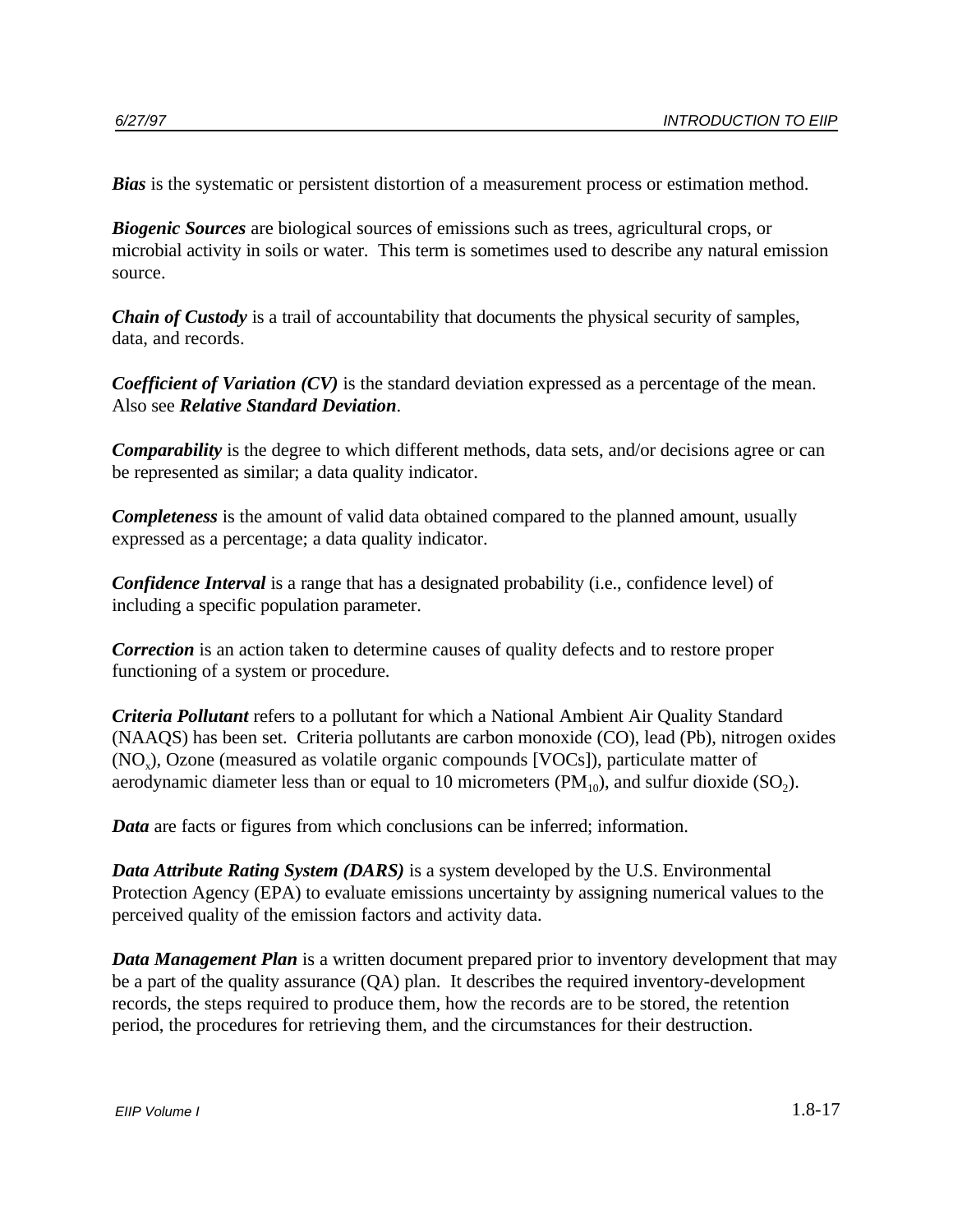***Bias*** is the systematic or persistent distortion of a measurement process or estimation method.

***Biogenic Sources*** are biological sources of emissions such as trees, agricultural crops, or microbial activity in soils or water.  This term is sometimes used to describe any natural emission source.

***Chain of Custody*** is a trail of accountability that documents the physical security of samples, data, and records.

***Coefficient of Variation (CV)*** is the standard deviation expressed as a percentage of the mean. Also see ***Relative Standard Deviation***.

***Comparability*** is the degree to which different methods, data sets, and/or decisions agree or can be represented as similar; a data quality indicator.

***Completeness*** is the amount of valid data obtained compared to the planned amount, usually expressed as a percentage; a data quality indicator.

***Confidence Interval*** is a range that has a designated probability (i.e., confidence level) of including a specific population parameter.

***Correction*** is an action taken to determine causes of quality defects and to restore proper functioning of a system or procedure.

***Criteria Pollutant*** refers to a pollutant for which a National Ambient Air Quality Standard (NAAQS) has been set.  Criteria pollutants are carbon monoxide (CO), lead (Pb), nitrogen oxides ($NO_x$), Ozone (measured as volatile organic compounds [VOCs]), particulate matter of aerodynamic diameter less than or equal to 10 micrometers ($PM_{10}$), and sulfur dioxide ($SO_2$).

***Data*** are facts or figures from which conclusions can be inferred; information.

***Data Attribute Rating System (DARS)*** is a system developed by the U.S. Environmental Protection Agency (EPA) to evaluate emissions uncertainty by assigning numerical values to the perceived quality of the emission factors and activity data.

***Data Management Plan*** is a written document prepared prior to inventory development that may be a part of the quality assurance (QA) plan.  It describes the required inventory-development records, the steps required to produce them, how the records are to be stored, the retention period, the procedures for retrieving them, and the circumstances for their destruction.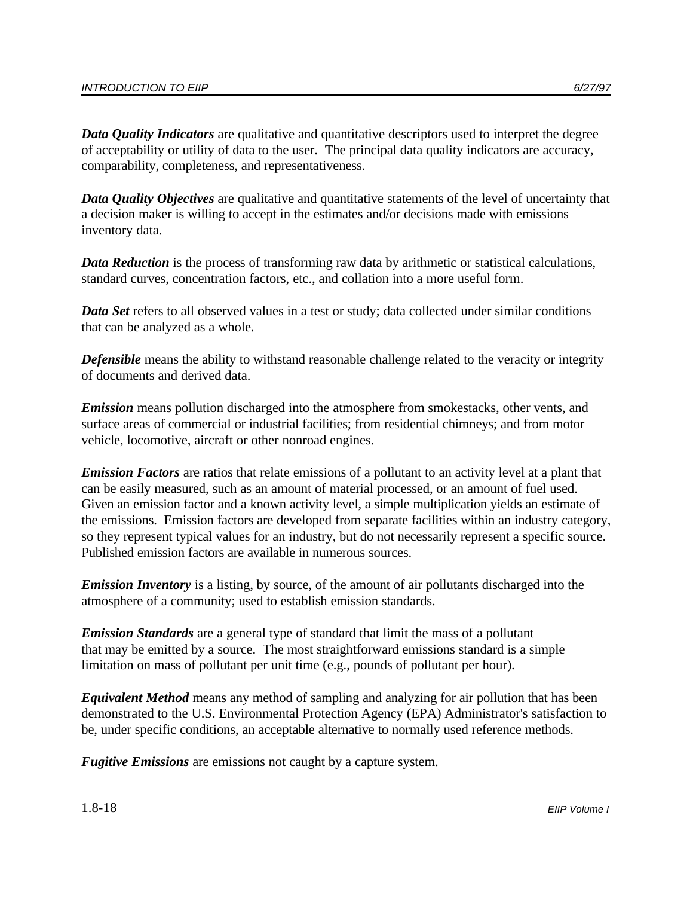***Data Quality Indicators*** are qualitative and quantitative descriptors used to interpret the degree of acceptability or utility of data to the user. The principal data quality indicators are accuracy, comparability, completeness, and representativeness.

***Data Quality Objectives*** are qualitative and quantitative statements of the level of uncertainty that a decision maker is willing to accept in the estimates and/or decisions made with emissions inventory data.

***Data Reduction*** is the process of transforming raw data by arithmetic or statistical calculations, standard curves, concentration factors, etc., and collation into a more useful form.

***Data Set*** refers to all observed values in a test or study; data collected under similar conditions that can be analyzed as a whole.

***Defensible*** means the ability to withstand reasonable challenge related to the veracity or integrity of documents and derived data.

***Emission*** means pollution discharged into the atmosphere from smokestacks, other vents, and surface areas of commercial or industrial facilities; from residential chimneys; and from motor vehicle, locomotive, aircraft or other nonroad engines.

***Emission Factors*** are ratios that relate emissions of a pollutant to an activity level at a plant that can be easily measured, such as an amount of material processed, or an amount of fuel used. Given an emission factor and a known activity level, a simple multiplication yields an estimate of the emissions. Emission factors are developed from separate facilities within an industry category, so they represent typical values for an industry, but do not necessarily represent a specific source. Published emission factors are available in numerous sources.

***Emission Inventory*** is a listing, by source, of the amount of air pollutants discharged into the atmosphere of a community; used to establish emission standards.

***Emission Standards*** are a general type of standard that limit the mass of a pollutant that may be emitted by a source. The most straightforward emissions standard is a simple limitation on mass of pollutant per unit time (e.g., pounds of pollutant per hour).

***Equivalent Method*** means any method of sampling and analyzing for air pollution that has been demonstrated to the U.S. Environmental Protection Agency (EPA) Administrator's satisfaction to be, under specific conditions, an acceptable alternative to normally used reference methods.

***Fugitive Emissions*** are emissions not caught by a capture system.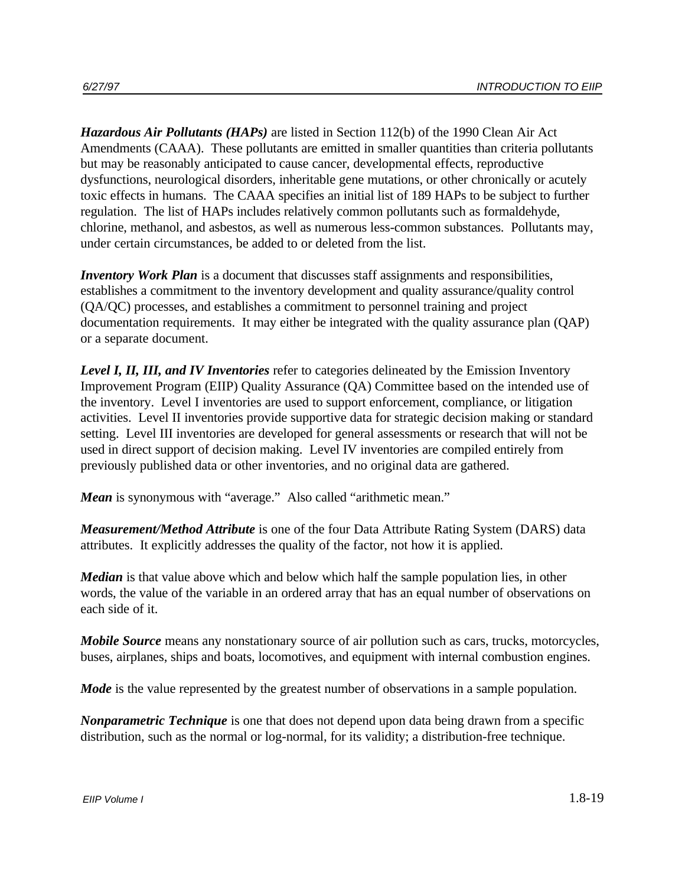***Hazardous Air Pollutants (HAPs)*** are listed in Section 112(b) of the 1990 Clean Air Act Amendments (CAAA). These pollutants are emitted in smaller quantities than criteria pollutants but may be reasonably anticipated to cause cancer, developmental effects, reproductive dysfunctions, neurological disorders, inheritable gene mutations, or other chronically or acutely toxic effects in humans. The CAAA specifies an initial list of 189 HAPs to be subject to further regulation. The list of HAPs includes relatively common pollutants such as formaldehyde, chlorine, methanol, and asbestos, as well as numerous less-common substances. Pollutants may, under certain circumstances, be added to or deleted from the list.

***Inventory Work Plan*** is a document that discusses staff assignments and responsibilities, establishes a commitment to the inventory development and quality assurance/quality control (QA/QC) processes, and establishes a commitment to personnel training and project documentation requirements. It may either be integrated with the quality assurance plan (QAP) or a separate document.

***Level I, II, III, and IV Inventories*** refer to categories delineated by the Emission Inventory Improvement Program (EIIP) Quality Assurance (QA) Committee based on the intended use of the inventory. Level I inventories are used to support enforcement, compliance, or litigation activities. Level II inventories provide supportive data for strategic decision making or standard setting. Level III inventories are developed for general assessments or research that will not be used in direct support of decision making. Level IV inventories are compiled entirely from previously published data or other inventories, and no original data are gathered.

***Mean*** is synonymous with "average." Also called "arithmetic mean."

***Measurement/Method Attribute*** is one of the four Data Attribute Rating System (DARS) data attributes. It explicitly addresses the quality of the factor, not how it is applied.

***Median*** is that value above which and below which half the sample population lies, in other words, the value of the variable in an ordered array that has an equal number of observations on each side of it.

***Mobile Source*** means any nonstationary source of air pollution such as cars, trucks, motorcycles, buses, airplanes, ships and boats, locomotives, and equipment with internal combustion engines.

***Mode*** is the value represented by the greatest number of observations in a sample population.

***Nonparametric Technique*** is one that does not depend upon data being drawn from a specific distribution, such as the normal or log-normal, for its validity; a distribution-free technique.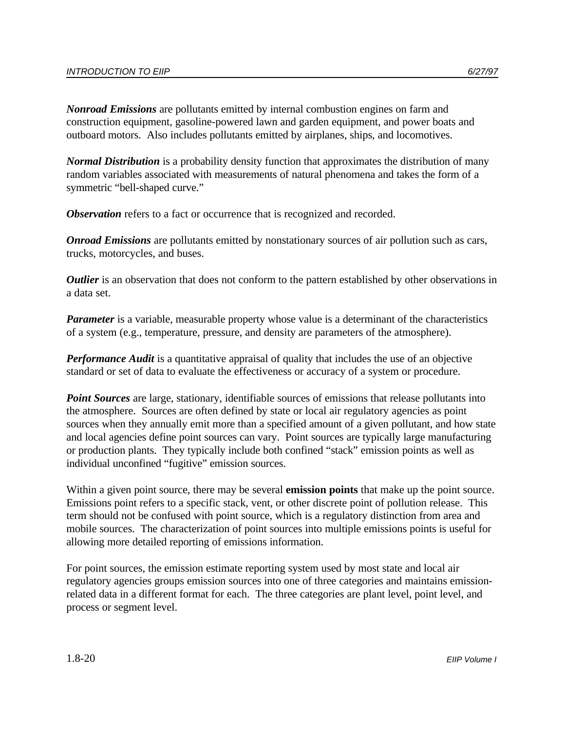***Nonroad Emissions*** are pollutants emitted by internal combustion engines on farm and construction equipment, gasoline-powered lawn and garden equipment, and power boats and outboard motors.  Also includes pollutants emitted by airplanes, ships, and locomotives.

***Normal Distribution*** is a probability density function that approximates the distribution of many random variables associated with measurements of natural phenomena and takes the form of a symmetric "bell-shaped curve."

***Observation*** refers to a fact or occurrence that is recognized and recorded.

***Onroad Emissions*** are pollutants emitted by nonstationary sources of air pollution such as cars, trucks, motorcycles, and buses.

***Outlier*** is an observation that does not conform to the pattern established by other observations in a data set.

***Parameter*** is a variable, measurable property whose value is a determinant of the characteristics of a system (e.g., temperature, pressure, and density are parameters of the atmosphere).

***Performance Audit*** is a quantitative appraisal of quality that includes the use of an objective standard or set of data to evaluate the effectiveness or accuracy of a system or procedure.

***Point Sources*** are large, stationary, identifiable sources of emissions that release pollutants into the atmosphere.  Sources are often defined by state or local air regulatory agencies as point sources when they annually emit more than a specified amount of a given pollutant, and how state and local agencies define point sources can vary.  Point sources are typically large manufacturing or production plants.  They typically include both confined "stack" emission points as well as individual unconfined "fugitive" emission sources.

Within a given point source, there may be several **emission points** that make up the point source. Emissions point refers to a specific stack, vent, or other discrete point of pollution release.  This term should not be confused with point source, which is a regulatory distinction from area and mobile sources.  The characterization of point sources into multiple emissions points is useful for allowing more detailed reporting of emissions information.

For point sources, the emission estimate reporting system used by most state and local air regulatory agencies groups emission sources into one of three categories and maintains emission-related data in a different format for each.  The three categories are plant level, point level, and process or segment level.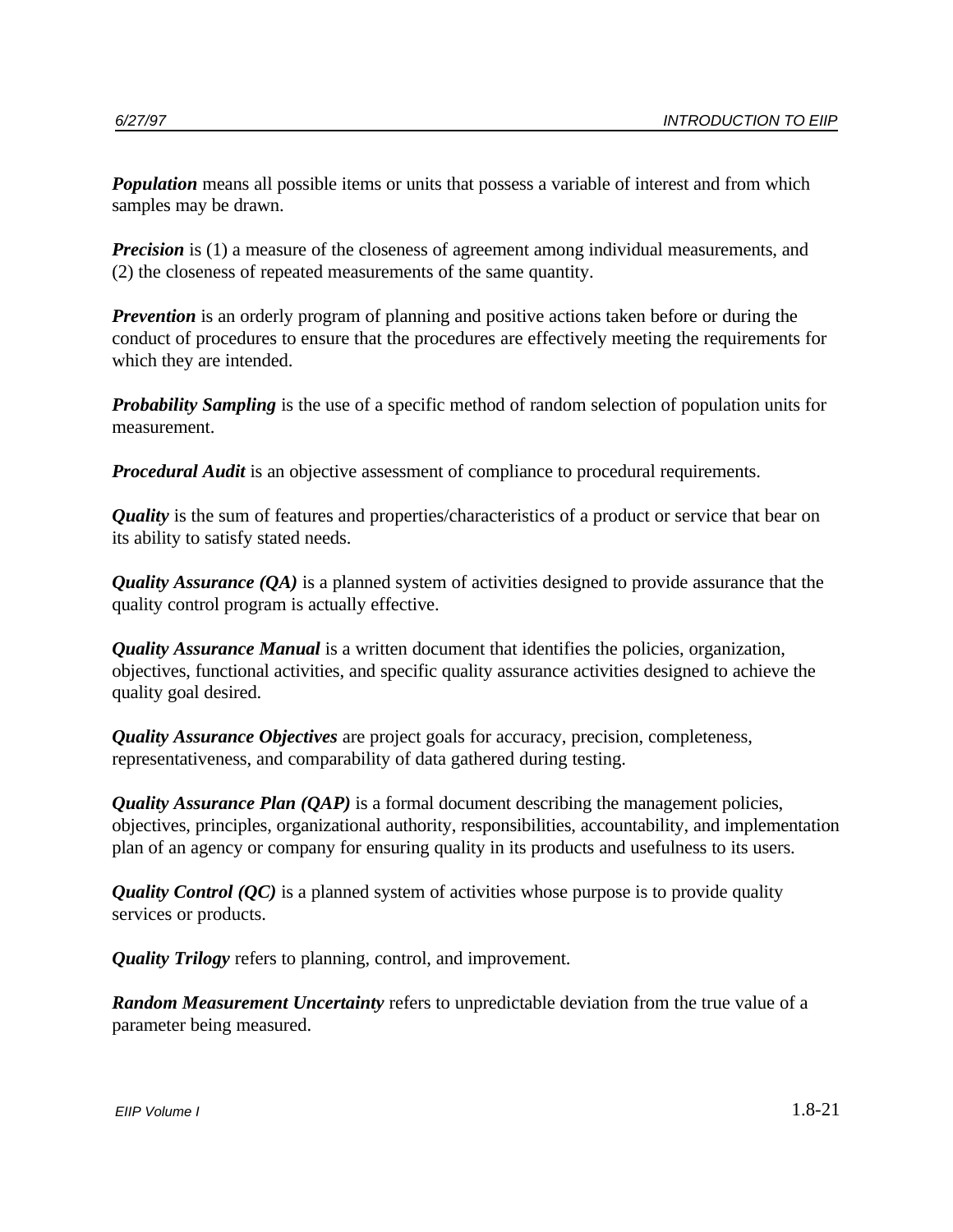***Population*** means all possible items or units that possess a variable of interest and from which samples may be drawn.

***Precision*** is (1) a measure of the closeness of agreement among individual measurements, and (2) the closeness of repeated measurements of the same quantity.

***Prevention*** is an orderly program of planning and positive actions taken before or during the conduct of procedures to ensure that the procedures are effectively meeting the requirements for which they are intended.

***Probability Sampling*** is the use of a specific method of random selection of population units for measurement.

***Procedural Audit*** is an objective assessment of compliance to procedural requirements.

***Quality*** is the sum of features and properties/characteristics of a product or service that bear on its ability to satisfy stated needs.

***Quality Assurance (QA)*** is a planned system of activities designed to provide assurance that the quality control program is actually effective.

***Quality Assurance Manual*** is a written document that identifies the policies, organization, objectives, functional activities, and specific quality assurance activities designed to achieve the quality goal desired.

***Quality Assurance Objectives*** are project goals for accuracy, precision, completeness, representativeness, and comparability of data gathered during testing.

***Quality Assurance Plan (QAP)*** is a formal document describing the management policies, objectives, principles, organizational authority, responsibilities, accountability, and implementation plan of an agency or company for ensuring quality in its products and usefulness to its users.

***Quality Control (QC)*** is a planned system of activities whose purpose is to provide quality services or products.

***Quality Trilogy*** refers to planning, control, and improvement.

***Random Measurement Uncertainty*** refers to unpredictable deviation from the true value of a parameter being measured.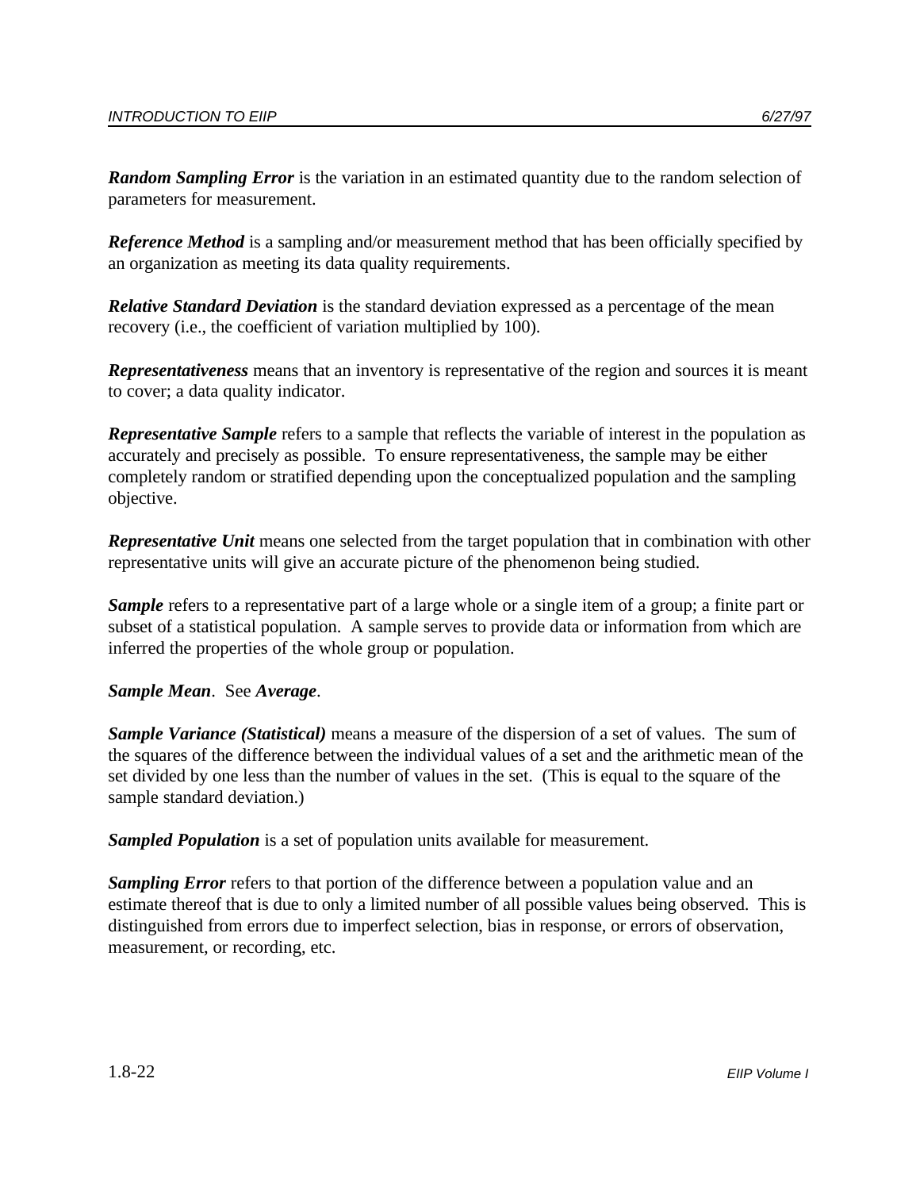***Random Sampling Error*** is the variation in an estimated quantity due to the random selection of parameters for measurement.

***Reference Method*** is a sampling and/or measurement method that has been officially specified by an organization as meeting its data quality requirements.

***Relative Standard Deviation*** is the standard deviation expressed as a percentage of the mean recovery (i.e., the coefficient of variation multiplied by 100).

***Representativeness*** means that an inventory is representative of the region and sources it is meant to cover; a data quality indicator.

***Representative Sample*** refers to a sample that reflects the variable of interest in the population as accurately and precisely as possible. To ensure representativeness, the sample may be either completely random or stratified depending upon the conceptualized population and the sampling objective.

***Representative Unit*** means one selected from the target population that in combination with other representative units will give an accurate picture of the phenomenon being studied.

***Sample*** refers to a representative part of a large whole or a single item of a group; a finite part or subset of a statistical population. A sample serves to provide data or information from which are inferred the properties of the whole group or population.

***Sample Mean***. See ***Average***.

***Sample Variance (Statistical)*** means a measure of the dispersion of a set of values. The sum of the squares of the difference between the individual values of a set and the arithmetic mean of the set divided by one less than the number of values in the set. (This is equal to the square of the sample standard deviation.)

***Sampled Population*** is a set of population units available for measurement.

***Sampling Error*** refers to that portion of the difference between a population value and an estimate thereof that is due to only a limited number of all possible values being observed. This is distinguished from errors due to imperfect selection, bias in response, or errors of observation, measurement, or recording, etc.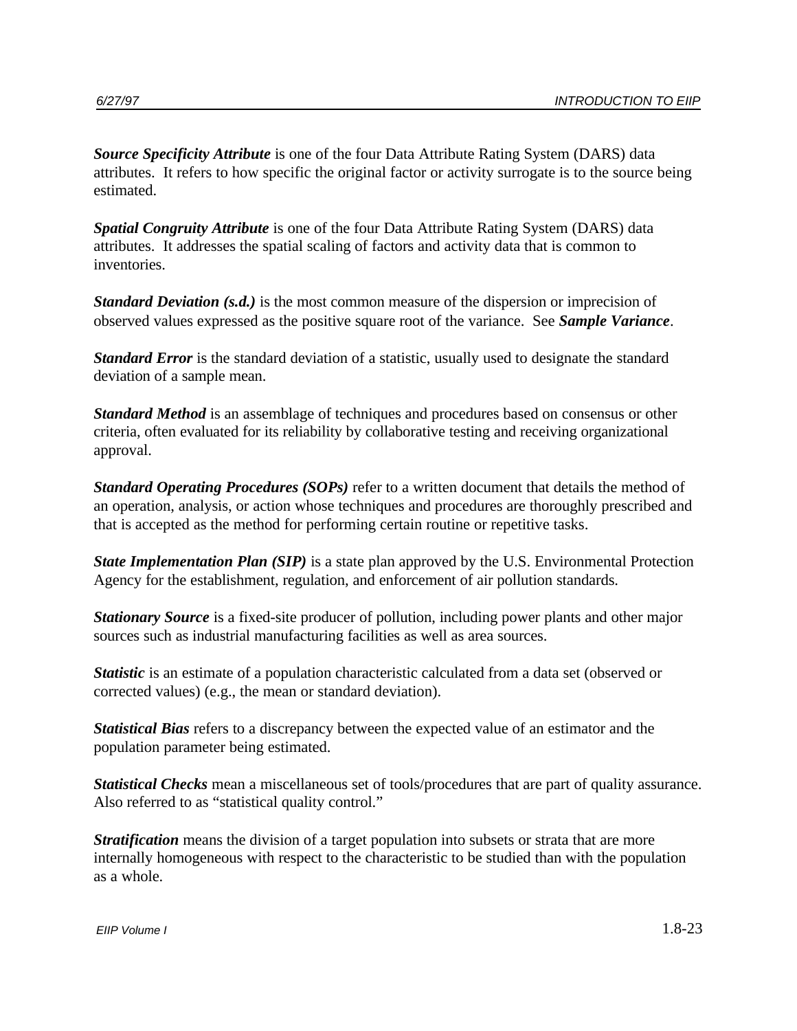***Source Specificity Attribute*** is one of the four Data Attribute Rating System (DARS) data attributes. It refers to how specific the original factor or activity surrogate is to the source being estimated.

***Spatial Congruity Attribute*** is one of the four Data Attribute Rating System (DARS) data attributes. It addresses the spatial scaling of factors and activity data that is common to inventories.

***Standard Deviation (s.d.)*** is the most common measure of the dispersion or imprecision of observed values expressed as the positive square root of the variance. See ***Sample Variance***.

***Standard Error*** is the standard deviation of a statistic, usually used to designate the standard deviation of a sample mean.

***Standard Method*** is an assemblage of techniques and procedures based on consensus or other criteria, often evaluated for its reliability by collaborative testing and receiving organizational approval.

***Standard Operating Procedures (SOPs)*** refer to a written document that details the method of an operation, analysis, or action whose techniques and procedures are thoroughly prescribed and that is accepted as the method for performing certain routine or repetitive tasks.

***State Implementation Plan (SIP)*** is a state plan approved by the U.S. Environmental Protection Agency for the establishment, regulation, and enforcement of air pollution standards.

***Stationary Source*** is a fixed-site producer of pollution, including power plants and other major sources such as industrial manufacturing facilities as well as area sources.

***Statistic*** is an estimate of a population characteristic calculated from a data set (observed or corrected values) (e.g., the mean or standard deviation).

***Statistical Bias*** refers to a discrepancy between the expected value of an estimator and the population parameter being estimated.

***Statistical Checks*** mean a miscellaneous set of tools/procedures that are part of quality assurance. Also referred to as "statistical quality control."

***Stratification*** means the division of a target population into subsets or strata that are more internally homogeneous with respect to the characteristic to be studied than with the population as a whole.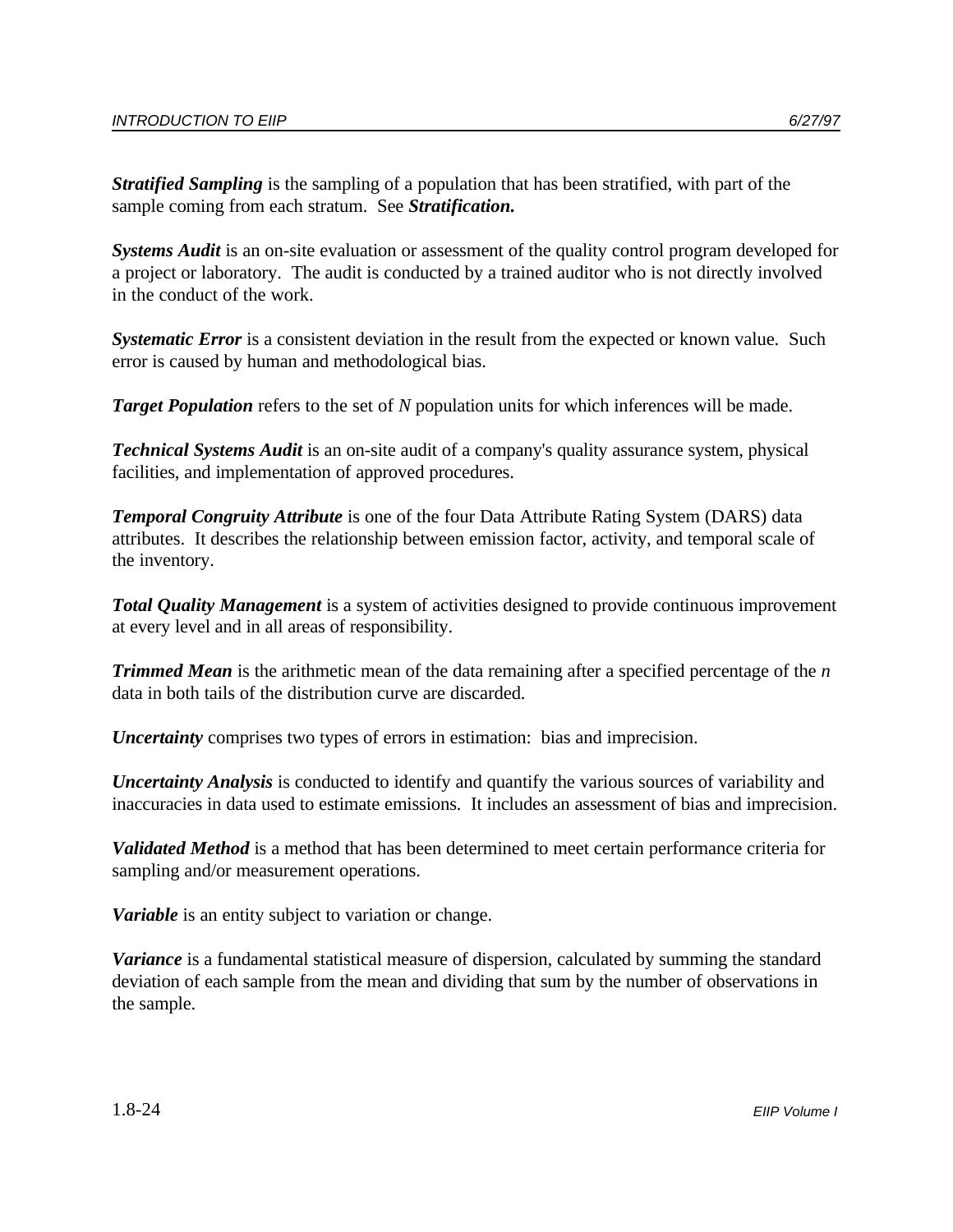***Stratified Sampling*** is the sampling of a population that has been stratified, with part of the sample coming from each stratum. See ***Stratification.***

***Systems Audit*** is an on-site evaluation or assessment of the quality control program developed for a project or laboratory. The audit is conducted by a trained auditor who is not directly involved in the conduct of the work.

***Systematic Error*** is a consistent deviation in the result from the expected or known value. Such error is caused by human and methodological bias.

***Target Population*** refers to the set of $N$ population units for which inferences will be made.

***Technical Systems Audit*** is an on-site audit of a company's quality assurance system, physical facilities, and implementation of approved procedures.

***Temporal Congruity Attribute*** is one of the four Data Attribute Rating System (DARS) data attributes. It describes the relationship between emission factor, activity, and temporal scale of the inventory.

***Total Quality Management*** is a system of activities designed to provide continuous improvement at every level and in all areas of responsibility.

***Trimmed Mean*** is the arithmetic mean of the data remaining after a specified percentage of the $n$ data in both tails of the distribution curve are discarded.

***Uncertainty*** comprises two types of errors in estimation: bias and imprecision.

***Uncertainty Analysis*** is conducted to identify and quantify the various sources of variability and inaccuracies in data used to estimate emissions. It includes an assessment of bias and imprecision.

***Validated Method*** is a method that has been determined to meet certain performance criteria for sampling and/or measurement operations.

***Variable*** is an entity subject to variation or change.

***Variance*** is a fundamental statistical measure of dispersion, calculated by summing the standard deviation of each sample from the mean and dividing that sum by the number of observations in the sample.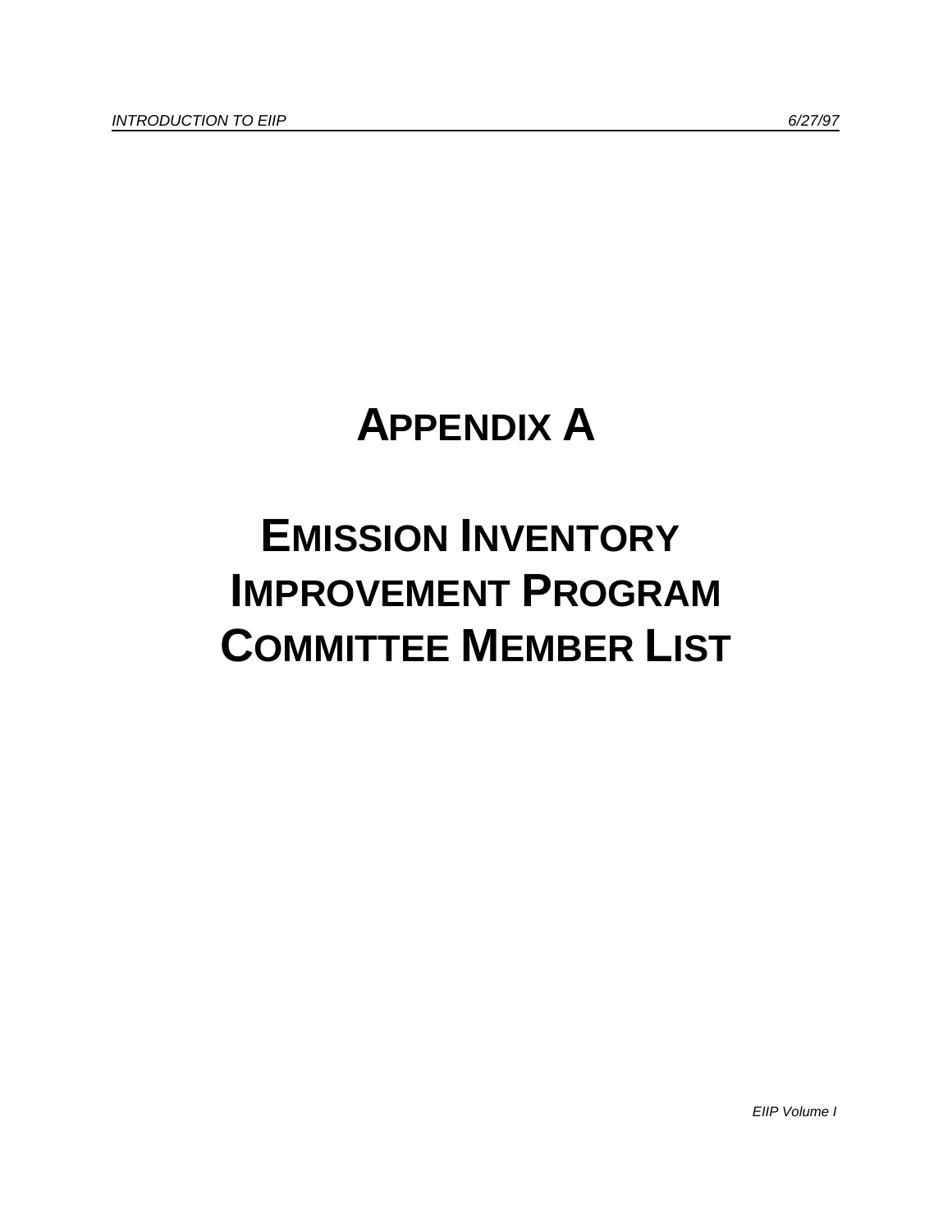# APPENDIX A

# EMISSION INVENTORY IMPROVEMENT PROGRAM COMMITTEE MEMBER LIST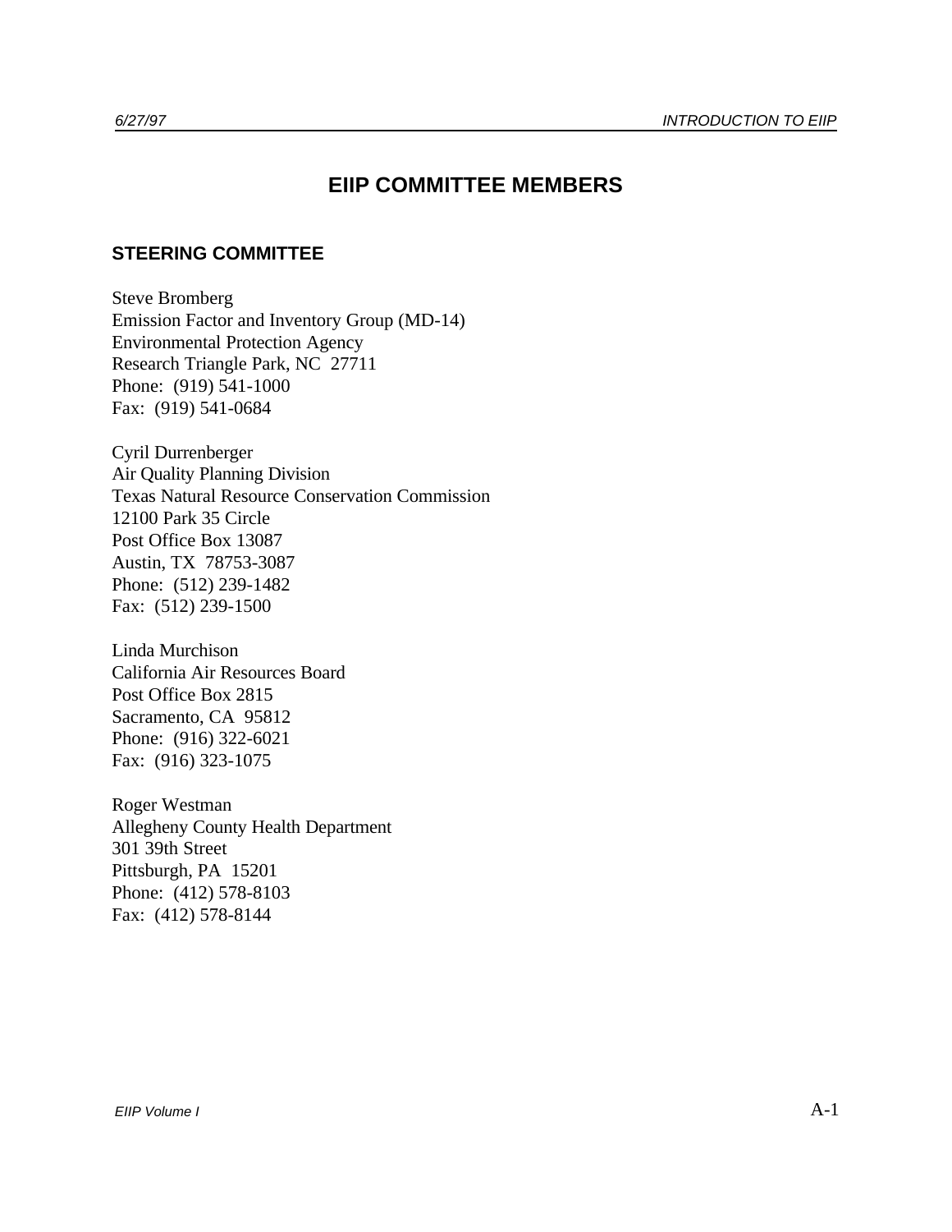# EIIP COMMITTEE MEMBERS

## STEERING COMMITTEE

Steve Bromberg
Emission Factor and Inventory Group (MD-14)
Environmental Protection Agency
Research Triangle Park, NC 27711
Phone: (919) 541-1000
Fax: (919) 541-0684

Cyril Durrenberger
Air Quality Planning Division
Texas Natural Resource Conservation Commission
12100 Park 35 Circle
Post Office Box 13087
Austin, TX 78753-3087
Phone: (512) 239-1482
Fax: (512) 239-1500

Linda Murchison
California Air Resources Board
Post Office Box 2815
Sacramento, CA 95812
Phone: (916) 322-6021
Fax: (916) 323-1075

Roger Westman
Allegheny County Health Department
301 39th Street
Pittsburgh, PA 15201
Phone: (412) 578-8103
Fax: (412) 578-8144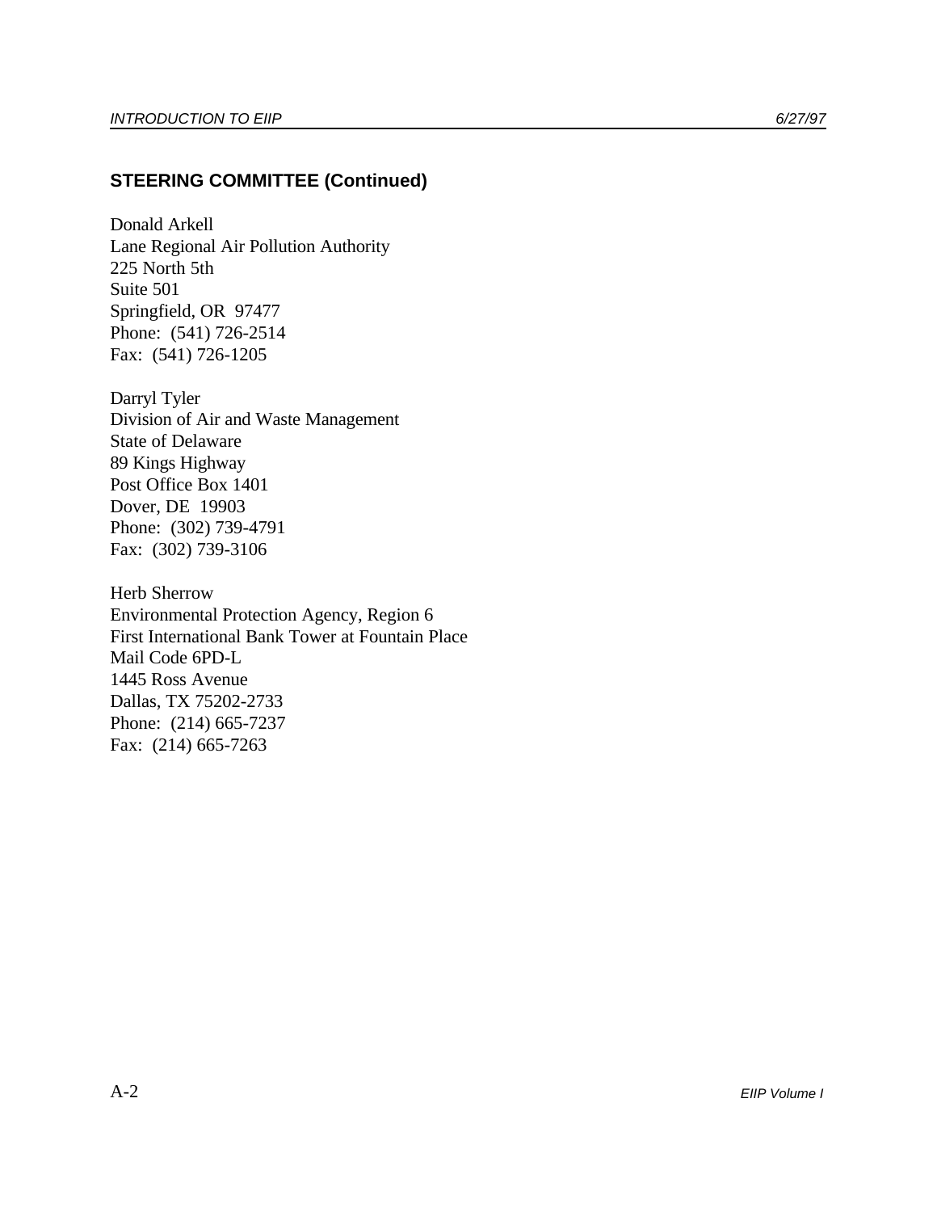## STEERING COMMITTEE (Continued)

Donald Arkell
Lane Regional Air Pollution Authority
225 North 5th
Suite 501
Springfield, OR  97477
Phone:  (541) 726-2514
Fax:  (541) 726-1205

Darryl Tyler
Division of Air and Waste Management
State of Delaware
89 Kings Highway
Post Office Box 1401
Dover, DE  19903
Phone:  (302) 739-4791
Fax:  (302) 739-3106

Herb Sherrow
Environmental Protection Agency, Region 6
First International Bank Tower at Fountain Place
Mail Code 6PD-L
1445 Ross Avenue
Dallas, TX 75202-2733
Phone:  (214) 665-7237
Fax:  (214) 665-7263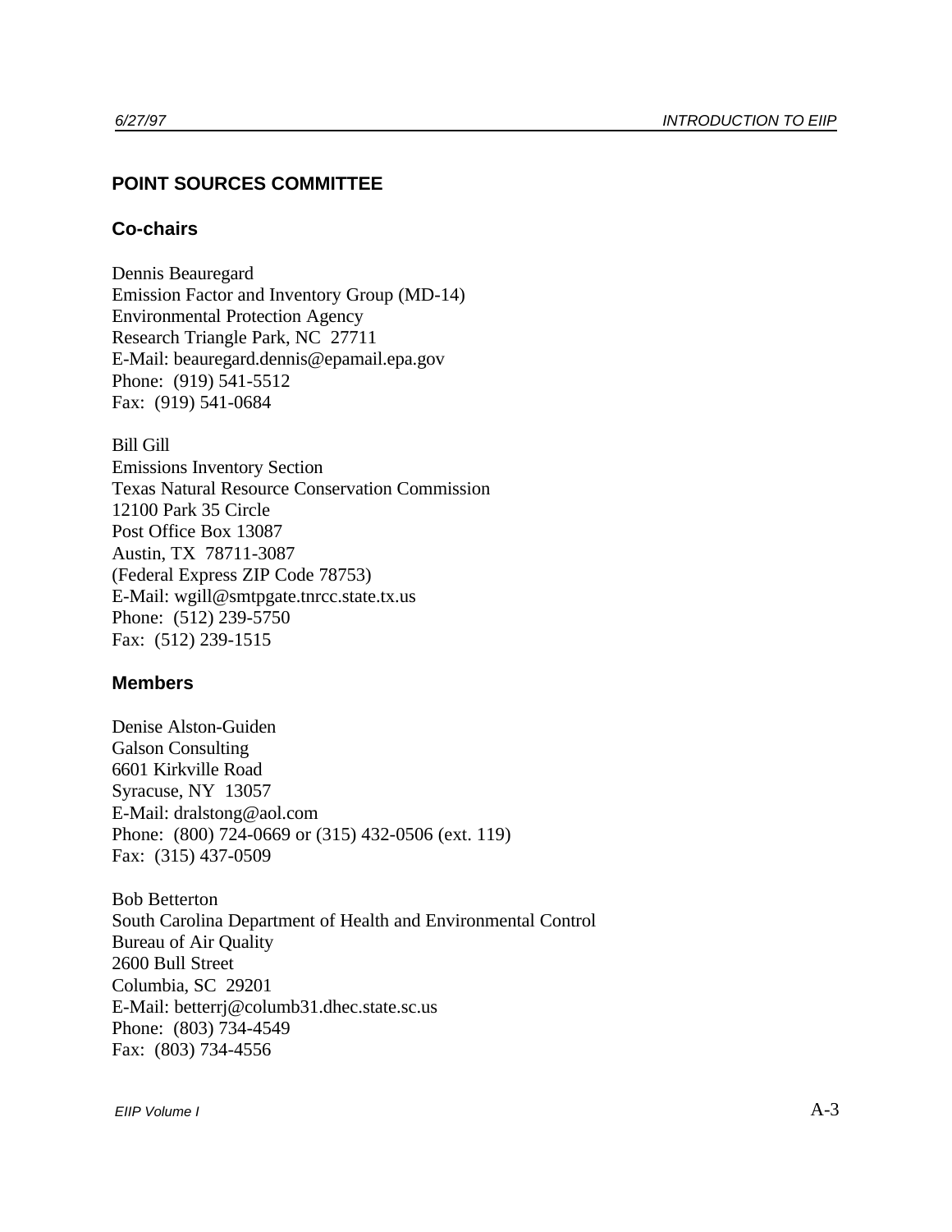## POINT SOURCES COMMITTEE

### Co-chairs

Dennis Beauregard
Emission Factor and Inventory Group (MD-14)
Environmental Protection Agency
Research Triangle Park, NC  27711
E-Mail: beauregard.dennis@epamail.epa.gov
Phone:  (919) 541-5512
Fax:  (919) 541-0684

Bill Gill
Emissions Inventory Section
Texas Natural Resource Conservation Commission
12100 Park 35 Circle
Post Office Box 13087
Austin, TX  78711-3087
(Federal Express ZIP Code 78753)
E-Mail: wgill@smtpgate.tnrcc.state.tx.us
Phone:  (512) 239-5750
Fax:  (512) 239-1515

### Members

Denise Alston-Guiden
Galson Consulting
6601 Kirkville Road
Syracuse, NY  13057
E-Mail: dralstong@aol.com
Phone:  (800) 724-0669 or (315) 432-0506 (ext. 119)
Fax:  (315) 437-0509

Bob Betterton
South Carolina Department of Health and Environmental Control
Bureau of Air Quality
2600 Bull Street
Columbia, SC  29201
E-Mail: betterrj@columb31.dhec.state.sc.us
Phone:  (803) 734-4549
Fax:  (803) 734-4556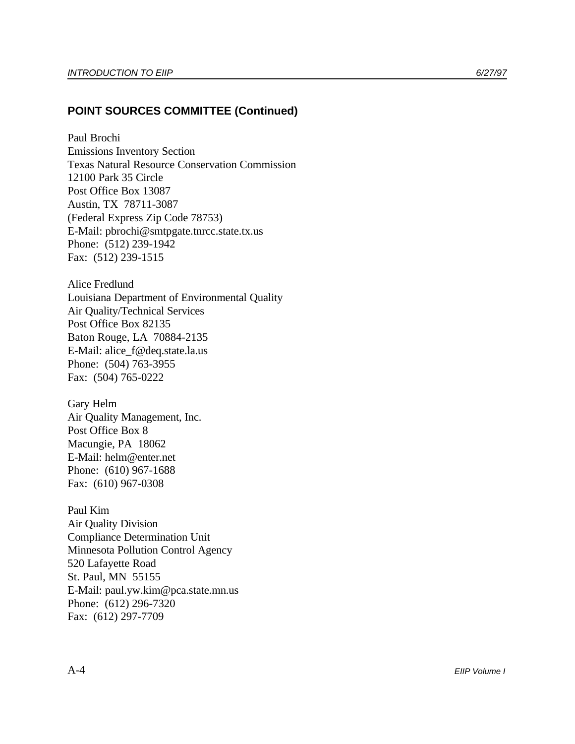## POINT SOURCES COMMITTEE (Continued)

Paul Brochi
Emissions Inventory Section
Texas Natural Resource Conservation Commission
12100 Park 35 Circle
Post Office Box 13087
Austin, TX 78711-3087
(Federal Express Zip Code 78753)
E-Mail: pbrochi@smtpgate.tnrcc.state.tx.us
Phone: (512) 239-1942
Fax: (512) 239-1515

Alice Fredlund
Louisiana Department of Environmental Quality
Air Quality/Technical Services
Post Office Box 82135
Baton Rouge, LA 70884-2135
E-Mail: alice_f@deq.state.la.us
Phone: (504) 763-3955
Fax: (504) 765-0222

Gary Helm
Air Quality Management, Inc.
Post Office Box 8
Macungie, PA 18062
E-Mail: helm@enter.net
Phone: (610) 967-1688
Fax: (610) 967-0308

Paul Kim
Air Quality Division
Compliance Determination Unit
Minnesota Pollution Control Agency
520 Lafayette Road
St. Paul, MN 55155
E-Mail: paul.yw.kim@pca.state.mn.us
Phone: (612) 296-7320
Fax: (612) 297-7709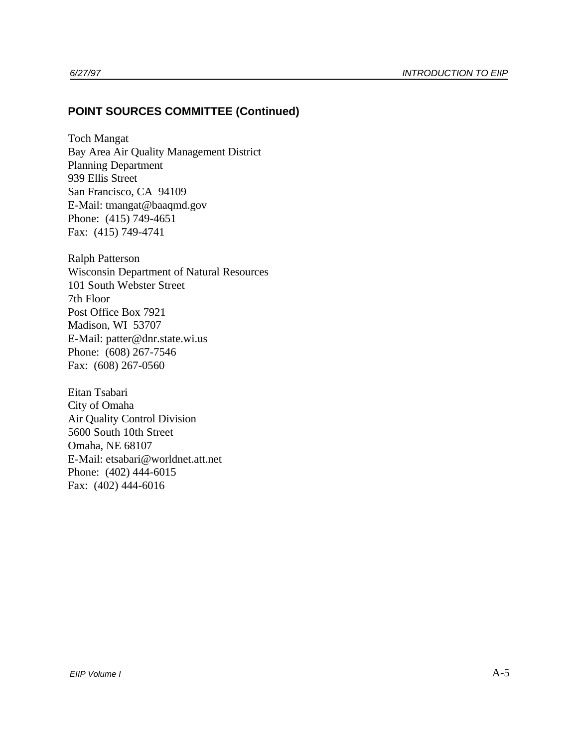## POINT SOURCES COMMITTEE (Continued)

Toch Mangat
Bay Area Air Quality Management District
Planning Department
939 Ellis Street
San Francisco, CA 94109
E-Mail: tmangat@baaqmd.gov
Phone: (415) 749-4651
Fax: (415) 749-4741

Ralph Patterson
Wisconsin Department of Natural Resources
101 South Webster Street
7th Floor
Post Office Box 7921
Madison, WI 53707
E-Mail: patter@dnr.state.wi.us
Phone: (608) 267-7546
Fax: (608) 267-0560

Eitan Tsabari
City of Omaha
Air Quality Control Division
5600 South 10th Street
Omaha, NE 68107
E-Mail: etsabari@worldnet.att.net
Phone: (402) 444-6015
Fax: (402) 444-6016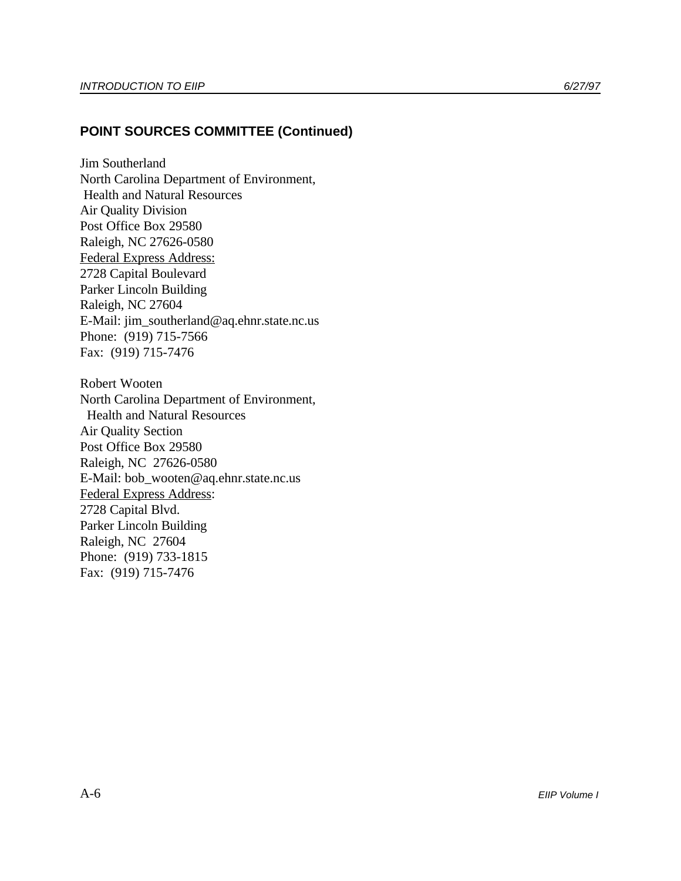## POINT SOURCES COMMITTEE (Continued)

Jim Southerland
North Carolina Department of Environment,
Health and Natural Resources
Air Quality Division
Post Office Box 29580
Raleigh, NC 27626-0580
Federal Express Address:
2728 Capital Boulevard
Parker Lincoln Building
Raleigh, NC 27604
E-Mail: jim_southerland@aq.ehnr.state.nc.us
Phone: (919) 715-7566
Fax: (919) 715-7476

Robert Wooten
North Carolina Department of Environment,
Health and Natural Resources
Air Quality Section
Post Office Box 29580
Raleigh, NC 27626-0580
E-Mail: bob_wooten@aq.ehnr.state.nc.us
Federal Express Address:
2728 Capital Blvd.
Parker Lincoln Building
Raleigh, NC 27604
Phone: (919) 733-1815
Fax: (919) 715-7476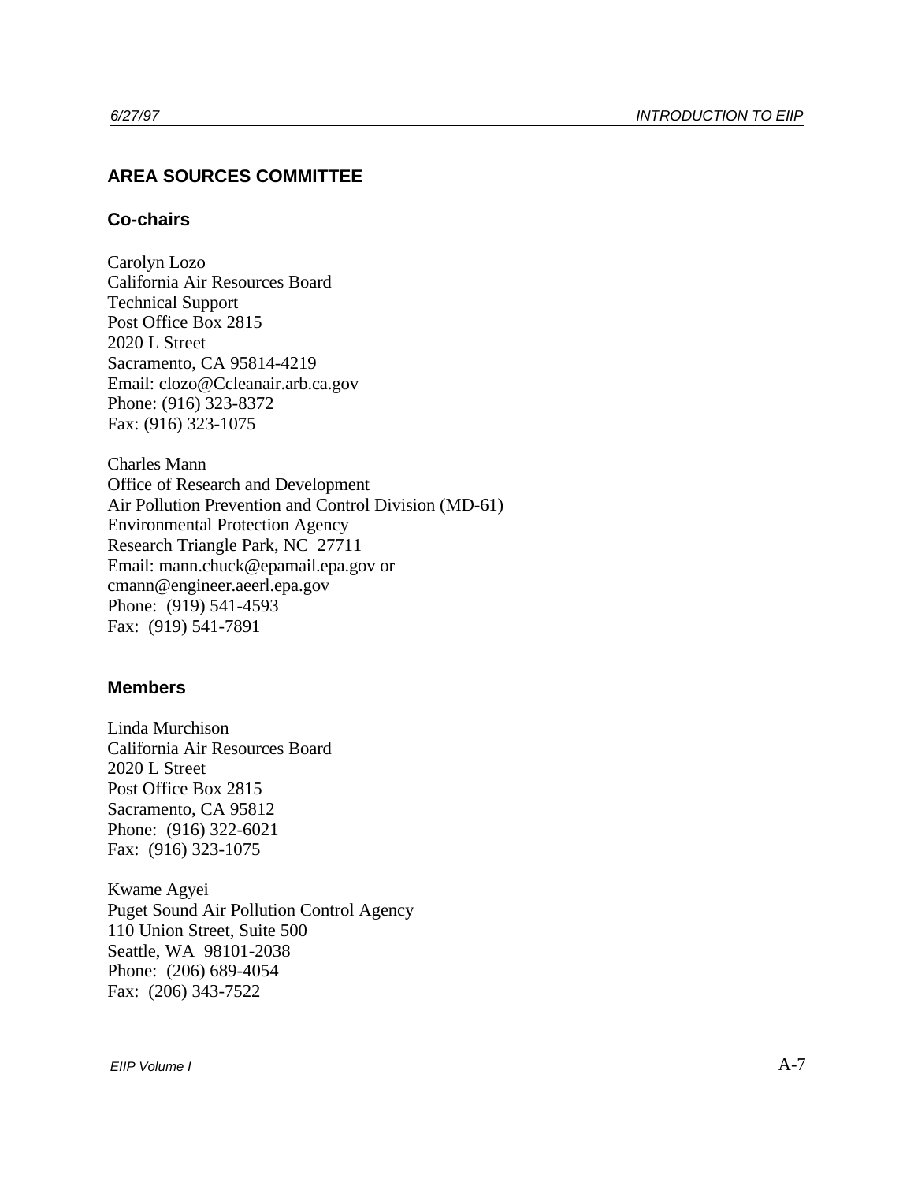## AREA SOURCES COMMITTEE

### Co-chairs

Carolyn Lozo
California Air Resources Board
Technical Support
Post Office Box 2815
2020 L Street
Sacramento, CA 95814-4219
Email: clozo@Ccleanair.arb.ca.gov
Phone: (916) 323-8372
Fax: (916) 323-1075

Charles Mann
Office of Research and Development
Air Pollution Prevention and Control Division (MD-61)
Environmental Protection Agency
Research Triangle Park, NC 27711
Email: mann.chuck@epamail.epa.gov or
cmann@engineer.aeerl.epa.gov
Phone: (919) 541-4593
Fax: (919) 541-7891

### Members

Linda Murchison
California Air Resources Board
2020 L Street
Post Office Box 2815
Sacramento, CA 95812
Phone: (916) 322-6021
Fax: (916) 323-1075

Kwame Agyei
Puget Sound Air Pollution Control Agency
110 Union Street, Suite 500
Seattle, WA 98101-2038
Phone: (206) 689-4054
Fax: (206) 343-7522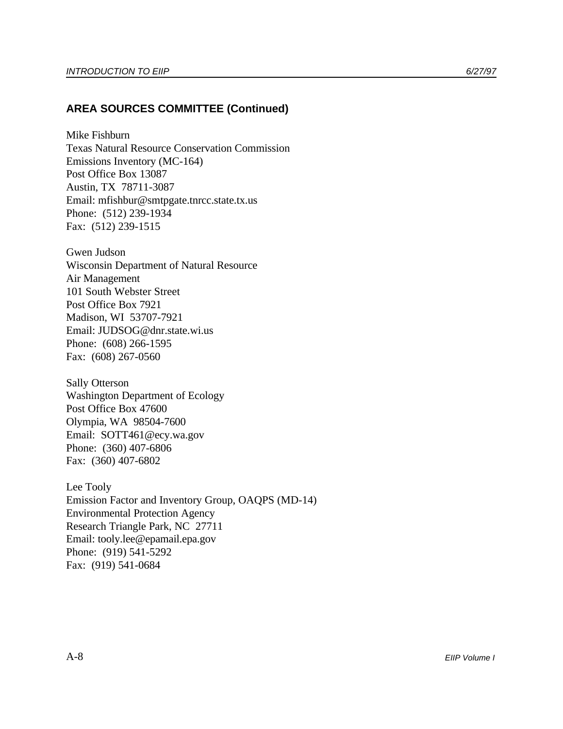## AREA SOURCES COMMITTEE (Continued)

Mike Fishburn
Texas Natural Resource Conservation Commission
Emissions Inventory (MC-164)
Post Office Box 13087
Austin, TX 78711-3087
Email: mfishbur@smtpgate.tnrcc.state.tx.us
Phone: (512) 239-1934
Fax: (512) 239-1515

Gwen Judson
Wisconsin Department of Natural Resource
Air Management
101 South Webster Street
Post Office Box 7921
Madison, WI 53707-7921
Email: JUDSOG@dnr.state.wi.us
Phone: (608) 266-1595
Fax: (608) 267-0560

Sally Otterson
Washington Department of Ecology
Post Office Box 47600
Olympia, WA 98504-7600
Email: SOTT461@ecy.wa.gov
Phone: (360) 407-6806
Fax: (360) 407-6802

Lee Tooly
Emission Factor and Inventory Group, OAQPS (MD-14)
Environmental Protection Agency
Research Triangle Park, NC 27711
Email: tooly.lee@epamail.epa.gov
Phone: (919) 541-5292
Fax: (919) 541-0684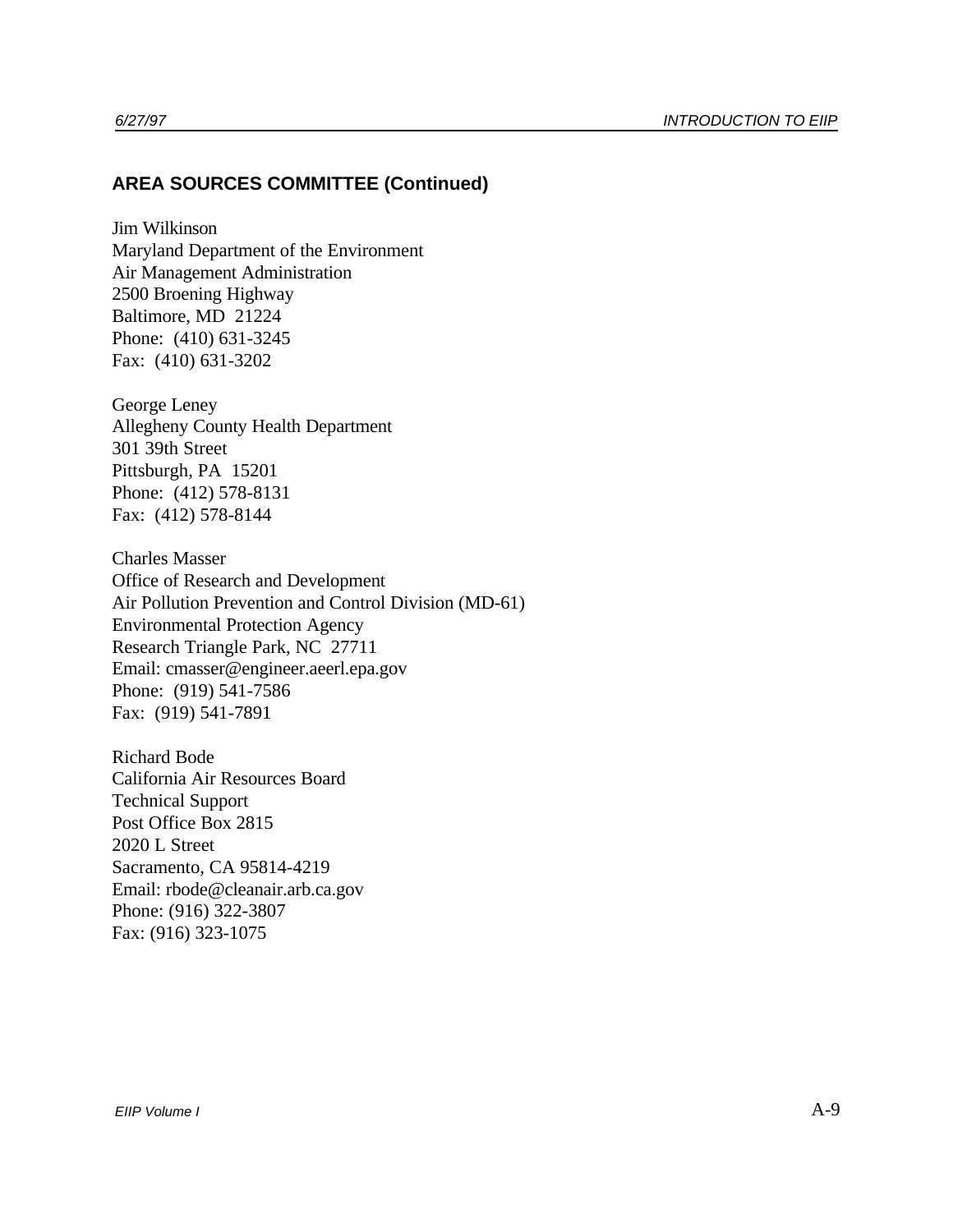## AREA SOURCES COMMITTEE (Continued)

Jim Wilkinson
Maryland Department of the Environment
Air Management Administration
2500 Broening Highway
Baltimore, MD 21224
Phone: (410) 631-3245
Fax: (410) 631-3202

George Leney
Allegheny County Health Department
301 39th Street
Pittsburgh, PA 15201
Phone: (412) 578-8131
Fax: (412) 578-8144

Charles Masser
Office of Research and Development
Air Pollution Prevention and Control Division (MD-61)
Environmental Protection Agency
Research Triangle Park, NC 27711
Email: cmasser@engineer.aeerl.epa.gov
Phone: (919) 541-7586
Fax: (919) 541-7891

Richard Bode
California Air Resources Board
Technical Support
Post Office Box 2815
2020 L Street
Sacramento, CA 95814-4219
Email: rbode@cleanair.arb.ca.gov
Phone: (916) 322-3807
Fax: (916) 323-1075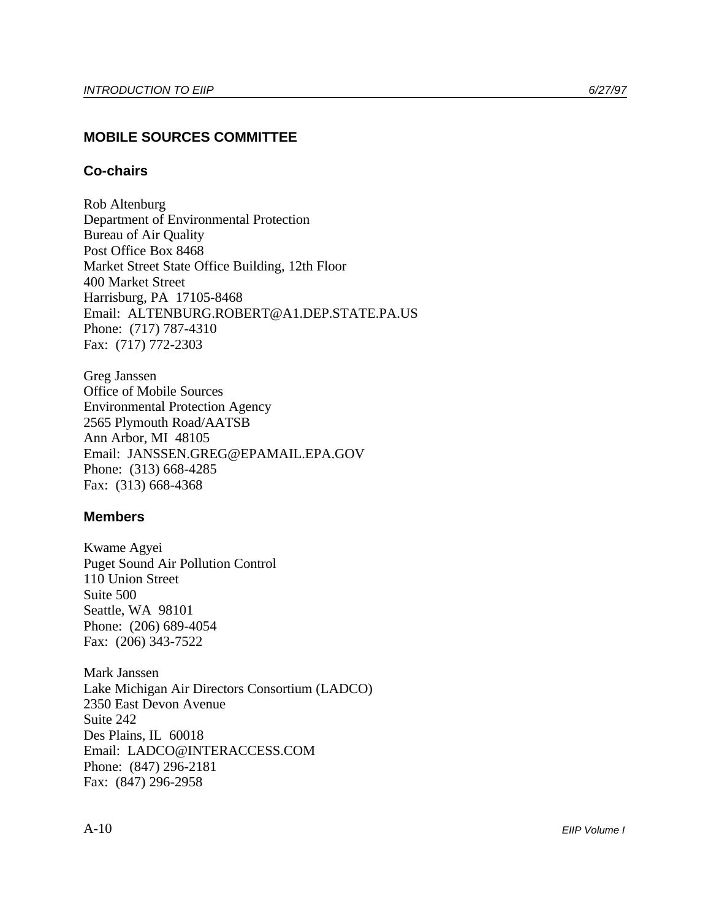## MOBILE SOURCES COMMITTEE

### Co-chairs

Rob Altenburg
Department of Environmental Protection
Bureau of Air Quality
Post Office Box 8468
Market Street State Office Building, 12th Floor
400 Market Street
Harrisburg, PA  17105-8468
Email:  ALTENBURG.ROBERT@A1.DEP.STATE.PA.US
Phone:  (717) 787-4310
Fax:  (717) 772-2303

Greg Janssen
Office of Mobile Sources
Environmental Protection Agency
2565 Plymouth Road/AATSB
Ann Arbor, MI  48105
Email:  JANSSEN.GREG@EPAMAIL.EPA.GOV
Phone:  (313) 668-4285
Fax:  (313) 668-4368

### Members

Kwame Agyei
Puget Sound Air Pollution Control
110 Union Street
Suite 500
Seattle, WA  98101
Phone:  (206) 689-4054
Fax:  (206) 343-7522

Mark Janssen
Lake Michigan Air Directors Consortium (LADCO)
2350 East Devon Avenue
Suite 242
Des Plains, IL  60018
Email:  LADCO@INTERACCESS.COM
Phone:  (847) 296-2181
Fax:  (847) 296-2958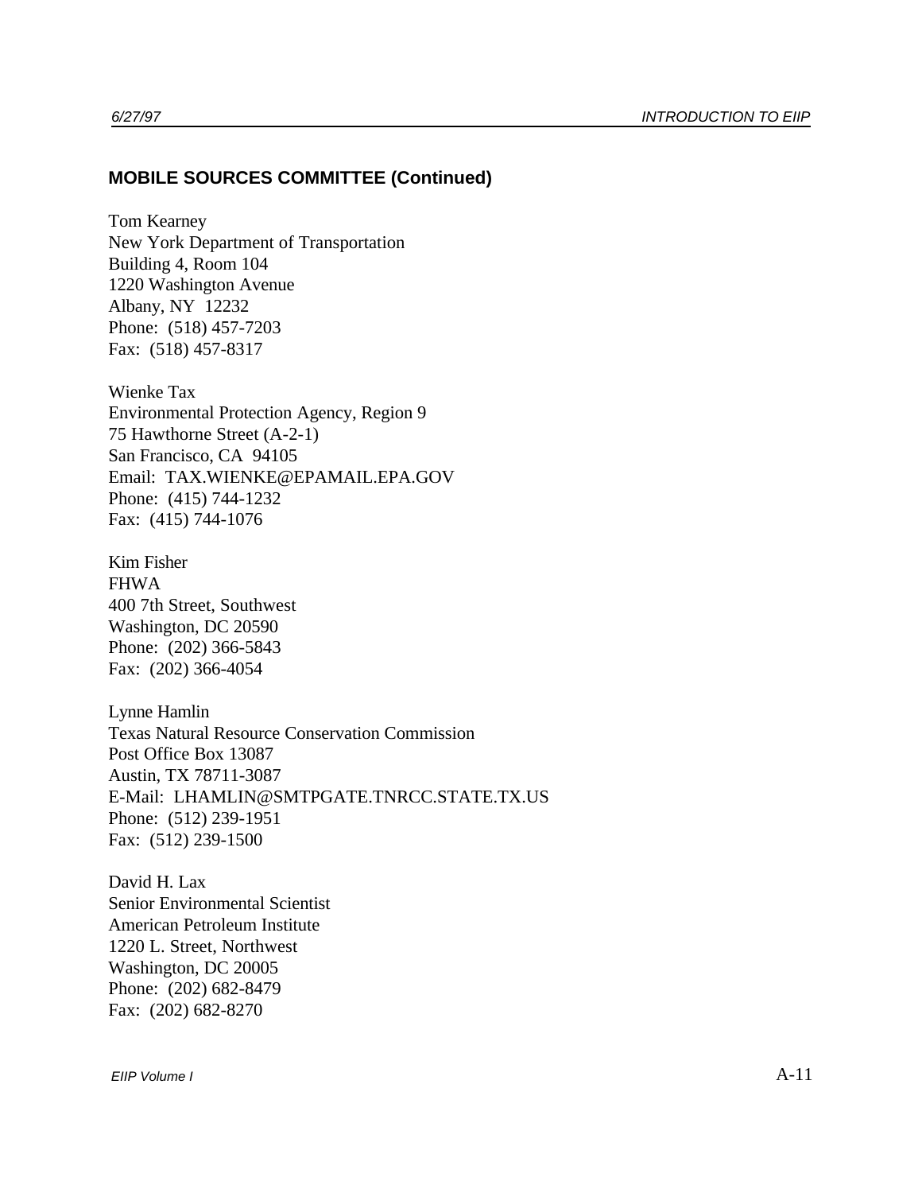## MOBILE SOURCES COMMITTEE (Continued)

Tom Kearney
New York Department of Transportation
Building 4, Room 104
1220 Washington Avenue
Albany, NY 12232
Phone: (518) 457-7203
Fax: (518) 457-8317

Wienke Tax
Environmental Protection Agency, Region 9
75 Hawthorne Street (A-2-1)
San Francisco, CA 94105
Email: TAX.WIENKE@EPAMAIL.EPA.GOV
Phone: (415) 744-1232
Fax: (415) 744-1076

Kim Fisher
FHWA
400 7th Street, Southwest
Washington, DC 20590
Phone: (202) 366-5843
Fax: (202) 366-4054

Lynne Hamlin
Texas Natural Resource Conservation Commission
Post Office Box 13087
Austin, TX 78711-3087
E-Mail: LHAMLIN@SMTPGATE.TNRCC.STATE.TX.US
Phone: (512) 239-1951
Fax: (512) 239-1500

David H. Lax
Senior Environmental Scientist
American Petroleum Institute
1220 L. Street, Northwest
Washington, DC 20005
Phone: (202) 682-8479
Fax: (202) 682-8270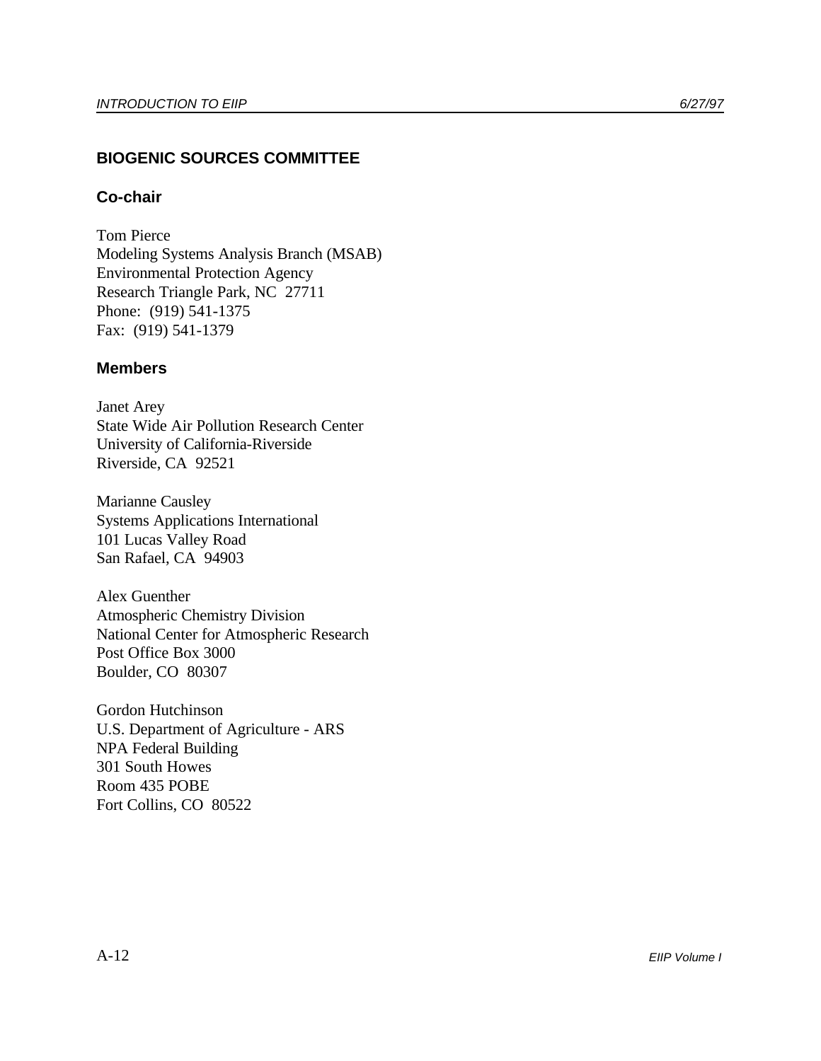## BIOGENIC SOURCES COMMITTEE

### Co-chair

Tom Pierce
Modeling Systems Analysis Branch (MSAB)
Environmental Protection Agency
Research Triangle Park, NC 27711
Phone: (919) 541-1375
Fax: (919) 541-1379

### Members

Janet Arey
State Wide Air Pollution Research Center
University of California-Riverside
Riverside, CA 92521

Marianne Causley
Systems Applications International
101 Lucas Valley Road
San Rafael, CA 94903

Alex Guenther
Atmospheric Chemistry Division
National Center for Atmospheric Research
Post Office Box 3000
Boulder, CO 80307

Gordon Hutchinson
U.S. Department of Agriculture - ARS
NPA Federal Building
301 South Howes
Room 435 POBE
Fort Collins, CO 80522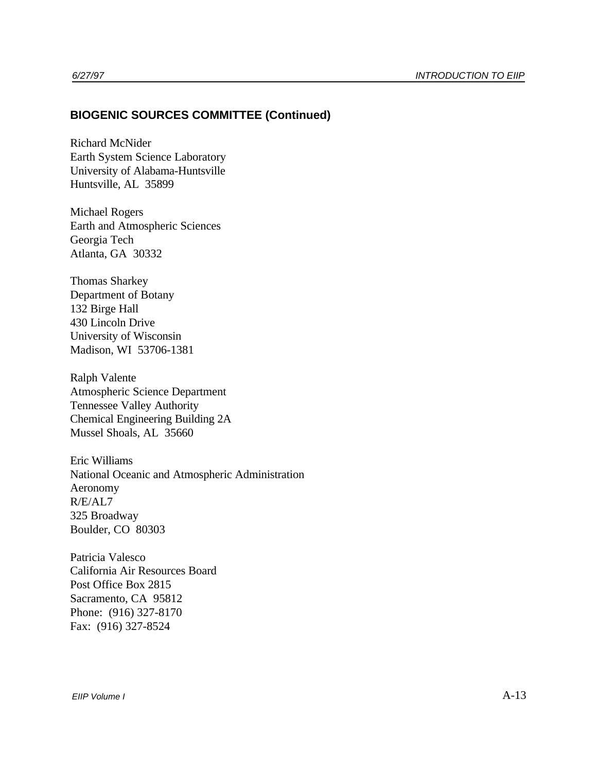### BIOGENIC SOURCES COMMITTEE (Continued)

Richard McNider  
Earth System Science Laboratory  
University of Alabama-Huntsville  
Huntsville, AL  35899

Michael Rogers  
Earth and Atmospheric Sciences  
Georgia Tech  
Atlanta, GA  30332

Thomas Sharkey  
Department of Botany  
132 Birge Hall  
430 Lincoln Drive  
University of Wisconsin  
Madison, WI  53706-1381

Ralph Valente  
Atmospheric Science Department  
Tennessee Valley Authority  
Chemical Engineering Building 2A  
Mussel Shoals, AL  35660

Eric Williams  
National Oceanic and Atmospheric Administration  
Aeronomy  
R/E/AL7  
325 Broadway  
Boulder, CO  80303

Patricia Valesco  
California Air Resources Board  
Post Office Box 2815  
Sacramento, CA  95812  
Phone:  (916) 327-8170  
Fax:  (916) 327-8524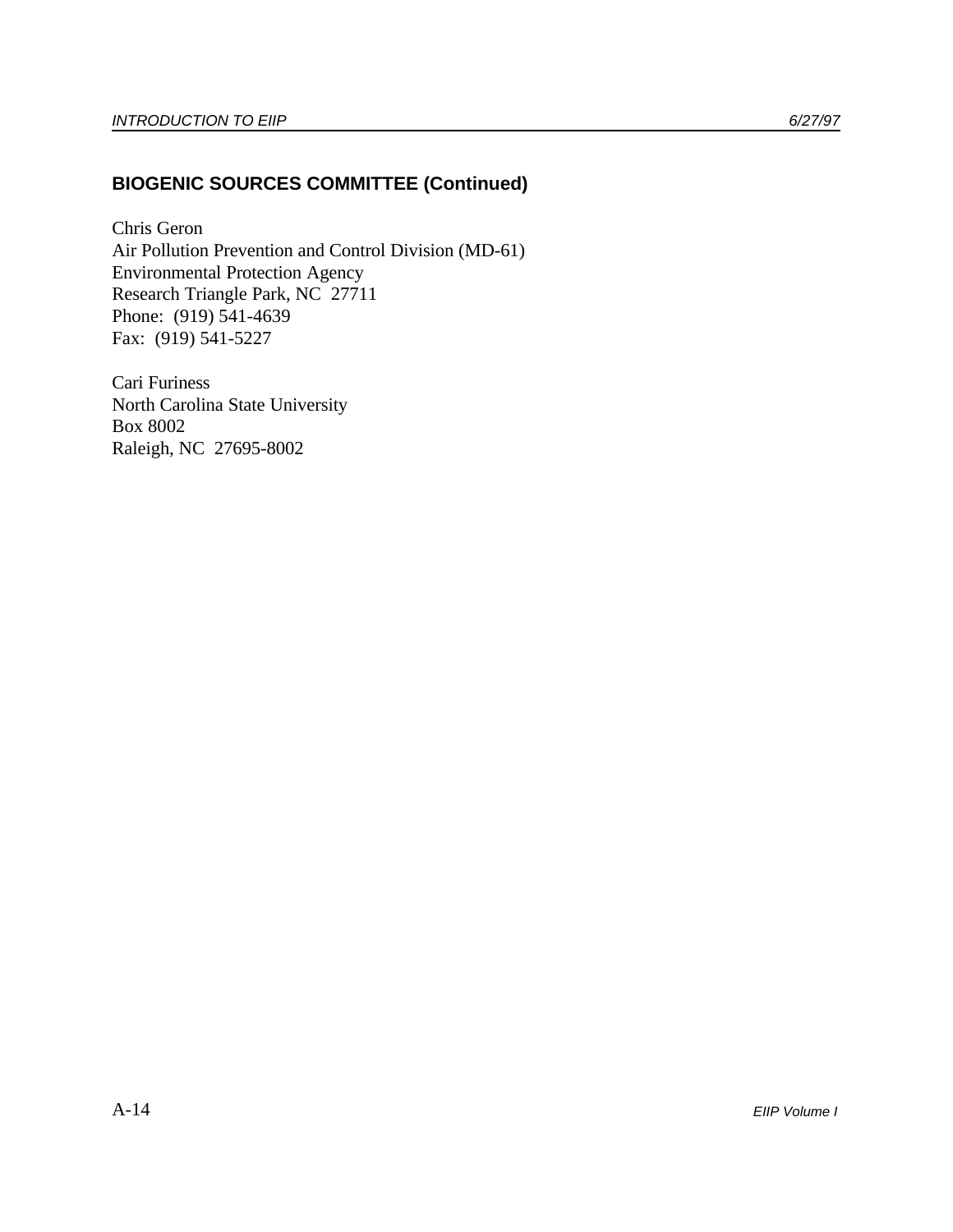## BIOGENIC SOURCES COMMITTEE (Continued)

Chris Geron
Air Pollution Prevention and Control Division (MD-61)
Environmental Protection Agency
Research Triangle Park, NC  27711
Phone:  (919) 541-4639
Fax:  (919) 541-5227

Cari Furiness
North Carolina State University
Box 8002
Raleigh, NC  27695-8002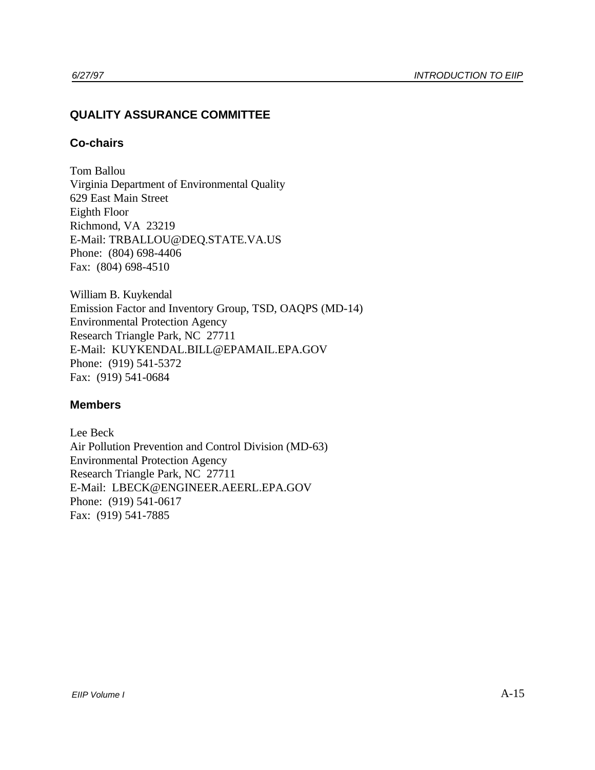## QUALITY ASSURANCE COMMITTEE

### Co-chairs

Tom Ballou
Virginia Department of Environmental Quality
629 East Main Street
Eighth Floor
Richmond, VA  23219
E-Mail: TRBALLOU@DEQ.STATE.VA.US
Phone:  (804) 698-4406
Fax:  (804) 698-4510

William B. Kuykendal
Emission Factor and Inventory Group, TSD, OAQPS (MD-14)
Environmental Protection Agency
Research Triangle Park, NC  27711
E-Mail:  KUYKENDAL.BILL@EPAMAIL.EPA.GOV
Phone:  (919) 541-5372
Fax:  (919) 541-0684

### Members

Lee Beck
Air Pollution Prevention and Control Division (MD-63)
Environmental Protection Agency
Research Triangle Park, NC  27711
E-Mail:  LBECK@ENGINEER.AEERL.EPA.GOV
Phone:  (919) 541-0617
Fax:  (919) 541-7885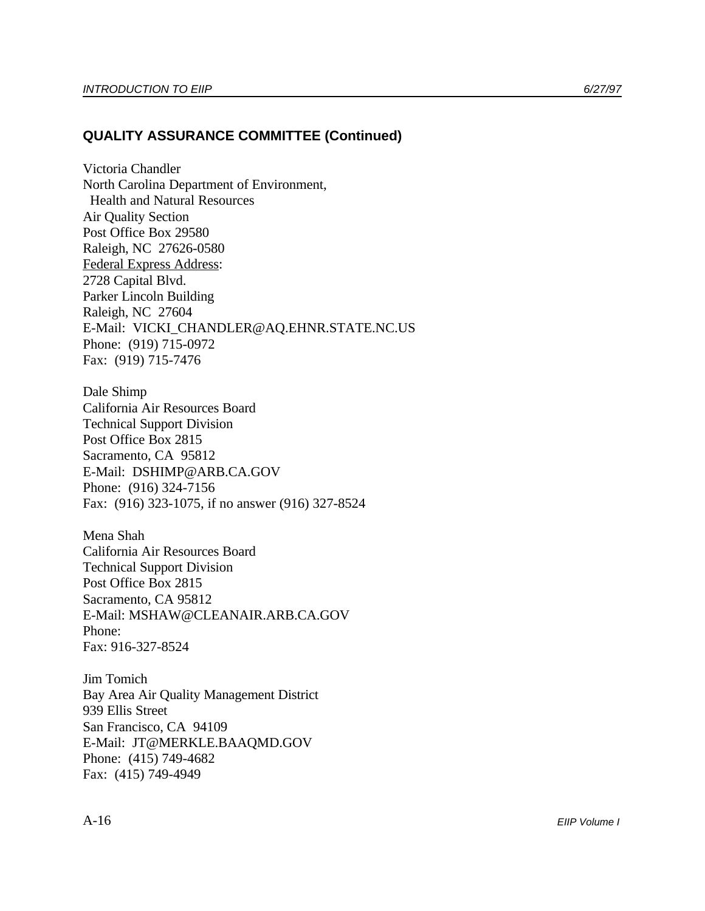## QUALITY ASSURANCE COMMITTEE (Continued)

Victoria Chandler
North Carolina Department of Environment,
  Health and Natural Resources
Air Quality Section
Post Office Box 29580
Raleigh, NC  27626-0580
<u>Federal Express Address</u>:
2728 Capital Blvd.
Parker Lincoln Building
Raleigh, NC  27604
E-Mail:  VICKI_CHANDLER@AQ.EHNR.STATE.NC.US
Phone:  (919) 715-0972
Fax:  (919) 715-7476

Dale Shimp
California Air Resources Board
Technical Support Division
Post Office Box 2815
Sacramento, CA  95812
E-Mail:  DSHIMP@ARB.CA.GOV
Phone:  (916) 324-7156
Fax:  (916) 323-1075, if no answer (916) 327-8524

Mena Shah
California Air Resources Board
Technical Support Division
Post Office Box 2815
Sacramento, CA 95812
E-Mail: MSHAW@CLEANAIR.ARB.CA.GOV
Phone:
Fax: 916-327-8524

Jim Tomich
Bay Area Air Quality Management District
939 Ellis Street
San Francisco, CA  94109
E-Mail:  JT@MERKLE.BAAQMD.GOV
Phone:  (415) 749-4682
Fax:  (415) 749-4949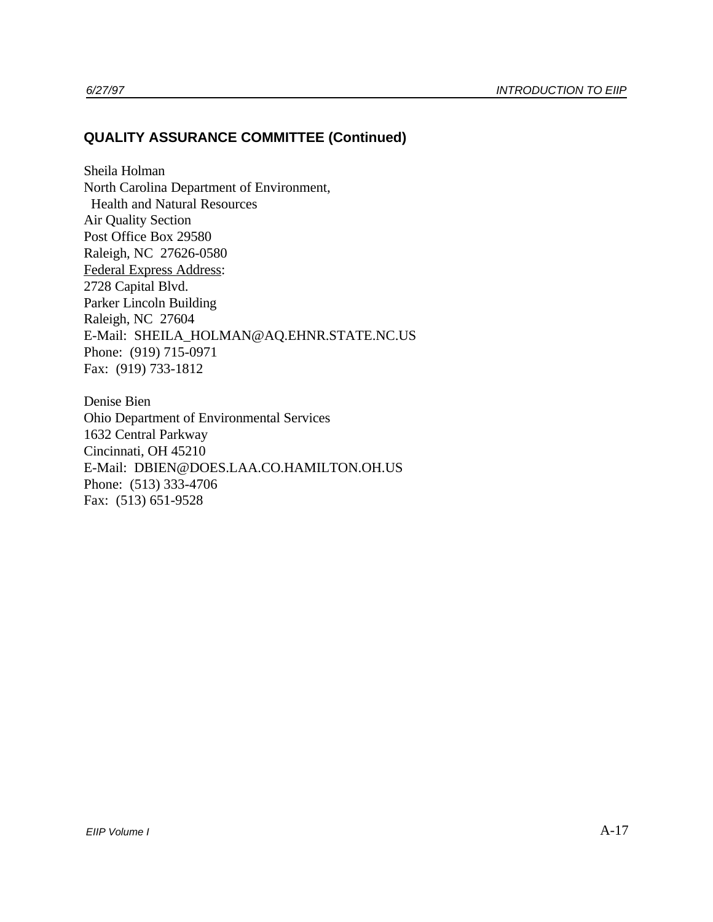## QUALITY ASSURANCE COMMITTEE (Continued)

Sheila Holman
North Carolina Department of Environment,
Health and Natural Resources
Air Quality Section
Post Office Box 29580
Raleigh, NC 27626-0580
Federal Express Address:
2728 Capital Blvd.
Parker Lincoln Building
Raleigh, NC 27604
E-Mail: SHEILA_HOLMAN@AQ.EHNR.STATE.NC.US
Phone: (919) 715-0971
Fax: (919) 733-1812

Denise Bien
Ohio Department of Environmental Services
1632 Central Parkway
Cincinnati, OH 45210
E-Mail: DBIEN@DOES.LAA.CO.HAMILTON.OH.US
Phone: (513) 333-4706
Fax: (513) 651-9528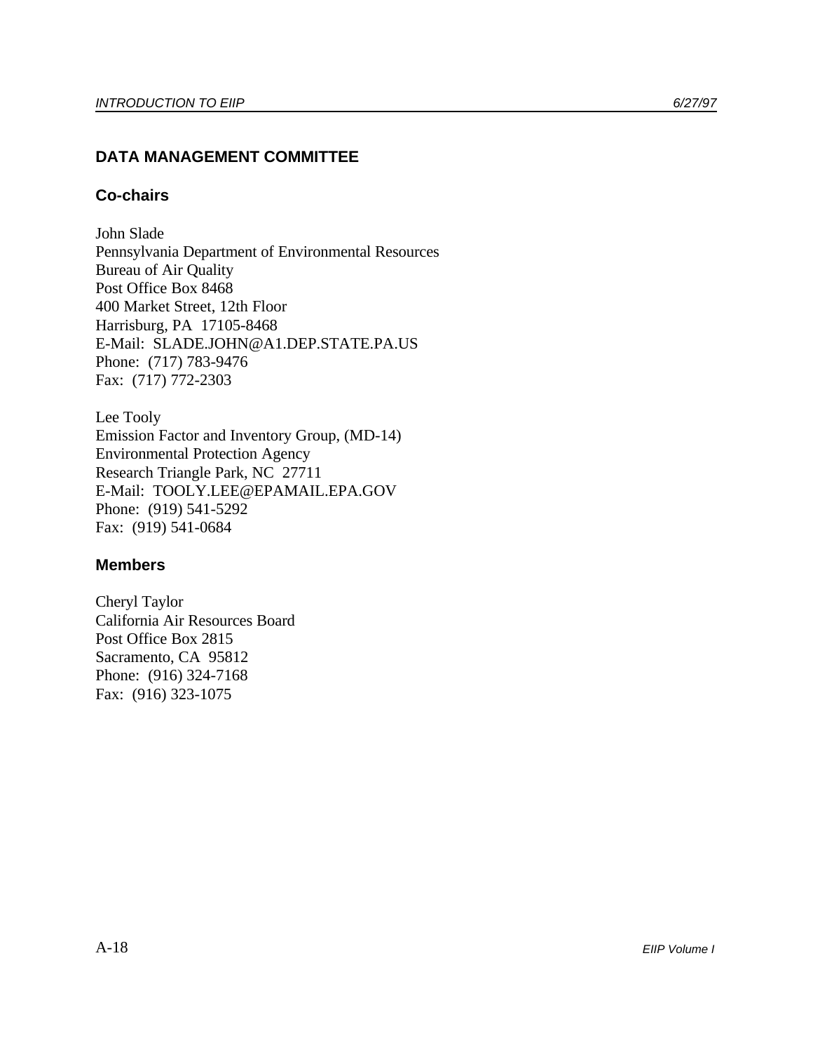## DATA MANAGEMENT COMMITTEE

### Co-chairs

John Slade
Pennsylvania Department of Environmental Resources
Bureau of Air Quality
Post Office Box 8468
400 Market Street, 12th Floor
Harrisburg, PA 17105-8468
E-Mail: SLADE.JOHN@A1.DEP.STATE.PA.US
Phone: (717) 783-9476
Fax: (717) 772-2303

Lee Tooly
Emission Factor and Inventory Group, (MD-14)
Environmental Protection Agency
Research Triangle Park, NC 27711
E-Mail: TOOLY.LEE@EPAMAIL.EPA.GOV
Phone: (919) 541-5292
Fax: (919) 541-0684

### Members

Cheryl Taylor
California Air Resources Board
Post Office Box 2815
Sacramento, CA 95812
Phone: (916) 324-7168
Fax: (916) 323-1075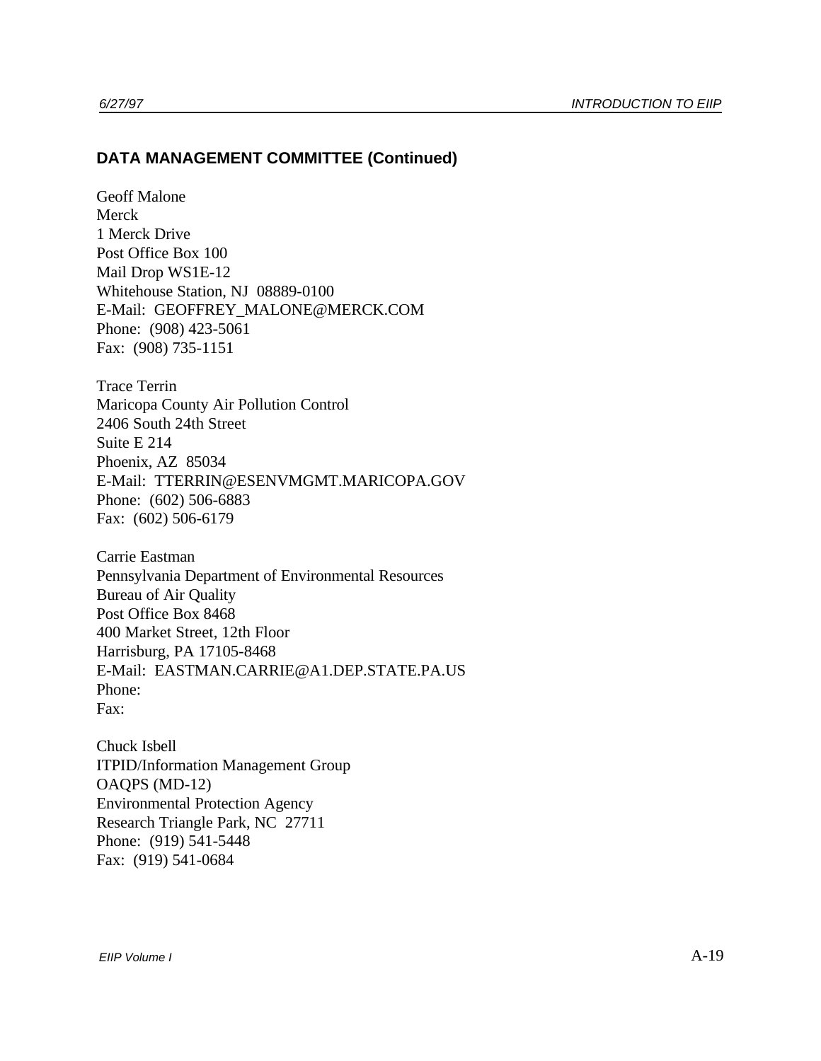## DATA MANAGEMENT COMMITTEE (Continued)

Geoff Malone
Merck
1 Merck Drive
Post Office Box 100
Mail Drop WS1E-12
Whitehouse Station, NJ 08889-0100
E-Mail: GEOFFREY_MALONE@MERCK.COM
Phone: (908) 423-5061
Fax: (908) 735-1151

Trace Terrin
Maricopa County Air Pollution Control
2406 South 24th Street
Suite E 214
Phoenix, AZ 85034
E-Mail: TTERRIN@ESENVMGMT.MARICOPA.GOV
Phone: (602) 506-6883
Fax: (602) 506-6179

Carrie Eastman
Pennsylvania Department of Environmental Resources
Bureau of Air Quality
Post Office Box 8468
400 Market Street, 12th Floor
Harrisburg, PA 17105-8468
E-Mail: EASTMAN.CARRIE@A1.DEP.STATE.PA.US
Phone:
Fax:

Chuck Isbell
ITPID/Information Management Group
OAQPS (MD-12)
Environmental Protection Agency
Research Triangle Park, NC 27711
Phone: (919) 541-5448
Fax: (919) 541-0684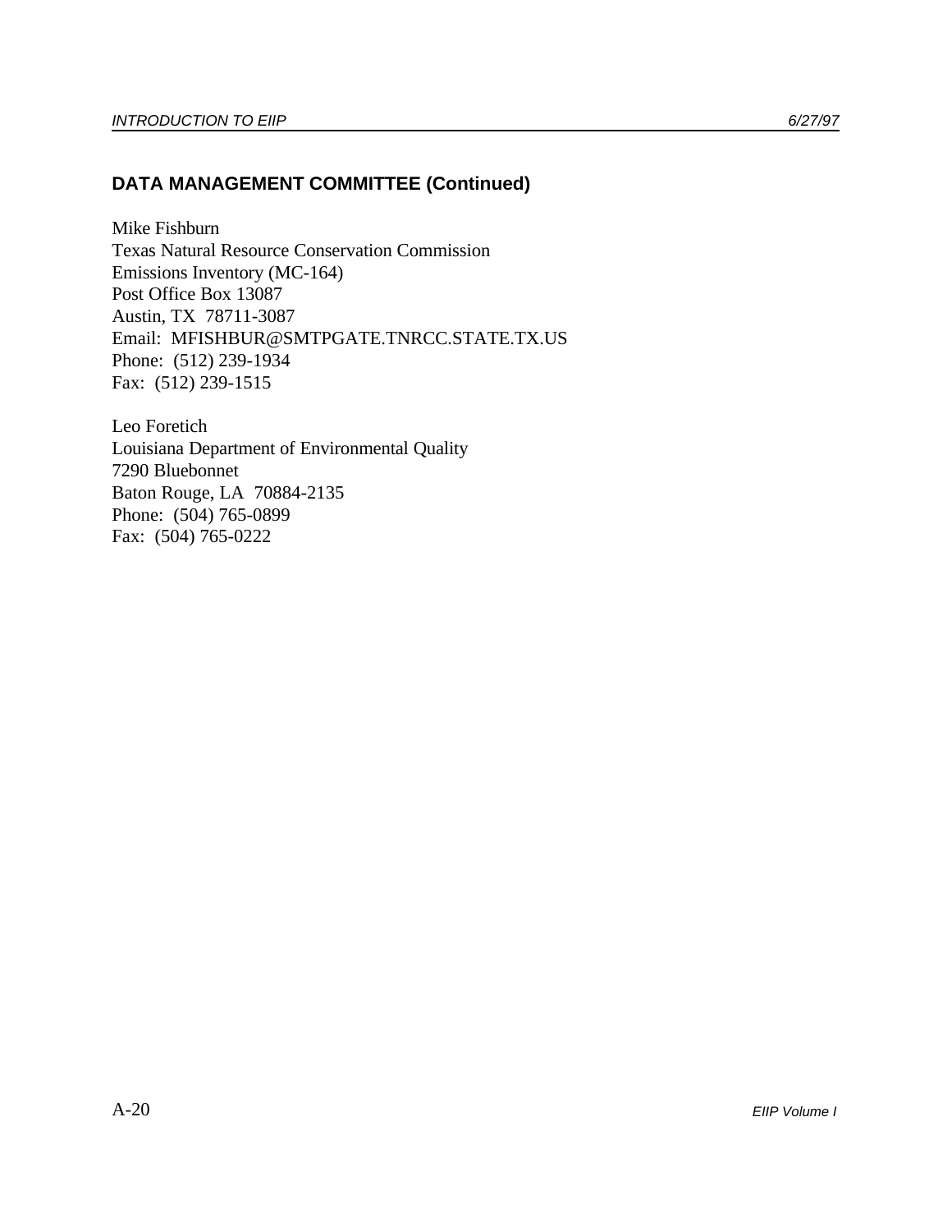## DATA MANAGEMENT COMMITTEE (Continued)

Mike Fishburn
Texas Natural Resource Conservation Commission
Emissions Inventory (MC-164)
Post Office Box 13087
Austin, TX 78711-3087
Email: MFISHBUR@SMTPGATE.TNRCC.STATE.TX.US
Phone: (512) 239-1934
Fax: (512) 239-1515

Leo Foretich
Louisiana Department of Environmental Quality
7290 Bluebonnet
Baton Rouge, LA 70884-2135
Phone: (504) 765-0899
Fax: (504) 765-0222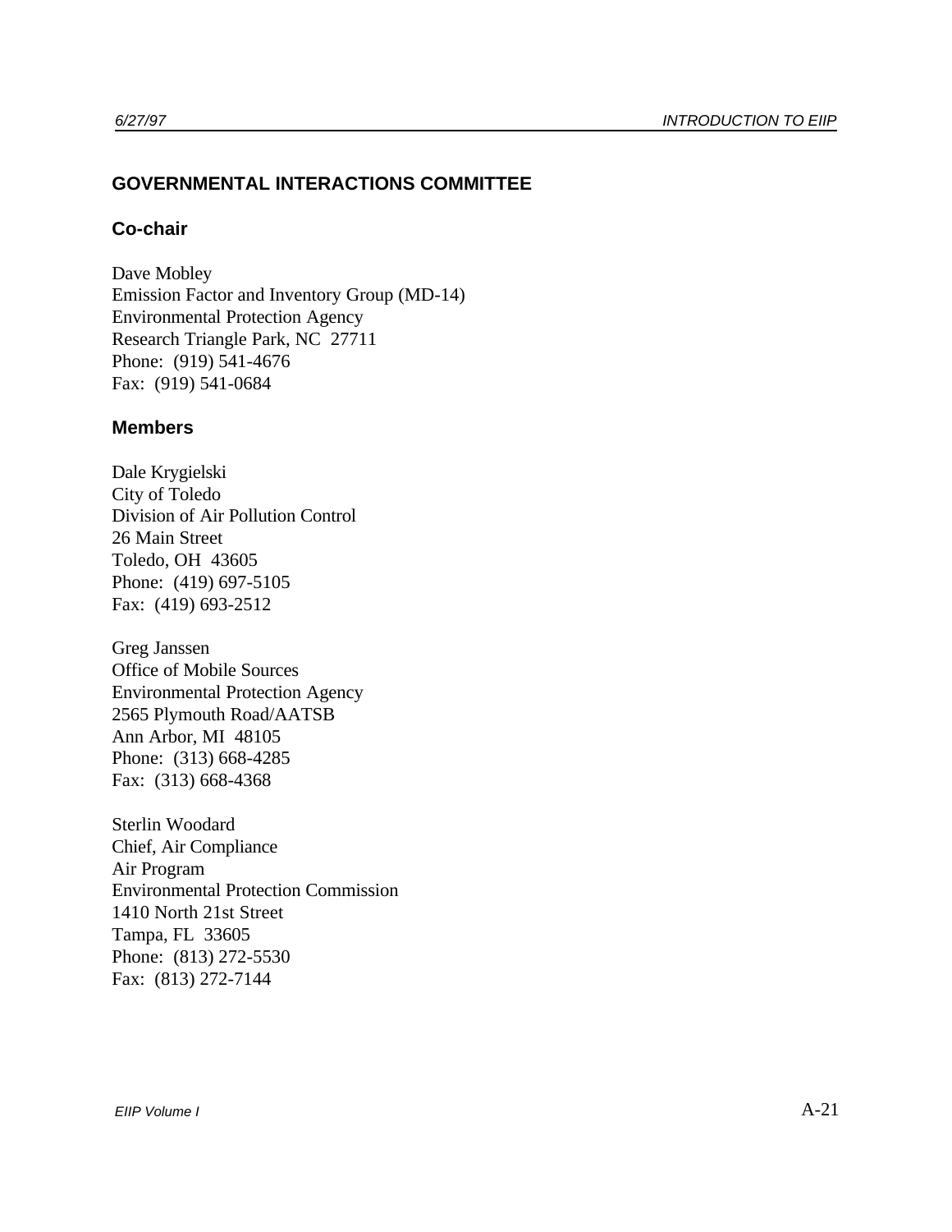## GOVERNMENTAL INTERACTIONS COMMITTEE

### Co-chair

Dave Mobley
Emission Factor and Inventory Group (MD-14)
Environmental Protection Agency
Research Triangle Park, NC 27711
Phone: (919) 541-4676
Fax: (919) 541-0684

### Members

Dale Krygielski
City of Toledo
Division of Air Pollution Control
26 Main Street
Toledo, OH 43605
Phone: (419) 697-5105
Fax: (419) 693-2512

Greg Janssen
Office of Mobile Sources
Environmental Protection Agency
2565 Plymouth Road/AATSB
Ann Arbor, MI 48105
Phone: (313) 668-4285
Fax: (313) 668-4368

Sterlin Woodard
Chief, Air Compliance
Air Program
Environmental Protection Commission
1410 North 21st Street
Tampa, FL 33605
Phone: (813) 272-5530
Fax: (813) 272-7144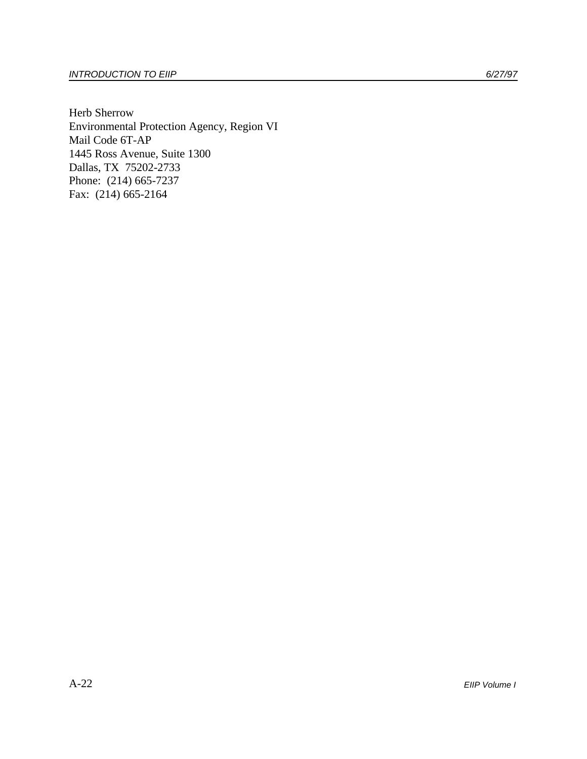Herb Sherrow
Environmental Protection Agency, Region VI
Mail Code 6T-AP
1445 Ross Avenue, Suite 1300
Dallas, TX  75202-2733
Phone:  (214) 665-7237
Fax:  (214) 665-2164